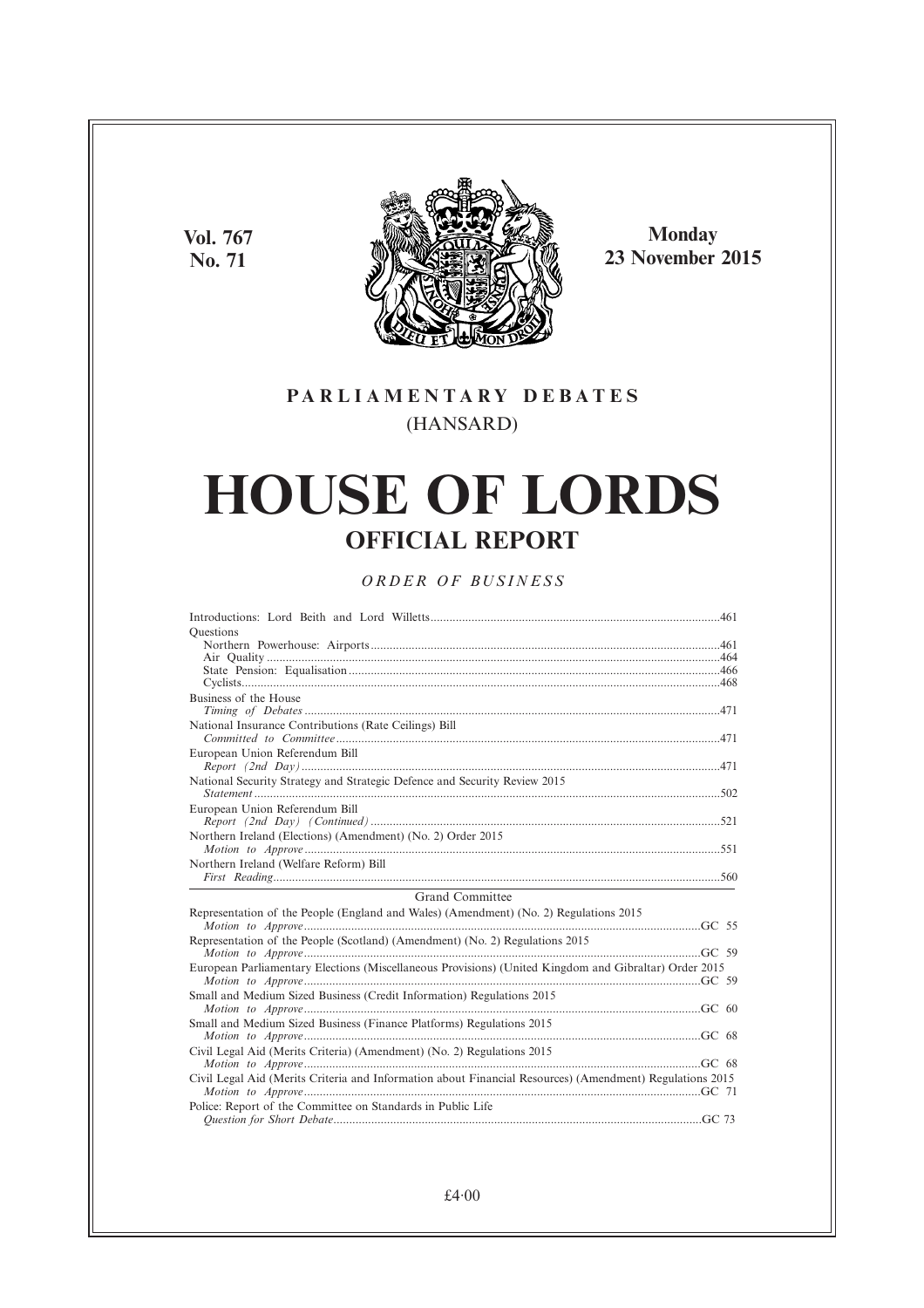Vol. 767
No. 71

Monday
23 November 2015

**PARLIAMENTARY DEBATES**

(HANSARD)

# HOUSE OF LORDS

## OFFICIAL REPORT

*ORDER OF BUSINESS*

Introductions: Lord Beith and Lord Willetts .......... 461

Questions

Northern Powerhouse: Airports .......... 461

Air Quality .......... 464

State Pension: Equalisation .......... 466

Cyclists .......... 468

Business of the House

*Timing of Debates* .......... 471

National Insurance Contributions (Rate Ceilings) Bill

*Committed to Committee* .......... 471

European Union Referendum Bill

*Report (2nd Day)* .......... 471

National Security Strategy and Strategic Defence and Security Review 2015

*Statement* .......... 502

European Union Referendum Bill

*Report (2nd Day) (Continued)* .......... 521

Northern Ireland (Elections) (Amendment) (No. 2) Order 2015

*Motion to Approve* .......... 551

Northern Ireland (Welfare Reform) Bill

*First Reading* .......... 560

Grand Committee

Representation of the People (England and Wales) (Amendment) (No. 2) Regulations 2015

*Motion to Approve* .......... GC 55

Representation of the People (Scotland) (Amendment) (No. 2) Regulations 2015

*Motion to Approve* .......... GC 59

European Parliamentary Elections (Miscellaneous Provisions) (United Kingdom and Gibraltar) Order 2015

*Motion to Approve* .......... GC 59

Small and Medium Sized Business (Credit Information) Regulations 2015

*Motion to Approve* .......... GC 60

Small and Medium Sized Business (Finance Platforms) Regulations 2015

*Motion to Approve* .......... GC 68

Civil Legal Aid (Merits Criteria) (Amendment) (No. 2) Regulations 2015

*Motion to Approve* .......... GC 68

Civil Legal Aid (Merits Criteria and Information about Financial Resources) (Amendment) Regulations 2015

*Motion to Approve* .......... GC 71

Police: Report of the Committee on Standards in Public Life

*Question for Short Debate* .......... GC 73

£4·00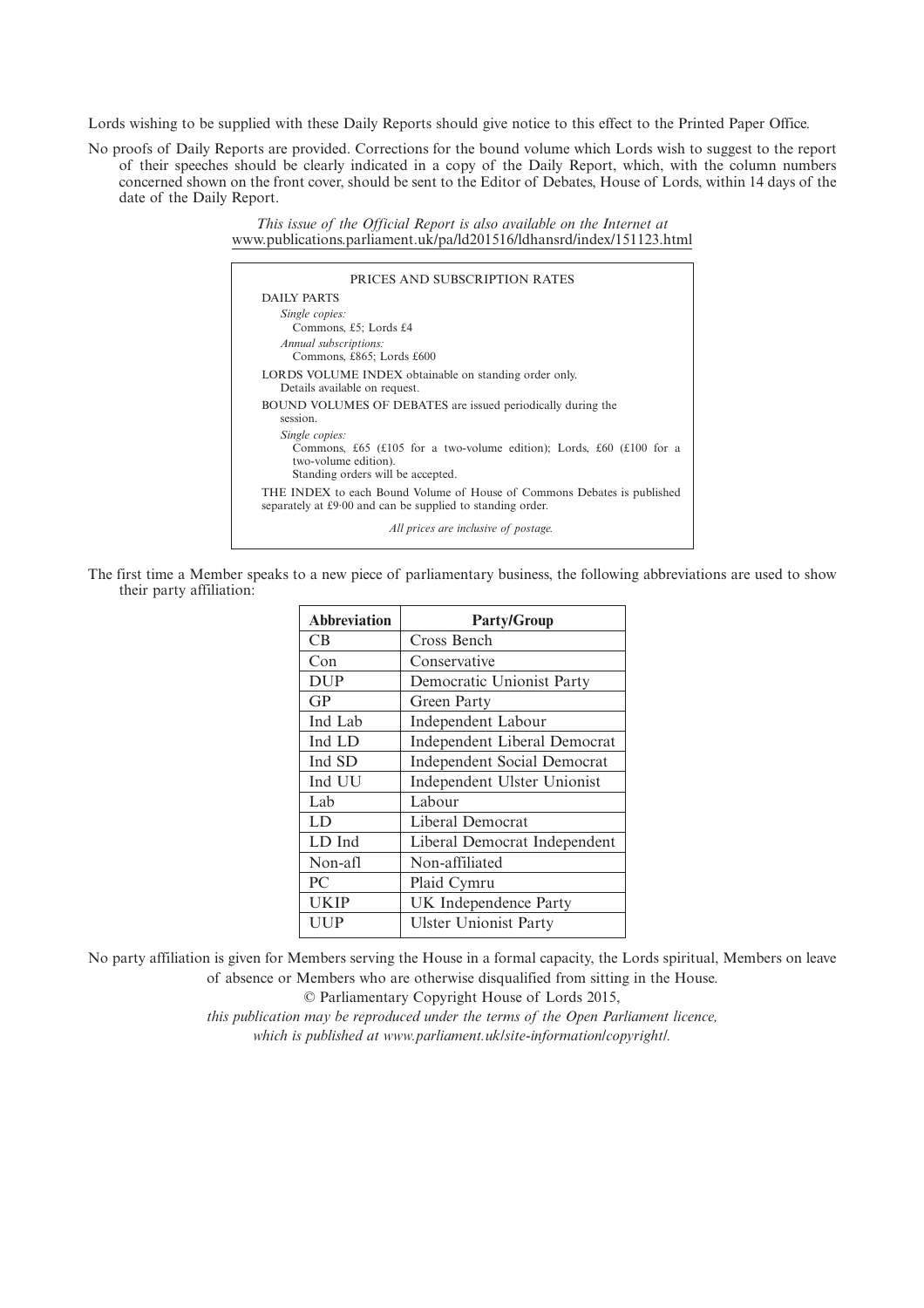Lords wishing to be supplied with these Daily Reports should give notice to this effect to the Printed Paper Office.

No proofs of Daily Reports are provided. Corrections for the bound volume which Lords wish to suggest to the report of their speeches should be clearly indicated in a copy of the Daily Report, which, with the column numbers concerned shown on the front cover, should be sent to the Editor of Debates, House of Lords, within 14 days of the date of the Daily Report.

*This issue of the Official Report is also available on the Internet at*
www.publications.parliament.uk/pa/ld201516/ldhansrd/index/151123.html

PRICES AND SUBSCRIPTION RATES

DAILY PARTS

*Single copies:*
Commons, £5; Lords £4

*Annual subscriptions:*
Commons, £865; Lords £600

LORDS VOLUME INDEX obtainable on standing order only.
Details available on request.

BOUND VOLUMES OF DEBATES are issued periodically during the session.

*Single copies:*
Commons, £65 (£105 for a two-volume edition); Lords, £60 (£100 for a two-volume edition).
Standing orders will be accepted.

THE INDEX to each Bound Volume of House of Commons Debates is published separately at £9·00 and can be supplied to standing order.

*All prices are inclusive of postage.*

The first time a Member speaks to a new piece of parliamentary business, the following abbreviations are used to show their party affiliation:

| Abbreviation | Party/Group |
|---|---|
| CB | Cross Bench |
| Con | Conservative |
| DUP | Democratic Unionist Party |
| GP | Green Party |
| Ind Lab | Independent Labour |
| Ind LD | Independent Liberal Democrat |
| Ind SD | Independent Social Democrat |
| Ind UU | Independent Ulster Unionist |
| Lab | Labour |
| LD | Liberal Democrat |
| LD Ind | Liberal Democrat Independent |
| Non-afl | Non-affiliated |
| PC | Plaid Cymru |
| UKIP | UK Independence Party |
| UUP | Ulster Unionist Party |

No party affiliation is given for Members serving the House in a formal capacity, the Lords spiritual, Members on leave of absence or Members who are otherwise disqualified from sitting in the House.

© Parliamentary Copyright House of Lords 2015,
*this publication may be reproduced under the terms of the Open Parliament licence, which is published at www.parliament.uk/site-information/copyright/.*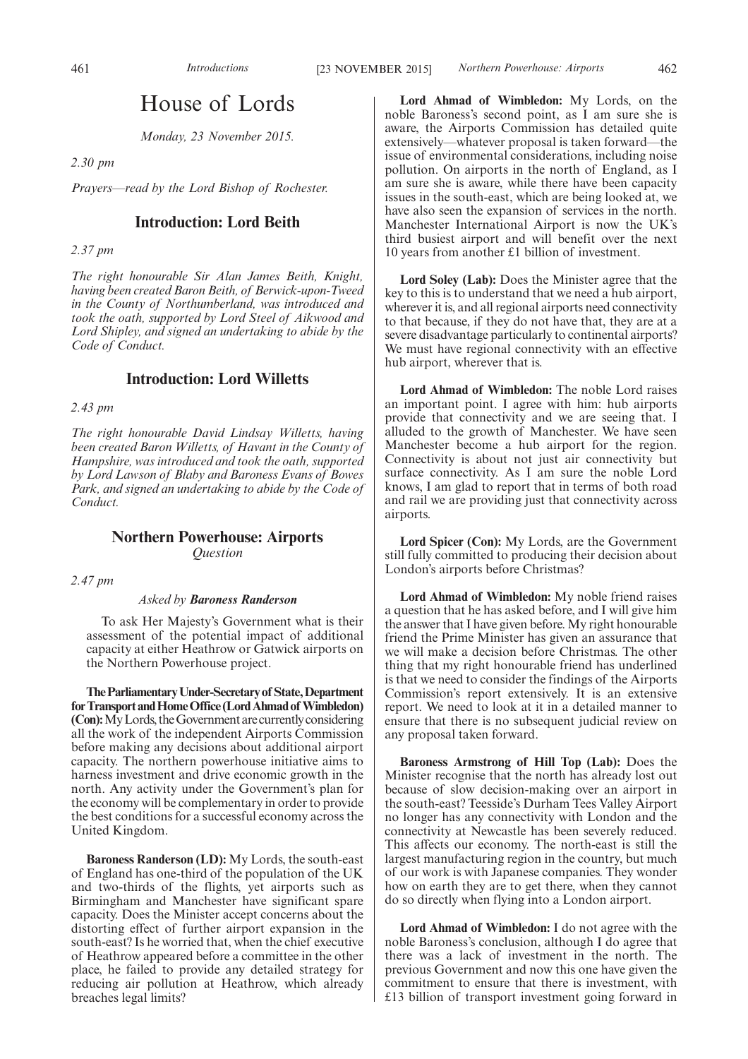# House of Lords

*Monday, 23 November 2015.*

*2.30 pm*

*Prayers—read by the Lord Bishop of Rochester.*

## Introduction: Lord Beith

*2.37 pm*

*The right honourable Sir Alan James Beith, Knight, having been created Baron Beith, of Berwick-upon-Tweed in the County of Northumberland, was introduced and took the oath, supported by Lord Steel of Aikwood and Lord Shipley, and signed an undertaking to abide by the Code of Conduct.*

## Introduction: Lord Willetts

*2.43 pm*

*The right honourable David Lindsay Willetts, having been created Baron Willetts, of Havant in the County of Hampshire, was introduced and took the oath, supported by Lord Lawson of Blaby and Baroness Evans of Bowes Park, and signed an undertaking to abide by the Code of Conduct.*

## Northern Powerhouse: Airports

*Question*

*2.47 pm*

*Asked by* ***Baroness Randerson***

To ask Her Majesty's Government what is their assessment of the potential impact of additional capacity at either Heathrow or Gatwick airports on the Northern Powerhouse project.

**The Parliamentary Under-Secretary of State, Department for Transport and Home Office (Lord Ahmad of Wimbledon) (Con):** My Lords, the Government are currently considering all the work of the independent Airports Commission before making any decisions about additional airport capacity. The northern powerhouse initiative aims to harness investment and drive economic growth in the north. Any activity under the Government's plan for the economy will be complementary in order to provide the best conditions for a successful economy across the United Kingdom.

**Baroness Randerson (LD):** My Lords, the south-east of England has one-third of the population of the UK and two-thirds of the flights, yet airports such as Birmingham and Manchester have significant spare capacity. Does the Minister accept concerns about the distorting effect of further airport expansion in the south-east? Is he worried that, when the chief executive of Heathrow appeared before a committee in the other place, he failed to provide any detailed strategy for reducing air pollution at Heathrow, which already breaches legal limits?

**Lord Ahmad of Wimbledon:** My Lords, on the noble Baroness's second point, as I am sure she is aware, the Airports Commission has detailed quite extensively—whatever proposal is taken forward—the issue of environmental considerations, including noise pollution. On airports in the north of England, as I am sure she is aware, while there have been capacity issues in the south-east, which are being looked at, we have also seen the expansion of services in the north. Manchester International Airport is now the UK's third busiest airport and will benefit over the next 10 years from another £1 billion of investment.

**Lord Soley (Lab):** Does the Minister agree that the key to this is to understand that we need a hub airport, wherever it is, and all regional airports need connectivity to that because, if they do not have that, they are at a severe disadvantage particularly to continental airports? We must have regional connectivity with an effective hub airport, wherever that is.

**Lord Ahmad of Wimbledon:** The noble Lord raises an important point. I agree with him: hub airports provide that connectivity and we are seeing that. I alluded to the growth of Manchester. We have seen Manchester become a hub airport for the region. Connectivity is about not just air connectivity but surface connectivity. As I am sure the noble Lord knows, I am glad to report that in terms of both road and rail we are providing just that connectivity across airports.

**Lord Spicer (Con):** My Lords, are the Government still fully committed to producing their decision about London's airports before Christmas?

**Lord Ahmad of Wimbledon:** My noble friend raises a question that he has asked before, and I will give him the answer that I have given before. My right honourable friend the Prime Minister has given an assurance that we will make a decision before Christmas. The other thing that my right honourable friend has underlined is that we need to consider the findings of the Airports Commission's report extensively. It is an extensive report. We need to look at it in a detailed manner to ensure that there is no subsequent judicial review on any proposal taken forward.

**Baroness Armstrong of Hill Top (Lab):** Does the Minister recognise that the north has already lost out because of slow decision-making over an airport in the south-east? Teesside's Durham Tees Valley Airport no longer has any connectivity with London and the connectivity at Newcastle has been severely reduced. This affects our economy. The north-east is still the largest manufacturing region in the country, but much of our work is with Japanese companies. They wonder how on earth they are to get there, when they cannot do so directly when flying into a London airport.

**Lord Ahmad of Wimbledon:** I do not agree with the noble Baroness's conclusion, although I do agree that there was a lack of investment in the north. The previous Government and now this one have given the commitment to ensure that there is investment, with £13 billion of transport investment going forward in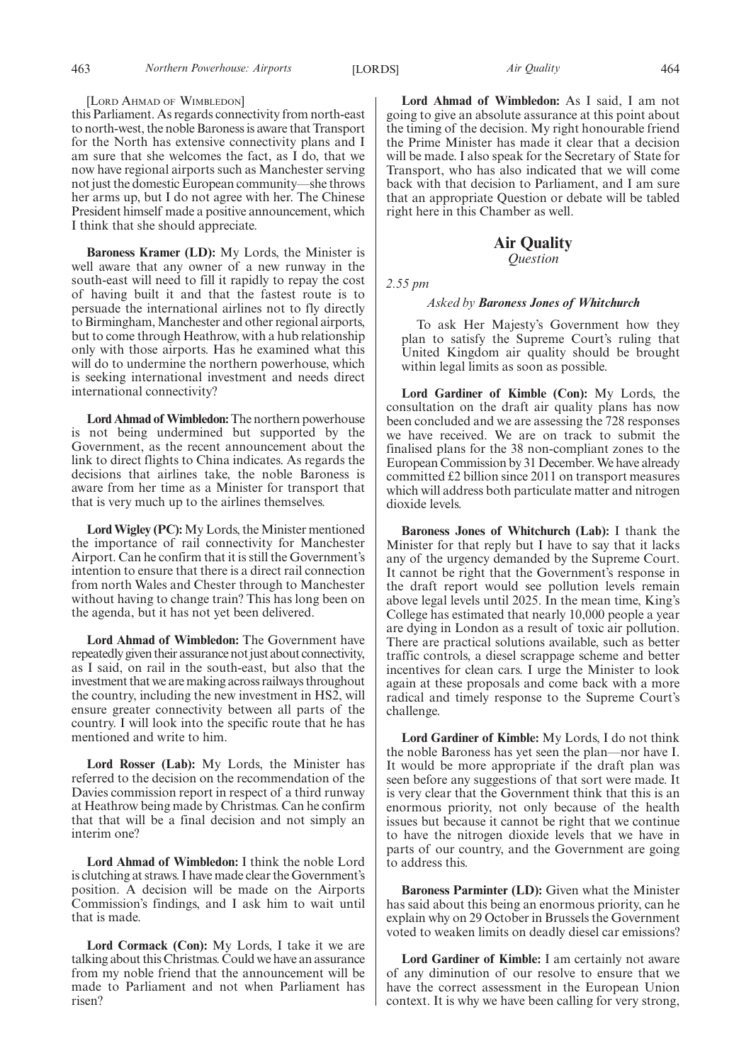[Lord Ahmad of Wimbledon]

this Parliament. As regards connectivity from north-east to north-west, the noble Baroness is aware that Transport for the North has extensive connectivity plans and I am sure that she welcomes the fact, as I do, that we now have regional airports such as Manchester serving not just the domestic European community—she throws her arms up, but I do not agree with her. The Chinese President himself made a positive announcement, which I think that she should appreciate.

**Baroness Kramer (LD):** My Lords, the Minister is well aware that any owner of a new runway in the south-east will need to fill it rapidly to repay the cost of having built it and that the fastest route is to persuade the international airlines not to fly directly to Birmingham, Manchester and other regional airports, but to come through Heathrow, with a hub relationship only with those airports. Has he examined what this will do to undermine the northern powerhouse, which is seeking international investment and needs direct international connectivity?

**Lord Ahmad of Wimbledon:** The northern powerhouse is not being undermined but supported by the Government, as the recent announcement about the link to direct flights to China indicates. As regards the decisions that airlines take, the noble Baroness is aware from her time as a Minister for transport that that is very much up to the airlines themselves.

**Lord Wigley (PC):** My Lords, the Minister mentioned the importance of rail connectivity for Manchester Airport. Can he confirm that it is still the Government's intention to ensure that there is a direct rail connection from north Wales and Chester through to Manchester without having to change train? This has long been on the agenda, but it has not yet been delivered.

**Lord Ahmad of Wimbledon:** The Government have repeatedly given their assurance not just about connectivity, as I said, on rail in the south-east, but also that the investment that we are making across railways throughout the country, including the new investment in HS2, will ensure greater connectivity between all parts of the country. I will look into the specific route that he has mentioned and write to him.

**Lord Rosser (Lab):** My Lords, the Minister has referred to the decision on the recommendation of the Davies commission report in respect of a third runway at Heathrow being made by Christmas. Can he confirm that that will be a final decision and not simply an interim one?

**Lord Ahmad of Wimbledon:** I think the noble Lord is clutching at straws. I have made clear the Government's position. A decision will be made on the Airports Commission's findings, and I ask him to wait until that is made.

**Lord Cormack (Con):** My Lords, I take it we are talking about this Christmas. Could we have an assurance from my noble friend that the announcement will be made to Parliament and not when Parliament has risen?

**Lord Ahmad of Wimbledon:** As I said, I am not going to give an absolute assurance at this point about the timing of the decision. My right honourable friend the Prime Minister has made it clear that a decision will be made. I also speak for the Secretary of State for Transport, who has also indicated that we will come back with that decision to Parliament, and I am sure that an appropriate Question or debate will be tabled right here in this Chamber as well.

## Air Quality

*Question*

*2.55 pm*

*Asked by **Baroness Jones of Whitchurch***

To ask Her Majesty's Government how they plan to satisfy the Supreme Court's ruling that United Kingdom air quality should be brought within legal limits as soon as possible.

**Lord Gardiner of Kimble (Con):** My Lords, the consultation on the draft air quality plans has now been concluded and we are assessing the 728 responses we have received. We are on track to submit the finalised plans for the 38 non-compliant zones to the European Commission by 31 December. We have already committed £2 billion since 2011 on transport measures which will address both particulate matter and nitrogen dioxide levels.

**Baroness Jones of Whitchurch (Lab):** I thank the Minister for that reply but I have to say that it lacks any of the urgency demanded by the Supreme Court. It cannot be right that the Government's response in the draft report would see pollution levels remain above legal levels until 2025. In the mean time, King's College has estimated that nearly 10,000 people a year are dying in London as a result of toxic air pollution. There are practical solutions available, such as better traffic controls, a diesel scrappage scheme and better incentives for clean cars. I urge the Minister to look again at these proposals and come back with a more radical and timely response to the Supreme Court's challenge.

**Lord Gardiner of Kimble:** My Lords, I do not think the noble Baroness has yet seen the plan—nor have I. It would be more appropriate if the draft plan was seen before any suggestions of that sort were made. It is very clear that the Government think that this is an enormous priority, not only because of the health issues but because it cannot be right that we continue to have the nitrogen dioxide levels that we have in parts of our country, and the Government are going to address this.

**Baroness Parminter (LD):** Given what the Minister has said about this being an enormous priority, can he explain why on 29 October in Brussels the Government voted to weaken limits on deadly diesel car emissions?

**Lord Gardiner of Kimble:** I am certainly not aware of any diminution of our resolve to ensure that we have the correct assessment in the European Union context. It is why we have been calling for very strong,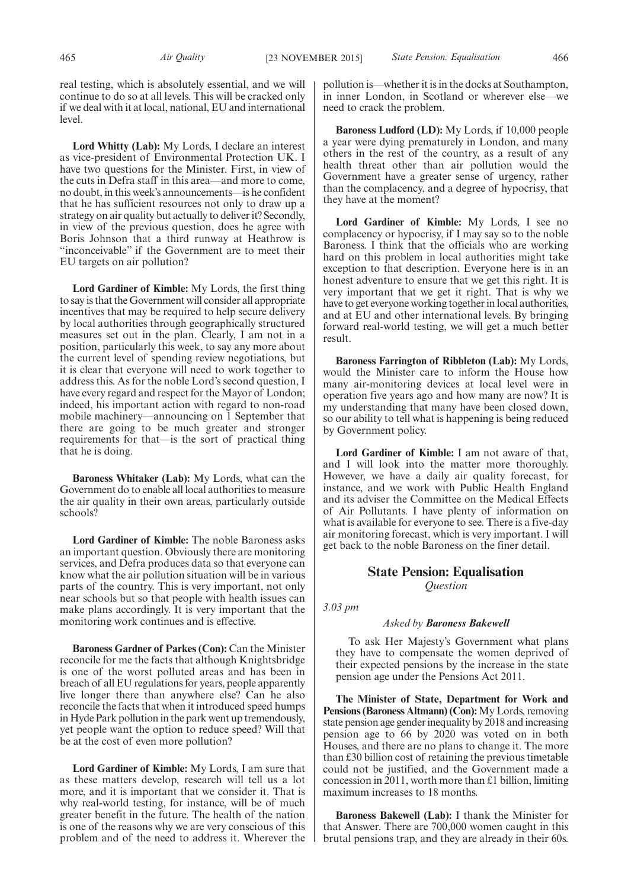real testing, which is absolutely essential, and we will continue to do so at all levels. This will be cracked only if we deal with it at local, national, EU and international level.

**Lord Whitty (Lab):** My Lords, I declare an interest as vice-president of Environmental Protection UK. I have two questions for the Minister. First, in view of the cuts in Defra staff in this area—and more to come, no doubt, in this week's announcements—is he confident that he has sufficient resources not only to draw up a strategy on air quality but actually to deliver it? Secondly, in view of the previous question, does he agree with Boris Johnson that a third runway at Heathrow is "inconceivable" if the Government are to meet their EU targets on air pollution?

**Lord Gardiner of Kimble:** My Lords, the first thing to say is that the Government will consider all appropriate incentives that may be required to help secure delivery by local authorities through geographically structured measures set out in the plan. Clearly, I am not in a position, particularly this week, to say any more about the current level of spending review negotiations, but it is clear that everyone will need to work together to address this. As for the noble Lord's second question, I have every regard and respect for the Mayor of London; indeed, his important action with regard to non-road mobile machinery—announcing on 1 September that there are going to be much greater and stronger requirements for that—is the sort of practical thing that he is doing.

**Baroness Whitaker (Lab):** My Lords, what can the Government do to enable all local authorities to measure the air quality in their own areas, particularly outside schools?

**Lord Gardiner of Kimble:** The noble Baroness asks an important question. Obviously there are monitoring services, and Defra produces data so that everyone can know what the air pollution situation will be in various parts of the country. This is very important, not only near schools but so that people with health issues can make plans accordingly. It is very important that the monitoring work continues and is effective.

**Baroness Gardner of Parkes (Con):** Can the Minister reconcile for me the facts that although Knightsbridge is one of the worst polluted areas and has been in breach of all EU regulations for years, people apparently live longer there than anywhere else? Can he also reconcile the facts that when it introduced speed humps in Hyde Park pollution in the park went up tremendously, yet people want the option to reduce speed? Will that be at the cost of even more pollution?

**Lord Gardiner of Kimble:** My Lords, I am sure that as these matters develop, research will tell us a lot more, and it is important that we consider it. That is why real-world testing, for instance, will be of much greater benefit in the future. The health of the nation is one of the reasons why we are very conscious of this problem and of the need to address it. Wherever the pollution is—whether it is in the docks at Southampton, in inner London, in Scotland or wherever else—we need to crack the problem.

**Baroness Ludford (LD):** My Lords, if 10,000 people a year were dying prematurely in London, and many others in the rest of the country, as a result of any health threat other than air pollution would the Government have a greater sense of urgency, rather than the complacency, and a degree of hypocrisy, that they have at the moment?

**Lord Gardiner of Kimble:** My Lords, I see no complacency or hypocrisy, if I may say so to the noble Baroness. I think that the officials who are working hard on this problem in local authorities might take exception to that description. Everyone here is in an honest adventure to ensure that we get this right. It is very important that we get it right. That is why we have to get everyone working together in local authorities, and at EU and other international levels. By bringing forward real-world testing, we will get a much better result.

**Baroness Farrington of Ribbleton (Lab):** My Lords, would the Minister care to inform the House how many air-monitoring devices at local level were in operation five years ago and how many are now? It is my understanding that many have been closed down, so our ability to tell what is happening is being reduced by Government policy.

**Lord Gardiner of Kimble:** I am not aware of that, and I will look into the matter more thoroughly. However, we have a daily air quality forecast, for instance, and we work with Public Health England and its adviser the Committee on the Medical Effects of Air Pollutants. I have plenty of information on what is available for everyone to see. There is a five-day air monitoring forecast, which is very important. I will get back to the noble Baroness on the finer detail.

## State Pension: Equalisation

*Question*

*3.03 pm*

*Asked by* ***Baroness Bakewell***

To ask Her Majesty's Government what plans they have to compensate the women deprived of their expected pensions by the increase in the state pension age under the Pensions Act 2011.

**The Minister of State, Department for Work and Pensions (Baroness Altmann) (Con):** My Lords, removing state pension age gender inequality by 2018 and increasing pension age to 66 by 2020 was voted on in both Houses, and there are no plans to change it. The more than £30 billion cost of retaining the previous timetable could not be justified, and the Government made a concession in 2011, worth more than £1 billion, limiting maximum increases to 18 months.

**Baroness Bakewell (Lab):** I thank the Minister for that Answer. There are 700,000 women caught in this brutal pensions trap, and they are already in their 60s.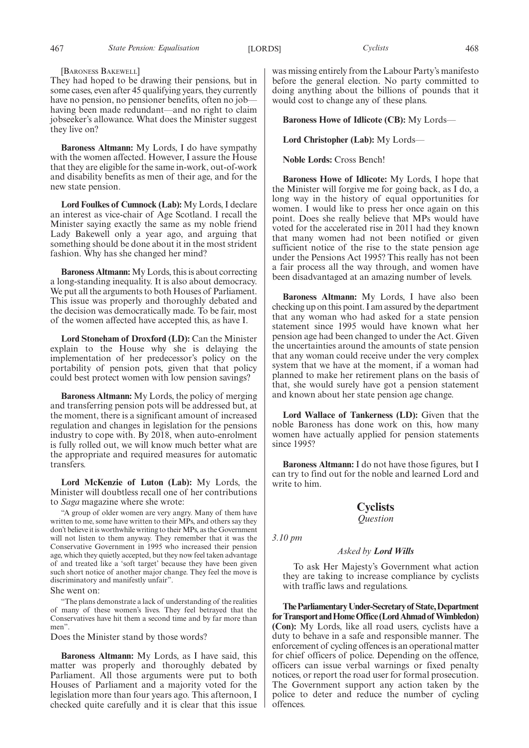[Baroness Bakewell]

They had hoped to be drawing their pensions, but in some cases, even after 45 qualifying years, they currently have no pension, no pensioner benefits, often no job—having been made redundant—and no right to claim jobseeker's allowance. What does the Minister suggest they live on?

**Baroness Altmann:** My Lords, I do have sympathy with the women affected. However, I assure the House that they are eligible for the same in-work, out-of-work and disability benefits as men of their age, and for the new state pension.

**Lord Foulkes of Cumnock (Lab):** My Lords, I declare an interest as vice-chair of Age Scotland. I recall the Minister saying exactly the same as my noble friend Lady Bakewell only a year ago, and arguing that something should be done about it in the most strident fashion. Why has she changed her mind?

**Baroness Altmann:** My Lords, this is about correcting a long-standing inequality. It is also about democracy. We put all the arguments to both Houses of Parliament. This issue was properly and thoroughly debated and the decision was democratically made. To be fair, most of the women affected have accepted this, as have I.

**Lord Stoneham of Droxford (LD):** Can the Minister explain to the House why she is delaying the implementation of her predecessor's policy on the portability of pension pots, given that that policy could best protect women with low pension savings?

**Baroness Altmann:** My Lords, the policy of merging and transferring pension pots will be addressed but, at the moment, there is a significant amount of increased regulation and changes in legislation for the pensions industry to cope with. By 2018, when auto-enrolment is fully rolled out, we will know much better what are the appropriate and required measures for automatic transfers.

**Lord McKenzie of Luton (Lab):** My Lords, the Minister will doubtless recall one of her contributions to *Saga* magazine where she wrote:

> "A group of older women are very angry. Many of them have written to me, some have written to their MPs, and others say they don't believe it is worthwhile writing to their MPs, as the Government will not listen to them anyway. They remember that it was the Conservative Government in 1995 who increased their pension age, which they quietly accepted, but they now feel taken advantage of and treated like a 'soft target' because they have been given such short notice of another major change. They feel the move is discriminatory and manifestly unfair".

She went on:

> "The plans demonstrate a lack of understanding of the realities of many of these women's lives. They feel betrayed that the Conservatives have hit them a second time and by far more than men".

Does the Minister stand by those words?

**Baroness Altmann:** My Lords, as I have said, this matter was properly and thoroughly debated by Parliament. All those arguments were put to both Houses of Parliament and a majority voted for the legislation more than four years ago. This afternoon, I checked quite carefully and it is clear that this issue was missing entirely from the Labour Party's manifesto before the general election. No party committed to doing anything about the billions of pounds that it would cost to change any of these plans.

**Baroness Howe of Idlicote (CB):** My Lords—

**Lord Christopher (Lab):** My Lords—

**Noble Lords:** Cross Bench!

**Baroness Howe of Idlicote:** My Lords, I hope that the Minister will forgive me for going back, as I do, a long way in the history of equal opportunities for women. I would like to press her once again on this point. Does she really believe that MPs would have voted for the accelerated rise in 2011 had they known that many women had not been notified or given sufficient notice of the rise to the state pension age under the Pensions Act 1995? This really has not been a fair process all the way through, and women have been disadvantaged at an amazing number of levels.

**Baroness Altmann:** My Lords, I have also been checking up on this point. I am assured by the department that any woman who had asked for a state pension statement since 1995 would have known what her pension age had been changed to under the Act. Given the uncertainties around the amounts of state pension that any woman could receive under the very complex system that we have at the moment, if a woman had planned to make her retirement plans on the basis of that, she would surely have got a pension statement and known about her state pension age change.

**Lord Wallace of Tankerness (LD):** Given that the noble Baroness has done work on this, how many women have actually applied for pension statements since 1995?

**Baroness Altmann:** I do not have those figures, but I can try to find out for the noble and learned Lord and write to him.

## Cyclists

*Question*

*3.10 pm*

*Asked by* ***Lord Wills***

To ask Her Majesty's Government what action they are taking to increase compliance by cyclists with traffic laws and regulations.

**The Parliamentary Under-Secretary of State, Department for Transport and Home Office (Lord Ahmad of Wimbledon) (Con):** My Lords, like all road users, cyclists have a duty to behave in a safe and responsible manner. The enforcement of cycling offences is an operational matter for chief officers of police. Depending on the offence, officers can issue verbal warnings or fixed penalty notices, or report the road user for formal prosecution. The Government support any action taken by the police to deter and reduce the number of cycling offences.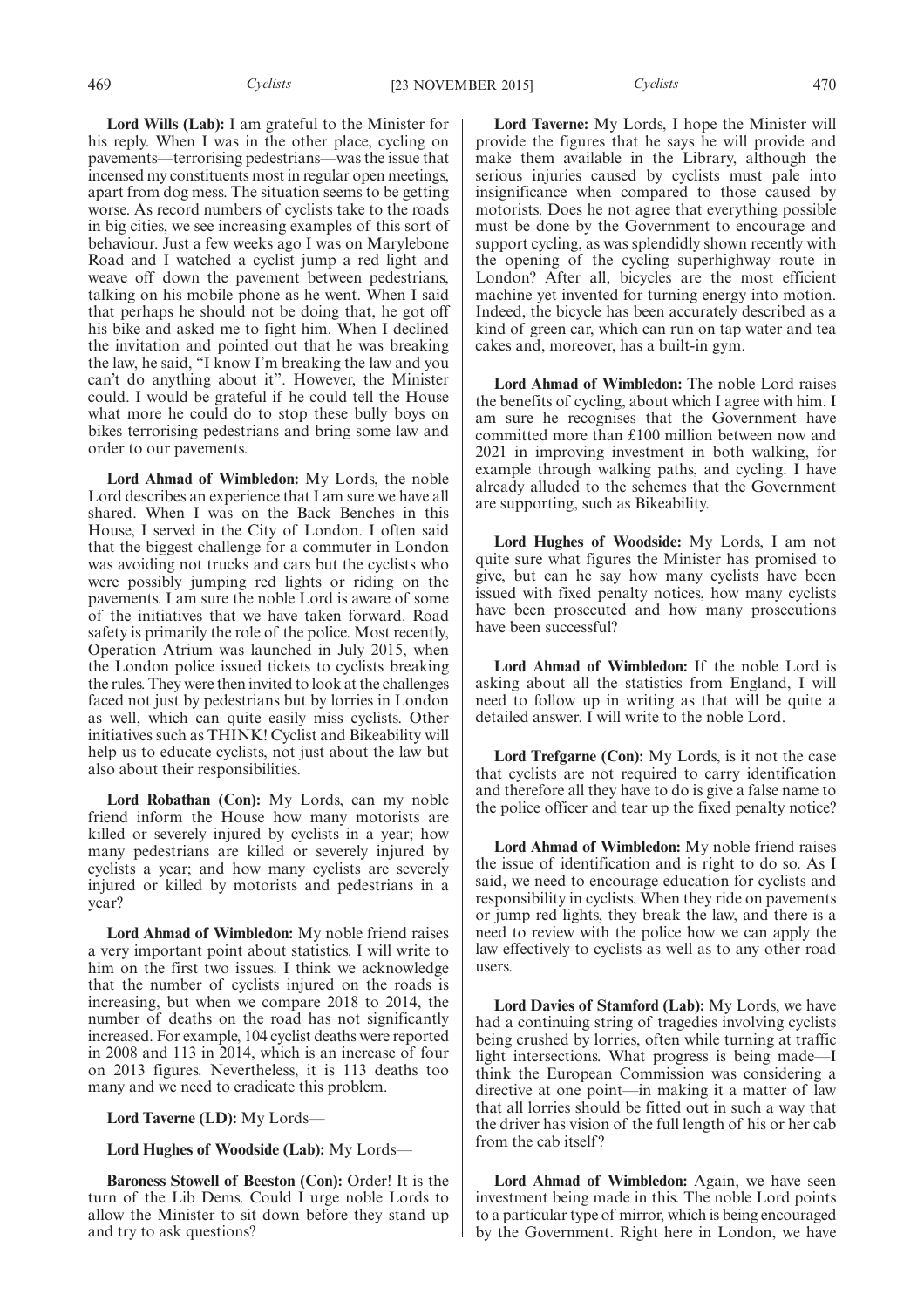**Lord Wills (Lab):** I am grateful to the Minister for his reply. When I was in the other place, cycling on pavements—terrorising pedestrians—was the issue that incensed my constituents most in regular open meetings, apart from dog mess. The situation seems to be getting worse. As record numbers of cyclists take to the roads in big cities, we see increasing examples of this sort of behaviour. Just a few weeks ago I was on Marylebone Road and I watched a cyclist jump a red light and weave off down the pavement between pedestrians, talking on his mobile phone as he went. When I said that perhaps he should not be doing that, he got off his bike and asked me to fight him. When I declined the invitation and pointed out that he was breaking the law, he said, "I know I'm breaking the law and you can't do anything about it". However, the Minister could. I would be grateful if he could tell the House what more he could do to stop these bully boys on bikes terrorising pedestrians and bring some law and order to our pavements.

**Lord Ahmad of Wimbledon:** My Lords, the noble Lord describes an experience that I am sure we have all shared. When I was on the Back Benches in this House, I served in the City of London. I often said that the biggest challenge for a commuter in London was avoiding not trucks and cars but the cyclists who were possibly jumping red lights or riding on the pavements. I am sure the noble Lord is aware of some of the initiatives that we have taken forward. Road safety is primarily the role of the police. Most recently, Operation Atrium was launched in July 2015, when the London police issued tickets to cyclists breaking the rules. They were then invited to look at the challenges faced not just by pedestrians but by lorries in London as well, which can quite easily miss cyclists. Other initiatives such as THINK! Cyclist and Bikeability will help us to educate cyclists, not just about the law but also about their responsibilities.

**Lord Robathan (Con):** My Lords, can my noble friend inform the House how many motorists are killed or severely injured by cyclists in a year; how many pedestrians are killed or severely injured by cyclists a year; and how many cyclists are severely injured or killed by motorists and pedestrians in a year?

**Lord Ahmad of Wimbledon:** My noble friend raises a very important point about statistics. I will write to him on the first two issues. I think we acknowledge that the number of cyclists injured on the roads is increasing, but when we compare 2018 to 2014, the number of deaths on the road has not significantly increased. For example, 104 cyclist deaths were reported in 2008 and 113 in 2014, which is an increase of four on 2013 figures. Nevertheless, it is 113 deaths too many and we need to eradicate this problem.

**Lord Taverne (LD):** My Lords—

**Lord Hughes of Woodside (Lab):** My Lords—

**Baroness Stowell of Beeston (Con):** Order! It is the turn of the Lib Dems. Could I urge noble Lords to allow the Minister to sit down before they stand up and try to ask questions?

**Lord Taverne:** My Lords, I hope the Minister will provide the figures that he says he will provide and make them available in the Library, although the serious injuries caused by cyclists must pale into insignificance when compared to those caused by motorists. Does he not agree that everything possible must be done by the Government to encourage and support cycling, as was splendidly shown recently with the opening of the cycling superhighway route in London? After all, bicycles are the most efficient machine yet invented for turning energy into motion. Indeed, the bicycle has been accurately described as a kind of green car, which can run on tap water and tea cakes and, moreover, has a built-in gym.

**Lord Ahmad of Wimbledon:** The noble Lord raises the benefits of cycling, about which I agree with him. I am sure he recognises that the Government have committed more than £100 million between now and 2021 in improving investment in both walking, for example through walking paths, and cycling. I have already alluded to the schemes that the Government are supporting, such as Bikeability.

**Lord Hughes of Woodside:** My Lords, I am not quite sure what figures the Minister has promised to give, but can he say how many cyclists have been issued with fixed penalty notices, how many cyclists have been prosecuted and how many prosecutions have been successful?

**Lord Ahmad of Wimbledon:** If the noble Lord is asking about all the statistics from England, I will need to follow up in writing as that will be quite a detailed answer. I will write to the noble Lord.

**Lord Trefgarne (Con):** My Lords, is it not the case that cyclists are not required to carry identification and therefore all they have to do is give a false name to the police officer and tear up the fixed penalty notice?

**Lord Ahmad of Wimbledon:** My noble friend raises the issue of identification and is right to do so. As I said, we need to encourage education for cyclists and responsibility in cyclists. When they ride on pavements or jump red lights, they break the law, and there is a need to review with the police how we can apply the law effectively to cyclists as well as to any other road users.

**Lord Davies of Stamford (Lab):** My Lords, we have had a continuing string of tragedies involving cyclists being crushed by lorries, often while turning at traffic light intersections. What progress is being made—I think the European Commission was considering a directive at one point—in making it a matter of law that all lorries should be fitted out in such a way that the driver has vision of the full length of his or her cab from the cab itself?

**Lord Ahmad of Wimbledon:** Again, we have seen investment being made in this. The noble Lord points to a particular type of mirror, which is being encouraged by the Government. Right here in London, we have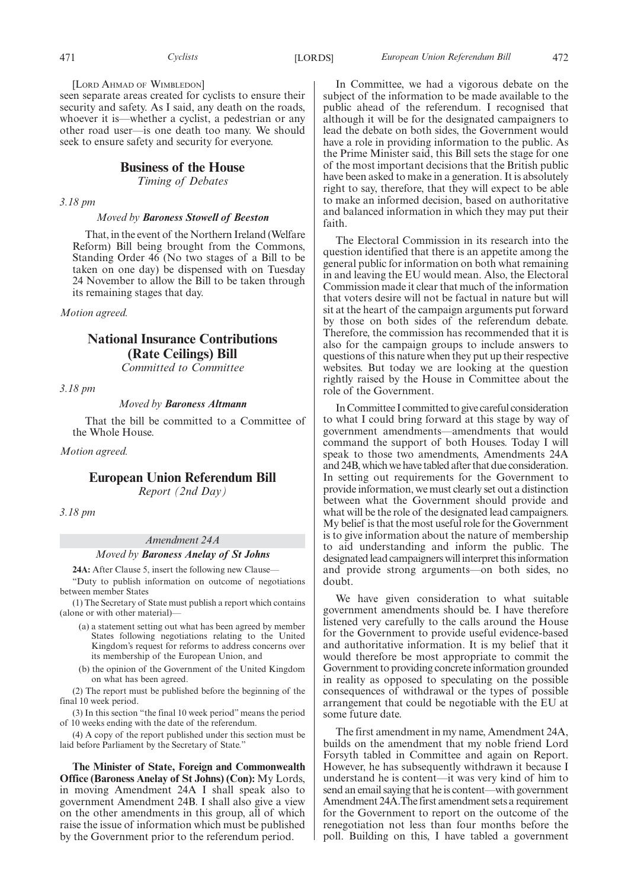[Lord Ahmad of Wimbledon]

seen separate areas created for cyclists to ensure their security and safety. As I said, any death on the roads, whoever it is—whether a cyclist, a pedestrian or any other road user—is one death too many. We should seek to ensure safety and security for everyone.

## Business of the House

*Timing of Debates*

*3.18 pm*

*Moved by* ***Baroness Stowell of Beeston***

That, in the event of the Northern Ireland (Welfare Reform) Bill being brought from the Commons, Standing Order 46 (No two stages of a Bill to be taken on one day) be dispensed with on Tuesday 24 November to allow the Bill to be taken through its remaining stages that day.

*Motion agreed.*

## National Insurance Contributions (Rate Ceilings) Bill

*Committed to Committee*

*3.18 pm*

*Moved by* ***Baroness Altmann***

That the bill be committed to a Committee of the Whole House.

*Motion agreed.*

## European Union Referendum Bill

*Report (2nd Day)*

*3.18 pm*

*Amendment 24A*

*Moved by* ***Baroness Anelay of St Johns***

**24A:** After Clause 5, insert the following new Clause—

"Duty to publish information on outcome of negotiations between member States

(1) The Secretary of State must publish a report which contains (alone or with other material)—

(a) a statement setting out what has been agreed by member States following negotiations relating to the United Kingdom's request for reforms to address concerns over its membership of the European Union, and

(b) the opinion of the Government of the United Kingdom on what has been agreed.

(2) The report must be published before the beginning of the final 10 week period.

(3) In this section "the final 10 week period" means the period of 10 weeks ending with the date of the referendum.

(4) A copy of the report published under this section must be laid before Parliament by the Secretary of State."

**The Minister of State, Foreign and Commonwealth Office (Baroness Anelay of St Johns) (Con):** My Lords, in moving Amendment 24A I shall speak also to government Amendment 24B. I shall also give a view on the other amendments in this group, all of which raise the issue of information which must be published by the Government prior to the referendum period.

In Committee, we had a vigorous debate on the subject of the information to be made available to the public ahead of the referendum. I recognised that although it will be for the designated campaigners to lead the debate on both sides, the Government would have a role in providing information to the public. As the Prime Minister said, this Bill sets the stage for one of the most important decisions that the British public have been asked to make in a generation. It is absolutely right to say, therefore, that they will expect to be able to make an informed decision, based on authoritative and balanced information in which they may put their faith.

The Electoral Commission in its research into the question identified that there is an appetite among the general public for information on both what remaining in and leaving the EU would mean. Also, the Electoral Commission made it clear that much of the information that voters desire will not be factual in nature but will sit at the heart of the campaign arguments put forward by those on both sides of the referendum debate. Therefore, the commission has recommended that it is also for the campaign groups to include answers to questions of this nature when they put up their respective websites. But today we are looking at the question rightly raised by the House in Committee about the role of the Government.

In Committee I committed to give careful consideration to what I could bring forward at this stage by way of government amendments—amendments that would command the support of both Houses. Today I will speak to those two amendments, Amendments 24A and 24B, which we have tabled after that due consideration. In setting out requirements for the Government to provide information, we must clearly set out a distinction between what the Government should provide and what will be the role of the designated lead campaigners. My belief is that the most useful role for the Government is to give information about the nature of membership to aid understanding and inform the public. The designated lead campaigners will interpret this information and provide strong arguments—on both sides, no doubt.

We have given consideration to what suitable government amendments should be. I have therefore listened very carefully to the calls around the House for the Government to provide useful evidence-based and authoritative information. It is my belief that it would therefore be most appropriate to commit the Government to providing concrete information grounded in reality as opposed to speculating on the possible consequences of withdrawal or the types of possible arrangement that could be negotiable with the EU at some future date.

The first amendment in my name, Amendment 24A, builds on the amendment that my noble friend Lord Forsyth tabled in Committee and again on Report. However, he has subsequently withdrawn it because I understand he is content—it was very kind of him to send an email saying that he is content—with government Amendment 24A. The first amendment sets a requirement for the Government to report on the outcome of the renegotiation not less than four months before the poll. Building on this, I have tabled a government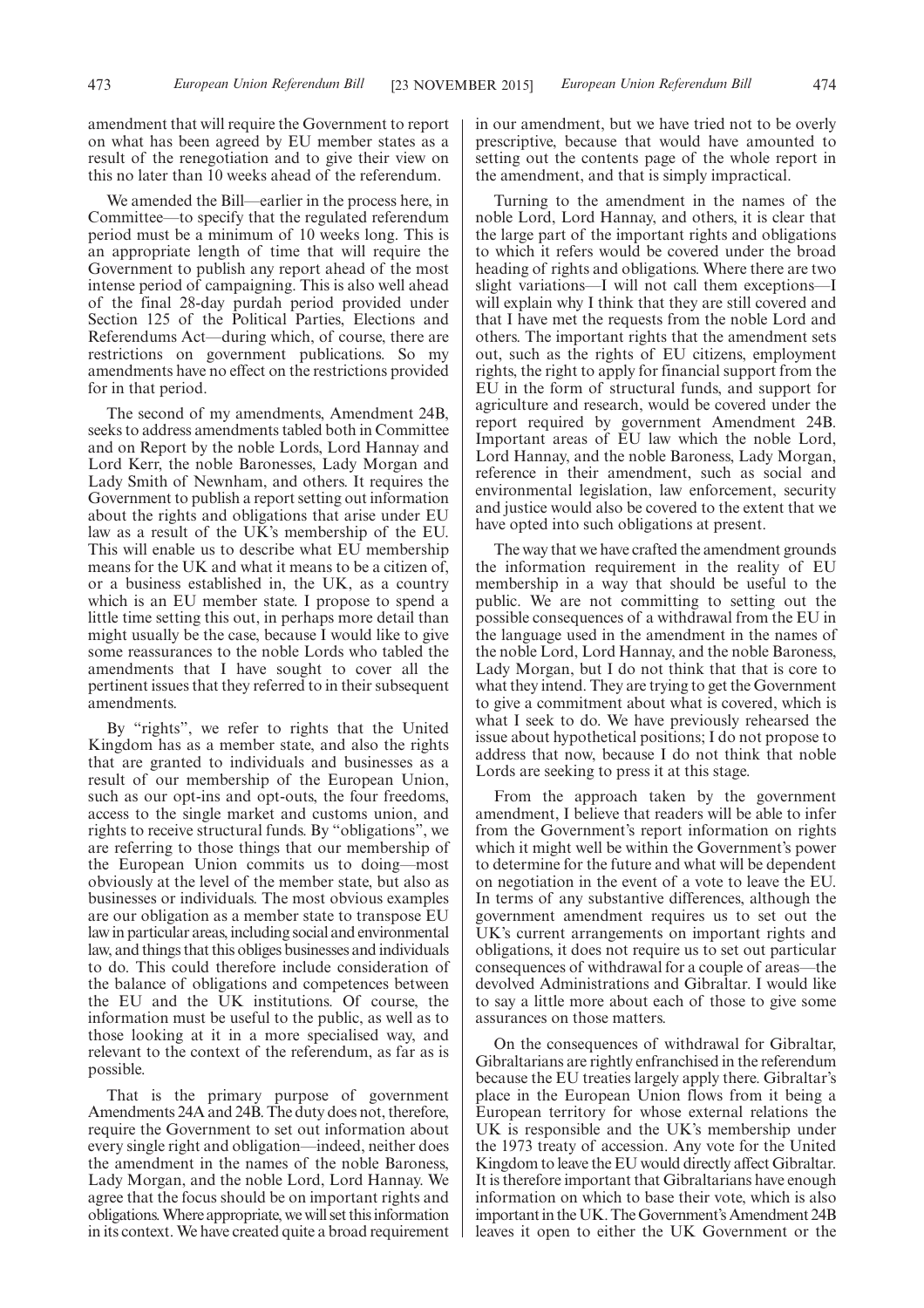amendment that will require the Government to report on what has been agreed by EU member states as a result of the renegotiation and to give their view on this no later than 10 weeks ahead of the referendum.

We amended the Bill—earlier in the process here, in Committee—to specify that the regulated referendum period must be a minimum of 10 weeks long. This is an appropriate length of time that will require the Government to publish any report ahead of the most intense period of campaigning. This is also well ahead of the final 28-day purdah period provided under Section 125 of the Political Parties, Elections and Referendums Act—during which, of course, there are restrictions on government publications. So my amendments have no effect on the restrictions provided for in that period.

The second of my amendments, Amendment 24B, seeks to address amendments tabled both in Committee and on Report by the noble Lords, Lord Hannay and Lord Kerr, the noble Baronesses, Lady Morgan and Lady Smith of Newnham, and others. It requires the Government to publish a report setting out information about the rights and obligations that arise under EU law as a result of the UK's membership of the EU. This will enable us to describe what EU membership means for the UK and what it means to be a citizen of, or a business established in, the UK, as a country which is an EU member state. I propose to spend a little time setting this out, in perhaps more detail than might usually be the case, because I would like to give some reassurances to the noble Lords who tabled the amendments that I have sought to cover all the pertinent issues that they referred to in their subsequent amendments.

By "rights", we refer to rights that the United Kingdom has as a member state, and also the rights that are granted to individuals and businesses as a result of our membership of the European Union, such as our opt-ins and opt-outs, the four freedoms, access to the single market and customs union, and rights to receive structural funds. By "obligations", we are referring to those things that our membership of the European Union commits us to doing—most obviously at the level of the member state, but also as businesses or individuals. The most obvious examples are our obligation as a member state to transpose EU law in particular areas, including social and environmental law, and things that this obliges businesses and individuals to do. This could therefore include consideration of the balance of obligations and competences between the EU and the UK institutions. Of course, the information must be useful to the public, as well as to those looking at it in a more specialised way, and relevant to the context of the referendum, as far as is possible.

That is the primary purpose of government Amendments 24A and 24B. The duty does not, therefore, require the Government to set out information about every single right and obligation—indeed, neither does the amendment in the names of the noble Baroness, Lady Morgan, and the noble Lord, Lord Hannay. We agree that the focus should be on important rights and obligations. Where appropriate, we will set this information in its context. We have created quite a broad requirement in our amendment, but we have tried not to be overly prescriptive, because that would have amounted to setting out the contents page of the whole report in the amendment, and that is simply impractical.

Turning to the amendment in the names of the noble Lord, Lord Hannay, and others, it is clear that the large part of the important rights and obligations to which it refers would be covered under the broad heading of rights and obligations. Where there are two slight variations—I will not call them exceptions—I will explain why I think that they are still covered and that I have met the requests from the noble Lord and others. The important rights that the amendment sets out, such as the rights of EU citizens, employment rights, the right to apply for financial support from the EU in the form of structural funds, and support for agriculture and research, would be covered under the report required by government Amendment 24B. Important areas of EU law which the noble Lord, Lord Hannay, and the noble Baroness, Lady Morgan, reference in their amendment, such as social and environmental legislation, law enforcement, security and justice would also be covered to the extent that we have opted into such obligations at present.

The way that we have crafted the amendment grounds the information requirement in the reality of EU membership in a way that should be useful to the public. We are not committing to setting out the possible consequences of a withdrawal from the EU in the language used in the amendment in the names of the noble Lord, Lord Hannay, and the noble Baroness, Lady Morgan, but I do not think that that is core to what they intend. They are trying to get the Government to give a commitment about what is covered, which is what I seek to do. We have previously rehearsed the issue about hypothetical positions; I do not propose to address that now, because I do not think that noble Lords are seeking to press it at this stage.

From the approach taken by the government amendment, I believe that readers will be able to infer from the Government's report information on rights which it might well be within the Government's power to determine for the future and what will be dependent on negotiation in the event of a vote to leave the EU. In terms of any substantive differences, although the government amendment requires us to set out the UK's current arrangements on important rights and obligations, it does not require us to set out particular consequences of withdrawal for a couple of areas—the devolved Administrations and Gibraltar. I would like to say a little more about each of those to give some assurances on those matters.

On the consequences of withdrawal for Gibraltar, Gibraltarians are rightly enfranchised in the referendum because the EU treaties largely apply there. Gibraltar's place in the European Union flows from it being a European territory for whose external relations the UK is responsible and the UK's membership under the 1973 treaty of accession. Any vote for the United Kingdom to leave the EU would directly affect Gibraltar. It is therefore important that Gibraltarians have enough information on which to base their vote, which is also important in the UK. The Government's Amendment 24B leaves it open to either the UK Government or the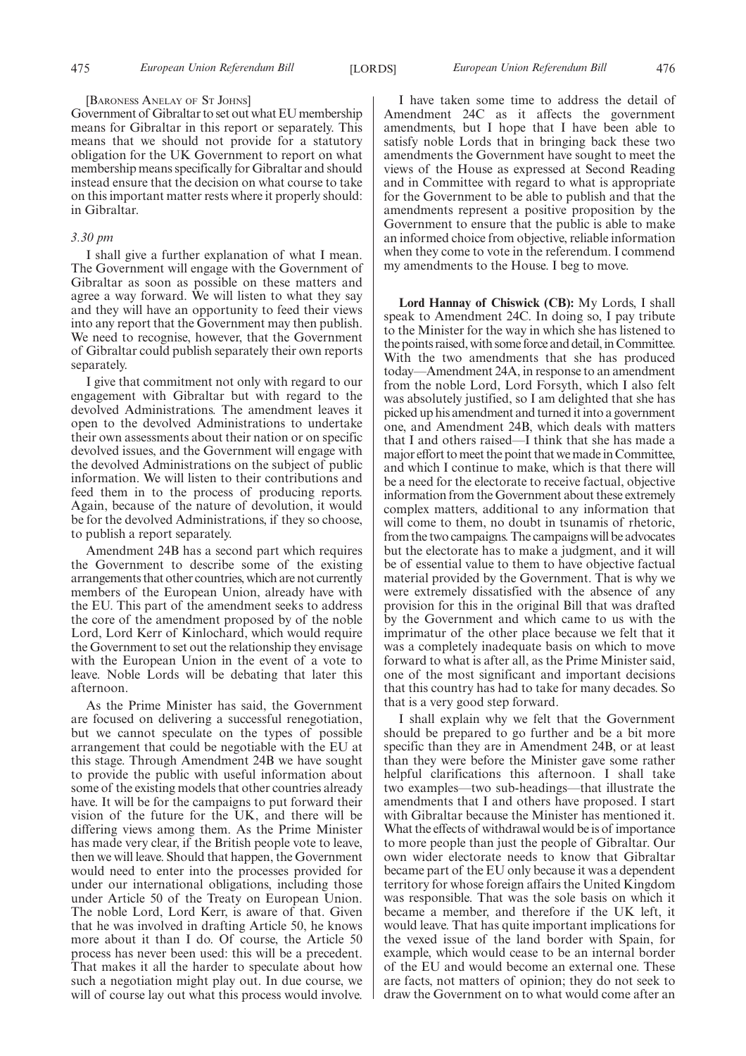[BARONESS ANELAY OF ST JOHNS]

Government of Gibraltar to set out what EU membership means for Gibraltar in this report or separately. This means that we should not provide for a statutory obligation for the UK Government to report on what membership means specifically for Gibraltar and should instead ensure that the decision on what course to take on this important matter rests where it properly should: in Gibraltar.

*3.30 pm*

I shall give a further explanation of what I mean. The Government will engage with the Government of Gibraltar as soon as possible on these matters and agree a way forward. We will listen to what they say and they will have an opportunity to feed their views into any report that the Government may then publish. We need to recognise, however, that the Government of Gibraltar could publish separately their own reports separately.

I give that commitment not only with regard to our engagement with Gibraltar but with regard to the devolved Administrations. The amendment leaves it open to the devolved Administrations to undertake their own assessments about their nation or on specific devolved issues, and the Government will engage with the devolved Administrations on the subject of public information. We will listen to their contributions and feed them in to the process of producing reports. Again, because of the nature of devolution, it would be for the devolved Administrations, if they so choose, to publish a report separately.

Amendment 24B has a second part which requires the Government to describe some of the existing arrangements that other countries, which are not currently members of the European Union, already have with the EU. This part of the amendment seeks to address the core of the amendment proposed by of the noble Lord, Lord Kerr of Kinlochard, which would require the Government to set out the relationship they envisage with the European Union in the event of a vote to leave. Noble Lords will be debating that later this afternoon.

As the Prime Minister has said, the Government are focused on delivering a successful renegotiation, but we cannot speculate on the types of possible arrangement that could be negotiable with the EU at this stage. Through Amendment 24B we have sought to provide the public with useful information about some of the existing models that other countries already have. It will be for the campaigns to put forward their vision of the future for the UK, and there will be differing views among them. As the Prime Minister has made very clear, if the British people vote to leave, then we will leave. Should that happen, the Government would need to enter into the processes provided for under our international obligations, including those under Article 50 of the Treaty on European Union. The noble Lord, Lord Kerr, is aware of that. Given that he was involved in drafting Article 50, he knows more about it than I do. Of course, the Article 50 process has never been used: this will be a precedent. That makes it all the harder to speculate about how such a negotiation might play out. In due course, we will of course lay out what this process would involve.

I have taken some time to address the detail of Amendment 24C as it affects the government amendments, but I hope that I have been able to satisfy noble Lords that in bringing back these two amendments the Government have sought to meet the views of the House as expressed at Second Reading and in Committee with regard to what is appropriate for the Government to be able to publish and that the amendments represent a positive proposition by the Government to ensure that the public is able to make an informed choice from objective, reliable information when they come to vote in the referendum. I commend my amendments to the House. I beg to move.

**Lord Hannay of Chiswick (CB):** My Lords, I shall speak to Amendment 24C. In doing so, I pay tribute to the Minister for the way in which she has listened to the points raised, with some force and detail, in Committee. With the two amendments that she has produced today—Amendment 24A, in response to an amendment from the noble Lord, Lord Forsyth, which I also felt was absolutely justified, so I am delighted that she has picked up his amendment and turned it into a government one, and Amendment 24B, which deals with matters that I and others raised—I think that she has made a major effort to meet the point that we made in Committee, and which I continue to make, which is that there will be a need for the electorate to receive factual, objective information from the Government about these extremely complex matters, additional to any information that will come to them, no doubt in tsunamis of rhetoric, from the two campaigns. The campaigns will be advocates but the electorate has to make a judgment, and it will be of essential value to them to have objective factual material provided by the Government. That is why we were extremely dissatisfied with the absence of any provision for this in the original Bill that was drafted by the Government and which came to us with the imprimatur of the other place because we felt that it was a completely inadequate basis on which to move forward to what is after all, as the Prime Minister said, one of the most significant and important decisions that this country has had to take for many decades. So that is a very good step forward.

I shall explain why we felt that the Government should be prepared to go further and be a bit more specific than they are in Amendment 24B, or at least than they were before the Minister gave some rather helpful clarifications this afternoon. I shall take two examples—two sub-headings—that illustrate the amendments that I and others have proposed. I start with Gibraltar because the Minister has mentioned it. What the effects of withdrawal would be is of importance to more people than just the people of Gibraltar. Our own wider electorate needs to know that Gibraltar became part of the EU only because it was a dependent territory for whose foreign affairs the United Kingdom was responsible. That was the sole basis on which it became a member, and therefore if the UK left, it would leave. That has quite important implications for the vexed issue of the land border with Spain, for example, which would cease to be an internal border of the EU and would become an external one. These are facts, not matters of opinion; they do not seek to draw the Government on to what would come after an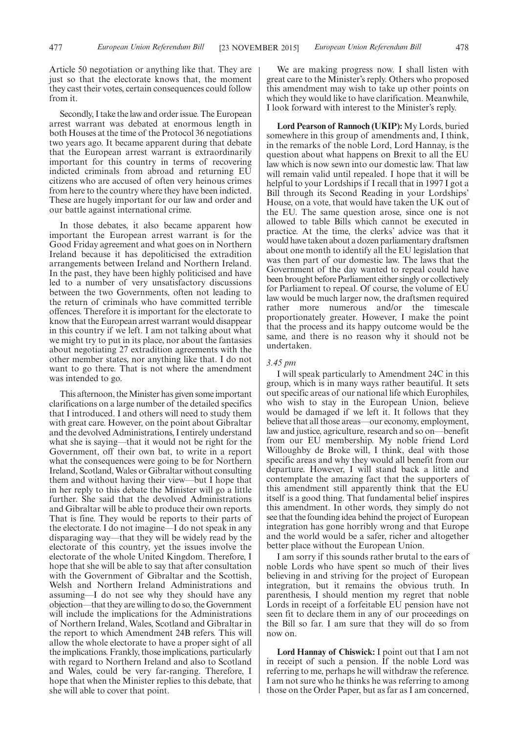Article 50 negotiation or anything like that. They are just so that the electorate knows that, the moment they cast their votes, certain consequences could follow from it.

Secondly, I take the law and order issue. The European arrest warrant was debated at enormous length in both Houses at the time of the Protocol 36 negotiations two years ago. It became apparent during that debate that the European arrest warrant is extraordinarily important for this country in terms of recovering indicted criminals from abroad and returning EU citizens who are accused of often very heinous crimes from here to the country where they have been indicted. These are hugely important for our law and order and our battle against international crime.

In those debates, it also became apparent how important the European arrest warrant is for the Good Friday agreement and what goes on in Northern Ireland because it has depoliticised the extradition arrangements between Ireland and Northern Ireland. In the past, they have been highly politicised and have led to a number of very unsatisfactory discussions between the two Governments, often not leading to the return of criminals who have committed terrible offences. Therefore it is important for the electorate to know that the European arrest warrant would disappear in this country if we left. I am not talking about what we might try to put in its place, nor about the fantasies about negotiating 27 extradition agreements with the other member states, nor anything like that. I do not want to go there. That is not where the amendment was intended to go.

This afternoon, the Minister has given some important clarifications on a large number of the detailed specifics that I introduced. I and others will need to study them with great care. However, on the point about Gibraltar and the devolved Administrations, I entirely understand what she is saying—that it would not be right for the Government, off their own bat, to write in a report what the consequences were going to be for Northern Ireland, Scotland, Wales or Gibraltar without consulting them and without having their view—but I hope that in her reply to this debate the Minister will go a little further. She said that the devolved Administrations and Gibraltar will be able to produce their own reports. That is fine. They would be reports to their parts of the electorate. I do not imagine—I do not speak in any disparaging way—that they will be widely read by the electorate of this country, yet the issues involve the electorate of the whole United Kingdom. Therefore, I hope that she will be able to say that after consultation with the Government of Gibraltar and the Scottish, Welsh and Northern Ireland Administrations and assuming—I do not see why they should have any objection—that they are willing to do so, the Government will include the implications for the Administrations of Northern Ireland, Wales, Scotland and Gibraltar in the report to which Amendment 24B refers. This will allow the whole electorate to have a proper sight of all the implications. Frankly, those implications, particularly with regard to Northern Ireland and also to Scotland and Wales, could be very far-ranging. Therefore, I hope that when the Minister replies to this debate, that she will able to cover that point.

We are making progress now. I shall listen with great care to the Minister's reply. Others who proposed this amendment may wish to take up other points on which they would like to have clarification. Meanwhile, I look forward with interest to the Minister's reply.

**Lord Pearson of Rannoch (UKIP):** My Lords, buried somewhere in this group of amendments and, I think, in the remarks of the noble Lord, Lord Hannay, is the question about what happens on Brexit to all the EU law which is now sewn into our domestic law. That law will remain valid until repealed. I hope that it will be helpful to your Lordships if I recall that in 1997 I got a Bill through its Second Reading in your Lordships' House, on a vote, that would have taken the UK out of the EU. The same question arose, since one is not allowed to table Bills which cannot be executed in practice. At the time, the clerks' advice was that it would have taken about a dozen parliamentary draftsmen about one month to identify all the EU legislation that was then part of our domestic law. The laws that the Government of the day wanted to repeal could have been brought before Parliament either singly or collectively for Parliament to repeal. Of course, the volume of EU law would be much larger now, the draftsmen required rather more numerous and/or the timescale proportionately greater. However, I make the point that the process and its happy outcome would be the same, and there is no reason why it should not be undertaken.

*3.45 pm*

I will speak particularly to Amendment 24C in this group, which is in many ways rather beautiful. It sets out specific areas of our national life which Europhiles, who wish to stay in the European Union, believe would be damaged if we left it. It follows that they believe that all those areas—our economy, employment, law and justice, agriculture, research and so on—benefit from our EU membership. My noble friend Lord Willoughby de Broke will, I think, deal with those specific areas and why they would all benefit from our departure. However, I will stand back a little and contemplate the amazing fact that the supporters of this amendment still apparently think that the EU itself is a good thing. That fundamental belief inspires this amendment. In other words, they simply do not see that the founding idea behind the project of European integration has gone horribly wrong and that Europe and the world would be a safer, richer and altogether better place without the European Union.

I am sorry if this sounds rather brutal to the ears of noble Lords who have spent so much of their lives believing in and striving for the project of European integration, but it remains the obvious truth. In parenthesis, I should mention my regret that noble Lords in receipt of a forfeitable EU pension have not seen fit to declare them in any of our proceedings on the Bill so far. I am sure that they will do so from now on.

**Lord Hannay of Chiswick:** I point out that I am not in receipt of such a pension. If the noble Lord was referring to me, perhaps he will withdraw the reference. I am not sure who he thinks he was referring to among those on the Order Paper, but as far as I am concerned,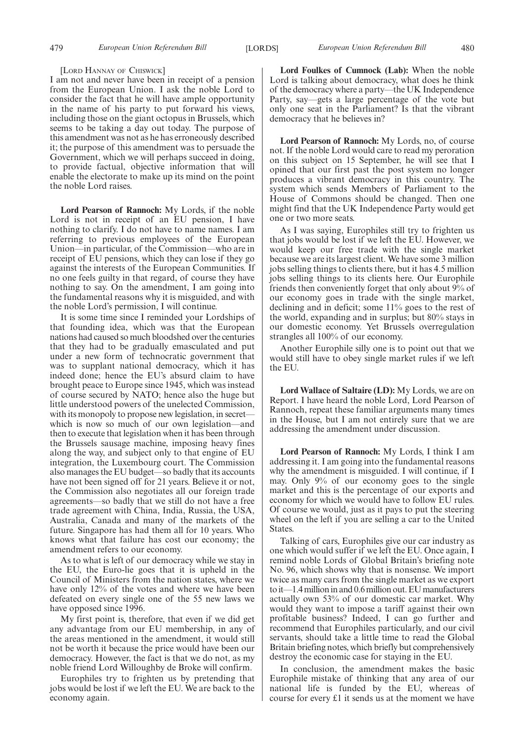[LORD HANNAY OF CHISWICK]

I am not and never have been in receipt of a pension from the European Union. I ask the noble Lord to consider the fact that he will have ample opportunity in the name of his party to put forward his views, including those on the giant octopus in Brussels, which seems to be taking a day out today. The purpose of this amendment was not as he has erroneously described it; the purpose of this amendment was to persuade the Government, which we will perhaps succeed in doing, to provide factual, objective information that will enable the electorate to make up its mind on the point the noble Lord raises.

**Lord Pearson of Rannoch:** My Lords, if the noble Lord is not in receipt of an EU pension, I have nothing to clarify. I do not have to name names. I am referring to previous employees of the European Union—in particular, of the Commission—who are in receipt of EU pensions, which they can lose if they go against the interests of the European Communities. If no one feels guilty in that regard, of course they have nothing to say. On the amendment, I am going into the fundamental reasons why it is misguided, and with the noble Lord's permission, I will continue.

It is some time since I reminded your Lordships of that founding idea, which was that the European nations had caused so much bloodshed over the centuries that they had to be gradually emasculated and put under a new form of technocratic government that was to supplant national democracy, which it has indeed done; hence the EU's absurd claim to have brought peace to Europe since 1945, which was instead of course secured by NATO; hence also the huge but little understood powers of the unelected Commission, with its monopoly to propose new legislation, in secret—which is now so much of our own legislation—and then to execute that legislation when it has been through the Brussels sausage machine, imposing heavy fines along the way, and subject only to that engine of EU integration, the Luxembourg court. The Commission also manages the EU budget—so badly that its accounts have not been signed off for 21 years. Believe it or not, the Commission also negotiates all our foreign trade agreements—so badly that we still do not have a free trade agreement with China, India, Russia, the USA, Australia, Canada and many of the markets of the future. Singapore has had them all for 10 years. Who knows what that failure has cost our economy; the amendment refers to our economy.

As to what is left of our democracy while we stay in the EU, the Euro-lie goes that it is upheld in the Council of Ministers from the nation states, where we have only 12% of the votes and where we have been defeated on every single one of the 55 new laws we have opposed since 1996.

My first point is, therefore, that even if we did get any advantage from our EU membership, in any of the areas mentioned in the amendment, it would still not be worth it because the price would have been our democracy. However, the fact is that we do not, as my noble friend Lord Willoughby de Broke will confirm.

Europhiles try to frighten us by pretending that jobs would be lost if we left the EU. We are back to the economy again.

**Lord Foulkes of Cumnock (Lab):** When the noble Lord is talking about democracy, what does he think of the democracy where a party—the UK Independence Party, say—gets a large percentage of the vote but only one seat in the Parliament? Is that the vibrant democracy that he believes in?

**Lord Pearson of Rannoch:** My Lords, no, of course not. If the noble Lord would care to read my peroration on this subject on 15 September, he will see that I opined that our first past the post system no longer produces a vibrant democracy in this country. The system which sends Members of Parliament to the House of Commons should be changed. Then one might find that the UK Independence Party would get one or two more seats.

As I was saying, Europhiles still try to frighten us that jobs would be lost if we left the EU. However, we would keep our free trade with the single market because we are its largest client. We have some 3 million jobs selling things to clients there, but it has 4.5 million jobs selling things to its clients here. Our Europhile friends then conveniently forget that only about 9% of our economy goes in trade with the single market, declining and in deficit; some 11% goes to the rest of the world, expanding and in surplus; but 80% stays in our domestic economy. Yet Brussels overregulation strangles all 100% of our economy.

Another Europhile silly one is to point out that we would still have to obey single market rules if we left the EU.

**Lord Wallace of Saltaire (LD):** My Lords, we are on Report. I have heard the noble Lord, Lord Pearson of Rannoch, repeat these familiar arguments many times in the House, but I am not entirely sure that we are addressing the amendment under discussion.

**Lord Pearson of Rannoch:** My Lords, I think I am addressing it. I am going into the fundamental reasons why the amendment is misguided. I will continue, if I may. Only 9% of our economy goes to the single market and this is the percentage of our exports and economy for which we would have to follow EU rules. Of course we would, just as it pays to put the steering wheel on the left if you are selling a car to the United States.

Talking of cars, Europhiles give our car industry as one which would suffer if we left the EU. Once again, I remind noble Lords of Global Britain's briefing note No. 96, which shows why that is nonsense. We import twice as many cars from the single market as we export to it—1.4 million in and 0.6 million out. EU manufacturers actually own 53% of our domestic car market. Why would they want to impose a tariff against their own profitable business? Indeed, I can go further and recommend that Europhiles particularly, and our civil servants, should take a little time to read the Global Britain briefing notes, which briefly but comprehensively destroy the economic case for staying in the EU.

In conclusion, the amendment makes the basic Europhile mistake of thinking that any area of our national life is funded by the EU, whereas of course for every £1 it sends us at the moment we have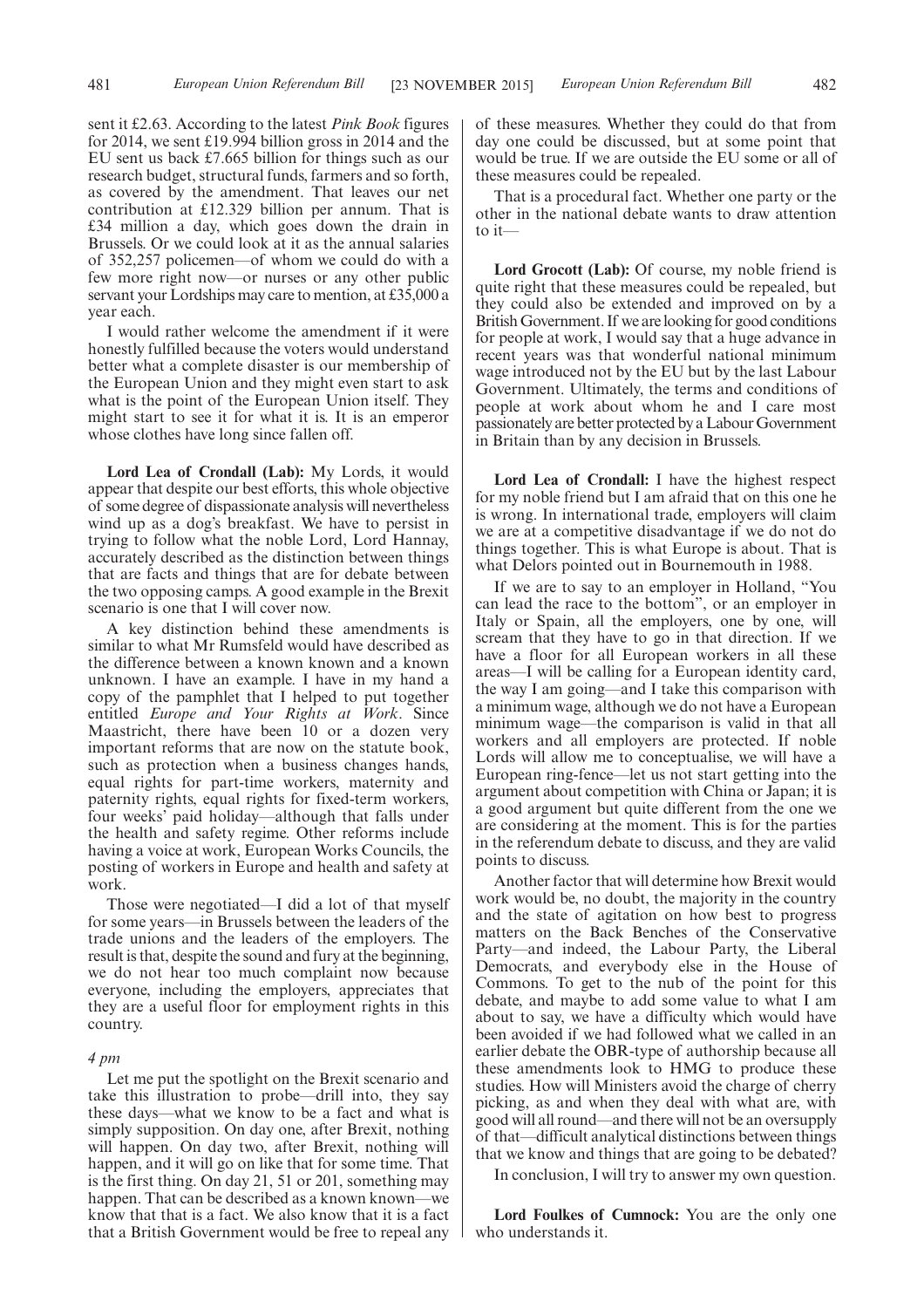sent it £2.63. According to the latest *Pink Book* figures for 2014, we sent £19.994 billion gross in 2014 and the EU sent us back £7.665 billion for things such as our research budget, structural funds, farmers and so forth, as covered by the amendment. That leaves our net contribution at £12.329 billion per annum. That is £34 million a day, which goes down the drain in Brussels. Or we could look at it as the annual salaries of 352,257 policemen—of whom we could do with a few more right now—or nurses or any other public servant your Lordships may care to mention, at £35,000 a year each.

I would rather welcome the amendment if it were honestly fulfilled because the voters would understand better what a complete disaster is our membership of the European Union and they might even start to ask what is the point of the European Union itself. They might start to see it for what it is. It is an emperor whose clothes have long since fallen off.

**Lord Lea of Crondall (Lab):** My Lords, it would appear that despite our best efforts, this whole objective of some degree of dispassionate analysis will nevertheless wind up as a dog's breakfast. We have to persist in trying to follow what the noble Lord, Lord Hannay, accurately described as the distinction between things that are facts and things that are for debate between the two opposing camps. A good example in the Brexit scenario is one that I will cover now.

A key distinction behind these amendments is similar to what Mr Rumsfeld would have described as the difference between a known known and a known unknown. I have an example. I have in my hand a copy of the pamphlet that I helped to put together entitled *Europe and Your Rights at Work*. Since Maastricht, there have been 10 or a dozen very important reforms that are now on the statute book, such as protection when a business changes hands, equal rights for part-time workers, maternity and paternity rights, equal rights for fixed-term workers, four weeks' paid holiday—although that falls under the health and safety regime. Other reforms include having a voice at work, European Works Councils, the posting of workers in Europe and health and safety at work.

Those were negotiated—I did a lot of that myself for some years—in Brussels between the leaders of the trade unions and the leaders of the employers. The result is that, despite the sound and fury at the beginning, we do not hear too much complaint now because everyone, including the employers, appreciates that they are a useful floor for employment rights in this country.

*4 pm*

Let me put the spotlight on the Brexit scenario and take this illustration to probe—drill into, they say these days—what we know to be a fact and what is simply supposition. On day one, after Brexit, nothing will happen. On day two, after Brexit, nothing will happen, and it will go on like that for some time. That is the first thing. On day 21, 51 or 201, something may happen. That can be described as a known known—we know that that is a fact. We also know that it is a fact that a British Government would be free to repeal any of these measures. Whether they could do that from day one could be discussed, but at some point that would be true. If we are outside the EU some or all of these measures could be repealed.

That is a procedural fact. Whether one party or the other in the national debate wants to draw attention to it—

**Lord Grocott (Lab):** Of course, my noble friend is quite right that these measures could be repealed, but they could also be extended and improved on by a British Government. If we are looking for good conditions for people at work, I would say that a huge advance in recent years was that wonderful national minimum wage introduced not by the EU but by the last Labour Government. Ultimately, the terms and conditions of people at work about whom he and I care most passionately are better protected by a Labour Government in Britain than by any decision in Brussels.

**Lord Lea of Crondall:** I have the highest respect for my noble friend but I am afraid that on this one he is wrong. In international trade, employers will claim we are at a competitive disadvantage if we do not do things together. This is what Europe is about. That is what Delors pointed out in Bournemouth in 1988.

If we are to say to an employer in Holland, "You can lead the race to the bottom", or an employer in Italy or Spain, all the employers, one by one, will scream that they have to go in that direction. If we have a floor for all European workers in all these areas—I will be calling for a European identity card, the way I am going—and I take this comparison with a minimum wage, although we do not have a European minimum wage—the comparison is valid in that all workers and all employers are protected. If noble Lords will allow me to conceptualise, we will have a European ring-fence—let us not start getting into the argument about competition with China or Japan; it is a good argument but quite different from the one we are considering at the moment. This is for the parties in the referendum debate to discuss, and they are valid points to discuss.

Another factor that will determine how Brexit would work would be, no doubt, the majority in the country and the state of agitation on how best to progress matters on the Back Benches of the Conservative Party—and indeed, the Labour Party, the Liberal Democrats, and everybody else in the House of Commons. To get to the nub of the point for this debate, and maybe to add some value to what I am about to say, we have a difficulty which would have been avoided if we had followed what we called in an earlier debate the OBR-type of authorship because all these amendments look to HMG to produce these studies. How will Ministers avoid the charge of cherry picking, as and when they deal with what are, with good will all round—and there will not be an oversupply of that—difficult analytical distinctions between things that we know and things that are going to be debated?

In conclusion, I will try to answer my own question.

**Lord Foulkes of Cumnock:** You are the only one who understands it.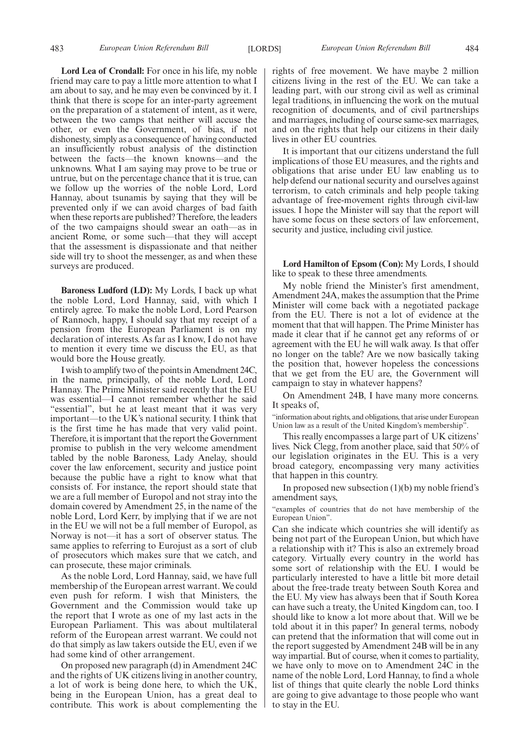**Lord Lea of Crondall:** For once in his life, my noble friend may care to pay a little more attention to what I am about to say, and he may even be convinced by it. I think that there is scope for an inter-party agreement on the preparation of a statement of intent, as it were, between the two camps that neither will accuse the other, or even the Government, of bias, if not dishonesty, simply as a consequence of having conducted an insufficiently robust analysis of the distinction between the facts—the known knowns—and the unknowns. What I am saying may prove to be true or untrue, but on the percentage chance that it is true, can we follow up the worries of the noble Lord, Lord Hannay, about tsunamis by saying that they will be prevented only if we can avoid charges of bad faith when these reports are published? Therefore, the leaders of the two campaigns should swear an oath—as in ancient Rome, or some such—that they will accept that the assessment is dispassionate and that neither side will try to shoot the messenger, as and when these surveys are produced.

**Baroness Ludford (LD):** My Lords, I back up what the noble Lord, Lord Hannay, said, with which I entirely agree. To make the noble Lord, Lord Pearson of Rannoch, happy, I should say that my receipt of a pension from the European Parliament is on my declaration of interests. As far as I know, I do not have to mention it every time we discuss the EU, as that would bore the House greatly.

I wish to amplify two of the points in Amendment 24C, in the name, principally, of the noble Lord, Lord Hannay. The Prime Minister said recently that the EU was essential—I cannot remember whether he said "essential", but he at least meant that it was very important—to the UK's national security. I think that is the first time he has made that very valid point. Therefore, it is important that the report the Government promise to publish in the very welcome amendment tabled by the noble Baroness, Lady Anelay, should cover the law enforcement, security and justice point because the public have a right to know what that consists of. For instance, the report should state that we are a full member of Europol and not stray into the domain covered by Amendment 25, in the name of the noble Lord, Lord Kerr, by implying that if we are not in the EU we will not be a full member of Europol, as Norway is not—it has a sort of observer status. The same applies to referring to Eurojust as a sort of club of prosecutors which makes sure that we catch, and can prosecute, these major criminals.

As the noble Lord, Lord Hannay, said, we have full membership of the European arrest warrant. We could even push for reform. I wish that Ministers, the Government and the Commission would take up the report that I wrote as one of my last acts in the European Parliament. This was about multilateral reform of the European arrest warrant. We could not do that simply as law takers outside the EU, even if we had some kind of other arrangement.

On proposed new paragraph (d) in Amendment 24C and the rights of UK citizens living in another country, a lot of work is being done here, to which the UK, being in the European Union, has a great deal to contribute. This work is about complementing the rights of free movement. We have maybe 2 million citizens living in the rest of the EU. We can take a leading part, with our strong civil as well as criminal legal traditions, in influencing the work on the mutual recognition of documents, and of civil partnerships and marriages, including of course same-sex marriages, and on the rights that help our citizens in their daily lives in other EU countries.

It is important that our citizens understand the full implications of those EU measures, and the rights and obligations that arise under EU law enabling us to help defend our national security and ourselves against terrorism, to catch criminals and help people taking advantage of free-movement rights through civil-law issues. I hope the Minister will say that the report will have some focus on these sectors of law enforcement, security and justice, including civil justice.

**Lord Hamilton of Epsom (Con):** My Lords, I should like to speak to these three amendments.

My noble friend the Minister's first amendment, Amendment 24A, makes the assumption that the Prime Minister will come back with a negotiated package from the EU. There is not a lot of evidence at the moment that that will happen. The Prime Minister has made it clear that if he cannot get any reforms of or agreement with the EU he will walk away. Is that offer no longer on the table? Are we now basically taking the position that, however hopeless the concessions that we get from the EU are, the Government will campaign to stay in whatever happens?

On Amendment 24B, I have many more concerns. It speaks of,

"information about rights, and obligations, that arise under European Union law as a result of the United Kingdom's membership".

This really encompasses a large part of UK citizens' lives. Nick Clegg, from another place, said that 50% of our legislation originates in the EU. This is a very broad category, encompassing very many activities that happen in this country.

In proposed new subsection (1)(b) my noble friend's amendment says,

"examples of countries that do not have membership of the European Union".

Can she indicate which countries she will identify as being not part of the European Union, but which have a relationship with it? This is also an extremely broad category. Virtually every country in the world has some sort of relationship with the EU. I would be particularly interested to have a little bit more detail about the free-trade treaty between South Korea and the EU. My view has always been that if South Korea can have such a treaty, the United Kingdom can, too. I should like to know a lot more about that. Will we be told about it in this paper? In general terms, nobody can pretend that the information that will come out in the report suggested by Amendment 24B will be in any way impartial. But of course, when it comes to partiality, we have only to move on to Amendment 24C in the name of the noble Lord, Lord Hannay, to find a whole list of things that quite clearly the noble Lord thinks are going to give advantage to those people who want to stay in the EU.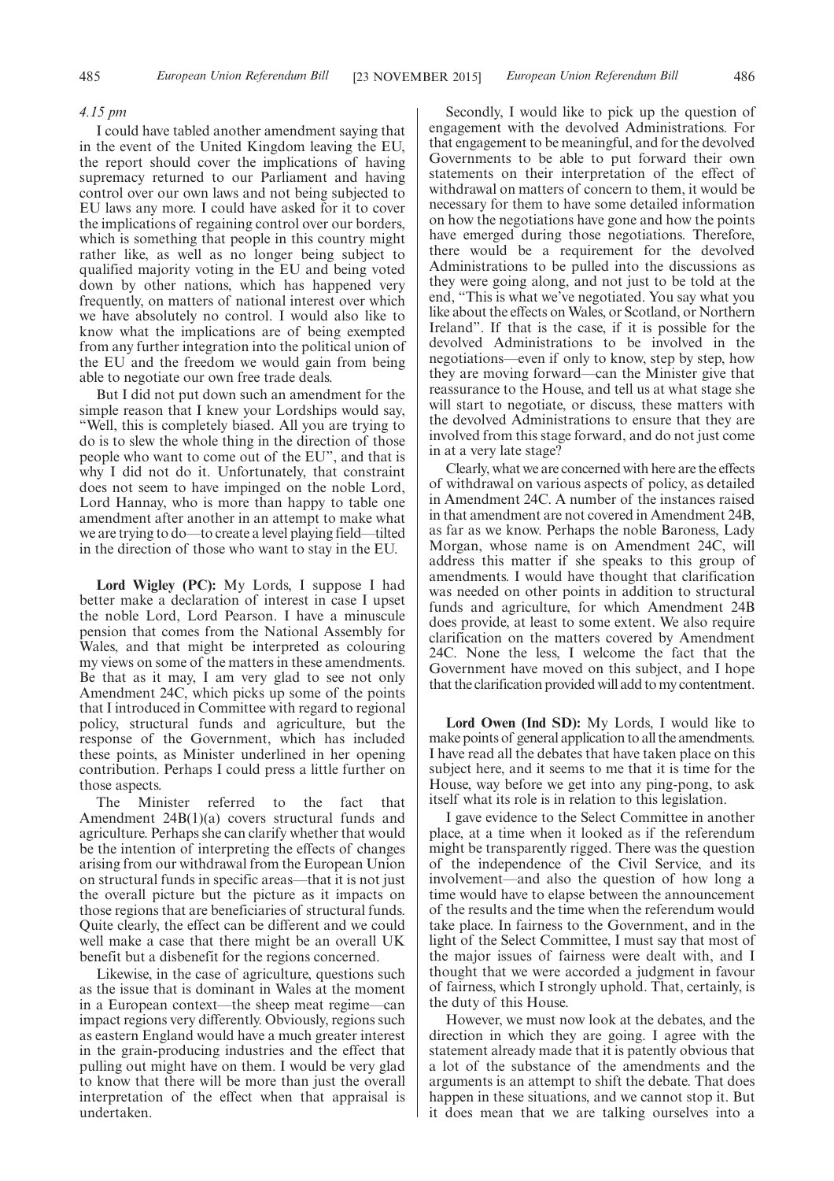*4.15 pm*

I could have tabled another amendment saying that in the event of the United Kingdom leaving the EU, the report should cover the implications of having supremacy returned to our Parliament and having control over our own laws and not being subjected to EU laws any more. I could have asked for it to cover the implications of regaining control over our borders, which is something that people in this country might rather like, as well as no longer being subject to qualified majority voting in the EU and being voted down by other nations, which has happened very frequently, on matters of national interest over which we have absolutely no control. I would also like to know what the implications are of being exempted from any further integration into the political union of the EU and the freedom we would gain from being able to negotiate our own free trade deals.

But I did not put down such an amendment for the simple reason that I knew your Lordships would say, "Well, this is completely biased. All you are trying to do is to slew the whole thing in the direction of those people who want to come out of the EU", and that is why I did not do it. Unfortunately, that constraint does not seem to have impinged on the noble Lord, Lord Hannay, who is more than happy to table one amendment after another in an attempt to make what we are trying to do—to create a level playing field—tilted in the direction of those who want to stay in the EU.

**Lord Wigley (PC):** My Lords, I suppose I had better make a declaration of interest in case I upset the noble Lord, Lord Pearson. I have a minuscule pension that comes from the National Assembly for Wales, and that might be interpreted as colouring my views on some of the matters in these amendments. Be that as it may, I am very glad to see not only Amendment 24C, which picks up some of the points that I introduced in Committee with regard to regional policy, structural funds and agriculture, but the response of the Government, which has included these points, as Minister underlined in her opening contribution. Perhaps I could press a little further on those aspects.

The Minister referred to the fact that Amendment 24B(1)(a) covers structural funds and agriculture. Perhaps she can clarify whether that would be the intention of interpreting the effects of changes arising from our withdrawal from the European Union on structural funds in specific areas—that it is not just the overall picture but the picture as it impacts on those regions that are beneficiaries of structural funds. Quite clearly, the effect can be different and we could well make a case that there might be an overall UK benefit but a disbenefit for the regions concerned.

Likewise, in the case of agriculture, questions such as the issue that is dominant in Wales at the moment in a European context—the sheep meat regime—can impact regions very differently. Obviously, regions such as eastern England would have a much greater interest in the grain-producing industries and the effect that pulling out might have on them. I would be very glad to know that there will be more than just the overall interpretation of the effect when that appraisal is undertaken.

Secondly, I would like to pick up the question of engagement with the devolved Administrations. For that engagement to be meaningful, and for the devolved Governments to be able to put forward their own statements on their interpretation of the effect of withdrawal on matters of concern to them, it would be necessary for them to have some detailed information on how the negotiations have gone and how the points have emerged during those negotiations. Therefore, there would be a requirement for the devolved Administrations to be pulled into the discussions as they were going along, and not just to be told at the end, "This is what we've negotiated. You say what you like about the effects on Wales, or Scotland, or Northern Ireland". If that is the case, if it is possible for the devolved Administrations to be involved in the negotiations—even if only to know, step by step, how they are moving forward—can the Minister give that reassurance to the House, and tell us at what stage she will start to negotiate, or discuss, these matters with the devolved Administrations to ensure that they are involved from this stage forward, and do not just come in at a very late stage?

Clearly, what we are concerned with here are the effects of withdrawal on various aspects of policy, as detailed in Amendment 24C. A number of the instances raised in that amendment are not covered in Amendment 24B, as far as we know. Perhaps the noble Baroness, Lady Morgan, whose name is on Amendment 24C, will address this matter if she speaks to this group of amendments. I would have thought that clarification was needed on other points in addition to structural funds and agriculture, for which Amendment 24B does provide, at least to some extent. We also require clarification on the matters covered by Amendment 24C. None the less, I welcome the fact that the Government have moved on this subject, and I hope that the clarification provided will add to my contentment.

**Lord Owen (Ind SD):** My Lords, I would like to make points of general application to all the amendments. I have read all the debates that have taken place on this subject here, and it seems to me that it is time for the House, way before we get into any ping-pong, to ask itself what its role is in relation to this legislation.

I gave evidence to the Select Committee in another place, at a time when it looked as if the referendum might be transparently rigged. There was the question of the independence of the Civil Service, and its involvement—and also the question of how long a time would have to elapse between the announcement of the results and the time when the referendum would take place. In fairness to the Government, and in the light of the Select Committee, I must say that most of the major issues of fairness were dealt with, and I thought that we were accorded a judgment in favour of fairness, which I strongly uphold. That, certainly, is the duty of this House.

However, we must now look at the debates, and the direction in which they are going. I agree with the statement already made that it is patently obvious that a lot of the substance of the amendments and the arguments is an attempt to shift the debate. That does happen in these situations, and we cannot stop it. But it does mean that we are talking ourselves into a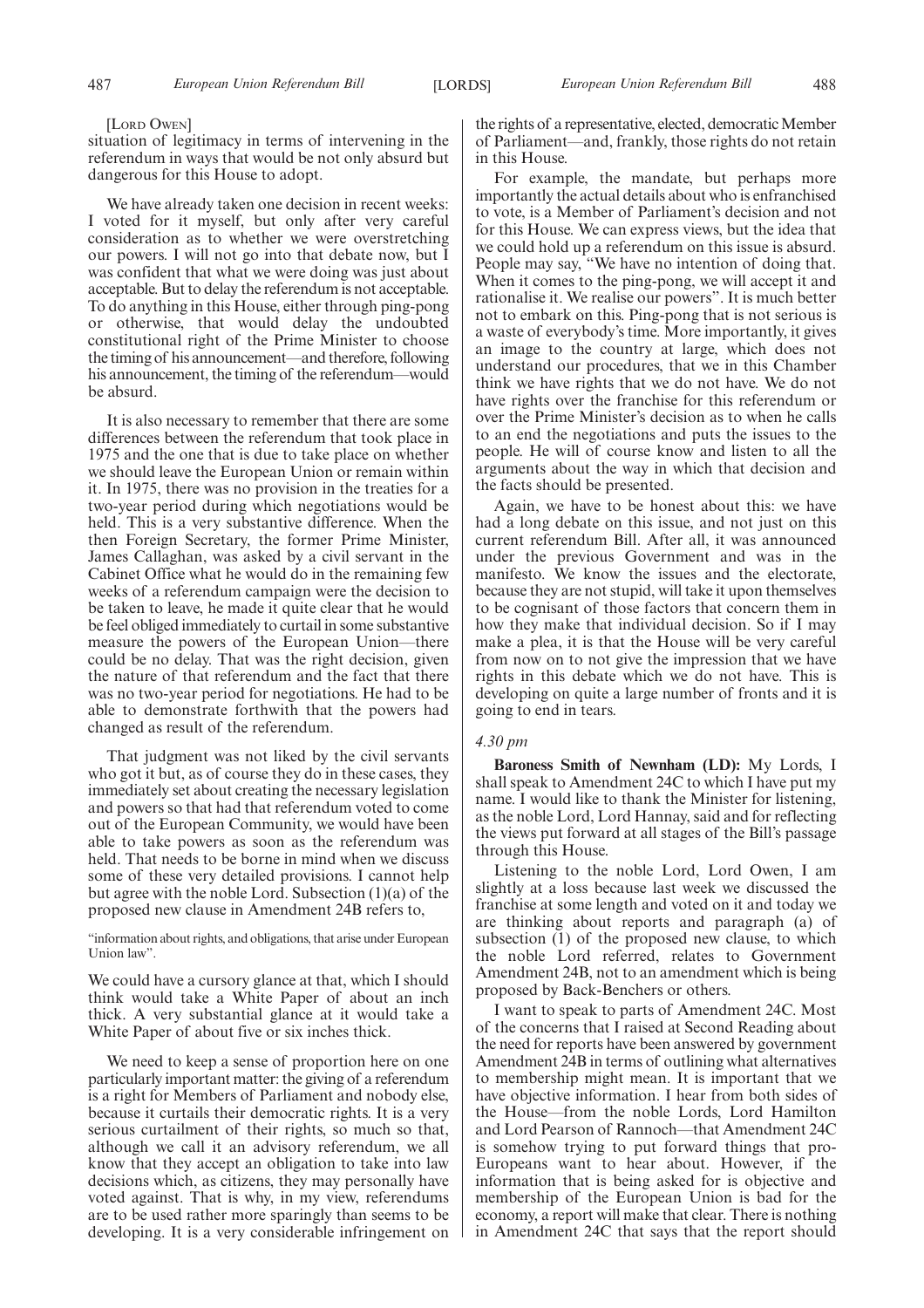[LORD OWEN]

situation of legitimacy in terms of intervening in the referendum in ways that would be not only absurd but dangerous for this House to adopt.

We have already taken one decision in recent weeks: I voted for it myself, but only after very careful consideration as to whether we were overstretching our powers. I will not go into that debate now, but I was confident that what we were doing was just about acceptable. But to delay the referendum is not acceptable. To do anything in this House, either through ping-pong or otherwise, that would delay the undoubted constitutional right of the Prime Minister to choose the timing of his announcement—and therefore, following his announcement, the timing of the referendum—would be absurd.

It is also necessary to remember that there are some differences between the referendum that took place in 1975 and the one that is due to take place on whether we should leave the European Union or remain within it. In 1975, there was no provision in the treaties for a two-year period during which negotiations would be held. This is a very substantive difference. When the then Foreign Secretary, the former Prime Minister, James Callaghan, was asked by a civil servant in the Cabinet Office what he would do in the remaining few weeks of a referendum campaign were the decision to be taken to leave, he made it quite clear that he would be feel obliged immediately to curtail in some substantive measure the powers of the European Union—there could be no delay. That was the right decision, given the nature of that referendum and the fact that there was no two-year period for negotiations. He had to be able to demonstrate forthwith that the powers had changed as result of the referendum.

That judgment was not liked by the civil servants who got it but, as of course they do in these cases, they immediately set about creating the necessary legislation and powers so that had that referendum voted to come out of the European Community, we would have been able to take powers as soon as the referendum was held. That needs to be borne in mind when we discuss some of these very detailed provisions. I cannot help but agree with the noble Lord. Subsection (1)(a) of the proposed new clause in Amendment 24B refers to,

"information about rights, and obligations, that arise under European Union law".

We could have a cursory glance at that, which I should think would take a White Paper of about an inch thick. A very substantial glance at it would take a White Paper of about five or six inches thick.

We need to keep a sense of proportion here on one particularly important matter: the giving of a referendum is a right for Members of Parliament and nobody else, because it curtails their democratic rights. It is a very serious curtailment of their rights, so much so that, although we call it an advisory referendum, we all know that they accept an obligation to take into law decisions which, as citizens, they may personally have voted against. That is why, in my view, referendums are to be used rather more sparingly than seems to be developing. It is a very considerable infringement on the rights of a representative, elected, democratic Member of Parliament—and, frankly, those rights do not retain in this House.

For example, the mandate, but perhaps more importantly the actual details about who is enfranchised to vote, is a Member of Parliament's decision and not for this House. We can express views, but the idea that we could hold up a referendum on this issue is absurd. People may say, "We have no intention of doing that. When it comes to the ping-pong, we will accept it and rationalise it. We realise our powers". It is much better not to embark on this. Ping-pong that is not serious is a waste of everybody's time. More importantly, it gives an image to the country at large, which does not understand our procedures, that we in this Chamber think we have rights that we do not have. We do not have rights over the franchise for this referendum or over the Prime Minister's decision as to when he calls to an end the negotiations and puts the issues to the people. He will of course know and listen to all the arguments about the way in which that decision and the facts should be presented.

Again, we have to be honest about this: we have had a long debate on this issue, and not just on this current referendum Bill. After all, it was announced under the previous Government and was in the manifesto. We know the issues and the electorate, because they are not stupid, will take it upon themselves to be cognisant of those factors that concern them in how they make that individual decision. So if I may make a plea, it is that the House will be very careful from now on to not give the impression that we have rights in this debate which we do not have. This is developing on quite a large number of fronts and it is going to end in tears.

*4.30 pm*

**Baroness Smith of Newnham (LD):** My Lords, I shall speak to Amendment 24C to which I have put my name. I would like to thank the Minister for listening, as the noble Lord, Lord Hannay, said and for reflecting the views put forward at all stages of the Bill's passage through this House.

Listening to the noble Lord, Lord Owen, I am slightly at a loss because last week we discussed the franchise at some length and voted on it and today we are thinking about reports and paragraph (a) of subsection (1) of the proposed new clause, to which the noble Lord referred, relates to Government Amendment 24B, not to an amendment which is being proposed by Back-Benchers or others.

I want to speak to parts of Amendment 24C. Most of the concerns that I raised at Second Reading about the need for reports have been answered by government Amendment 24B in terms of outlining what alternatives to membership might mean. It is important that we have objective information. I hear from both sides of the House—from the noble Lords, Lord Hamilton and Lord Pearson of Rannoch—that Amendment 24C is somehow trying to put forward things that pro-Europeans want to hear about. However, if the information that is being asked for is objective and membership of the European Union is bad for the economy, a report will make that clear. There is nothing in Amendment 24C that says that the report should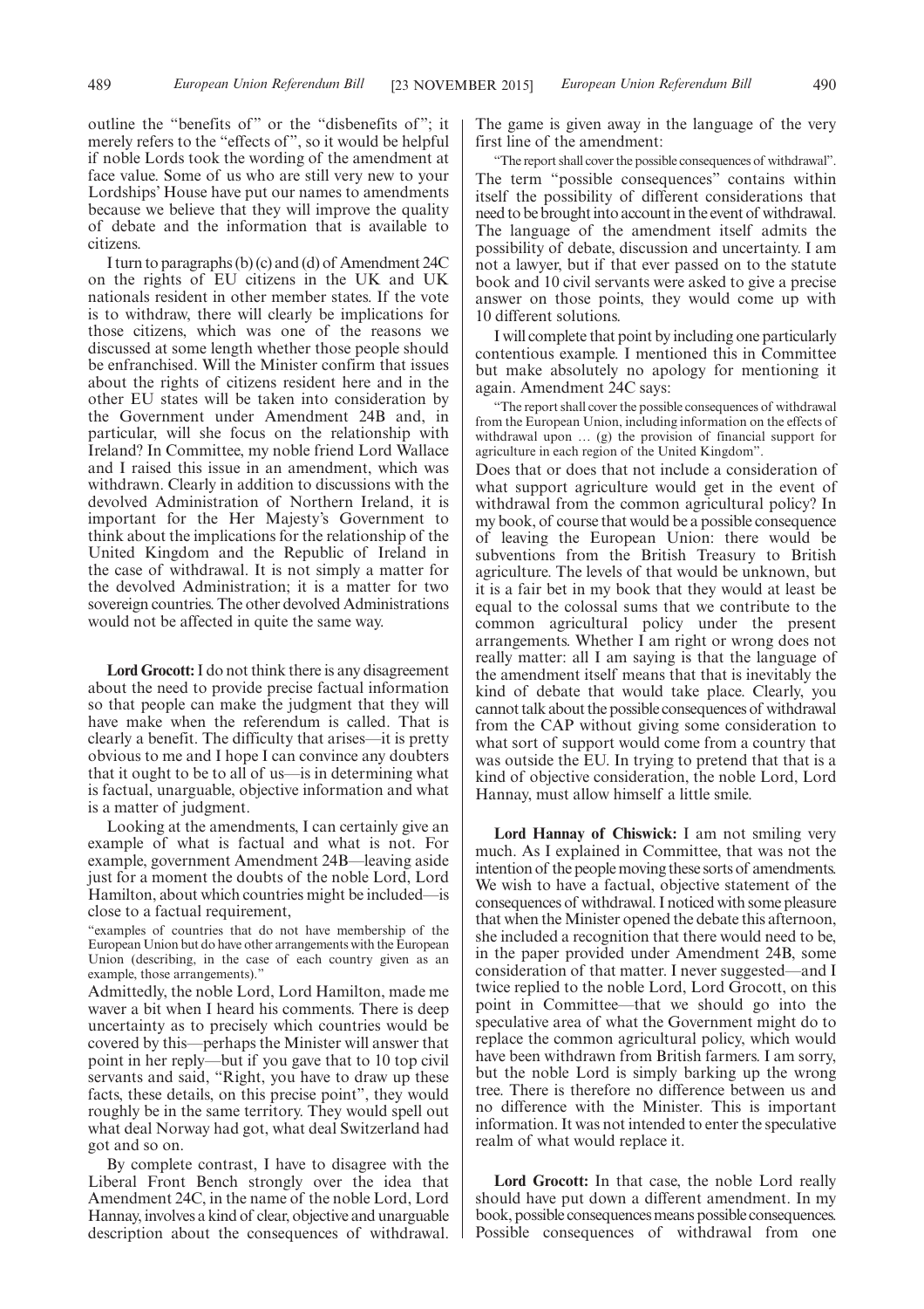outline the "benefits of" or the "disbenefits of"; it merely refers to the "effects of", so it would be helpful if noble Lords took the wording of the amendment at face value. Some of us who are still very new to your Lordships' House have put our names to amendments because we believe that they will improve the quality of debate and the information that is available to citizens.

I turn to paragraphs (b) (c) and (d) of Amendment 24C on the rights of EU citizens in the UK and UK nationals resident in other member states. If the vote is to withdraw, there will clearly be implications for those citizens, which was one of the reasons we discussed at some length whether those people should be enfranchised. Will the Minister confirm that issues about the rights of citizens resident here and in the other EU states will be taken into consideration by the Government under Amendment 24B and, in particular, will she focus on the relationship with Ireland? In Committee, my noble friend Lord Wallace and I raised this issue in an amendment, which was withdrawn. Clearly in addition to discussions with the devolved Administration of Northern Ireland, it is important for the Her Majesty's Government to think about the implications for the relationship of the United Kingdom and the Republic of Ireland in the case of withdrawal. It is not simply a matter for the devolved Administration; it is a matter for two sovereign countries. The other devolved Administrations would not be affected in quite the same way.

**Lord Grocott:** I do not think there is any disagreement about the need to provide precise factual information so that people can make the judgment that they will have make when the referendum is called. That is clearly a benefit. The difficulty that arises—it is pretty obvious to me and I hope I can convince any doubters that it ought to be to all of us—is in determining what is factual, unarguable, objective information and what is a matter of judgment.

Looking at the amendments, I can certainly give an example of what is factual and what is not. For example, government Amendment 24B—leaving aside just for a moment the doubts of the noble Lord, Lord Hamilton, about which countries might be included—is close to a factual requirement,

"examples of countries that do not have membership of the European Union but do have other arrangements with the European Union (describing, in the case of each country given as an example, those arrangements)."

Admittedly, the noble Lord, Lord Hamilton, made me waver a bit when I heard his comments. There is deep uncertainty as to precisely which countries would be covered by this—perhaps the Minister will answer that point in her reply—but if you gave that to 10 top civil servants and said, "Right, you have to draw up these facts, these details, on this precise point", they would roughly be in the same territory. They would spell out what deal Norway had got, what deal Switzerland had got and so on.

By complete contrast, I have to disagree with the Liberal Front Bench strongly over the idea that Amendment 24C, in the name of the noble Lord, Lord Hannay, involves a kind of clear, objective and unarguable description about the consequences of withdrawal. The game is given away in the language of the very first line of the amendment:

"The report shall cover the possible consequences of withdrawal".

The term "possible consequences" contains within itself the possibility of different considerations that need to be brought into account in the event of withdrawal. The language of the amendment itself admits the possibility of debate, discussion and uncertainty. I am not a lawyer, but if that ever passed on to the statute book and 10 civil servants were asked to give a precise answer on those points, they would come up with 10 different solutions.

I will complete that point by including one particularly contentious example. I mentioned this in Committee but make absolutely no apology for mentioning it again. Amendment 24C says:

"The report shall cover the possible consequences of withdrawal from the European Union, including information on the effects of withdrawal upon … (g) the provision of financial support for agriculture in each region of the United Kingdom".

Does that or does that not include a consideration of what support agriculture would get in the event of withdrawal from the common agricultural policy? In my book, of course that would be a possible consequence of leaving the European Union: there would be subventions from the British Treasury to British agriculture. The levels of that would be unknown, but it is a fair bet in my book that they would at least be equal to the colossal sums that we contribute to the common agricultural policy under the present arrangements. Whether I am right or wrong does not really matter: all I am saying is that the language of the amendment itself means that that is inevitably the kind of debate that would take place. Clearly, you cannot talk about the possible consequences of withdrawal from the CAP without giving some consideration to what sort of support would come from a country that was outside the EU. In trying to pretend that that is a kind of objective consideration, the noble Lord, Lord Hannay, must allow himself a little smile.

**Lord Hannay of Chiswick:** I am not smiling very much. As I explained in Committee, that was not the intention of the people moving these sorts of amendments. We wish to have a factual, objective statement of the consequences of withdrawal. I noticed with some pleasure that when the Minister opened the debate this afternoon, she included a recognition that there would need to be, in the paper provided under Amendment 24B, some consideration of that matter. I never suggested—and I twice replied to the noble Lord, Lord Grocott, on this point in Committee—that we should go into the speculative area of what the Government might do to replace the common agricultural policy, which would have been withdrawn from British farmers. I am sorry, but the noble Lord is simply barking up the wrong tree. There is therefore no difference between us and no difference with the Minister. This is important information. It was not intended to enter the speculative realm of what would replace it.

**Lord Grocott:** In that case, the noble Lord really should have put down a different amendment. In my book, possible consequences means possible consequences. Possible consequences of withdrawal from one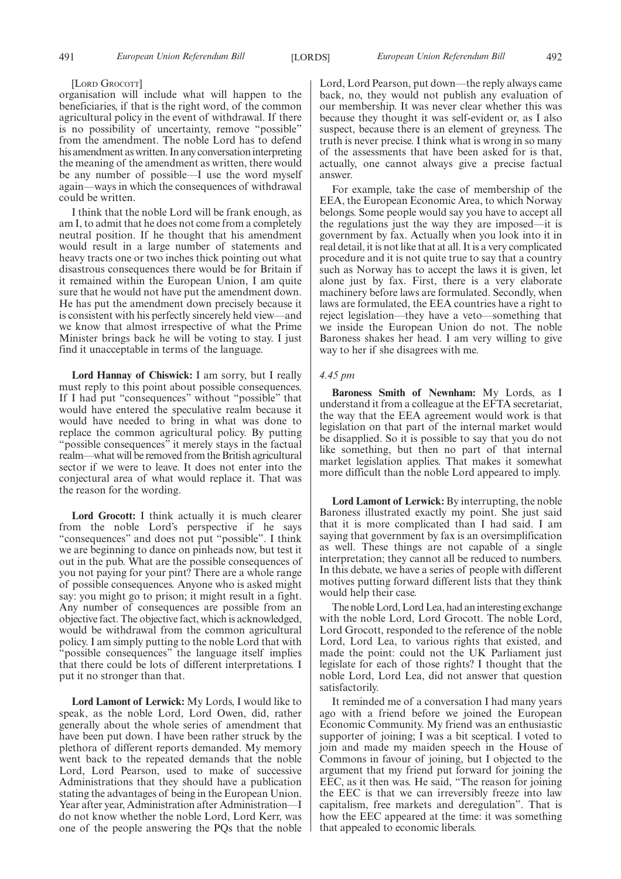[LORD GROCOTT]

organisation will include what will happen to the beneficiaries, if that is the right word, of the common agricultural policy in the event of withdrawal. If there is no possibility of uncertainty, remove "possible" from the amendment. The noble Lord has to defend his amendment as written. In any conversation interpreting the meaning of the amendment as written, there would be any number of possible—I use the word myself again—ways in which the consequences of withdrawal could be written.

I think that the noble Lord will be frank enough, as am I, to admit that he does not come from a completely neutral position. If he thought that his amendment would result in a large number of statements and heavy tracts one or two inches thick pointing out what disastrous consequences there would be for Britain if it remained within the European Union, I am quite sure that he would not have put the amendment down. He has put the amendment down precisely because it is consistent with his perfectly sincerely held view—and we know that almost irrespective of what the Prime Minister brings back he will be voting to stay. I just find it unacceptable in terms of the language.

**Lord Hannay of Chiswick:** I am sorry, but I really must reply to this point about possible consequences. If I had put "consequences" without "possible" that would have entered the speculative realm because it would have needed to bring in what was done to replace the common agricultural policy. By putting "possible consequences" it merely stays in the factual realm—what will be removed from the British agricultural sector if we were to leave. It does not enter into the conjectural area of what would replace it. That was the reason for the wording.

**Lord Grocott:** I think actually it is much clearer from the noble Lord's perspective if he says "consequences" and does not put "possible". I think we are beginning to dance on pinheads now, but test it out in the pub. What are the possible consequences of you not paying for your pint? There are a whole range of possible consequences. Anyone who is asked might say: you might go to prison; it might result in a fight. Any number of consequences are possible from an objective fact. The objective fact, which is acknowledged, would be withdrawal from the common agricultural policy. I am simply putting to the noble Lord that with "possible consequences" the language itself implies that there could be lots of different interpretations. I put it no stronger than that.

**Lord Lamont of Lerwick:** My Lords, I would like to speak, as the noble Lord, Lord Owen, did, rather generally about the whole series of amendment that have been put down. I have been rather struck by the plethora of different reports demanded. My memory went back to the repeated demands that the noble Lord, Lord Pearson, used to make of successive Administrations that they should have a publication stating the advantages of being in the European Union. Year after year, Administration after Administration—I do not know whether the noble Lord, Lord Kerr, was one of the people answering the PQs that the noble Lord, Lord Pearson, put down—the reply always came back, no, they would not publish any evaluation of our membership. It was never clear whether this was because they thought it was self-evident or, as I also suspect, because there is an element of greyness. The truth is never precise. I think what is wrong in so many of the assessments that have been asked for is that, actually, one cannot always give a precise factual answer.

For example, take the case of membership of the EEA, the European Economic Area, to which Norway belongs. Some people would say you have to accept all the regulations just the way they are imposed—it is government by fax. Actually when you look into it in real detail, it is not like that at all. It is a very complicated procedure and it is not quite true to say that a country such as Norway has to accept the laws it is given, let alone just by fax. First, there is a very elaborate machinery before laws are formulated. Secondly, when laws are formulated, the EEA countries have a right to reject legislation—they have a veto—something that we inside the European Union do not. The noble Baroness shakes her head. I am very willing to give way to her if she disagrees with me.

*4.45 pm*

**Baroness Smith of Newnham:** My Lords, as I understand it from a colleague at the EFTA secretariat, the way that the EEA agreement would work is that legislation on that part of the internal market would be disapplied. So it is possible to say that you do not like something, but then no part of that internal market legislation applies. That makes it somewhat more difficult than the noble Lord appeared to imply.

**Lord Lamont of Lerwick:** By interrupting, the noble Baroness illustrated exactly my point. She just said that it is more complicated than I had said. I am saying that government by fax is an oversimplification as well. These things are not capable of a single interpretation; they cannot all be reduced to numbers. In this debate, we have a series of people with different motives putting forward different lists that they think would help their case.

The noble Lord, Lord Lea, had an interesting exchange with the noble Lord, Lord Grocott. The noble Lord, Lord Grocott, responded to the reference of the noble Lord, Lord Lea, to various rights that existed, and made the point: could not the UK Parliament just legislate for each of those rights? I thought that the noble Lord, Lord Lea, did not answer that question satisfactorily.

It reminded me of a conversation I had many years ago with a friend before we joined the European Economic Community. My friend was an enthusiastic supporter of joining; I was a bit sceptical. I voted to join and made my maiden speech in the House of Commons in favour of joining, but I objected to the argument that my friend put forward for joining the EEC, as it then was. He said, "The reason for joining the EEC is that we can irreversibly freeze into law capitalism, free markets and deregulation". That is how the EEC appeared at the time: it was something that appealed to economic liberals.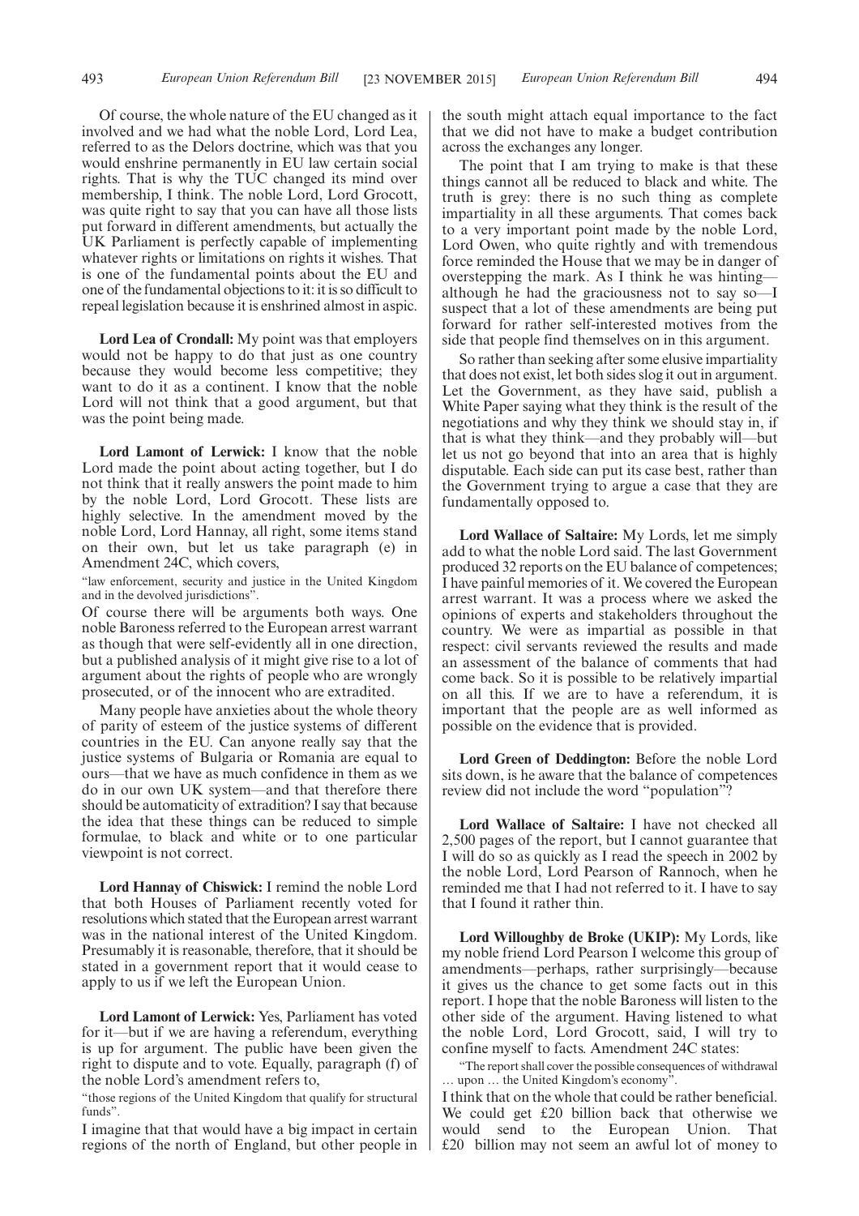Of course, the whole nature of the EU changed as it involved and we had what the noble Lord, Lord Lea, referred to as the Delors doctrine, which was that you would enshrine permanently in EU law certain social rights. That is why the TUC changed its mind over membership, I think. The noble Lord, Lord Grocott, was quite right to say that you can have all those lists put forward in different amendments, but actually the UK Parliament is perfectly capable of implementing whatever rights or limitations on rights it wishes. That is one of the fundamental points about the EU and one of the fundamental objections to it: it is so difficult to repeal legislation because it is enshrined almost in aspic.

**Lord Lea of Crondall:** My point was that employers would not be happy to do that just as one country because they would become less competitive; they want to do it as a continent. I know that the noble Lord will not think that a good argument, but that was the point being made.

**Lord Lamont of Lerwick:** I know that the noble Lord made the point about acting together, but I do not think that it really answers the point made to him by the noble Lord, Lord Grocott. These lists are highly selective. In the amendment moved by the noble Lord, Lord Hannay, all right, some items stand on their own, but let us take paragraph (e) in Amendment 24C, which covers,

"law enforcement, security and justice in the United Kingdom and in the devolved jurisdictions".

Of course there will be arguments both ways. One noble Baroness referred to the European arrest warrant as though that were self-evidently all in one direction, but a published analysis of it might give rise to a lot of argument about the rights of people who are wrongly prosecuted, or of the innocent who are extradited.

Many people have anxieties about the whole theory of parity of esteem of the justice systems of different countries in the EU. Can anyone really say that the justice systems of Bulgaria or Romania are equal to ours—that we have as much confidence in them as we do in our own UK system—and that therefore there should be automaticity of extradition? I say that because the idea that these things can be reduced to simple formulae, to black and white or to one particular viewpoint is not correct.

**Lord Hannay of Chiswick:** I remind the noble Lord that both Houses of Parliament recently voted for resolutions which stated that the European arrest warrant was in the national interest of the United Kingdom. Presumably it is reasonable, therefore, that it should be stated in a government report that it would cease to apply to us if we left the European Union.

**Lord Lamont of Lerwick:** Yes, Parliament has voted for it—but if we are having a referendum, everything is up for argument. The public have been given the right to dispute and to vote. Equally, paragraph (f) of the noble Lord's amendment refers to,

"those regions of the United Kingdom that qualify for structural funds".

I imagine that that would have a big impact in certain regions of the north of England, but other people in the south might attach equal importance to the fact that we did not have to make a budget contribution across the exchanges any longer.

The point that I am trying to make is that these things cannot all be reduced to black and white. The truth is grey: there is no such thing as complete impartiality in all these arguments. That comes back to a very important point made by the noble Lord, Lord Owen, who quite rightly and with tremendous force reminded the House that we may be in danger of overstepping the mark. As I think he was hinting—although he had the graciousness not to say so—I suspect that a lot of these amendments are being put forward for rather self-interested motives from the side that people find themselves on in this argument.

So rather than seeking after some elusive impartiality that does not exist, let both sides slog it out in argument. Let the Government, as they have said, publish a White Paper saying what they think is the result of the negotiations and why they think we should stay in, if that is what they think—and they probably will—but let us not go beyond that into an area that is highly disputable. Each side can put its case best, rather than the Government trying to argue a case that they are fundamentally opposed to.

**Lord Wallace of Saltaire:** My Lords, let me simply add to what the noble Lord said. The last Government produced 32 reports on the EU balance of competences; I have painful memories of it. We covered the European arrest warrant. It was a process where we asked the opinions of experts and stakeholders throughout the country. We were as impartial as possible in that respect: civil servants reviewed the results and made an assessment of the balance of comments that had come back. So it is possible to be relatively impartial on all this. If we are to have a referendum, it is important that the people are as well informed as possible on the evidence that is provided.

**Lord Green of Deddington:** Before the noble Lord sits down, is he aware that the balance of competences review did not include the word "population"?

**Lord Wallace of Saltaire:** I have not checked all 2,500 pages of the report, but I cannot guarantee that I will do so as quickly as I read the speech in 2002 by the noble Lord, Lord Pearson of Rannoch, when he reminded me that I had not referred to it. I have to say that I found it rather thin.

**Lord Willoughby de Broke (UKIP):** My Lords, like my noble friend Lord Pearson I welcome this group of amendments—perhaps, rather surprisingly—because it gives us the chance to get some facts out in this report. I hope that the noble Baroness will listen to the other side of the argument. Having listened to what the noble Lord, Lord Grocott, said, I will try to confine myself to facts. Amendment 24C states:

"The report shall cover the possible consequences of withdrawal … upon … the United Kingdom's economy".

I think that on the whole that could be rather beneficial. We could get £20 billion back that otherwise we would send to the European Union. That £20 billion may not seem an awful lot of money to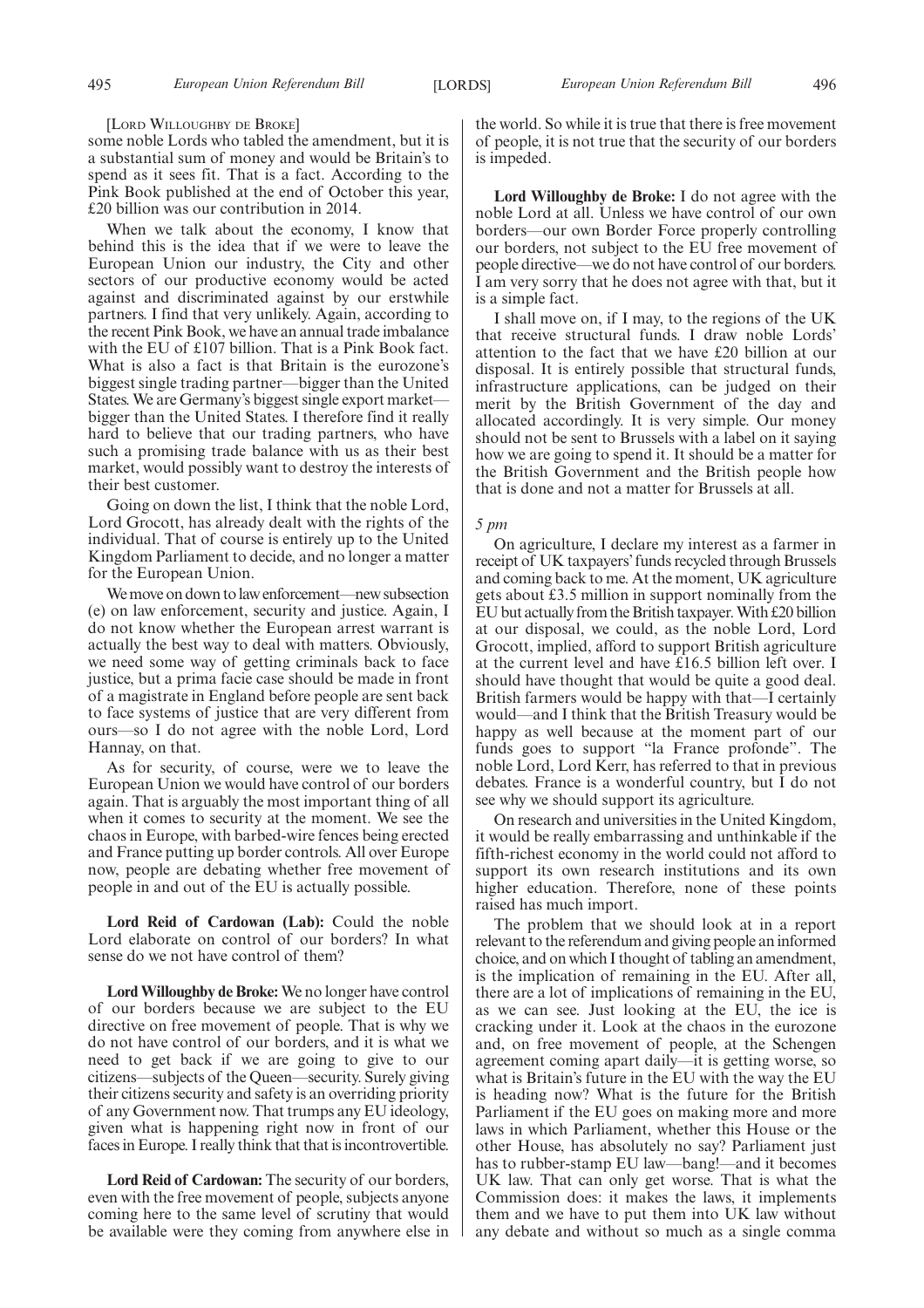[LORD WILLOUGHBY DE BROKE]

some noble Lords who tabled the amendment, but it is a substantial sum of money and would be Britain's to spend as it sees fit. That is a fact. According to the Pink Book published at the end of October this year, £20 billion was our contribution in 2014.

When we talk about the economy, I know that behind this is the idea that if we were to leave the European Union our industry, the City and other sectors of our productive economy would be acted against and discriminated against by our erstwhile partners. I find that very unlikely. Again, according to the recent Pink Book, we have an annual trade imbalance with the EU of £107 billion. That is a Pink Book fact. What is also a fact is that Britain is the eurozone's biggest single trading partner—bigger than the United States. We are Germany's biggest single export market—bigger than the United States. I therefore find it really hard to believe that our trading partners, who have such a promising trade balance with us as their best market, would possibly want to destroy the interests of their best customer.

Going on down the list, I think that the noble Lord, Lord Grocott, has already dealt with the rights of the individual. That of course is entirely up to the United Kingdom Parliament to decide, and no longer a matter for the European Union.

We move on down to law enforcement—new subsection (e) on law enforcement, security and justice. Again, I do not know whether the European arrest warrant is actually the best way to deal with matters. Obviously, we need some way of getting criminals back to face justice, but a prima facie case should be made in front of a magistrate in England before people are sent back to face systems of justice that are very different from ours—so I do not agree with the noble Lord, Lord Hannay, on that.

As for security, of course, were we to leave the European Union we would have control of our borders again. That is arguably the most important thing of all when it comes to security at the moment. We see the chaos in Europe, with barbed-wire fences being erected and France putting up border controls. All over Europe now, people are debating whether free movement of people in and out of the EU is actually possible.

**Lord Reid of Cardowan (Lab):** Could the noble Lord elaborate on control of our borders? In what sense do we not have control of them?

**Lord Willoughby de Broke:** We no longer have control of our borders because we are subject to the EU directive on free movement of people. That is why we do not have control of our borders, and it is what we need to get back if we are going to give to our citizens—subjects of the Queen—security. Surely giving their citizens security and safety is an overriding priority of any Government now. That trumps any EU ideology, given what is happening right now in front of our faces in Europe. I really think that that is incontrovertible.

**Lord Reid of Cardowan:** The security of our borders, even with the free movement of people, subjects anyone coming here to the same level of scrutiny that would be available were they coming from anywhere else in the world. So while it is true that there is free movement of people, it is not true that the security of our borders is impeded.

**Lord Willoughby de Broke:** I do not agree with the noble Lord at all. Unless we have control of our own borders—our own Border Force properly controlling our borders, not subject to the EU free movement of people directive—we do not have control of our borders. I am very sorry that he does not agree with that, but it is a simple fact.

I shall move on, if I may, to the regions of the UK that receive structural funds. I draw noble Lords' attention to the fact that we have £20 billion at our disposal. It is entirely possible that structural funds, infrastructure applications, can be judged on their merit by the British Government of the day and allocated accordingly. It is very simple. Our money should not be sent to Brussels with a label on it saying how we are going to spend it. It should be a matter for the British Government and the British people how that is done and not a matter for Brussels at all.

*5 pm*

On agriculture, I declare my interest as a farmer in receipt of UK taxpayers' funds recycled through Brussels and coming back to me. At the moment, UK agriculture gets about £3.5 million in support nominally from the EU but actually from the British taxpayer. With £20 billion at our disposal, we could, as the noble Lord, Lord Grocott, implied, afford to support British agriculture at the current level and have £16.5 billion left over. I should have thought that would be quite a good deal. British farmers would be happy with that—I certainly would—and I think that the British Treasury would be happy as well because at the moment part of our funds goes to support "la France profonde". The noble Lord, Lord Kerr, has referred to that in previous debates. France is a wonderful country, but I do not see why we should support its agriculture.

On research and universities in the United Kingdom, it would be really embarrassing and unthinkable if the fifth-richest economy in the world could not afford to support its own research institutions and its own higher education. Therefore, none of these points raised has much import.

The problem that we should look at in a report relevant to the referendum and giving people an informed choice, and on which I thought of tabling an amendment, is the implication of remaining in the EU. After all, there are a lot of implications of remaining in the EU, as we can see. Just looking at the EU, the ice is cracking under it. Look at the chaos in the eurozone and, on free movement of people, at the Schengen agreement coming apart daily—it is getting worse, so what is Britain's future in the EU with the way the EU is heading now? What is the future for the British Parliament if the EU goes on making more and more laws in which Parliament, whether this House or the other House, has absolutely no say? Parliament just has to rubber-stamp EU law—bang!—and it becomes UK law. That can only get worse. That is what the Commission does: it makes the laws, it implements them and we have to put them into UK law without any debate and without so much as a single comma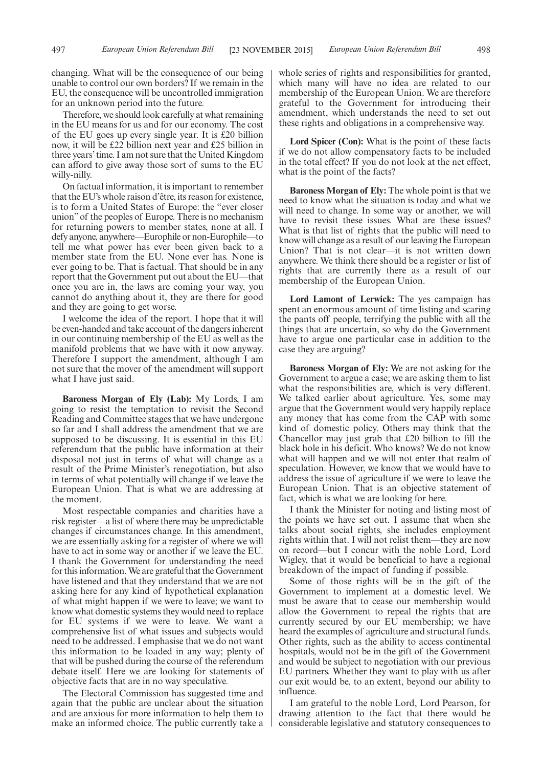changing. What will be the consequence of our being unable to control our own borders? If we remain in the EU, the consequence will be uncontrolled immigration for an unknown period into the future.

Therefore, we should look carefully at what remaining in the EU means for us and for our economy. The cost of the EU goes up every single year. It is £20 billion now, it will be £22 billion next year and £25 billion in three years' time. I am not sure that the United Kingdom can afford to give away those sort of sums to the EU willy-nilly.

On factual information, it is important to remember that the EU's whole raison d'être, its reason for existence, is to form a United States of Europe: the "ever closer union" of the peoples of Europe. There is no mechanism for returning powers to member states, none at all. I defy anyone, anywhere—Europhile or non-Europhile—to tell me what power has ever been given back to a member state from the EU. None ever has. None is ever going to be. That is factual. That should be in any report that the Government put out about the EU—that once you are in, the laws are coming your way, you cannot do anything about it, they are there for good and they are going to get worse.

I welcome the idea of the report. I hope that it will be even-handed and take account of the dangers inherent in our continuing membership of the EU as well as the manifold problems that we have with it now anyway. Therefore I support the amendment, although I am not sure that the mover of the amendment will support what I have just said.

**Baroness Morgan of Ely (Lab):** My Lords, I am going to resist the temptation to revisit the Second Reading and Committee stages that we have undergone so far and I shall address the amendment that we are supposed to be discussing. It is essential in this EU referendum that the public have information at their disposal not just in terms of what will change as a result of the Prime Minister's renegotiation, but also in terms of what potentially will change if we leave the European Union. That is what we are addressing at the moment.

Most respectable companies and charities have a risk register—a list of where there may be unpredictable changes if circumstances change. In this amendment, we are essentially asking for a register of where we will have to act in some way or another if we leave the EU. I thank the Government for understanding the need for this information. We are grateful that the Government have listened and that they understand that we are not asking here for any kind of hypothetical explanation of what might happen if we were to leave; we want to know what domestic systems they would need to replace for EU systems if we were to leave. We want a comprehensive list of what issues and subjects would need to be addressed. I emphasise that we do not want this information to be loaded in any way; plenty of that will be pushed during the course of the referendum debate itself. Here we are looking for statements of objective facts that are in no way speculative.

The Electoral Commission has suggested time and again that the public are unclear about the situation and are anxious for more information to help them to make an informed choice. The public currently take a whole series of rights and responsibilities for granted, which many will have no idea are related to our membership of the European Union. We are therefore grateful to the Government for introducing their amendment, which understands the need to set out these rights and obligations in a comprehensive way.

**Lord Spicer (Con):** What is the point of these facts if we do not allow compensatory facts to be included in the total effect? If you do not look at the net effect, what is the point of the facts?

**Baroness Morgan of Ely:** The whole point is that we need to know what the situation is today and what we will need to change. In some way or another, we will have to revisit these issues. What are these issues? What is that list of rights that the public will need to know will change as a result of our leaving the European Union? That is not clear—it is not written down anywhere. We think there should be a register or list of rights that are currently there as a result of our membership of the European Union.

**Lord Lamont of Lerwick:** The yes campaign has spent an enormous amount of time listing and scaring the pants off people, terrifying the public with all the things that are uncertain, so why do the Government have to argue one particular case in addition to the case they are arguing?

**Baroness Morgan of Ely:** We are not asking for the Government to argue a case; we are asking them to list what the responsibilities are, which is very different. We talked earlier about agriculture. Yes, some may argue that the Government would very happily replace any money that has come from the CAP with some kind of domestic policy. Others may think that the Chancellor may just grab that £20 billion to fill the black hole in his deficit. Who knows? We do not know what will happen and we will not enter that realm of speculation. However, we know that we would have to address the issue of agriculture if we were to leave the European Union. That is an objective statement of fact, which is what we are looking for here.

I thank the Minister for noting and listing most of the points we have set out. I assume that when she talks about social rights, she includes employment rights within that. I will not relist them—they are now on record—but I concur with the noble Lord, Lord Wigley, that it would be beneficial to have a regional breakdown of the impact of funding if possible.

Some of those rights will be in the gift of the Government to implement at a domestic level. We must be aware that to cease our membership would allow the Government to repeal the rights that are currently secured by our EU membership; we have heard the examples of agriculture and structural funds. Other rights, such as the ability to access continental hospitals, would not be in the gift of the Government and would be subject to negotiation with our previous EU partners. Whether they want to play with us after our exit would be, to an extent, beyond our ability to influence.

I am grateful to the noble Lord, Lord Pearson, for drawing attention to the fact that there would be considerable legislative and statutory consequences to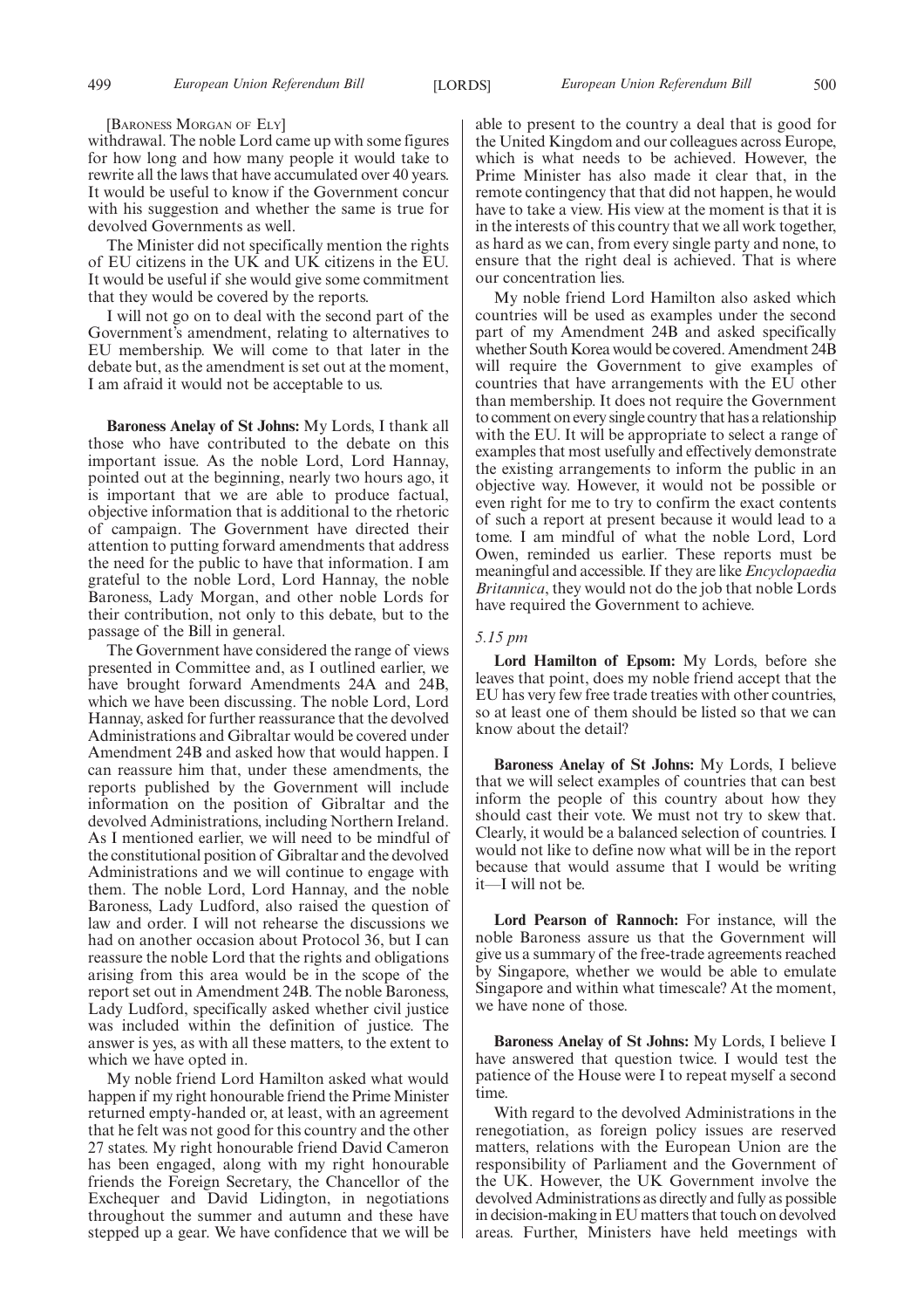[Baroness Morgan of Ely]

withdrawal. The noble Lord came up with some figures for how long and how many people it would take to rewrite all the laws that have accumulated over 40 years. It would be useful to know if the Government concur with his suggestion and whether the same is true for devolved Governments as well.

The Minister did not specifically mention the rights of EU citizens in the UK and UK citizens in the EU. It would be useful if she would give some commitment that they would be covered by the reports.

I will not go on to deal with the second part of the Government's amendment, relating to alternatives to EU membership. We will come to that later in the debate but, as the amendment is set out at the moment, I am afraid it would not be acceptable to us.

**Baroness Anelay of St Johns:** My Lords, I thank all those who have contributed to the debate on this important issue. As the noble Lord, Lord Hannay, pointed out at the beginning, nearly two hours ago, it is important that we are able to produce factual, objective information that is additional to the rhetoric of campaign. The Government have directed their attention to putting forward amendments that address the need for the public to have that information. I am grateful to the noble Lord, Lord Hannay, the noble Baroness, Lady Morgan, and other noble Lords for their contribution, not only to this debate, but to the passage of the Bill in general.

The Government have considered the range of views presented in Committee and, as I outlined earlier, we have brought forward Amendments 24A and 24B, which we have been discussing. The noble Lord, Lord Hannay, asked for further reassurance that the devolved Administrations and Gibraltar would be covered under Amendment 24B and asked how that would happen. I can reassure him that, under these amendments, the reports published by the Government will include information on the position of Gibraltar and the devolved Administrations, including Northern Ireland. As I mentioned earlier, we will need to be mindful of the constitutional position of Gibraltar and the devolved Administrations and we will continue to engage with them. The noble Lord, Lord Hannay, and the noble Baroness, Lady Ludford, also raised the question of law and order. I will not rehearse the discussions we had on another occasion about Protocol 36, but I can reassure the noble Lord that the rights and obligations arising from this area would be in the scope of the report set out in Amendment 24B. The noble Baroness, Lady Ludford, specifically asked whether civil justice was included within the definition of justice. The answer is yes, as with all these matters, to the extent to which we have opted in.

My noble friend Lord Hamilton asked what would happen if my right honourable friend the Prime Minister returned empty-handed or, at least, with an agreement that he felt was not good for this country and the other 27 states. My right honourable friend David Cameron has been engaged, along with my right honourable friends the Foreign Secretary, the Chancellor of the Exchequer and David Lidington, in negotiations throughout the summer and autumn and these have stepped up a gear. We have confidence that we will be able to present to the country a deal that is good for the United Kingdom and our colleagues across Europe, which is what needs to be achieved. However, the Prime Minister has also made it clear that, in the remote contingency that that did not happen, he would have to take a view. His view at the moment is that it is in the interests of this country that we all work together, as hard as we can, from every single party and none, to ensure that the right deal is achieved. That is where our concentration lies.

My noble friend Lord Hamilton also asked which countries will be used as examples under the second part of my Amendment 24B and asked specifically whether South Korea would be covered. Amendment 24B will require the Government to give examples of countries that have arrangements with the EU other than membership. It does not require the Government to comment on every single country that has a relationship with the EU. It will be appropriate to select a range of examples that most usefully and effectively demonstrate the existing arrangements to inform the public in an objective way. However, it would not be possible or even right for me to try to confirm the exact contents of such a report at present because it would lead to a tome. I am mindful of what the noble Lord, Lord Owen, reminded us earlier. These reports must be meaningful and accessible. If they are like *Encyclopaedia Britannica*, they would not do the job that noble Lords have required the Government to achieve.

*5.15 pm*

**Lord Hamilton of Epsom:** My Lords, before she leaves that point, does my noble friend accept that the EU has very few free trade treaties with other countries, so at least one of them should be listed so that we can know about the detail?

**Baroness Anelay of St Johns:** My Lords, I believe that we will select examples of countries that can best inform the people of this country about how they should cast their vote. We must not try to skew that. Clearly, it would be a balanced selection of countries. I would not like to define now what will be in the report because that would assume that I would be writing it—I will not be.

**Lord Pearson of Rannoch:** For instance, will the noble Baroness assure us that the Government will give us a summary of the free-trade agreements reached by Singapore, whether we would be able to emulate Singapore and within what timescale? At the moment, we have none of those.

**Baroness Anelay of St Johns:** My Lords, I believe I have answered that question twice. I would test the patience of the House were I to repeat myself a second time.

With regard to the devolved Administrations in the renegotiation, as foreign policy issues are reserved matters, relations with the European Union are the responsibility of Parliament and the Government of the UK. However, the UK Government involve the devolved Administrations as directly and fully as possible in decision-making in EU matters that touch on devolved areas. Further, Ministers have held meetings with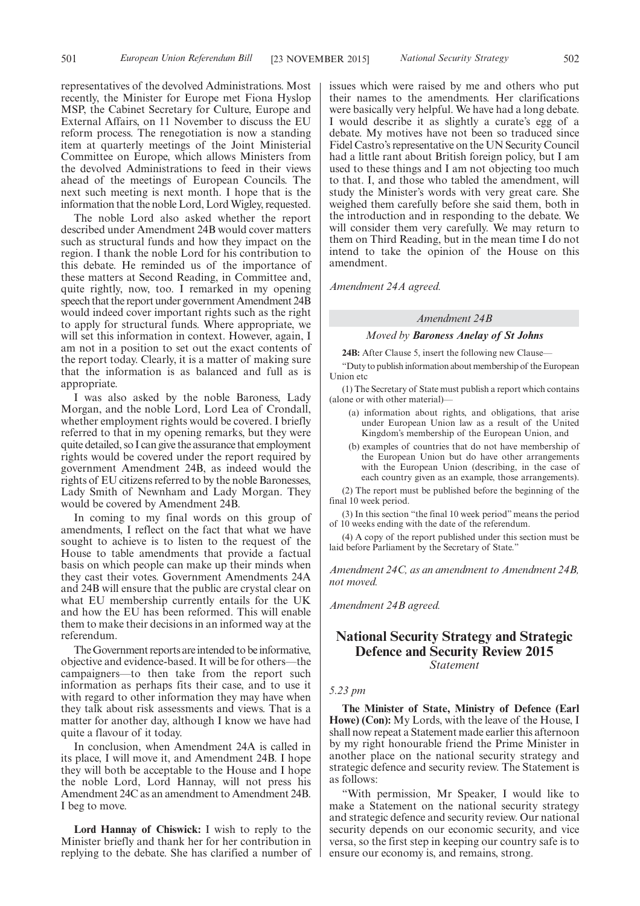representatives of the devolved Administrations. Most recently, the Minister for Europe met Fiona Hyslop MSP, the Cabinet Secretary for Culture, Europe and External Affairs, on 11 November to discuss the EU reform process. The renegotiation is now a standing item at quarterly meetings of the Joint Ministerial Committee on Europe, which allows Ministers from the devolved Administrations to feed in their views ahead of the meetings of European Councils. The next such meeting is next month. I hope that is the information that the noble Lord, Lord Wigley, requested.

The noble Lord also asked whether the report described under Amendment 24B would cover matters such as structural funds and how they impact on the region. I thank the noble Lord for his contribution to this debate. He reminded us of the importance of these matters at Second Reading, in Committee and, quite rightly, now, too. I remarked in my opening speech that the report under government Amendment 24B would indeed cover important rights such as the right to apply for structural funds. Where appropriate, we will set this information in context. However, again, I am not in a position to set out the exact contents of the report today. Clearly, it is a matter of making sure that the information is as balanced and full as is appropriate.

I was also asked by the noble Baroness, Lady Morgan, and the noble Lord, Lord Lea of Crondall, whether employment rights would be covered. I briefly referred to that in my opening remarks, but they were quite detailed, so I can give the assurance that employment rights would be covered under the report required by government Amendment 24B, as indeed would the rights of EU citizens referred to by the noble Baronesses, Lady Smith of Newnham and Lady Morgan. They would be covered by Amendment 24B.

In coming to my final words on this group of amendments, I reflect on the fact that what we have sought to achieve is to listen to the request of the House to table amendments that provide a factual basis on which people can make up their minds when they cast their votes. Government Amendments 24A and 24B will ensure that the public are crystal clear on what EU membership currently entails for the UK and how the EU has been reformed. This will enable them to make their decisions in an informed way at the referendum.

The Government reports are intended to be informative, objective and evidence-based. It will be for others—the campaigners—to then take from the report such information as perhaps fits their case, and to use it with regard to other information they may have when they talk about risk assessments and views. That is a matter for another day, although I know we have had quite a flavour of it today.

In conclusion, when Amendment 24A is called in its place, I will move it, and Amendment 24B. I hope they will both be acceptable to the House and I hope the noble Lord, Lord Hannay, will not press his Amendment 24C as an amendment to Amendment 24B. I beg to move.

**Lord Hannay of Chiswick:** I wish to reply to the Minister briefly and thank her for her contribution in replying to the debate. She has clarified a number of issues which were raised by me and others who put their names to the amendments. Her clarifications were basically very helpful. We have had a long debate. I would describe it as slightly a curate's egg of a debate. My motives have not been so traduced since Fidel Castro's representative on the UN Security Council had a little rant about British foreign policy, but I am used to these things and I am not objecting too much to that. I, and those who tabled the amendment, will study the Minister's words with very great care. She weighed them carefully before she said them, both in the introduction and in responding to the debate. We will consider them very carefully. We may return to them on Third Reading, but in the mean time I do not intend to take the opinion of the House on this amendment.

*Amendment 24A agreed.*

*Amendment 24B*

*Moved by* ***Baroness Anelay of St Johns***

**24B:** After Clause 5, insert the following new Clause—

"Duty to publish information about membership of the European Union etc

(1) The Secretary of State must publish a report which contains (alone or with other material)—

(a) information about rights, and obligations, that arise under European Union law as a result of the United Kingdom's membership of the European Union, and

(b) examples of countries that do not have membership of the European Union but do have other arrangements with the European Union (describing, in the case of each country given as an example, those arrangements).

(2) The report must be published before the beginning of the final 10 week period.

(3) In this section "the final 10 week period" means the period of 10 weeks ending with the date of the referendum.

(4) A copy of the report published under this section must be laid before Parliament by the Secretary of State."

*Amendment 24C, as an amendment to Amendment 24B, not moved.*

*Amendment 24B agreed.*

## National Security Strategy and Strategic Defence and Security Review 2015

*Statement*

*5.23 pm*

**The Minister of State, Ministry of Defence (Earl Howe) (Con):** My Lords, with the leave of the House, I shall now repeat a Statement made earlier this afternoon by my right honourable friend the Prime Minister in another place on the national security strategy and strategic defence and security review. The Statement is as follows:

"With permission, Mr Speaker, I would like to make a Statement on the national security strategy and strategic defence and security review. Our national security depends on our economic security, and vice versa, so the first step in keeping our country safe is to ensure our economy is, and remains, strong.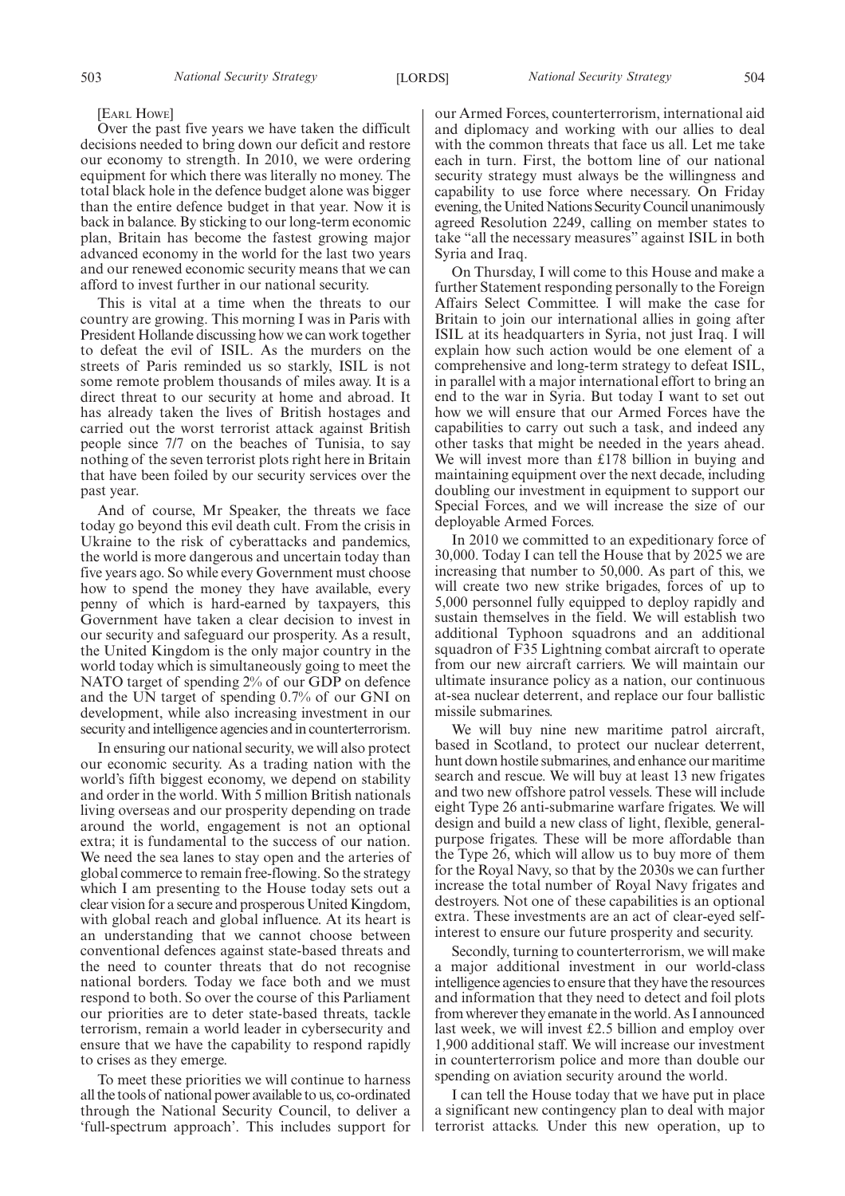[EARL HOWE]

Over the past five years we have taken the difficult decisions needed to bring down our deficit and restore our economy to strength. In 2010, we were ordering equipment for which there was literally no money. The total black hole in the defence budget alone was bigger than the entire defence budget in that year. Now it is back in balance. By sticking to our long-term economic plan, Britain has become the fastest growing major advanced economy in the world for the last two years and our renewed economic security means that we can afford to invest further in our national security.

This is vital at a time when the threats to our country are growing. This morning I was in Paris with President Hollande discussing how we can work together to defeat the evil of ISIL. As the murders on the streets of Paris reminded us so starkly, ISIL is not some remote problem thousands of miles away. It is a direct threat to our security at home and abroad. It has already taken the lives of British hostages and carried out the worst terrorist attack against British people since 7/7 on the beaches of Tunisia, to say nothing of the seven terrorist plots right here in Britain that have been foiled by our security services over the past year.

And of course, Mr Speaker, the threats we face today go beyond this evil death cult. From the crisis in Ukraine to the risk of cyberattacks and pandemics, the world is more dangerous and uncertain today than five years ago. So while every Government must choose how to spend the money they have available, every penny of which is hard-earned by taxpayers, this Government have taken a clear decision to invest in our security and safeguard our prosperity. As a result, the United Kingdom is the only major country in the world today which is simultaneously going to meet the NATO target of spending 2% of our GDP on defence and the UN target of spending 0.7% of our GNI on development, while also increasing investment in our security and intelligence agencies and in counterterrorism.

In ensuring our national security, we will also protect our economic security. As a trading nation with the world's fifth biggest economy, we depend on stability and order in the world. With 5 million British nationals living overseas and our prosperity depending on trade around the world, engagement is not an optional extra; it is fundamental to the success of our nation. We need the sea lanes to stay open and the arteries of global commerce to remain free-flowing. So the strategy which I am presenting to the House today sets out a clear vision for a secure and prosperous United Kingdom, with global reach and global influence. At its heart is an understanding that we cannot choose between conventional defences against state-based threats and the need to counter threats that do not recognise national borders. Today we face both and we must respond to both. So over the course of this Parliament our priorities are to deter state-based threats, tackle terrorism, remain a world leader in cybersecurity and ensure that we have the capability to respond rapidly to crises as they emerge.

To meet these priorities we will continue to harness all the tools of national power available to us, co-ordinated through the National Security Council, to deliver a 'full-spectrum approach'. This includes support for our Armed Forces, counterterrorism, international aid and diplomacy and working with our allies to deal with the common threats that face us all. Let me take each in turn. First, the bottom line of our national security strategy must always be the willingness and capability to use force where necessary. On Friday evening, the United Nations Security Council unanimously agreed Resolution 2249, calling on member states to take "all the necessary measures" against ISIL in both Syria and Iraq.

On Thursday, I will come to this House and make a further Statement responding personally to the Foreign Affairs Select Committee. I will make the case for Britain to join our international allies in going after ISIL at its headquarters in Syria, not just Iraq. I will explain how such action would be one element of a comprehensive and long-term strategy to defeat ISIL, in parallel with a major international effort to bring an end to the war in Syria. But today I want to set out how we will ensure that our Armed Forces have the capabilities to carry out such a task, and indeed any other tasks that might be needed in the years ahead. We will invest more than £178 billion in buying and maintaining equipment over the next decade, including doubling our investment in equipment to support our Special Forces, and we will increase the size of our deployable Armed Forces.

In 2010 we committed to an expeditionary force of 30,000. Today I can tell the House that by 2025 we are increasing that number to 50,000. As part of this, we will create two new strike brigades, forces of up to 5,000 personnel fully equipped to deploy rapidly and sustain themselves in the field. We will establish two additional Typhoon squadrons and an additional squadron of F35 Lightning combat aircraft to operate from our new aircraft carriers. We will maintain our ultimate insurance policy as a nation, our continuous at-sea nuclear deterrent, and replace our four ballistic missile submarines.

We will buy nine new maritime patrol aircraft, based in Scotland, to protect our nuclear deterrent, hunt down hostile submarines, and enhance our maritime search and rescue. We will buy at least 13 new frigates and two new offshore patrol vessels. These will include eight Type 26 anti-submarine warfare frigates. We will design and build a new class of light, flexible, general-purpose frigates. These will be more affordable than the Type 26, which will allow us to buy more of them for the Royal Navy, so that by the 2030s we can further increase the total number of Royal Navy frigates and destroyers. Not one of these capabilities is an optional extra. These investments are an act of clear-eyed self-interest to ensure our future prosperity and security.

Secondly, turning to counterterrorism, we will make a major additional investment in our world-class intelligence agencies to ensure that they have the resources and information that they need to detect and foil plots from wherever they emanate in the world. As I announced last week, we will invest £2.5 billion and employ over 1,900 additional staff. We will increase our investment in counterterrorism police and more than double our spending on aviation security around the world.

I can tell the House today that we have put in place a significant new contingency plan to deal with major terrorist attacks. Under this new operation, up to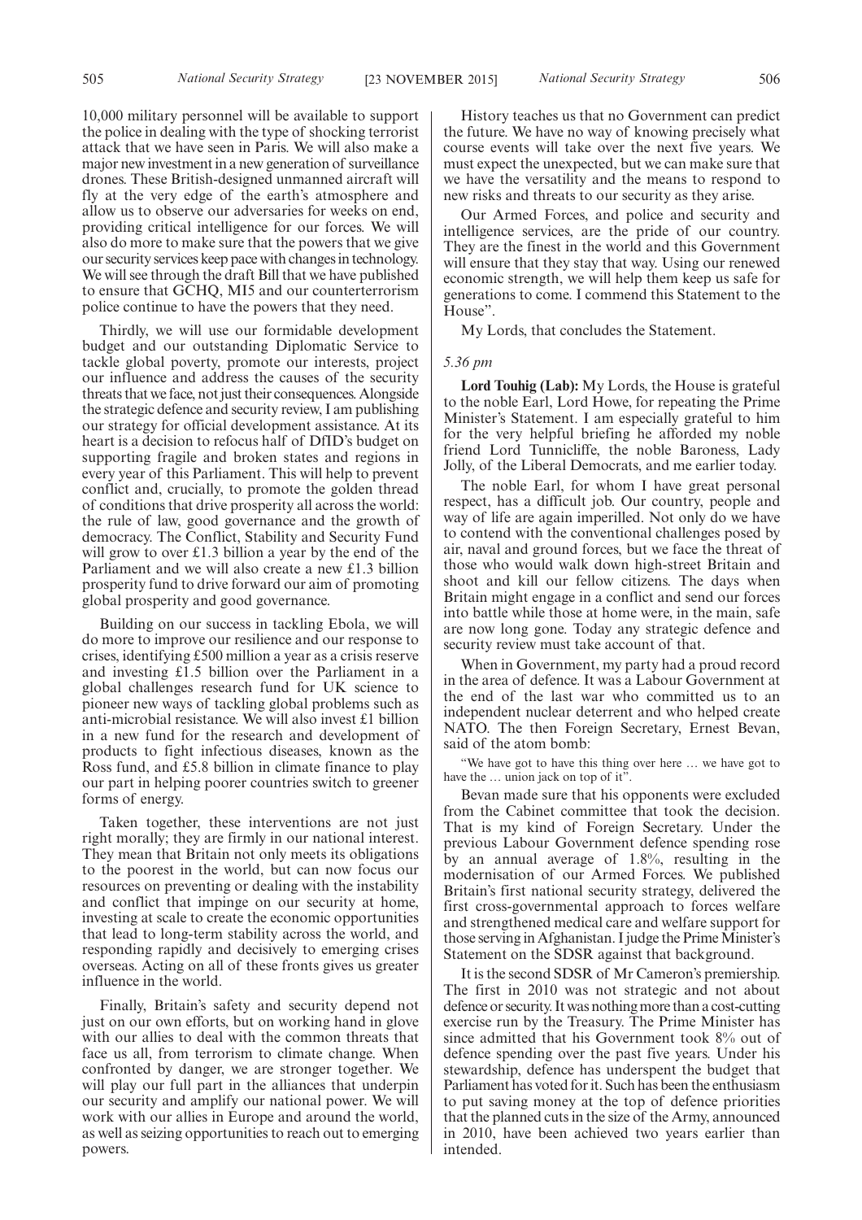10,000 military personnel will be available to support the police in dealing with the type of shocking terrorist attack that we have seen in Paris. We will also make a major new investment in a new generation of surveillance drones. These British-designed unmanned aircraft will fly at the very edge of the earth's atmosphere and allow us to observe our adversaries for weeks on end, providing critical intelligence for our forces. We will also do more to make sure that the powers that we give our security services keep pace with changes in technology. We will see through the draft Bill that we have published to ensure that GCHQ, MI5 and our counterterrorism police continue to have the powers that they need.

Thirdly, we will use our formidable development budget and our outstanding Diplomatic Service to tackle global poverty, promote our interests, project our influence and address the causes of the security threats that we face, not just their consequences. Alongside the strategic defence and security review, I am publishing our strategy for official development assistance. At its heart is a decision to refocus half of DfID's budget on supporting fragile and broken states and regions in every year of this Parliament. This will help to prevent conflict and, crucially, to promote the golden thread of conditions that drive prosperity all across the world: the rule of law, good governance and the growth of democracy. The Conflict, Stability and Security Fund will grow to over £1.3 billion a year by the end of the Parliament and we will also create a new £1.3 billion prosperity fund to drive forward our aim of promoting global prosperity and good governance.

Building on our success in tackling Ebola, we will do more to improve our resilience and our response to crises, identifying £500 million a year as a crisis reserve and investing £1.5 billion over the Parliament in a global challenges research fund for UK science to pioneer new ways of tackling global problems such as anti-microbial resistance. We will also invest £1 billion in a new fund for the research and development of products to fight infectious diseases, known as the Ross fund, and £5.8 billion in climate finance to play our part in helping poorer countries switch to greener forms of energy.

Taken together, these interventions are not just right morally; they are firmly in our national interest. They mean that Britain not only meets its obligations to the poorest in the world, but can now focus our resources on preventing or dealing with the instability and conflict that impinge on our security at home, investing at scale to create the economic opportunities that lead to long-term stability across the world, and responding rapidly and decisively to emerging crises overseas. Acting on all of these fronts gives us greater influence in the world.

Finally, Britain's safety and security depend not just on our own efforts, but on working hand in glove with our allies to deal with the common threats that face us all, from terrorism to climate change. When confronted by danger, we are stronger together. We will play our full part in the alliances that underpin our security and amplify our national power. We will work with our allies in Europe and around the world, as well as seizing opportunities to reach out to emerging powers.

History teaches us that no Government can predict the future. We have no way of knowing precisely what course events will take over the next five years. We must expect the unexpected, but we can make sure that we have the versatility and the means to respond to new risks and threats to our security as they arise.

Our Armed Forces, and police and security and intelligence services, are the pride of our country. They are the finest in the world and this Government will ensure that they stay that way. Using our renewed economic strength, we will help them keep us safe for generations to come. I commend this Statement to the House".

My Lords, that concludes the Statement.

*5.36 pm*

**Lord Touhig (Lab):** My Lords, the House is grateful to the noble Earl, Lord Howe, for repeating the Prime Minister's Statement. I am especially grateful to him for the very helpful briefing he afforded my noble friend Lord Tunnicliffe, the noble Baroness, Lady Jolly, of the Liberal Democrats, and me earlier today.

The noble Earl, for whom I have great personal respect, has a difficult job. Our country, people and way of life are again imperilled. Not only do we have to contend with the conventional challenges posed by air, naval and ground forces, but we face the threat of those who would walk down high-street Britain and shoot and kill our fellow citizens. The days when Britain might engage in a conflict and send our forces into battle while those at home were, in the main, safe are now long gone. Today any strategic defence and security review must take account of that.

When in Government, my party had a proud record in the area of defence. It was a Labour Government at the end of the last war who committed us to an independent nuclear deterrent and who helped create NATO. The then Foreign Secretary, Ernest Bevan, said of the atom bomb:

"We have got to have this thing over here … we have got to have the … union jack on top of it".

Bevan made sure that his opponents were excluded from the Cabinet committee that took the decision. That is my kind of Foreign Secretary. Under the previous Labour Government defence spending rose by an annual average of 1.8%, resulting in the modernisation of our Armed Forces. We published Britain's first national security strategy, delivered the first cross-governmental approach to forces welfare and strengthened medical care and welfare support for those serving in Afghanistan. I judge the Prime Minister's Statement on the SDSR against that background.

It is the second SDSR of Mr Cameron's premiership. The first in 2010 was not strategic and not about defence or security. It was nothing more than a cost-cutting exercise run by the Treasury. The Prime Minister has since admitted that his Government took 8% out of defence spending over the past five years. Under his stewardship, defence has underspent the budget that Parliament has voted for it. Such has been the enthusiasm to put saving money at the top of defence priorities that the planned cuts in the size of the Army, announced in 2010, have been achieved two years earlier than intended.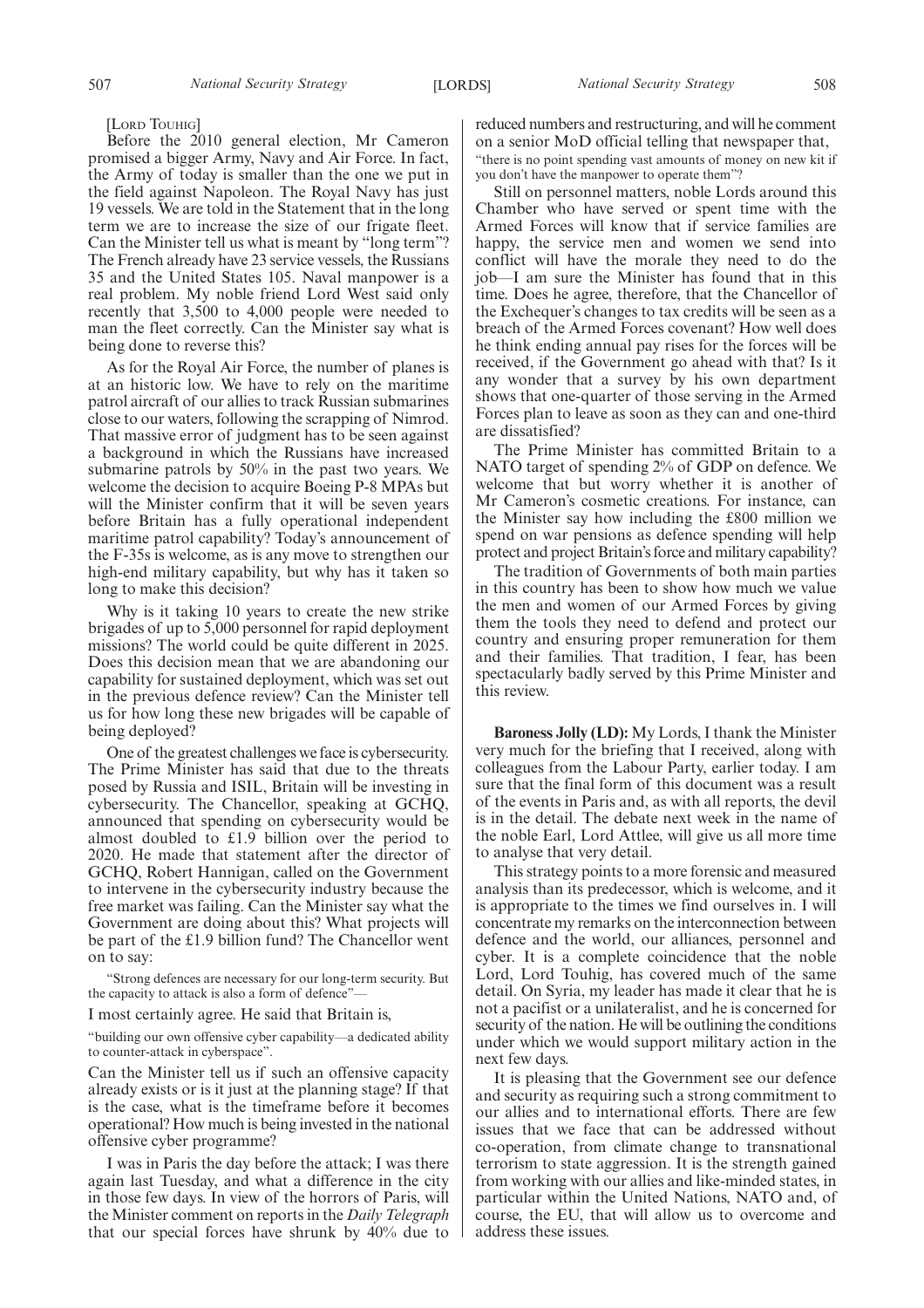[Lord Touhig]

Before the 2010 general election, Mr Cameron promised a bigger Army, Navy and Air Force. In fact, the Army of today is smaller than the one we put in the field against Napoleon. The Royal Navy has just 19 vessels. We are told in the Statement that in the long term we are to increase the size of our frigate fleet. Can the Minister tell us what is meant by "long term"? The French already have 23 service vessels, the Russians 35 and the United States 105. Naval manpower is a real problem. My noble friend Lord West said only recently that 3,500 to 4,000 people were needed to man the fleet correctly. Can the Minister say what is being done to reverse this?

As for the Royal Air Force, the number of planes is at an historic low. We have to rely on the maritime patrol aircraft of our allies to track Russian submarines close to our waters, following the scrapping of Nimrod. That massive error of judgment has to be seen against a background in which the Russians have increased submarine patrols by 50% in the past two years. We welcome the decision to acquire Boeing P-8 MPAs but will the Minister confirm that it will be seven years before Britain has a fully operational independent maritime patrol capability? Today's announcement of the F-35s is welcome, as is any move to strengthen our high-end military capability, but why has it taken so long to make this decision?

Why is it taking 10 years to create the new strike brigades of up to 5,000 personnel for rapid deployment missions? The world could be quite different in 2025. Does this decision mean that we are abandoning our capability for sustained deployment, which was set out in the previous defence review? Can the Minister tell us for how long these new brigades will be capable of being deployed?

One of the greatest challenges we face is cybersecurity. The Prime Minister has said that due to the threats posed by Russia and ISIL, Britain will be investing in cybersecurity. The Chancellor, speaking at GCHQ, announced that spending on cybersecurity would be almost doubled to £1.9 billion over the period to 2020. He made that statement after the director of GCHQ, Robert Hannigan, called on the Government to intervene in the cybersecurity industry because the free market was failing. Can the Minister say what the Government are doing about this? What projects will be part of the £1.9 billion fund? The Chancellor went on to say:

"Strong defences are necessary for our long-term security. But the capacity to attack is also a form of defence"—

I most certainly agree. He said that Britain is,

"building our own offensive cyber capability—a dedicated ability to counter-attack in cyberspace".

Can the Minister tell us if such an offensive capacity already exists or is it just at the planning stage? If that is the case, what is the timeframe before it becomes operational? How much is being invested in the national offensive cyber programme?

I was in Paris the day before the attack; I was there again last Tuesday, and what a difference in the city in those few days. In view of the horrors of Paris, will the Minister comment on reports in the *Daily Telegraph* that our special forces have shrunk by 40% due to reduced numbers and restructuring, and will he comment on a senior MoD official telling that newspaper that,

"there is no point spending vast amounts of money on new kit if you don't have the manpower to operate them"?

Still on personnel matters, noble Lords around this Chamber who have served or spent time with the Armed Forces will know that if service families are happy, the service men and women we send into conflict will have the morale they need to do the job—I am sure the Minister has found that in this time. Does he agree, therefore, that the Chancellor of the Exchequer's changes to tax credits will be seen as a breach of the Armed Forces covenant? How well does he think ending annual pay rises for the forces will be received, if the Government go ahead with that? Is it any wonder that a survey by his own department shows that one-quarter of those serving in the Armed Forces plan to leave as soon as they can and one-third are dissatisfied?

The Prime Minister has committed Britain to a NATO target of spending 2% of GDP on defence. We welcome that but worry whether it is another of Mr Cameron's cosmetic creations. For instance, can the Minister say how including the £800 million we spend on war pensions as defence spending will help protect and project Britain's force and military capability?

The tradition of Governments of both main parties in this country has been to show how much we value the men and women of our Armed Forces by giving them the tools they need to defend and protect our country and ensuring proper remuneration for them and their families. That tradition, I fear, has been spectacularly badly served by this Prime Minister and this review.

**Baroness Jolly (LD):** My Lords, I thank the Minister very much for the briefing that I received, along with colleagues from the Labour Party, earlier today. I am sure that the final form of this document was a result of the events in Paris and, as with all reports, the devil is in the detail. The debate next week in the name of the noble Earl, Lord Attlee, will give us all more time to analyse that very detail.

This strategy points to a more forensic and measured analysis than its predecessor, which is welcome, and it is appropriate to the times we find ourselves in. I will concentrate my remarks on the interconnection between defence and the world, our alliances, personnel and cyber. It is a complete coincidence that the noble Lord, Lord Touhig, has covered much of the same detail. On Syria, my leader has made it clear that he is not a pacifist or a unilateralist, and he is concerned for security of the nation. He will be outlining the conditions under which we would support military action in the next few days.

It is pleasing that the Government see our defence and security as requiring such a strong commitment to our allies and to international efforts. There are few issues that we face that can be addressed without co-operation, from climate change to transnational terrorism to state aggression. It is the strength gained from working with our allies and like-minded states, in particular within the United Nations, NATO and, of course, the EU, that will allow us to overcome and address these issues.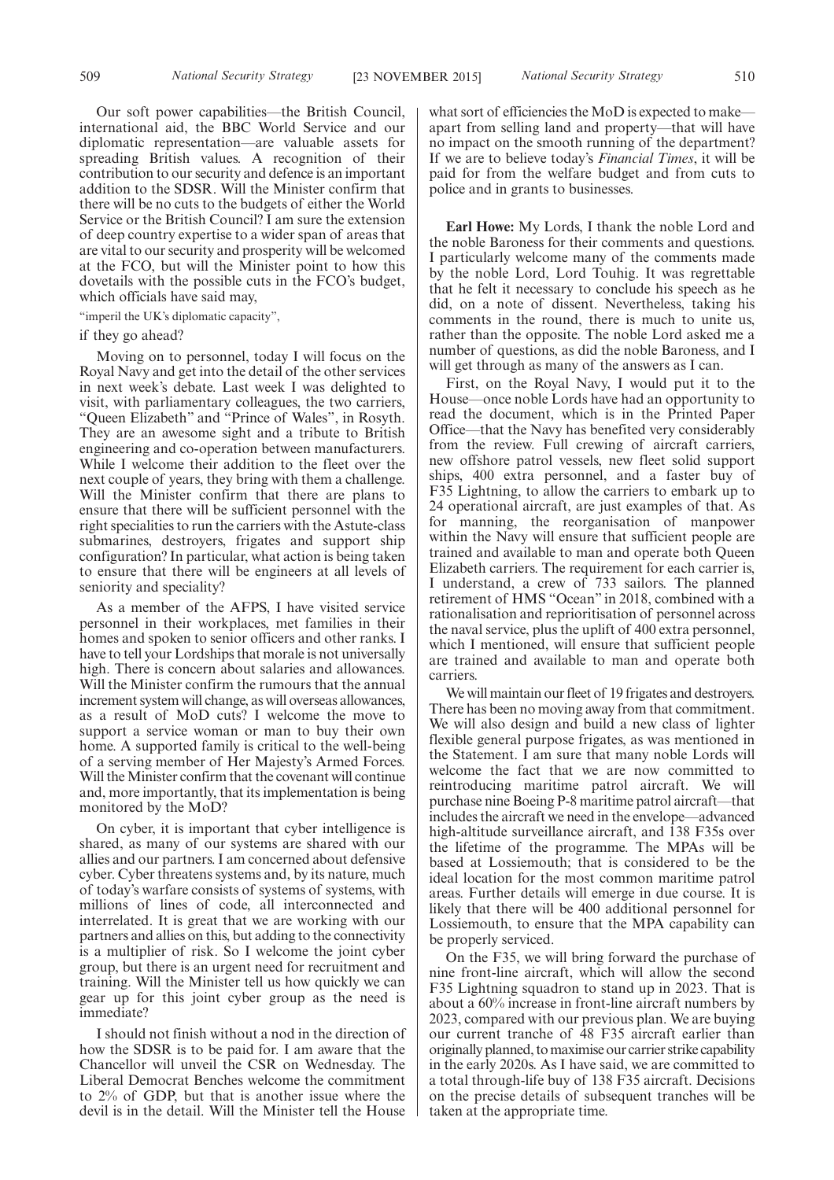Our soft power capabilities—the British Council, international aid, the BBC World Service and our diplomatic representation—are valuable assets for spreading British values. A recognition of their contribution to our security and defence is an important addition to the SDSR. Will the Minister confirm that there will be no cuts to the budgets of either the World Service or the British Council? I am sure the extension of deep country expertise to a wider span of areas that are vital to our security and prosperity will be welcomed at the FCO, but will the Minister point to how this dovetails with the possible cuts in the FCO's budget, which officials have said may,

"imperil the UK's diplomatic capacity",

if they go ahead?

Moving on to personnel, today I will focus on the Royal Navy and get into the detail of the other services in next week's debate. Last week I was delighted to visit, with parliamentary colleagues, the two carriers, "Queen Elizabeth" and "Prince of Wales", in Rosyth. They are an awesome sight and a tribute to British engineering and co-operation between manufacturers. While I welcome their addition to the fleet over the next couple of years, they bring with them a challenge. Will the Minister confirm that there are plans to ensure that there will be sufficient personnel with the right specialities to run the carriers with the Astute-class submarines, destroyers, frigates and support ship configuration? In particular, what action is being taken to ensure that there will be engineers at all levels of seniority and speciality?

As a member of the AFPS, I have visited service personnel in their workplaces, met families in their homes and spoken to senior officers and other ranks. I have to tell your Lordships that morale is not universally high. There is concern about salaries and allowances. Will the Minister confirm the rumours that the annual increment system will change, as will overseas allowances, as a result of MoD cuts? I welcome the move to support a service woman or man to buy their own home. A supported family is critical to the well-being of a serving member of Her Majesty's Armed Forces. Will the Minister confirm that the covenant will continue and, more importantly, that its implementation is being monitored by the MoD?

On cyber, it is important that cyber intelligence is shared, as many of our systems are shared with our allies and our partners. I am concerned about defensive cyber. Cyber threatens systems and, by its nature, much of today's warfare consists of systems of systems, with millions of lines of code, all interconnected and interrelated. It is great that we are working with our partners and allies on this, but adding to the connectivity is a multiplier of risk. So I welcome the joint cyber group, but there is an urgent need for recruitment and training. Will the Minister tell us how quickly we can gear up for this joint cyber group as the need is immediate?

I should not finish without a nod in the direction of how the SDSR is to be paid for. I am aware that the Chancellor will unveil the CSR on Wednesday. The Liberal Democrat Benches welcome the commitment to 2% of GDP, but that is another issue where the devil is in the detail. Will the Minister tell the House what sort of efficiencies the MoD is expected to make—apart from selling land and property—that will have no impact on the smooth running of the department? If we are to believe today's *Financial Times*, it will be paid for from the welfare budget and from cuts to police and in grants to businesses.

**Earl Howe:** My Lords, I thank the noble Lord and the noble Baroness for their comments and questions. I particularly welcome many of the comments made by the noble Lord, Lord Touhig. It was regrettable that he felt it necessary to conclude his speech as he did, on a note of dissent. Nevertheless, taking his comments in the round, there is much to unite us, rather than the opposite. The noble Lord asked me a number of questions, as did the noble Baroness, and I will get through as many of the answers as I can.

First, on the Royal Navy, I would put it to the House—once noble Lords have had an opportunity to read the document, which is in the Printed Paper Office—that the Navy has benefited very considerably from the review. Full crewing of aircraft carriers, new offshore patrol vessels, new fleet solid support ships, 400 extra personnel, and a faster buy of F35 Lightning, to allow the carriers to embark up to 24 operational aircraft, are just examples of that. As for manning, the reorganisation of manpower within the Navy will ensure that sufficient people are trained and available to man and operate both Queen Elizabeth carriers. The requirement for each carrier is, I understand, a crew of 733 sailors. The planned retirement of HMS "Ocean" in 2018, combined with a rationalisation and reprioritisation of personnel across the naval service, plus the uplift of 400 extra personnel, which I mentioned, will ensure that sufficient people are trained and available to man and operate both carriers.

We will maintain our fleet of 19 frigates and destroyers. There has been no moving away from that commitment. We will also design and build a new class of lighter flexible general purpose frigates, as was mentioned in the Statement. I am sure that many noble Lords will welcome the fact that we are now committed to reintroducing maritime patrol aircraft. We will purchase nine Boeing P-8 maritime patrol aircraft—that includes the aircraft we need in the envelope—advanced high-altitude surveillance aircraft, and 138 F35s over the lifetime of the programme. The MPAs will be based at Lossiemouth; that is considered to be the ideal location for the most common maritime patrol areas. Further details will emerge in due course. It is likely that there will be 400 additional personnel for Lossiemouth, to ensure that the MPA capability can be properly serviced.

On the F35, we will bring forward the purchase of nine front-line aircraft, which will allow the second F35 Lightning squadron to stand up in 2023. That is about a 60% increase in front-line aircraft numbers by 2023, compared with our previous plan. We are buying our current tranche of 48 F35 aircraft earlier than originally planned, to maximise our carrier strike capability in the early 2020s. As I have said, we are committed to a total through-life buy of 138 F35 aircraft. Decisions on the precise details of subsequent tranches will be taken at the appropriate time.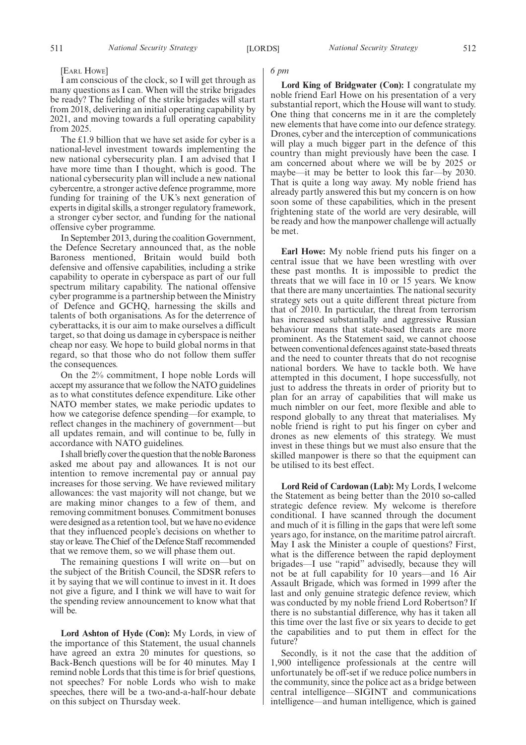[EARL HOWE]

I am conscious of the clock, so I will get through as many questions as I can. When will the strike brigades be ready? The fielding of the strike brigades will start from 2018, delivering an initial operating capability by 2021, and moving towards a full operating capability from 2025.

The £1.9 billion that we have set aside for cyber is a national-level investment towards implementing the new national cybersecurity plan. I am advised that I have more time than I thought, which is good. The national cybersecurity plan will include a new national cybercentre, a stronger active defence programme, more funding for training of the UK's next generation of experts in digital skills, a stronger regulatory framework, a stronger cyber sector, and funding for the national offensive cyber programme.

In September 2013, during the coalition Government, the Defence Secretary announced that, as the noble Baroness mentioned, Britain would build both defensive and offensive capabilities, including a strike capability to operate in cyberspace as part of our full spectrum military capability. The national offensive cyber programme is a partnership between the Ministry of Defence and GCHQ, harnessing the skills and talents of both organisations. As for the deterrence of cyberattacks, it is our aim to make ourselves a difficult target, so that doing us damage in cyberspace is neither cheap nor easy. We hope to build global norms in that regard, so that those who do not follow them suffer the consequences.

On the 2% commitment, I hope noble Lords will accept my assurance that we follow the NATO guidelines as to what constitutes defence expenditure. Like other NATO member states, we make periodic updates to how we categorise defence spending—for example, to reflect changes in the machinery of government—but all updates remain, and will continue to be, fully in accordance with NATO guidelines.

I shall briefly cover the question that the noble Baroness asked me about pay and allowances. It is not our intention to remove incremental pay or annual pay increases for those serving. We have reviewed military allowances: the vast majority will not change, but we are making minor changes to a few of them, and removing commitment bonuses. Commitment bonuses were designed as a retention tool, but we have no evidence that they influenced people's decisions on whether to stay or leave. The Chief of the Defence Staff recommended that we remove them, so we will phase them out.

The remaining questions I will write on—but on the subject of the British Council, the SDSR refers to it by saying that we will continue to invest in it. It does not give a figure, and I think we will have to wait for the spending review announcement to know what that will be.

**Lord Ashton of Hyde (Con):** My Lords, in view of the importance of this Statement, the usual channels have agreed an extra 20 minutes for questions, so Back-Bench questions will be for 40 minutes. May I remind noble Lords that this time is for brief questions, not speeches? For noble Lords who wish to make speeches, there will be a two-and-a-half-hour debate on this subject on Thursday week.

*6 pm*

**Lord King of Bridgwater (Con):** I congratulate my noble friend Earl Howe on his presentation of a very substantial report, which the House will want to study. One thing that concerns me in it are the completely new elements that have come into our defence strategy. Drones, cyber and the interception of communications will play a much bigger part in the defence of this country than might previously have been the case. I am concerned about where we will be by 2025 or maybe—it may be better to look this far—by 2030. That is quite a long way away. My noble friend has already partly answered this but my concern is on how soon some of these capabilities, which in the present frightening state of the world are very desirable, will be ready and how the manpower challenge will actually be met.

**Earl Howe:** My noble friend puts his finger on a central issue that we have been wrestling with over these past months. It is impossible to predict the threats that we will face in 10 or 15 years. We know that there are many uncertainties. The national security strategy sets out a quite different threat picture from that of 2010. In particular, the threat from terrorism has increased substantially and aggressive Russian behaviour means that state-based threats are more prominent. As the Statement said, we cannot choose between conventional defences against state-based threats and the need to counter threats that do not recognise national borders. We have to tackle both. We have attempted in this document, I hope successfully, not just to address the threats in order of priority but to plan for an array of capabilities that will make us much nimbler on our feet, more flexible and able to respond globally to any threat that materialises. My noble friend is right to put his finger on cyber and drones as new elements of this strategy. We must invest in these things but we must also ensure that the skilled manpower is there so that the equipment can be utilised to its best effect.

**Lord Reid of Cardowan (Lab):** My Lords, I welcome the Statement as being better than the 2010 so-called strategic defence review. My welcome is therefore conditional. I have scanned through the document and much of it is filling in the gaps that were left some years ago, for instance, on the maritime patrol aircraft. May I ask the Minister a couple of questions? First, what is the difference between the rapid deployment brigades—I use "rapid" advisedly, because they will not be at full capability for 10 years—and 16 Air Assault Brigade, which was formed in 1999 after the last and only genuine strategic defence review, which was conducted by my noble friend Lord Robertson? If there is no substantial difference, why has it taken all this time over the last five or six years to decide to get the capabilities and to put them in effect for the future?

Secondly, is it not the case that the addition of 1,900 intelligence professionals at the centre will unfortunately be off-set if we reduce police numbers in the community, since the police act as a bridge between central intelligence—SIGINT and communications intelligence—and human intelligence, which is gained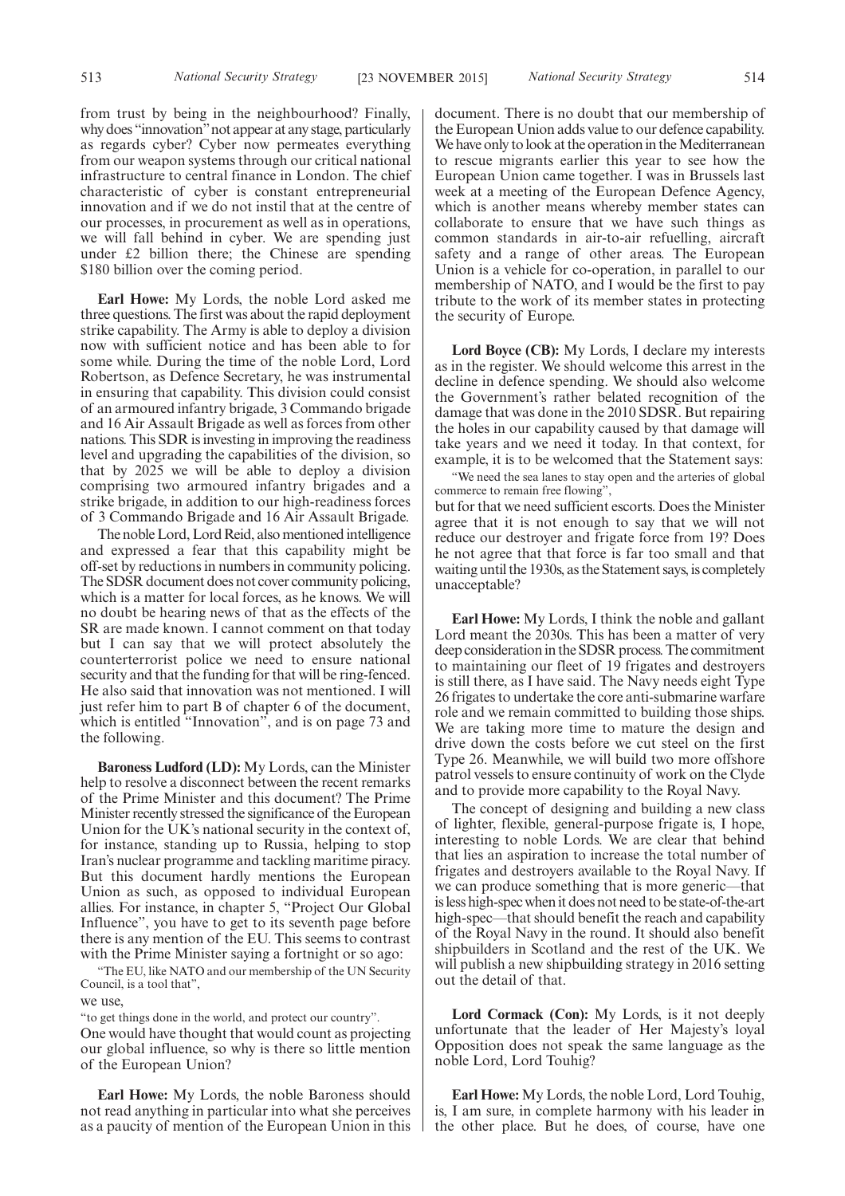from trust by being in the neighbourhood? Finally, why does "innovation" not appear at any stage, particularly as regards cyber? Cyber now permeates everything from our weapon systems through our critical national infrastructure to central finance in London. The chief characteristic of cyber is constant entrepreneurial innovation and if we do not instil that at the centre of our processes, in procurement as well as in operations, we will fall behind in cyber. We are spending just under £2 billion there; the Chinese are spending $180 billion over the coming period.

**Earl Howe:** My Lords, the noble Lord asked me three questions. The first was about the rapid deployment strike capability. The Army is able to deploy a division now with sufficient notice and has been able to for some while. During the time of the noble Lord, Lord Robertson, as Defence Secretary, he was instrumental in ensuring that capability. This division could consist of an armoured infantry brigade, 3 Commando brigade and 16 Air Assault Brigade as well as forces from other nations. This SDR is investing in improving the readiness level and upgrading the capabilities of the division, so that by 2025 we will be able to deploy a division comprising two armoured infantry brigades and a strike brigade, in addition to our high-readiness forces of 3 Commando Brigade and 16 Air Assault Brigade.

The noble Lord, Lord Reid, also mentioned intelligence and expressed a fear that this capability might be off-set by reductions in numbers in community policing. The SDSR document does not cover community policing, which is a matter for local forces, as he knows. We will no doubt be hearing news of that as the effects of the SR are made known. I cannot comment on that today but I can say that we will protect absolutely the counterterrorist police we need to ensure national security and that the funding for that will be ring-fenced. He also said that innovation was not mentioned. I will just refer him to part B of chapter 6 of the document, which is entitled "Innovation", and is on page 73 and the following.

**Baroness Ludford (LD):** My Lords, can the Minister help to resolve a disconnect between the recent remarks of the Prime Minister and this document? The Prime Minister recently stressed the significance of the European Union for the UK's national security in the context of, for instance, standing up to Russia, helping to stop Iran's nuclear programme and tackling maritime piracy. But this document hardly mentions the European Union as such, as opposed to individual European allies. For instance, in chapter 5, "Project Our Global Influence", you have to get to its seventh page before there is any mention of the EU. This seems to contrast with the Prime Minister saying a fortnight or so ago:

"The EU, like NATO and our membership of the UN Security Council, is a tool that",

we use,

"to get things done in the world, and protect our country".

One would have thought that would count as projecting our global influence, so why is there so little mention of the European Union?

**Earl Howe:** My Lords, the noble Baroness should not read anything in particular into what she perceives as a paucity of mention of the European Union in this document. There is no doubt that our membership of the European Union adds value to our defence capability. We have only to look at the operation in the Mediterranean to rescue migrants earlier this year to see how the European Union came together. I was in Brussels last week at a meeting of the European Defence Agency, which is another means whereby member states can collaborate to ensure that we have such things as common standards in air-to-air refuelling, aircraft safety and a range of other areas. The European Union is a vehicle for co-operation, in parallel to our membership of NATO, and I would be the first to pay tribute to the work of its member states in protecting the security of Europe.

**Lord Boyce (CB):** My Lords, I declare my interests as in the register. We should welcome this arrest in the decline in defence spending. We should also welcome the Government's rather belated recognition of the damage that was done in the 2010 SDSR. But repairing the holes in our capability caused by that damage will take years and we need it today. In that context, for example, it is to be welcomed that the Statement says:

"We need the sea lanes to stay open and the arteries of global commerce to remain free flowing",

but for that we need sufficient escorts. Does the Minister agree that it is not enough to say that we will not reduce our destroyer and frigate force from 19? Does he not agree that that force is far too small and that waiting until the 1930s, as the Statement says, is completely unacceptable?

**Earl Howe:** My Lords, I think the noble and gallant Lord meant the 2030s. This has been a matter of very deep consideration in the SDSR process. The commitment to maintaining our fleet of 19 frigates and destroyers is still there, as I have said. The Navy needs eight Type 26 frigates to undertake the core anti-submarine warfare role and we remain committed to building those ships. We are taking more time to mature the design and drive down the costs before we cut steel on the first Type 26. Meanwhile, we will build two more offshore patrol vessels to ensure continuity of work on the Clyde and to provide more capability to the Royal Navy.

The concept of designing and building a new class of lighter, flexible, general-purpose frigate is, I hope, interesting to noble Lords. We are clear that behind that lies an aspiration to increase the total number of frigates and destroyers available to the Royal Navy. If we can produce something that is more generic—that is less high-spec when it does not need to be state-of-the-art high-spec—that should benefit the reach and capability of the Royal Navy in the round. It should also benefit shipbuilders in Scotland and the rest of the UK. We will publish a new shipbuilding strategy in 2016 setting out the detail of that.

**Lord Cormack (Con):** My Lords, is it not deeply unfortunate that the leader of Her Majesty's loyal Opposition does not speak the same language as the noble Lord, Lord Touhig?

**Earl Howe:** My Lords, the noble Lord, Lord Touhig, is, I am sure, in complete harmony with his leader in the other place. But he does, of course, have one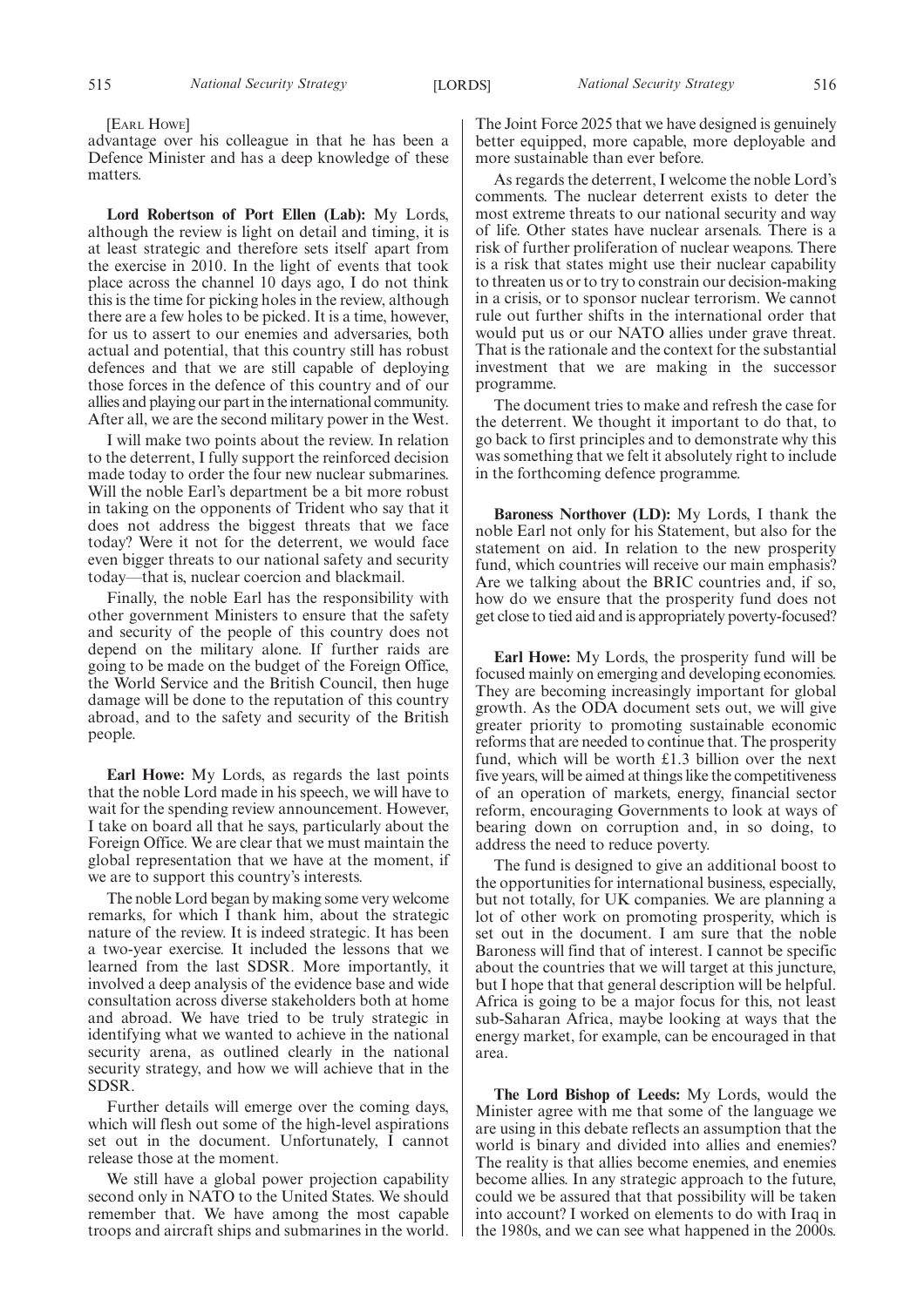[EARL HOWE]

advantage over his colleague in that he has been a Defence Minister and has a deep knowledge of these matters.

**Lord Robertson of Port Ellen (Lab):** My Lords, although the review is light on detail and timing, it is at least strategic and therefore sets itself apart from the exercise in 2010. In the light of events that took place across the channel 10 days ago, I do not think this is the time for picking holes in the review, although there are a few holes to be picked. It is a time, however, for us to assert to our enemies and adversaries, both actual and potential, that this country still has robust defences and that we are still capable of deploying those forces in the defence of this country and of our allies and playing our part in the international community. After all, we are the second military power in the West.

I will make two points about the review. In relation to the deterrent, I fully support the reinforced decision made today to order the four new nuclear submarines. Will the noble Earl's department be a bit more robust in taking on the opponents of Trident who say that it does not address the biggest threats that we face today? Were it not for the deterrent, we would face even bigger threats to our national safety and security today—that is, nuclear coercion and blackmail.

Finally, the noble Earl has the responsibility with other government Ministers to ensure that the safety and security of the people of this country does not depend on the military alone. If further raids are going to be made on the budget of the Foreign Office, the World Service and the British Council, then huge damage will be done to the reputation of this country abroad, and to the safety and security of the British people.

**Earl Howe:** My Lords, as regards the last points that the noble Lord made in his speech, we will have to wait for the spending review announcement. However, I take on board all that he says, particularly about the Foreign Office. We are clear that we must maintain the global representation that we have at the moment, if we are to support this country's interests.

The noble Lord began by making some very welcome remarks, for which I thank him, about the strategic nature of the review. It is indeed strategic. It has been a two-year exercise. It included the lessons that we learned from the last SDSR. More importantly, it involved a deep analysis of the evidence base and wide consultation across diverse stakeholders both at home and abroad. We have tried to be truly strategic in identifying what we wanted to achieve in the national security arena, as outlined clearly in the national security strategy, and how we will achieve that in the SDSR.

Further details will emerge over the coming days, which will flesh out some of the high-level aspirations set out in the document. Unfortunately, I cannot release those at the moment.

We still have a global power projection capability second only in NATO to the United States. We should remember that. We have among the most capable troops and aircraft ships and submarines in the world. The Joint Force 2025 that we have designed is genuinely better equipped, more capable, more deployable and more sustainable than ever before.

As regards the deterrent, I welcome the noble Lord's comments. The nuclear deterrent exists to deter the most extreme threats to our national security and way of life. Other states have nuclear arsenals. There is a risk of further proliferation of nuclear weapons. There is a risk that states might use their nuclear capability to threaten us or to try to constrain our decision-making in a crisis, or to sponsor nuclear terrorism. We cannot rule out further shifts in the international order that would put us or our NATO allies under grave threat. That is the rationale and the context for the substantial investment that we are making in the successor programme.

The document tries to make and refresh the case for the deterrent. We thought it important to do that, to go back to first principles and to demonstrate why this was something that we felt it absolutely right to include in the forthcoming defence programme.

**Baroness Northover (LD):** My Lords, I thank the noble Earl not only for his Statement, but also for the statement on aid. In relation to the new prosperity fund, which countries will receive our main emphasis? Are we talking about the BRIC countries and, if so, how do we ensure that the prosperity fund does not get close to tied aid and is appropriately poverty-focused?

**Earl Howe:** My Lords, the prosperity fund will be focused mainly on emerging and developing economies. They are becoming increasingly important for global growth. As the ODA document sets out, we will give greater priority to promoting sustainable economic reforms that are needed to continue that. The prosperity fund, which will be worth £1.3 billion over the next five years, will be aimed at things like the competitiveness of an operation of markets, energy, financial sector reform, encouraging Governments to look at ways of bearing down on corruption and, in so doing, to address the need to reduce poverty.

The fund is designed to give an additional boost to the opportunities for international business, especially, but not totally, for UK companies. We are planning a lot of other work on promoting prosperity, which is set out in the document. I am sure that the noble Baroness will find that of interest. I cannot be specific about the countries that we will target at this juncture, but I hope that that general description will be helpful. Africa is going to be a major focus for this, not least sub-Saharan Africa, maybe looking at ways that the energy market, for example, can be encouraged in that area.

**The Lord Bishop of Leeds:** My Lords, would the Minister agree with me that some of the language we are using in this debate reflects an assumption that the world is binary and divided into allies and enemies? The reality is that allies become enemies, and enemies become allies. In any strategic approach to the future, could we be assured that that possibility will be taken into account? I worked on elements to do with Iraq in the 1980s, and we can see what happened in the 2000s.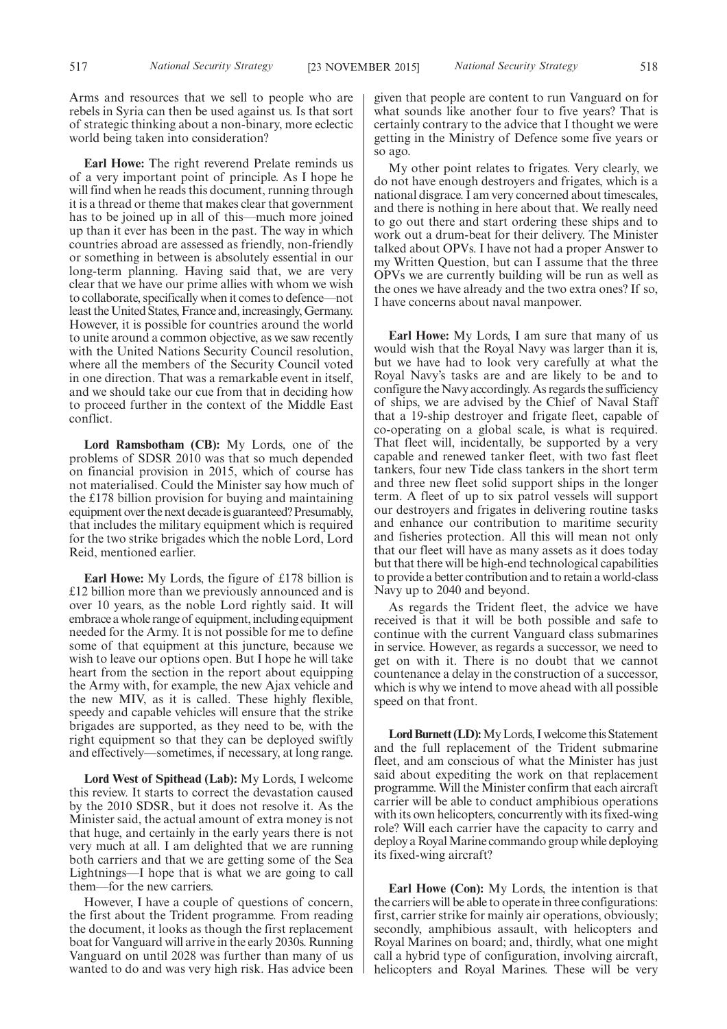Arms and resources that we sell to people who are rebels in Syria can then be used against us. Is that sort of strategic thinking about a non-binary, more eclectic world being taken into consideration?

**Earl Howe:** The right reverend Prelate reminds us of a very important point of principle. As I hope he will find when he reads this document, running through it is a thread or theme that makes clear that government has to be joined up in all of this—much more joined up than it ever has been in the past. The way in which countries abroad are assessed as friendly, non-friendly or something in between is absolutely essential in our long-term planning. Having said that, we are very clear that we have our prime allies with whom we wish to collaborate, specifically when it comes to defence—not least the United States, France and, increasingly, Germany. However, it is possible for countries around the world to unite around a common objective, as we saw recently with the United Nations Security Council resolution, where all the members of the Security Council voted in one direction. That was a remarkable event in itself, and we should take our cue from that in deciding how to proceed further in the context of the Middle East conflict.

**Lord Ramsbotham (CB):** My Lords, one of the problems of SDSR 2010 was that so much depended on financial provision in 2015, which of course has not materialised. Could the Minister say how much of the £178 billion provision for buying and maintaining equipment over the next decade is guaranteed? Presumably, that includes the military equipment which is required for the two strike brigades which the noble Lord, Lord Reid, mentioned earlier.

**Earl Howe:** My Lords, the figure of £178 billion is £12 billion more than we previously announced and is over 10 years, as the noble Lord rightly said. It will embrace a whole range of equipment, including equipment needed for the Army. It is not possible for me to define some of that equipment at this juncture, because we wish to leave our options open. But I hope he will take heart from the section in the report about equipping the Army with, for example, the new Ajax vehicle and the new MIV, as it is called. These highly flexible, speedy and capable vehicles will ensure that the strike brigades are supported, as they need to be, with the right equipment so that they can be deployed swiftly and effectively—sometimes, if necessary, at long range.

**Lord West of Spithead (Lab):** My Lords, I welcome this review. It starts to correct the devastation caused by the 2010 SDSR, but it does not resolve it. As the Minister said, the actual amount of extra money is not that huge, and certainly in the early years there is not very much at all. I am delighted that we are running both carriers and that we are getting some of the Sea Lightnings—I hope that is what we are going to call them—for the new carriers.

However, I have a couple of questions of concern, the first about the Trident programme. From reading the document, it looks as though the first replacement boat for Vanguard will arrive in the early 2030s. Running Vanguard on until 2028 was further than many of us wanted to do and was very high risk. Has advice been given that people are content to run Vanguard on for what sounds like another four to five years? That is certainly contrary to the advice that I thought we were getting in the Ministry of Defence some five years or so ago.

My other point relates to frigates. Very clearly, we do not have enough destroyers and frigates, which is a national disgrace. I am very concerned about timescales, and there is nothing in here about that. We really need to go out there and start ordering these ships and to work out a drum-beat for their delivery. The Minister talked about OPVs. I have not had a proper Answer to my Written Question, but can I assume that the three OPVs we are currently building will be run as well as the ones we have already and the two extra ones? If so, I have concerns about naval manpower.

**Earl Howe:** My Lords, I am sure that many of us would wish that the Royal Navy was larger than it is, but we have had to look very carefully at what the Royal Navy's tasks are and are likely to be and to configure the Navy accordingly. As regards the sufficiency of ships, we are advised by the Chief of Naval Staff that a 19-ship destroyer and frigate fleet, capable of co-operating on a global scale, is what is required. That fleet will, incidentally, be supported by a very capable and renewed tanker fleet, with two fast fleet tankers, four new Tide class tankers in the short term and three new fleet solid support ships in the longer term. A fleet of up to six patrol vessels will support our destroyers and frigates in delivering routine tasks and enhance our contribution to maritime security and fisheries protection. All this will mean not only that our fleet will have as many assets as it does today but that there will be high-end technological capabilities to provide a better contribution and to retain a world-class Navy up to 2040 and beyond.

As regards the Trident fleet, the advice we have received is that it will be both possible and safe to continue with the current Vanguard class submarines in service. However, as regards a successor, we need to get on with it. There is no doubt that we cannot countenance a delay in the construction of a successor, which is why we intend to move ahead with all possible speed on that front.

**Lord Burnett (LD):** My Lords, I welcome this Statement and the full replacement of the Trident submarine fleet, and am conscious of what the Minister has just said about expediting the work on that replacement programme. Will the Minister confirm that each aircraft carrier will be able to conduct amphibious operations with its own helicopters, concurrently with its fixed-wing role? Will each carrier have the capacity to carry and deploy a Royal Marine commando group while deploying its fixed-wing aircraft?

**Earl Howe (Con):** My Lords, the intention is that the carriers will be able to operate in three configurations: first, carrier strike for mainly air operations, obviously; secondly, amphibious assault, with helicopters and Royal Marines on board; and, thirdly, what one might call a hybrid type of configuration, involving aircraft, helicopters and Royal Marines. These will be very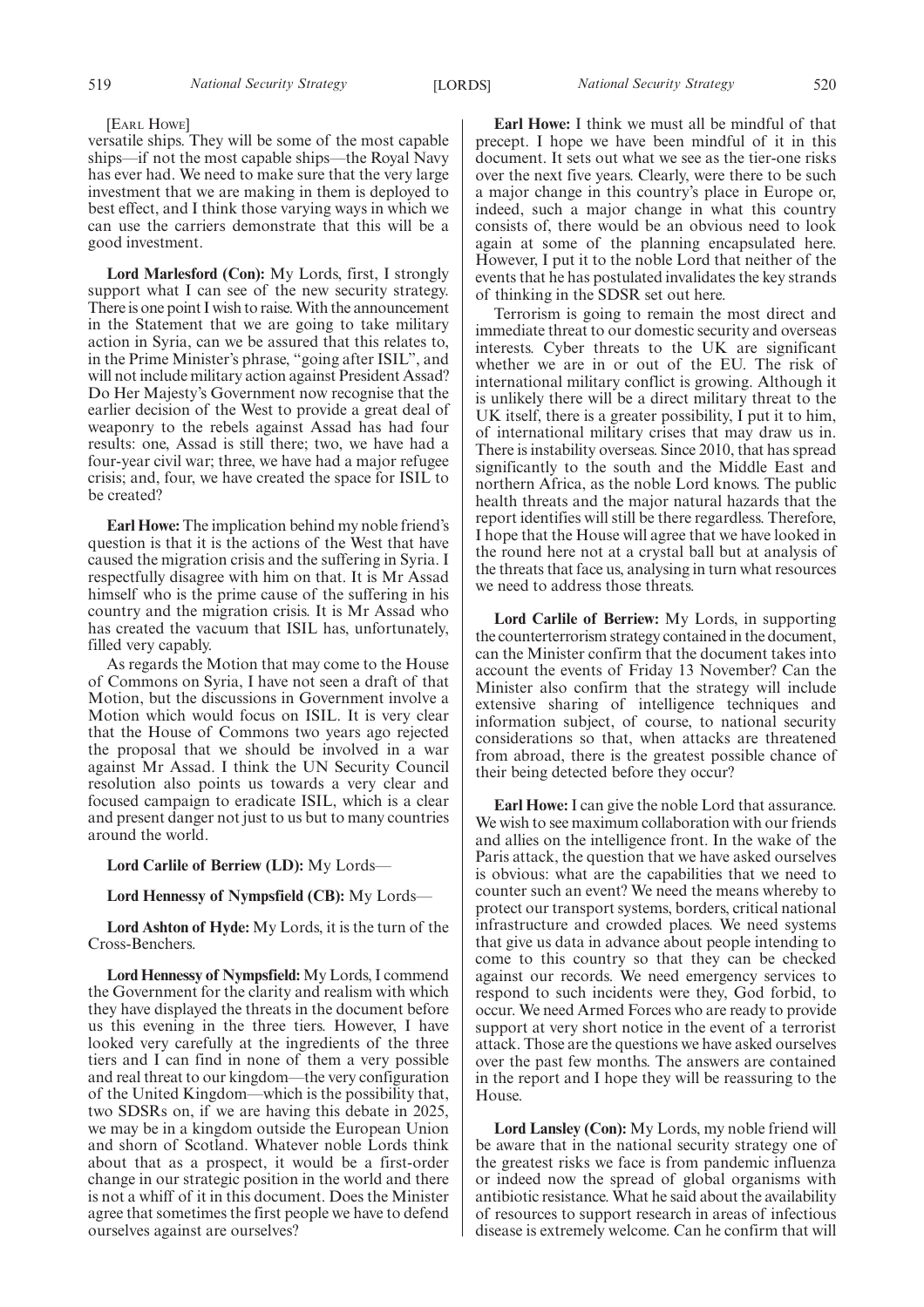[Earl Howe]

versatile ships. They will be some of the most capable ships—if not the most capable ships—the Royal Navy has ever had. We need to make sure that the very large investment that we are making in them is deployed to best effect, and I think those varying ways in which we can use the carriers demonstrate that this will be a good investment.

**Lord Marlesford (Con):** My Lords, first, I strongly support what I can see of the new security strategy. There is one point I wish to raise. With the announcement in the Statement that we are going to take military action in Syria, can we be assured that this relates to, in the Prime Minister's phrase, "going after ISIL", and will not include military action against President Assad? Do Her Majesty's Government now recognise that the earlier decision of the West to provide a great deal of weaponry to the rebels against Assad has had four results: one, Assad is still there; two, we have had a four-year civil war; three, we have had a major refugee crisis; and, four, we have created the space for ISIL to be created?

**Earl Howe:** The implication behind my noble friend's question is that it is the actions of the West that have caused the migration crisis and the suffering in Syria. I respectfully disagree with him on that. It is Mr Assad himself who is the prime cause of the suffering in his country and the migration crisis. It is Mr Assad who has created the vacuum that ISIL has, unfortunately, filled very capably.

As regards the Motion that may come to the House of Commons on Syria, I have not seen a draft of that Motion, but the discussions in Government involve a Motion which would focus on ISIL. It is very clear that the House of Commons two years ago rejected the proposal that we should be involved in a war against Mr Assad. I think the UN Security Council resolution also points us towards a very clear and focused campaign to eradicate ISIL, which is a clear and present danger not just to us but to many countries around the world.

**Lord Carlile of Berriew (LD):** My Lords—

**Lord Hennessy of Nympsfield (CB):** My Lords—

**Lord Ashton of Hyde:** My Lords, it is the turn of the Cross-Benchers.

**Lord Hennessy of Nympsfield:** My Lords, I commend the Government for the clarity and realism with which they have displayed the threats in the document before us this evening in the three tiers. However, I have looked very carefully at the ingredients of the three tiers and I can find in none of them a very possible and real threat to our kingdom—the very configuration of the United Kingdom—which is the possibility that, two SDSRs on, if we are having this debate in 2025, we may be in a kingdom outside the European Union and shorn of Scotland. Whatever noble Lords think about that as a prospect, it would be a first-order change in our strategic position in the world and there is not a whiff of it in this document. Does the Minister agree that sometimes the first people we have to defend ourselves against are ourselves?

**Earl Howe:** I think we must all be mindful of that precept. I hope we have been mindful of it in this document. It sets out what we see as the tier-one risks over the next five years. Clearly, were there to be such a major change in this country's place in Europe or, indeed, such a major change in what this country consists of, there would be an obvious need to look again at some of the planning encapsulated here. However, I put it to the noble Lord that neither of the events that he has postulated invalidates the key strands of thinking in the SDSR set out here.

Terrorism is going to remain the most direct and immediate threat to our domestic security and overseas interests. Cyber threats to the UK are significant whether we are in or out of the EU. The risk of international military conflict is growing. Although it is unlikely there will be a direct military threat to the UK itself, there is a greater possibility, I put it to him, of international military crises that may draw us in. There is instability overseas. Since 2010, that has spread significantly to the south and the Middle East and northern Africa, as the noble Lord knows. The public health threats and the major natural hazards that the report identifies will still be there regardless. Therefore, I hope that the House will agree that we have looked in the round here not at a crystal ball but at analysis of the threats that face us, analysing in turn what resources we need to address those threats.

**Lord Carlile of Berriew:** My Lords, in supporting the counterterrorism strategy contained in the document, can the Minister confirm that the document takes into account the events of Friday 13 November? Can the Minister also confirm that the strategy will include extensive sharing of intelligence techniques and information subject, of course, to national security considerations so that, when attacks are threatened from abroad, there is the greatest possible chance of their being detected before they occur?

**Earl Howe:** I can give the noble Lord that assurance. We wish to see maximum collaboration with our friends and allies on the intelligence front. In the wake of the Paris attack, the question that we have asked ourselves is obvious: what are the capabilities that we need to counter such an event? We need the means whereby to protect our transport systems, borders, critical national infrastructure and crowded places. We need systems that give us data in advance about people intending to come to this country so that they can be checked against our records. We need emergency services to respond to such incidents were they, God forbid, to occur. We need Armed Forces who are ready to provide support at very short notice in the event of a terrorist attack. Those are the questions we have asked ourselves over the past few months. The answers are contained in the report and I hope they will be reassuring to the House.

**Lord Lansley (Con):** My Lords, my noble friend will be aware that in the national security strategy one of the greatest risks we face is from pandemic influenza or indeed now the spread of global organisms with antibiotic resistance. What he said about the availability of resources to support research in areas of infectious disease is extremely welcome. Can he confirm that will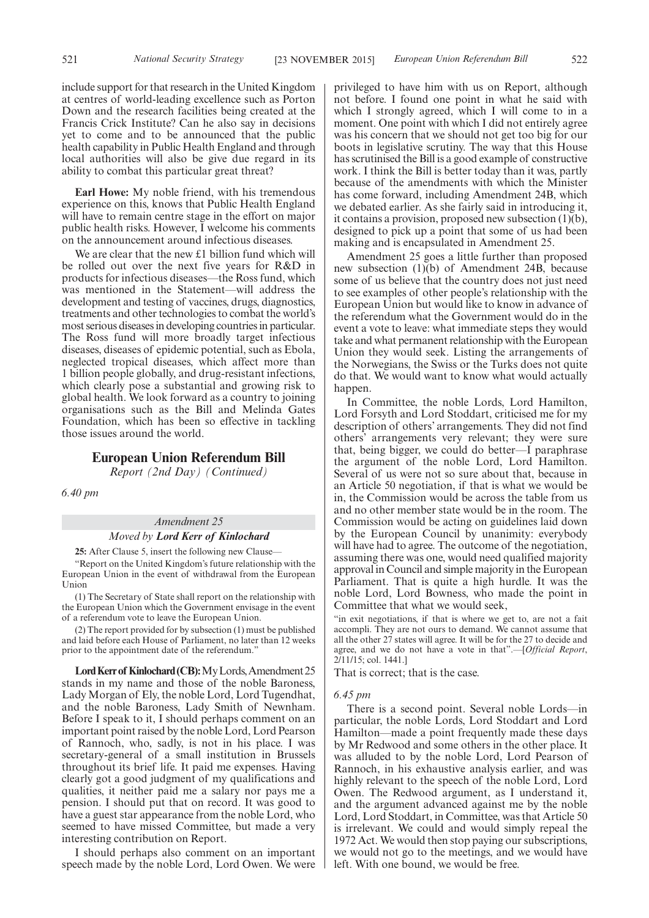include support for that research in the United Kingdom at centres of world-leading excellence such as Porton Down and the research facilities being created at the Francis Crick Institute? Can he also say in decisions yet to come and to be announced that the public health capability in Public Health England and through local authorities will also be give due regard in its ability to combat this particular great threat?

**Earl Howe:** My noble friend, with his tremendous experience on this, knows that Public Health England will have to remain centre stage in the effort on major public health risks. However, I welcome his comments on the announcement around infectious diseases.

We are clear that the new £1 billion fund which will be rolled out over the next five years for R&D in products for infectious diseases—the Ross fund, which was mentioned in the Statement—will address the development and testing of vaccines, drugs, diagnostics, treatments and other technologies to combat the world's most serious diseases in developing countries in particular. The Ross fund will more broadly target infectious diseases, diseases of epidemic potential, such as Ebola, neglected tropical diseases, which affect more than 1 billion people globally, and drug-resistant infections, which clearly pose a substantial and growing risk to global health. We look forward as a country to joining organisations such as the Bill and Melinda Gates Foundation, which has been so effective in tackling those issues around the world.

## European Union Referendum Bill

*Report (2nd Day) (Continued)*

*6.40 pm*

*Amendment 25*

*Moved by **Lord Kerr of Kinlochard***

**25:** After Clause 5, insert the following new Clause—

"Report on the United Kingdom's future relationship with the European Union in the event of withdrawal from the European Union

(1) The Secretary of State shall report on the relationship with the European Union which the Government envisage in the event of a referendum vote to leave the European Union.

(2) The report provided for by subsection (1) must be published and laid before each House of Parliament, no later than 12 weeks prior to the appointment date of the referendum."

**Lord Kerr of Kinlochard (CB):** My Lords, Amendment 25 stands in my name and those of the noble Baroness, Lady Morgan of Ely, the noble Lord, Lord Tugendhat, and the noble Baroness, Lady Smith of Newnham. Before I speak to it, I should perhaps comment on an important point raised by the noble Lord, Lord Pearson of Rannoch, who, sadly, is not in his place. I was secretary-general of a small institution in Brussels throughout its brief life. It paid me expenses. Having clearly got a good judgment of my qualifications and qualities, it neither paid me a salary nor pays me a pension. I should put that on record. It was good to have a guest star appearance from the noble Lord, who seemed to have missed Committee, but made a very interesting contribution on Report.

I should perhaps also comment on an important speech made by the noble Lord, Lord Owen. We were privileged to have him with us on Report, although not before. I found one point in what he said with which I strongly agreed, which I will come to in a moment. One point with which I did not entirely agree was his concern that we should not get too big for our boots in legislative scrutiny. The way that this House has scrutinised the Bill is a good example of constructive work. I think the Bill is better today than it was, partly because of the amendments with which the Minister has come forward, including Amendment 24B, which we debated earlier. As she fairly said in introducing it, it contains a provision, proposed new subsection (1)(b), designed to pick up a point that some of us had been making and is encapsulated in Amendment 25.

Amendment 25 goes a little further than proposed new subsection (1)(b) of Amendment 24B, because some of us believe that the country does not just need to see examples of other people's relationship with the European Union but would like to know in advance of the referendum what the Government would do in the event a vote to leave: what immediate steps they would take and what permanent relationship with the European Union they would seek. Listing the arrangements of the Norwegians, the Swiss or the Turks does not quite do that. We would want to know what would actually happen.

In Committee, the noble Lords, Lord Hamilton, Lord Forsyth and Lord Stoddart, criticised me for my description of others' arrangements. They did not find others' arrangements very relevant; they were sure that, being bigger, we could do better—I paraphrase the argument of the noble Lord, Lord Hamilton. Several of us were not so sure about that, because in an Article 50 negotiation, if that is what we would be in, the Commission would be across the table from us and no other member state would be in the room. The Commission would be acting on guidelines laid down by the European Council by unanimity: everybody will have had to agree. The outcome of the negotiation, assuming there was one, would need qualified majority approval in Council and simple majority in the European Parliament. That is quite a high hurdle. It was the noble Lord, Lord Bowness, who made the point in Committee that what we would seek,

"in exit negotiations, if that is where we get to, are not a fait accompli. They are not ours to demand. We cannot assume that all the other 27 states will agree. It will be for the 27 to decide and agree, and we do not have a vote in that".—[*Official Report*, 2/11/15; col. 1441.]

That is correct; that is the case.

*6.45 pm*

There is a second point. Several noble Lords—in particular, the noble Lords, Lord Stoddart and Lord Hamilton—made a point frequently made these days by Mr Redwood and some others in the other place. It was alluded to by the noble Lord, Lord Pearson of Rannoch, in his exhaustive analysis earlier, and was highly relevant to the speech of the noble Lord, Lord Owen. The Redwood argument, as I understand it, and the argument advanced against me by the noble Lord, Lord Stoddart, in Committee, was that Article 50 is irrelevant. We could and would simply repeal the 1972 Act. We would then stop paying our subscriptions, we would not go to the meetings, and we would have left. With one bound, we would be free.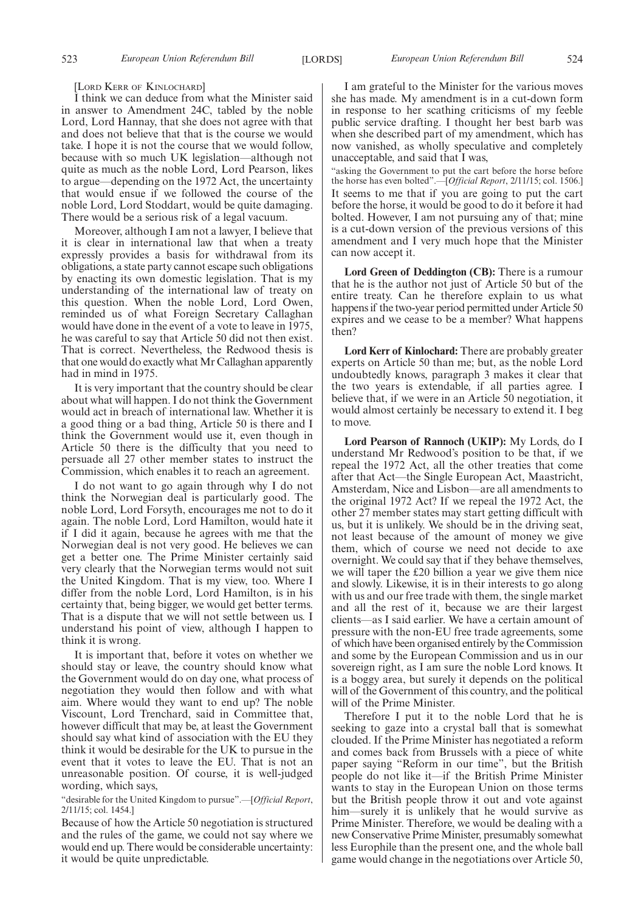[LORD KERR OF KINLOCHARD]

I think we can deduce from what the Minister said in answer to Amendment 24C, tabled by the noble Lord, Lord Hannay, that she does not agree with that and does not believe that that is the course we would take. I hope it is not the course that we would follow, because with so much UK legislation—although not quite as much as the noble Lord, Lord Pearson, likes to argue—depending on the 1972 Act, the uncertainty that would ensue if we followed the course of the noble Lord, Lord Stoddart, would be quite damaging. There would be a serious risk of a legal vacuum.

Moreover, although I am not a lawyer, I believe that it is clear in international law that when a treaty expressly provides a basis for withdrawal from its obligations, a state party cannot escape such obligations by enacting its own domestic legislation. That is my understanding of the international law of treaty on this question. When the noble Lord, Lord Owen, reminded us of what Foreign Secretary Callaghan would have done in the event of a vote to leave in 1975, he was careful to say that Article 50 did not then exist. That is correct. Nevertheless, the Redwood thesis is that one would do exactly what Mr Callaghan apparently had in mind in 1975.

It is very important that the country should be clear about what will happen. I do not think the Government would act in breach of international law. Whether it is a good thing or a bad thing, Article 50 is there and I think the Government would use it, even though in Article 50 there is the difficulty that you need to persuade all 27 other member states to instruct the Commission, which enables it to reach an agreement.

I do not want to go again through why I do not think the Norwegian deal is particularly good. The noble Lord, Lord Forsyth, encourages me not to do it again. The noble Lord, Lord Hamilton, would hate it if I did it again, because he agrees with me that the Norwegian deal is not very good. He believes we can get a better one. The Prime Minister certainly said very clearly that the Norwegian terms would not suit the United Kingdom. That is my view, too. Where I differ from the noble Lord, Lord Hamilton, is in his certainty that, being bigger, we would get better terms. That is a dispute that we will not settle between us. I understand his point of view, although I happen to think it is wrong.

It is important that, before it votes on whether we should stay or leave, the country should know what the Government would do on day one, what process of negotiation they would then follow and with what aim. Where would they want to end up? The noble Viscount, Lord Trenchard, said in Committee that, however difficult that may be, at least the Government should say what kind of association with the EU they think it would be desirable for the UK to pursue in the event that it votes to leave the EU. That is not an unreasonable position. Of course, it is well-judged wording, which says,

"desirable for the United Kingdom to pursue".—[*Official Report*, 2/11/15; col. 1454.]

Because of how the Article 50 negotiation is structured and the rules of the game, we could not say where we would end up. There would be considerable uncertainty: it would be quite unpredictable.

I am grateful to the Minister for the various moves she has made. My amendment is in a cut-down form in response to her scathing criticisms of my feeble public service drafting. I thought her best barb was when she described part of my amendment, which has now vanished, as wholly speculative and completely unacceptable, and said that I was,

"asking the Government to put the cart before the horse before the horse has even bolted".—[*Official Report*, 2/11/15; col. 1506.]

It seems to me that if you are going to put the cart before the horse, it would be good to do it before it had bolted. However, I am not pursuing any of that; mine is a cut-down version of the previous versions of this amendment and I very much hope that the Minister can now accept it.

**Lord Green of Deddington (CB):** There is a rumour that he is the author not just of Article 50 but of the entire treaty. Can he therefore explain to us what happens if the two-year period permitted under Article 50 expires and we cease to be a member? What happens then?

**Lord Kerr of Kinlochard:** There are probably greater experts on Article 50 than me; but, as the noble Lord undoubtedly knows, paragraph 3 makes it clear that the two years is extendable, if all parties agree. I believe that, if we were in an Article 50 negotiation, it would almost certainly be necessary to extend it. I beg to move.

**Lord Pearson of Rannoch (UKIP):** My Lords, do I understand Mr Redwood's position to be that, if we repeal the 1972 Act, all the other treaties that come after that Act—the Single European Act, Maastricht, Amsterdam, Nice and Lisbon—are all amendments to the original 1972 Act? If we repeal the 1972 Act, the other 27 member states may start getting difficult with us, but it is unlikely. We should be in the driving seat, not least because of the amount of money we give them, which of course we need not decide to axe overnight. We could say that if they behave themselves, we will taper the £20 billion a year we give them nice and slowly. Likewise, it is in their interests to go along with us and our free trade with them, the single market and all the rest of it, because we are their largest clients—as I said earlier. We have a certain amount of pressure with the non-EU free trade agreements, some of which have been organised entirely by the Commission and some by the European Commission and us in our sovereign right, as I am sure the noble Lord knows. It is a boggy area, but surely it depends on the political will of the Government of this country, and the political will of the Prime Minister.

Therefore I put it to the noble Lord that he is seeking to gaze into a crystal ball that is somewhat clouded. If the Prime Minister has negotiated a reform and comes back from Brussels with a piece of white paper saying "Reform in our time", but the British people do not like it—if the British Prime Minister wants to stay in the European Union on those terms but the British people throw it out and vote against him—surely it is unlikely that he would survive as Prime Minister. Therefore, we would be dealing with a new Conservative Prime Minister, presumably somewhat less Europhile than the present one, and the whole ball game would change in the negotiations over Article 50,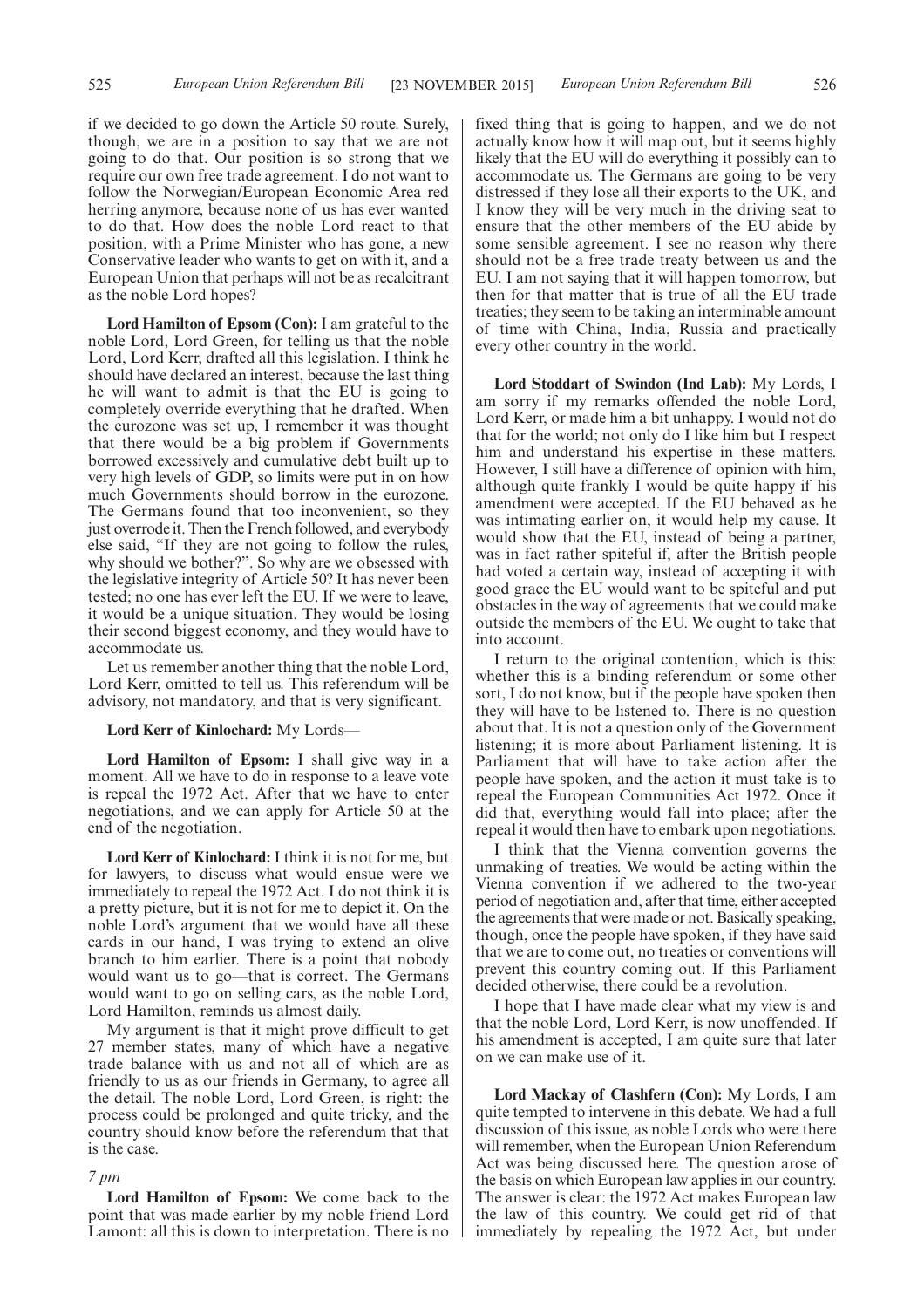if we decided to go down the Article 50 route. Surely, though, we are in a position to say that we are not going to do that. Our position is so strong that we require our own free trade agreement. I do not want to follow the Norwegian/European Economic Area red herring anymore, because none of us has ever wanted to do that. How does the noble Lord react to that position, with a Prime Minister who has gone, a new Conservative leader who wants to get on with it, and a European Union that perhaps will not be as recalcitrant as the noble Lord hopes?

**Lord Hamilton of Epsom (Con):** I am grateful to the noble Lord, Lord Green, for telling us that the noble Lord, Lord Kerr, drafted all this legislation. I think he should have declared an interest, because the last thing he will want to admit is that the EU is going to completely override everything that he drafted. When the eurozone was set up, I remember it was thought that there would be a big problem if Governments borrowed excessively and cumulative debt built up to very high levels of GDP, so limits were put in on how much Governments should borrow in the eurozone. The Germans found that too inconvenient, so they just overrode it. Then the French followed, and everybody else said, "If they are not going to follow the rules, why should we bother?". So why are we obsessed with the legislative integrity of Article 50? It has never been tested; no one has ever left the EU. If we were to leave, it would be a unique situation. They would be losing their second biggest economy, and they would have to accommodate us.

Let us remember another thing that the noble Lord, Lord Kerr, omitted to tell us. This referendum will be advisory, not mandatory, and that is very significant.

**Lord Kerr of Kinlochard:** My Lords—

**Lord Hamilton of Epsom:** I shall give way in a moment. All we have to do in response to a leave vote is repeal the 1972 Act. After that we have to enter negotiations, and we can apply for Article 50 at the end of the negotiation.

**Lord Kerr of Kinlochard:** I think it is not for me, but for lawyers, to discuss what would ensue were we immediately to repeal the 1972 Act. I do not think it is a pretty picture, but it is not for me to depict it. On the noble Lord's argument that we would have all these cards in our hand, I was trying to extend an olive branch to him earlier. There is a point that nobody would want us to go—that is correct. The Germans would want to go on selling cars, as the noble Lord, Lord Hamilton, reminds us almost daily.

My argument is that it might prove difficult to get 27 member states, many of which have a negative trade balance with us and not all of which are as friendly to us as our friends in Germany, to agree all the detail. The noble Lord, Lord Green, is right: the process could be prolonged and quite tricky, and the country should know before the referendum that that is the case.

*7 pm*

**Lord Hamilton of Epsom:** We come back to the point that was made earlier by my noble friend Lord Lamont: all this is down to interpretation. There is no fixed thing that is going to happen, and we do not actually know how it will map out, but it seems highly likely that the EU will do everything it possibly can to accommodate us. The Germans are going to be very distressed if they lose all their exports to the UK, and I know they will be very much in the driving seat to ensure that the other members of the EU abide by some sensible agreement. I see no reason why there should not be a free trade treaty between us and the EU. I am not saying that it will happen tomorrow, but then for that matter that is true of all the EU trade treaties; they seem to be taking an interminable amount of time with China, India, Russia and practically every other country in the world.

**Lord Stoddart of Swindon (Ind Lab):** My Lords, I am sorry if my remarks offended the noble Lord, Lord Kerr, or made him a bit unhappy. I would not do that for the world; not only do I like him but I respect him and understand his expertise in these matters. However, I still have a difference of opinion with him, although quite frankly I would be quite happy if his amendment were accepted. If the EU behaved as he was intimating earlier on, it would help my cause. It would show that the EU, instead of being a partner, was in fact rather spiteful if, after the British people had voted a certain way, instead of accepting it with good grace the EU would want to be spiteful and put obstacles in the way of agreements that we could make outside the members of the EU. We ought to take that into account.

I return to the original contention, which is this: whether this is a binding referendum or some other sort, I do not know, but if the people have spoken then they will have to be listened to. There is no question about that. It is not a question only of the Government listening; it is more about Parliament listening. It is Parliament that will have to take action after the people have spoken, and the action it must take is to repeal the European Communities Act 1972. Once it did that, everything would fall into place; after the repeal it would then have to embark upon negotiations.

I think that the Vienna convention governs the unmaking of treaties. We would be acting within the Vienna convention if we adhered to the two-year period of negotiation and, after that time, either accepted the agreements that were made or not. Basically speaking, though, once the people have spoken, if they have said that we are to come out, no treaties or conventions will prevent this country coming out. If this Parliament decided otherwise, there could be a revolution.

I hope that I have made clear what my view is and that the noble Lord, Lord Kerr, is now unoffended. If his amendment is accepted, I am quite sure that later on we can make use of it.

**Lord Mackay of Clashfern (Con):** My Lords, I am quite tempted to intervene in this debate. We had a full discussion of this issue, as noble Lords who were there will remember, when the European Union Referendum Act was being discussed here. The question arose of the basis on which European law applies in our country. The answer is clear: the 1972 Act makes European law the law of this country. We could get rid of that immediately by repealing the 1972 Act, but under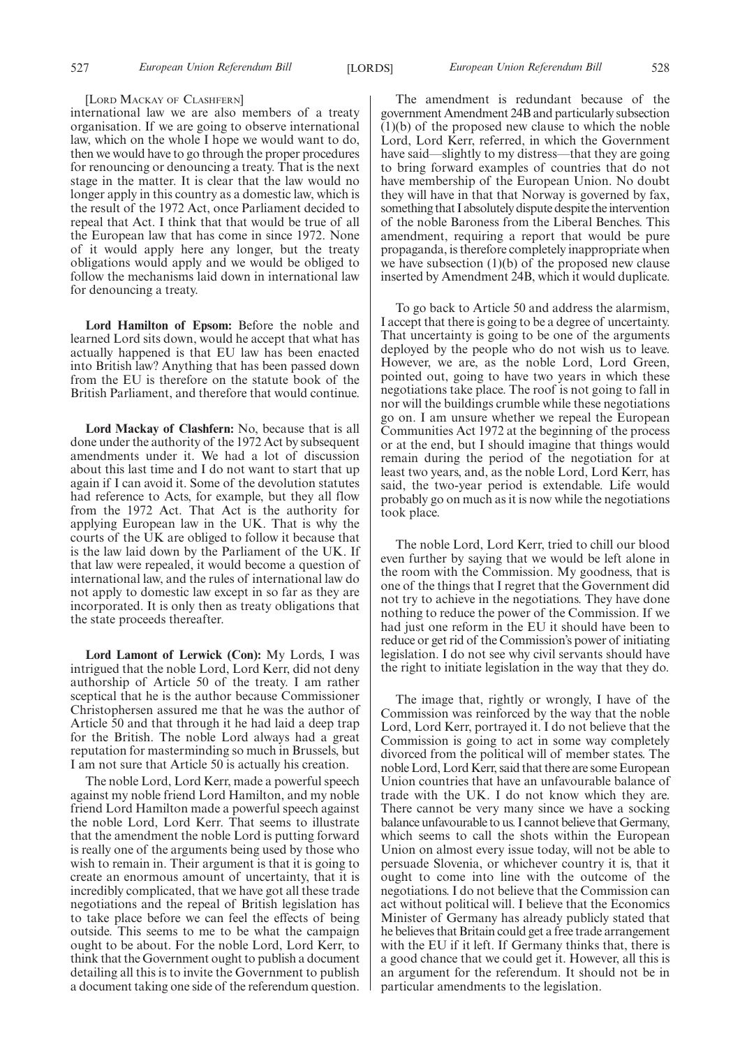[LORD MACKAY OF CLASHFERN]

international law we are also members of a treaty organisation. If we are going to observe international law, which on the whole I hope we would want to do, then we would have to go through the proper procedures for renouncing or denouncing a treaty. That is the next stage in the matter. It is clear that the law would no longer apply in this country as a domestic law, which is the result of the 1972 Act, once Parliament decided to repeal that Act. I think that that would be true of all the European law that has come in since 1972. None of it would apply here any longer, but the treaty obligations would apply and we would be obliged to follow the mechanisms laid down in international law for denouncing a treaty.

**Lord Hamilton of Epsom:** Before the noble and learned Lord sits down, would he accept that what has actually happened is that EU law has been enacted into British law? Anything that has been passed down from the EU is therefore on the statute book of the British Parliament, and therefore that would continue.

**Lord Mackay of Clashfern:** No, because that is all done under the authority of the 1972 Act by subsequent amendments under it. We had a lot of discussion about this last time and I do not want to start that up again if I can avoid it. Some of the devolution statutes had reference to Acts, for example, but they all flow from the 1972 Act. That Act is the authority for applying European law in the UK. That is why the courts of the UK are obliged to follow it because that is the law laid down by the Parliament of the UK. If that law were repealed, it would become a question of international law, and the rules of international law do not apply to domestic law except in so far as they are incorporated. It is only then as treaty obligations that the state proceeds thereafter.

**Lord Lamont of Lerwick (Con):** My Lords, I was intrigued that the noble Lord, Lord Kerr, did not deny authorship of Article 50 of the treaty. I am rather sceptical that he is the author because Commissioner Christophersen assured me that he was the author of Article 50 and that through it he had laid a deep trap for the British. The noble Lord always had a great reputation for masterminding so much in Brussels, but I am not sure that Article 50 is actually his creation.

The noble Lord, Lord Kerr, made a powerful speech against my noble friend Lord Hamilton, and my noble friend Lord Hamilton made a powerful speech against the noble Lord, Lord Kerr. That seems to illustrate that the amendment the noble Lord is putting forward is really one of the arguments being used by those who wish to remain in. Their argument is that it is going to create an enormous amount of uncertainty, that it is incredibly complicated, that we have got all these trade negotiations and the repeal of British legislation has to take place before we can feel the effects of being outside. This seems to me to be what the campaign ought to be about. For the noble Lord, Lord Kerr, to think that the Government ought to publish a document detailing all this is to invite the Government to publish a document taking one side of the referendum question.

The amendment is redundant because of the government Amendment 24B and particularly subsection (1)(b) of the proposed new clause to which the noble Lord, Lord Kerr, referred, in which the Government have said—slightly to my distress—that they are going to bring forward examples of countries that do not have membership of the European Union. No doubt they will have in that that Norway is governed by fax, something that I absolutely dispute despite the intervention of the noble Baroness from the Liberal Benches. This amendment, requiring a report that would be pure propaganda, is therefore completely inappropriate when we have subsection (1)(b) of the proposed new clause inserted by Amendment 24B, which it would duplicate.

To go back to Article 50 and address the alarmism, I accept that there is going to be a degree of uncertainty. That uncertainty is going to be one of the arguments deployed by the people who do not wish us to leave. However, we are, as the noble Lord, Lord Green, pointed out, going to have two years in which these negotiations take place. The roof is not going to fall in nor will the buildings crumble while these negotiations go on. I am unsure whether we repeal the European Communities Act 1972 at the beginning of the process or at the end, but I should imagine that things would remain during the period of the negotiation for at least two years, and, as the noble Lord, Lord Kerr, has said, the two-year period is extendable. Life would probably go on much as it is now while the negotiations took place.

The noble Lord, Lord Kerr, tried to chill our blood even further by saying that we would be left alone in the room with the Commission. My goodness, that is one of the things that I regret that the Government did not try to achieve in the negotiations. They have done nothing to reduce the power of the Commission. If we had just one reform in the EU it should have been to reduce or get rid of the Commission's power of initiating legislation. I do not see why civil servants should have the right to initiate legislation in the way that they do.

The image that, rightly or wrongly, I have of the Commission was reinforced by the way that the noble Lord, Lord Kerr, portrayed it. I do not believe that the Commission is going to act in some way completely divorced from the political will of member states. The noble Lord, Lord Kerr, said that there are some European Union countries that have an unfavourable balance of trade with the UK. I do not know which they are. There cannot be very many since we have a socking balance unfavourable to us. I cannot believe that Germany, which seems to call the shots within the European Union on almost every issue today, will not be able to persuade Slovenia, or whichever country it is, that it ought to come into line with the outcome of the negotiations. I do not believe that the Commission can act without political will. I believe that the Economics Minister of Germany has already publicly stated that he believes that Britain could get a free trade arrangement with the EU if it left. If Germany thinks that, there is a good chance that we could get it. However, all this is an argument for the referendum. It should not be in particular amendments to the legislation.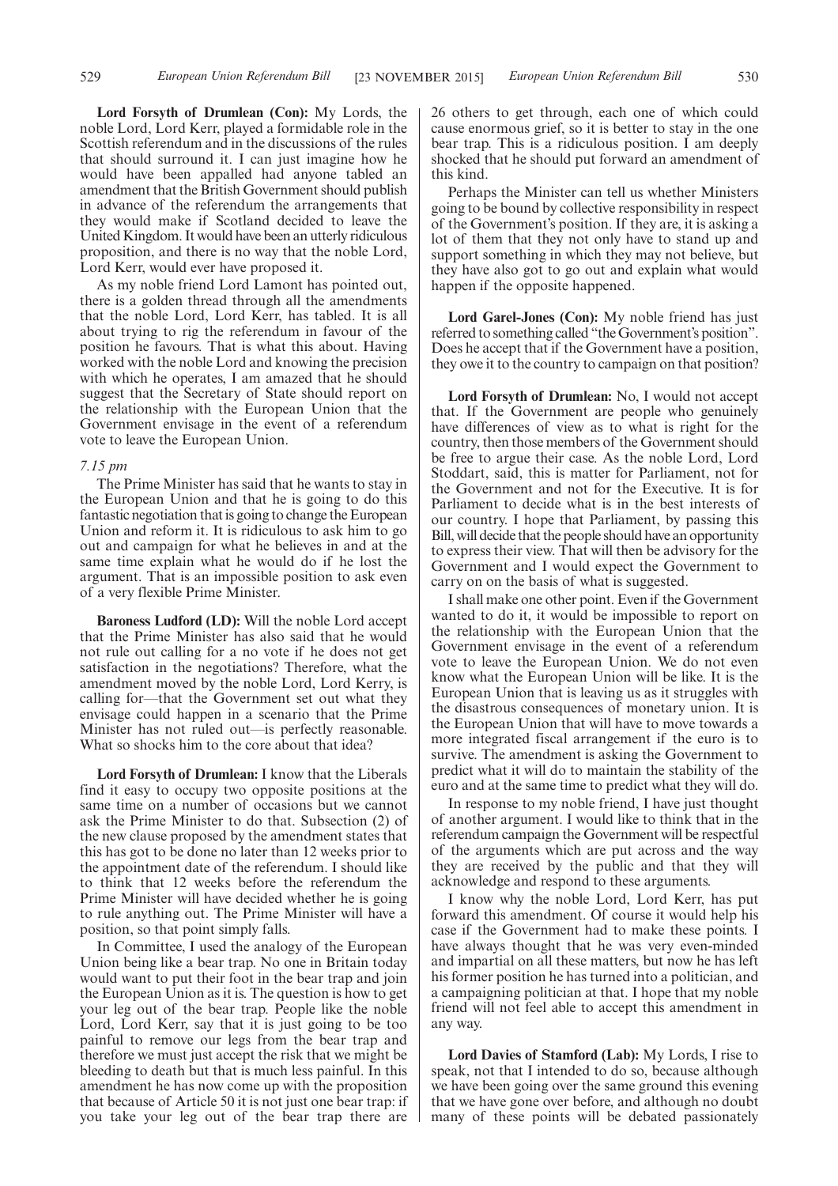**Lord Forsyth of Drumlean (Con):** My Lords, the noble Lord, Lord Kerr, played a formidable role in the Scottish referendum and in the discussions of the rules that should surround it. I can just imagine how he would have been appalled had anyone tabled an amendment that the British Government should publish in advance of the referendum the arrangements that they would make if Scotland decided to leave the United Kingdom. It would have been an utterly ridiculous proposition, and there is no way that the noble Lord, Lord Kerr, would ever have proposed it.

As my noble friend Lord Lamont has pointed out, there is a golden thread through all the amendments that the noble Lord, Lord Kerr, has tabled. It is all about trying to rig the referendum in favour of the position he favours. That is what this about. Having worked with the noble Lord and knowing the precision with which he operates, I am amazed that he should suggest that the Secretary of State should report on the relationship with the European Union that the Government envisage in the event of a referendum vote to leave the European Union.

*7.15 pm*

The Prime Minister has said that he wants to stay in the European Union and that he is going to do this fantastic negotiation that is going to change the European Union and reform it. It is ridiculous to ask him to go out and campaign for what he believes in and at the same time explain what he would do if he lost the argument. That is an impossible position to ask even of a very flexible Prime Minister.

**Baroness Ludford (LD):** Will the noble Lord accept that the Prime Minister has also said that he would not rule out calling for a no vote if he does not get satisfaction in the negotiations? Therefore, what the amendment moved by the noble Lord, Lord Kerry, is calling for—that the Government set out what they envisage could happen in a scenario that the Prime Minister has not ruled out—is perfectly reasonable. What so shocks him to the core about that idea?

**Lord Forsyth of Drumlean:** I know that the Liberals find it easy to occupy two opposite positions at the same time on a number of occasions but we cannot ask the Prime Minister to do that. Subsection (2) of the new clause proposed by the amendment states that this has got to be done no later than 12 weeks prior to the appointment date of the referendum. I should like to think that 12 weeks before the referendum the Prime Minister will have decided whether he is going to rule anything out. The Prime Minister will have a position, so that point simply falls.

In Committee, I used the analogy of the European Union being like a bear trap. No one in Britain today would want to put their foot in the bear trap and join the European Union as it is. The question is how to get your leg out of the bear trap. People like the noble Lord, Lord Kerr, say that it is just going to be too painful to remove our legs from the bear trap and therefore we must just accept the risk that we might be bleeding to death but that is much less painful. In this amendment he has now come up with the proposition that because of Article 50 it is not just one bear trap: if you take your leg out of the bear trap there are 26 others to get through, each one of which could cause enormous grief, so it is better to stay in the one bear trap. This is a ridiculous position. I am deeply shocked that he should put forward an amendment of this kind.

Perhaps the Minister can tell us whether Ministers going to be bound by collective responsibility in respect of the Government's position. If they are, it is asking a lot of them that they not only have to stand up and support something in which they may not believe, but they have also got to go out and explain what would happen if the opposite happened.

**Lord Garel-Jones (Con):** My noble friend has just referred to something called "the Government's position". Does he accept that if the Government have a position, they owe it to the country to campaign on that position?

**Lord Forsyth of Drumlean:** No, I would not accept that. If the Government are people who genuinely have differences of view as to what is right for the country, then those members of the Government should be free to argue their case. As the noble Lord, Lord Stoddart, said, this is matter for Parliament, not for the Government and not for the Executive. It is for Parliament to decide what is in the best interests of our country. I hope that Parliament, by passing this Bill, will decide that the people should have an opportunity to express their view. That will then be advisory for the Government and I would expect the Government to carry on on the basis of what is suggested.

I shall make one other point. Even if the Government wanted to do it, it would be impossible to report on the relationship with the European Union that the Government envisage in the event of a referendum vote to leave the European Union. We do not even know what the European Union will be like. It is the European Union that is leaving us as it struggles with the disastrous consequences of monetary union. It is the European Union that will have to move towards a more integrated fiscal arrangement if the euro is to survive. The amendment is asking the Government to predict what it will do to maintain the stability of the euro and at the same time to predict what they will do.

In response to my noble friend, I have just thought of another argument. I would like to think that in the referendum campaign the Government will be respectful of the arguments which are put across and the way they are received by the public and that they will acknowledge and respond to these arguments.

I know why the noble Lord, Lord Kerr, has put forward this amendment. Of course it would help his case if the Government had to make these points. I have always thought that he was very even-minded and impartial on all these matters, but now he has left his former position he has turned into a politician, and a campaigning politician at that. I hope that my noble friend will not feel able to accept this amendment in any way.

**Lord Davies of Stamford (Lab):** My Lords, I rise to speak, not that I intended to do so, because although we have been going over the same ground this evening that we have gone over before, and although no doubt many of these points will be debated passionately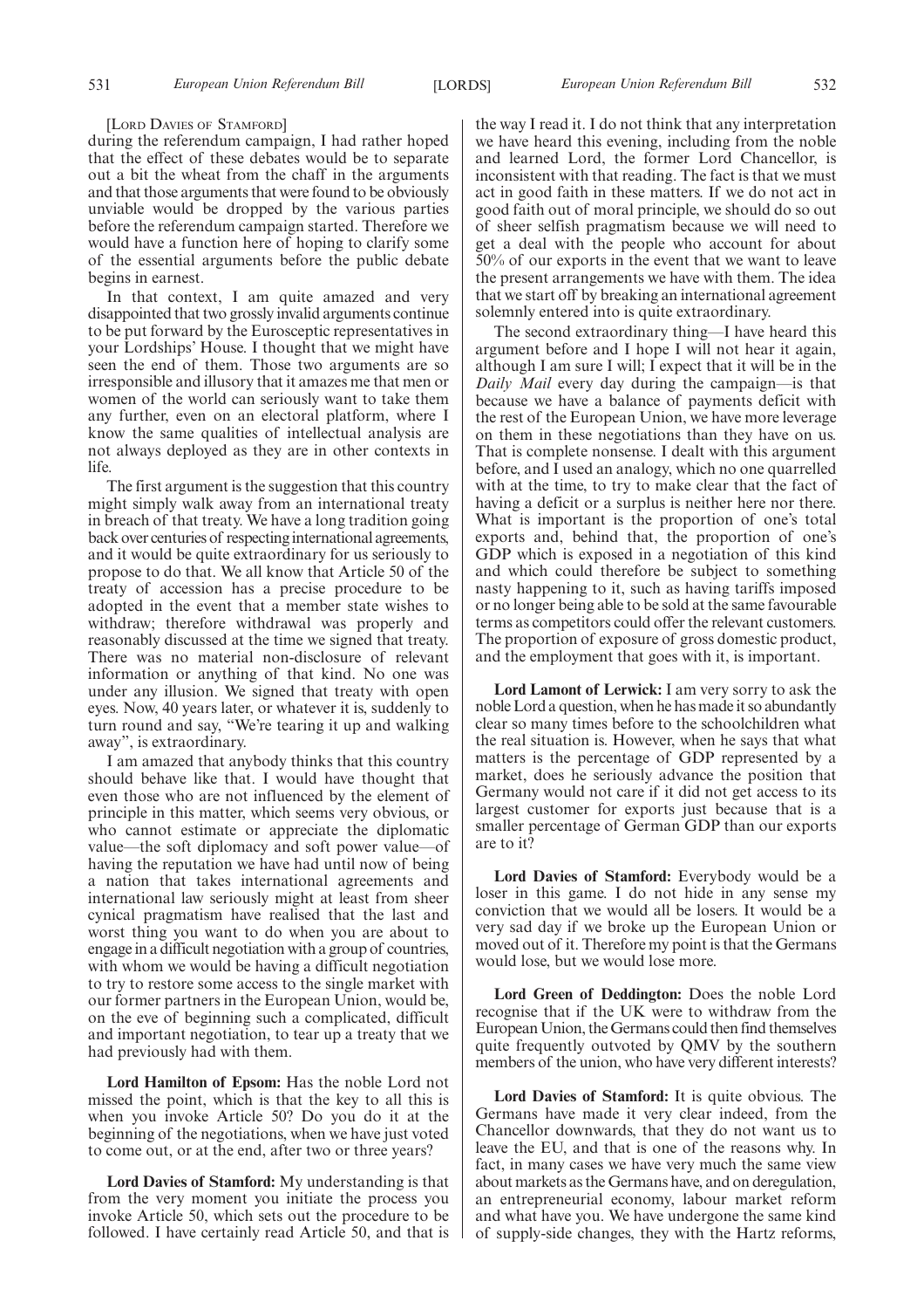[LORD DAVIES OF STAMFORD]

during the referendum campaign, I had rather hoped that the effect of these debates would be to separate out a bit the wheat from the chaff in the arguments and that those arguments that were found to be obviously unviable would be dropped by the various parties before the referendum campaign started. Therefore we would have a function here of hoping to clarify some of the essential arguments before the public debate begins in earnest.

In that context, I am quite amazed and very disappointed that two grossly invalid arguments continue to be put forward by the Eurosceptic representatives in your Lordships' House. I thought that we might have seen the end of them. Those two arguments are so irresponsible and illusory that it amazes me that men or women of the world can seriously want to take them any further, even on an electoral platform, where I know the same qualities of intellectual analysis are not always deployed as they are in other contexts in life.

The first argument is the suggestion that this country might simply walk away from an international treaty in breach of that treaty. We have a long tradition going back over centuries of respecting international agreements, and it would be quite extraordinary for us seriously to propose to do that. We all know that Article 50 of the treaty of accession has a precise procedure to be adopted in the event that a member state wishes to withdraw; therefore withdrawal was properly and reasonably discussed at the time we signed that treaty. There was no material non-disclosure of relevant information or anything of that kind. No one was under any illusion. We signed that treaty with open eyes. Now, 40 years later, or whatever it is, suddenly to turn round and say, "We're tearing it up and walking away", is extraordinary.

I am amazed that anybody thinks that this country should behave like that. I would have thought that even those who are not influenced by the element of principle in this matter, which seems very obvious, or who cannot estimate or appreciate the diplomatic value—the soft diplomacy and soft power value—of having the reputation we have had until now of being a nation that takes international agreements and international law seriously might at least from sheer cynical pragmatism have realised that the last and worst thing you want to do when you are about to engage in a difficult negotiation with a group of countries, with whom we would be having a difficult negotiation to try to restore some access to the single market with our former partners in the European Union, would be, on the eve of beginning such a complicated, difficult and important negotiation, to tear up a treaty that we had previously had with them.

**Lord Hamilton of Epsom:** Has the noble Lord not missed the point, which is that the key to all this is when you invoke Article 50? Do you do it at the beginning of the negotiations, when we have just voted to come out, or at the end, after two or three years?

**Lord Davies of Stamford:** My understanding is that from the very moment you initiate the process you invoke Article 50, which sets out the procedure to be followed. I have certainly read Article 50, and that is the way I read it. I do not think that any interpretation we have heard this evening, including from the noble and learned Lord, the former Lord Chancellor, is inconsistent with that reading. The fact is that we must act in good faith in these matters. If we do not act in good faith out of moral principle, we should do so out of sheer selfish pragmatism because we will need to get a deal with the people who account for about 50% of our exports in the event that we want to leave the present arrangements we have with them. The idea that we start off by breaking an international agreement solemnly entered into is quite extraordinary.

The second extraordinary thing—I have heard this argument before and I hope I will not hear it again, although I am sure I will; I expect that it will be in the *Daily Mail* every day during the campaign—is that because we have a balance of payments deficit with the rest of the European Union, we have more leverage on them in these negotiations than they have on us. That is complete nonsense. I dealt with this argument before, and I used an analogy, which no one quarrelled with at the time, to try to make clear that the fact of having a deficit or a surplus is neither here nor there. What is important is the proportion of one's total exports and, behind that, the proportion of one's GDP which is exposed in a negotiation of this kind and which could therefore be subject to something nasty happening to it, such as having tariffs imposed or no longer being able to be sold at the same favourable terms as competitors could offer the relevant customers. The proportion of exposure of gross domestic product, and the employment that goes with it, is important.

**Lord Lamont of Lerwick:** I am very sorry to ask the noble Lord a question, when he has made it so abundantly clear so many times before to the schoolchildren what the real situation is. However, when he says that what matters is the percentage of GDP represented by a market, does he seriously advance the position that Germany would not care if it did not get access to its largest customer for exports just because that is a smaller percentage of German GDP than our exports are to it?

**Lord Davies of Stamford:** Everybody would be a loser in this game. I do not hide in any sense my conviction that we would all be losers. It would be a very sad day if we broke up the European Union or moved out of it. Therefore my point is that the Germans would lose, but we would lose more.

**Lord Green of Deddington:** Does the noble Lord recognise that if the UK were to withdraw from the European Union, the Germans could then find themselves quite frequently outvoted by QMV by the southern members of the union, who have very different interests?

**Lord Davies of Stamford:** It is quite obvious. The Germans have made it very clear indeed, from the Chancellor downwards, that they do not want us to leave the EU, and that is one of the reasons why. In fact, in many cases we have very much the same view about markets as the Germans have, and on deregulation, an entrepreneurial economy, labour market reform and what have you. We have undergone the same kind of supply-side changes, they with the Hartz reforms,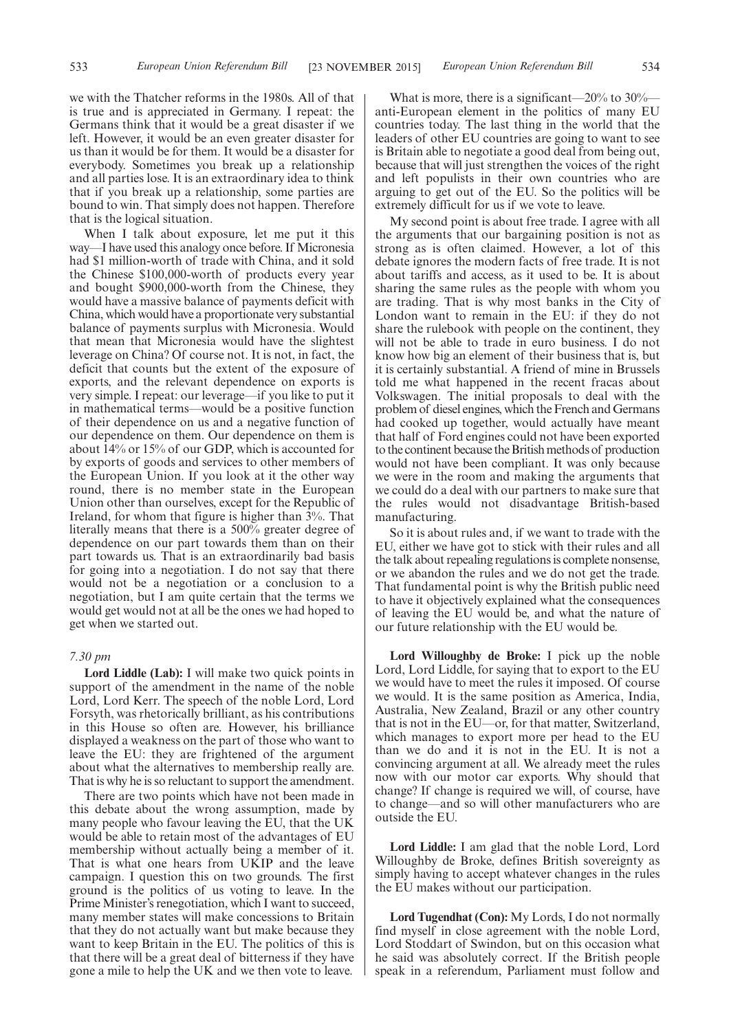we with the Thatcher reforms in the 1980s. All of that is true and is appreciated in Germany. I repeat: the Germans think that it would be a great disaster if we left. However, it would be an even greater disaster for us than it would be for them. It would be a disaster for everybody. Sometimes you break up a relationship and all parties lose. It is an extraordinary idea to think that if you break up a relationship, some parties are bound to win. That simply does not happen. Therefore that is the logical situation.

When I talk about exposure, let me put it this way—I have used this analogy once before. If Micronesia had $1 million-worth of trade with China, and it sold the Chinese $100,000-worth of products every year and bought $900,000-worth from the Chinese, they would have a massive balance of payments deficit with China, which would have a proportionate very substantial balance of payments surplus with Micronesia. Would that mean that Micronesia would have the slightest leverage on China? Of course not. It is not, in fact, the deficit that counts but the extent of the exposure of exports, and the relevant dependence on exports is very simple. I repeat: our leverage—if you like to put it in mathematical terms—would be a positive function of their dependence on us and a negative function of our dependence on them. Our dependence on them is about 14% or 15% of our GDP, which is accounted for by exports of goods and services to other members of the European Union. If you look at it the other way round, there is no member state in the European Union other than ourselves, except for the Republic of Ireland, for whom that figure is higher than 3%. That literally means that there is a 500% greater degree of dependence on our part towards them than on their part towards us. That is an extraordinarily bad basis for going into a negotiation. I do not say that there would not be a negotiation or a conclusion to a negotiation, but I am quite certain that the terms we would get would not at all be the ones we had hoped to get when we started out.

*7.30 pm*

**Lord Liddle (Lab):** I will make two quick points in support of the amendment in the name of the noble Lord, Lord Kerr. The speech of the noble Lord, Lord Forsyth, was rhetorically brilliant, as his contributions in this House so often are. However, his brilliance displayed a weakness on the part of those who want to leave the EU: they are frightened of the argument about what the alternatives to membership really are. That is why he is so reluctant to support the amendment.

There are two points which have not been made in this debate about the wrong assumption, made by many people who favour leaving the EU, that the UK would be able to retain most of the advantages of EU membership without actually being a member of it. That is what one hears from UKIP and the leave campaign. I question this on two grounds. The first ground is the politics of us voting to leave. In the Prime Minister's renegotiation, which I want to succeed, many member states will make concessions to Britain that they do not actually want but make because they want to keep Britain in the EU. The politics of this is that there will be a great deal of bitterness if they have gone a mile to help the UK and we then vote to leave.

What is more, there is a significant—20% to 30%—anti-European element in the politics of many EU countries today. The last thing in the world that the leaders of other EU countries are going to want to see is Britain able to negotiate a good deal from being out, because that will just strengthen the voices of the right and left populists in their own countries who are arguing to get out of the EU. So the politics will be extremely difficult for us if we vote to leave.

My second point is about free trade. I agree with all the arguments that our bargaining position is not as strong as is often claimed. However, a lot of this debate ignores the modern facts of free trade. It is not about tariffs and access, as it used to be. It is about sharing the same rules as the people with whom you are trading. That is why most banks in the City of London want to remain in the EU: if they do not share the rulebook with people on the continent, they will not be able to trade in euro business. I do not know how big an element of their business that is, but it is certainly substantial. A friend of mine in Brussels told me what happened in the recent fracas about Volkswagen. The initial proposals to deal with the problem of diesel engines, which the French and Germans had cooked up together, would actually have meant that half of Ford engines could not have been exported to the continent because the British methods of production would not have been compliant. It was only because we were in the room and making the arguments that we could do a deal with our partners to make sure that the rules would not disadvantage British-based manufacturing.

So it is about rules and, if we want to trade with the EU, either we have got to stick with their rules and all the talk about repealing regulations is complete nonsense, or we abandon the rules and we do not get the trade. That fundamental point is why the British public need to have it objectively explained what the consequences of leaving the EU would be, and what the nature of our future relationship with the EU would be.

**Lord Willoughby de Broke:** I pick up the noble Lord, Lord Liddle, for saying that to export to the EU we would have to meet the rules it imposed. Of course we would. It is the same position as America, India, Australia, New Zealand, Brazil or any other country that is not in the EU—or, for that matter, Switzerland, which manages to export more per head to the EU than we do and it is not in the EU. It is not a convincing argument at all. We already meet the rules now with our motor car exports. Why should that change? If change is required we will, of course, have to change—and so will other manufacturers who are outside the EU.

**Lord Liddle:** I am glad that the noble Lord, Lord Willoughby de Broke, defines British sovereignty as simply having to accept whatever changes in the rules the EU makes without our participation.

**Lord Tugendhat (Con):** My Lords, I do not normally find myself in close agreement with the noble Lord, Lord Stoddart of Swindon, but on this occasion what he said was absolutely correct. If the British people speak in a referendum, Parliament must follow and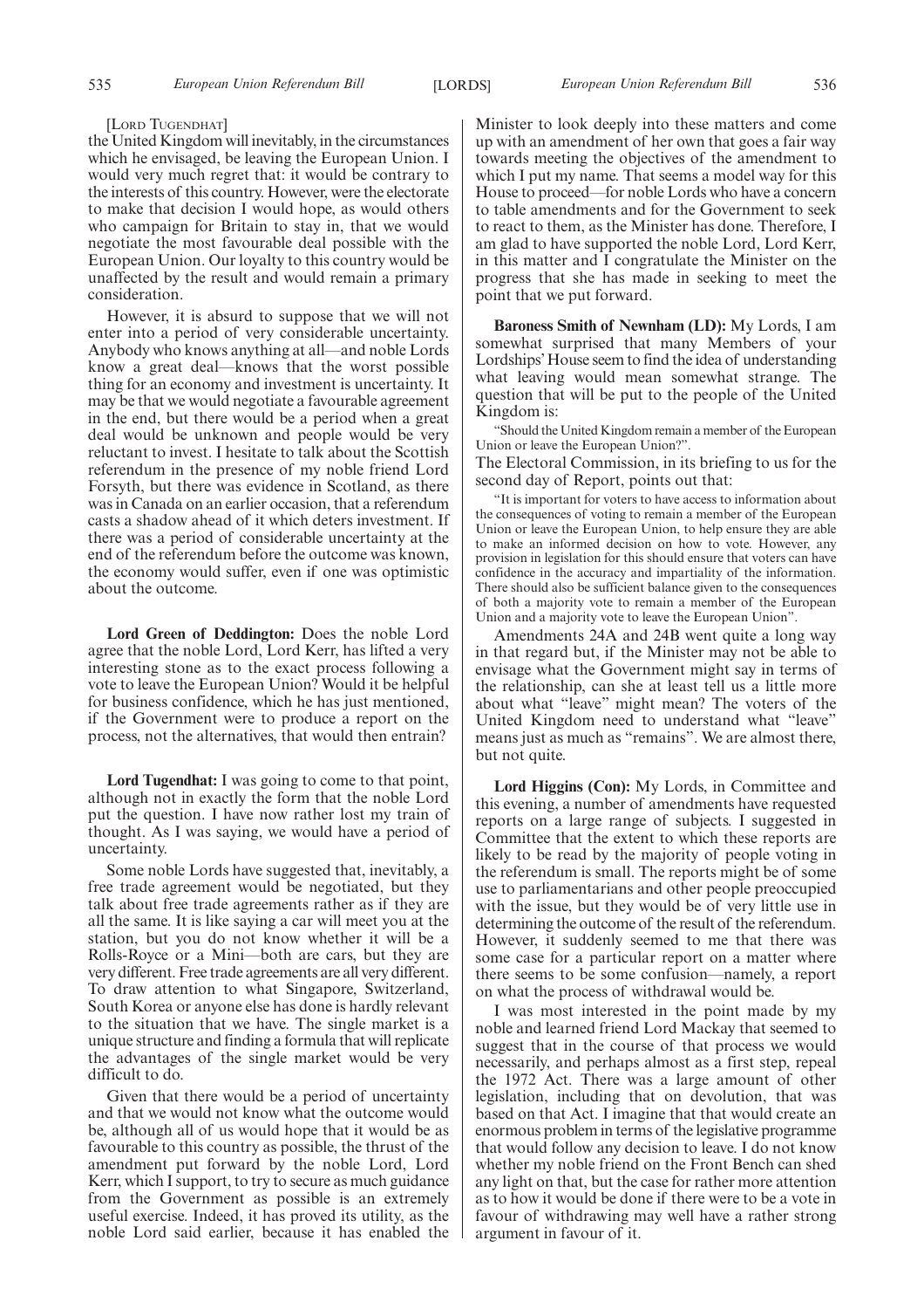[Lord Tugendhat]

the United Kingdom will inevitably, in the circumstances which he envisaged, be leaving the European Union. I would very much regret that: it would be contrary to the interests of this country. However, were the electorate to make that decision I would hope, as would others who campaign for Britain to stay in, that we would negotiate the most favourable deal possible with the European Union. Our loyalty to this country would be unaffected by the result and would remain a primary consideration.

However, it is absurd to suppose that we will not enter into a period of very considerable uncertainty. Anybody who knows anything at all—and noble Lords know a great deal—knows that the worst possible thing for an economy and investment is uncertainty. It may be that we would negotiate a favourable agreement in the end, but there would be a period when a great deal would be unknown and people would be very reluctant to invest. I hesitate to talk about the Scottish referendum in the presence of my noble friend Lord Forsyth, but there was evidence in Scotland, as there was in Canada on an earlier occasion, that a referendum casts a shadow ahead of it which deters investment. If there was a period of considerable uncertainty at the end of the referendum before the outcome was known, the economy would suffer, even if one was optimistic about the outcome.

**Lord Green of Deddington:** Does the noble Lord agree that the noble Lord, Lord Kerr, has lifted a very interesting stone as to the exact process following a vote to leave the European Union? Would it be helpful for business confidence, which he has just mentioned, if the Government were to produce a report on the process, not the alternatives, that would then entrain?

**Lord Tugendhat:** I was going to come to that point, although not in exactly the form that the noble Lord put the question. I have now rather lost my train of thought. As I was saying, we would have a period of uncertainty.

Some noble Lords have suggested that, inevitably, a free trade agreement would be negotiated, but they talk about free trade agreements rather as if they are all the same. It is like saying a car will meet you at the station, but you do not know whether it will be a Rolls-Royce or a Mini—both are cars, but they are very different. Free trade agreements are all very different. To draw attention to what Singapore, Switzerland, South Korea or anyone else has done is hardly relevant to the situation that we have. The single market is a unique structure and finding a formula that will replicate the advantages of the single market would be very difficult to do.

Given that there would be a period of uncertainty and that we would not know what the outcome would be, although all of us would hope that it would be as favourable to this country as possible, the thrust of the amendment put forward by the noble Lord, Lord Kerr, which I support, to try to secure as much guidance from the Government as possible is an extremely useful exercise. Indeed, it has proved its utility, as the noble Lord said earlier, because it has enabled the Minister to look deeply into these matters and come up with an amendment of her own that goes a fair way towards meeting the objectives of the amendment to which I put my name. That seems a model way for this House to proceed—for noble Lords who have a concern to table amendments and for the Government to seek to react to them, as the Minister has done. Therefore, I am glad to have supported the noble Lord, Lord Kerr, in this matter and I congratulate the Minister on the progress that she has made in seeking to meet the point that we put forward.

**Baroness Smith of Newnham (LD):** My Lords, I am somewhat surprised that many Members of your Lordships' House seem to find the idea of understanding what leaving would mean somewhat strange. The question that will be put to the people of the United Kingdom is:

"Should the United Kingdom remain a member of the European Union or leave the European Union?".

The Electoral Commission, in its briefing to us for the second day of Report, points out that:

"It is important for voters to have access to information about the consequences of voting to remain a member of the European Union or leave the European Union, to help ensure they are able to make an informed decision on how to vote. However, any provision in legislation for this should ensure that voters can have confidence in the accuracy and impartiality of the information. There should also be sufficient balance given to the consequences of both a majority vote to remain a member of the European Union and a majority vote to leave the European Union".

Amendments 24A and 24B went quite a long way in that regard but, if the Minister may not be able to envisage what the Government might say in terms of the relationship, can she at least tell us a little more about what "leave" might mean? The voters of the United Kingdom need to understand what "leave" means just as much as "remains". We are almost there, but not quite.

**Lord Higgins (Con):** My Lords, in Committee and this evening, a number of amendments have requested reports on a large range of subjects. I suggested in Committee that the extent to which these reports are likely to be read by the majority of people voting in the referendum is small. The reports might be of some use to parliamentarians and other people preoccupied with the issue, but they would be of very little use in determining the outcome of the result of the referendum. However, it suddenly seemed to me that there was some case for a particular report on a matter where there seems to be some confusion—namely, a report on what the process of withdrawal would be.

I was most interested in the point made by my noble and learned friend Lord Mackay that seemed to suggest that in the course of that process we would necessarily, and perhaps almost as a first step, repeal the 1972 Act. There was a large amount of other legislation, including that on devolution, that was based on that Act. I imagine that that would create an enormous problem in terms of the legislative programme that would follow any decision to leave. I do not know whether my noble friend on the Front Bench can shed any light on that, but the case for rather more attention as to how it would be done if there were to be a vote in favour of withdrawing may well have a rather strong argument in favour of it.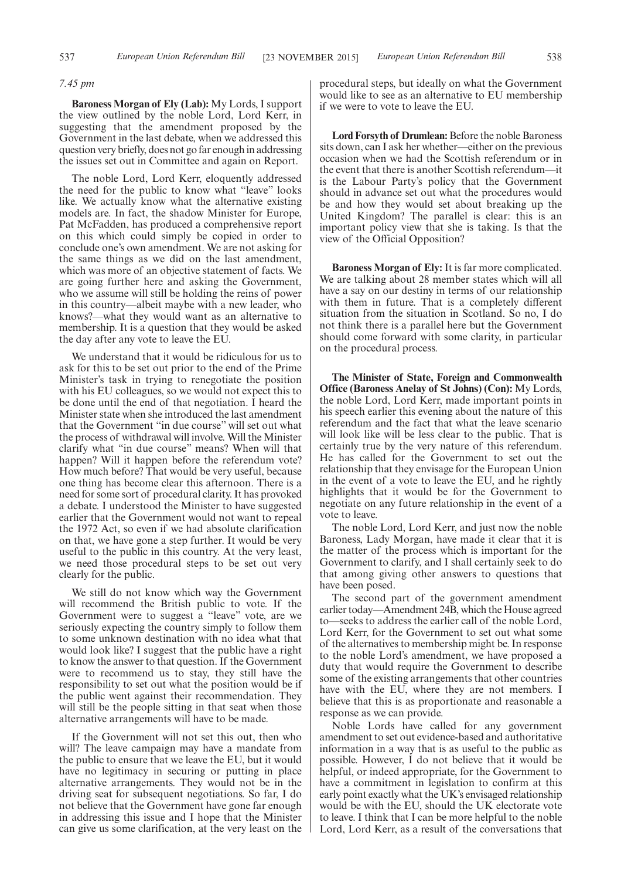*7.45 pm*

**Baroness Morgan of Ely (Lab):** My Lords, I support the view outlined by the noble Lord, Lord Kerr, in suggesting that the amendment proposed by the Government in the last debate, when we addressed this question very briefly, does not go far enough in addressing the issues set out in Committee and again on Report.

The noble Lord, Lord Kerr, eloquently addressed the need for the public to know what "leave" looks like. We actually know what the alternative existing models are. In fact, the shadow Minister for Europe, Pat McFadden, has produced a comprehensive report on this which could simply be copied in order to conclude one's own amendment. We are not asking for the same things as we did on the last amendment, which was more of an objective statement of facts. We are going further here and asking the Government, who we assume will still be holding the reins of power in this country—albeit maybe with a new leader, who knows?—what they would want as an alternative to membership. It is a question that they would be asked the day after any vote to leave the EU.

We understand that it would be ridiculous for us to ask for this to be set out prior to the end of the Prime Minister's task in trying to renegotiate the position with his EU colleagues, so we would not expect this to be done until the end of that negotiation. I heard the Minister state when she introduced the last amendment that the Government "in due course" will set out what the process of withdrawal will involve. Will the Minister clarify what "in due course" means? When will that happen? Will it happen before the referendum vote? How much before? That would be very useful, because one thing has become clear this afternoon. There is a need for some sort of procedural clarity. It has provoked a debate. I understood the Minister to have suggested earlier that the Government would not want to repeal the 1972 Act, so even if we had absolute clarification on that, we have gone a step further. It would be very useful to the public in this country. At the very least, we need those procedural steps to be set out very clearly for the public.

We still do not know which way the Government will recommend the British public to vote. If the Government were to suggest a "leave" vote, are we seriously expecting the country simply to follow them to some unknown destination with no idea what that would look like? I suggest that the public have a right to know the answer to that question. If the Government were to recommend us to stay, they still have the responsibility to set out what the position would be if the public went against their recommendation. They will still be the people sitting in that seat when those alternative arrangements will have to be made.

If the Government will not set this out, then who will? The leave campaign may have a mandate from the public to ensure that we leave the EU, but it would have no legitimacy in securing or putting in place alternative arrangements. They would not be in the driving seat for subsequent negotiations. So far, I do not believe that the Government have gone far enough in addressing this issue and I hope that the Minister can give us some clarification, at the very least on the procedural steps, but ideally on what the Government would like to see as an alternative to EU membership if we were to vote to leave the EU.

**Lord Forsyth of Drumlean:** Before the noble Baroness sits down, can I ask her whether—either on the previous occasion when we had the Scottish referendum or in the event that there is another Scottish referendum—it is the Labour Party's policy that the Government should in advance set out what the procedures would be and how they would set about breaking up the United Kingdom? The parallel is clear: this is an important policy view that she is taking. Is that the view of the Official Opposition?

**Baroness Morgan of Ely:** It is far more complicated. We are talking about 28 member states which will all have a say on our destiny in terms of our relationship with them in future. That is a completely different situation from the situation in Scotland. So no, I do not think there is a parallel here but the Government should come forward with some clarity, in particular on the procedural process.

**The Minister of State, Foreign and Commonwealth Office (Baroness Anelay of St Johns) (Con):** My Lords, the noble Lord, Lord Kerr, made important points in his speech earlier this evening about the nature of this referendum and the fact that what the leave scenario will look like will be less clear to the public. That is certainly true by the very nature of this referendum. He has called for the Government to set out the relationship that they envisage for the European Union in the event of a vote to leave the EU, and he rightly highlights that it would be for the Government to negotiate on any future relationship in the event of a vote to leave.

The noble Lord, Lord Kerr, and just now the noble Baroness, Lady Morgan, have made it clear that it is the matter of the process which is important for the Government to clarify, and I shall certainly seek to do that among giving other answers to questions that have been posed.

The second part of the government amendment earlier today—Amendment 24B, which the House agreed to—seeks to address the earlier call of the noble Lord, Lord Kerr, for the Government to set out what some of the alternatives to membership might be. In response to the noble Lord's amendment, we have proposed a duty that would require the Government to describe some of the existing arrangements that other countries have with the EU, where they are not members. I believe that this is as proportionate and reasonable a response as we can provide.

Noble Lords have called for any government amendment to set out evidence-based and authoritative information in a way that is as useful to the public as possible. However, I do not believe that it would be helpful, or indeed appropriate, for the Government to have a commitment in legislation to confirm at this early point exactly what the UK's envisaged relationship would be with the EU, should the UK electorate vote to leave. I think that I can be more helpful to the noble Lord, Lord Kerr, as a result of the conversations that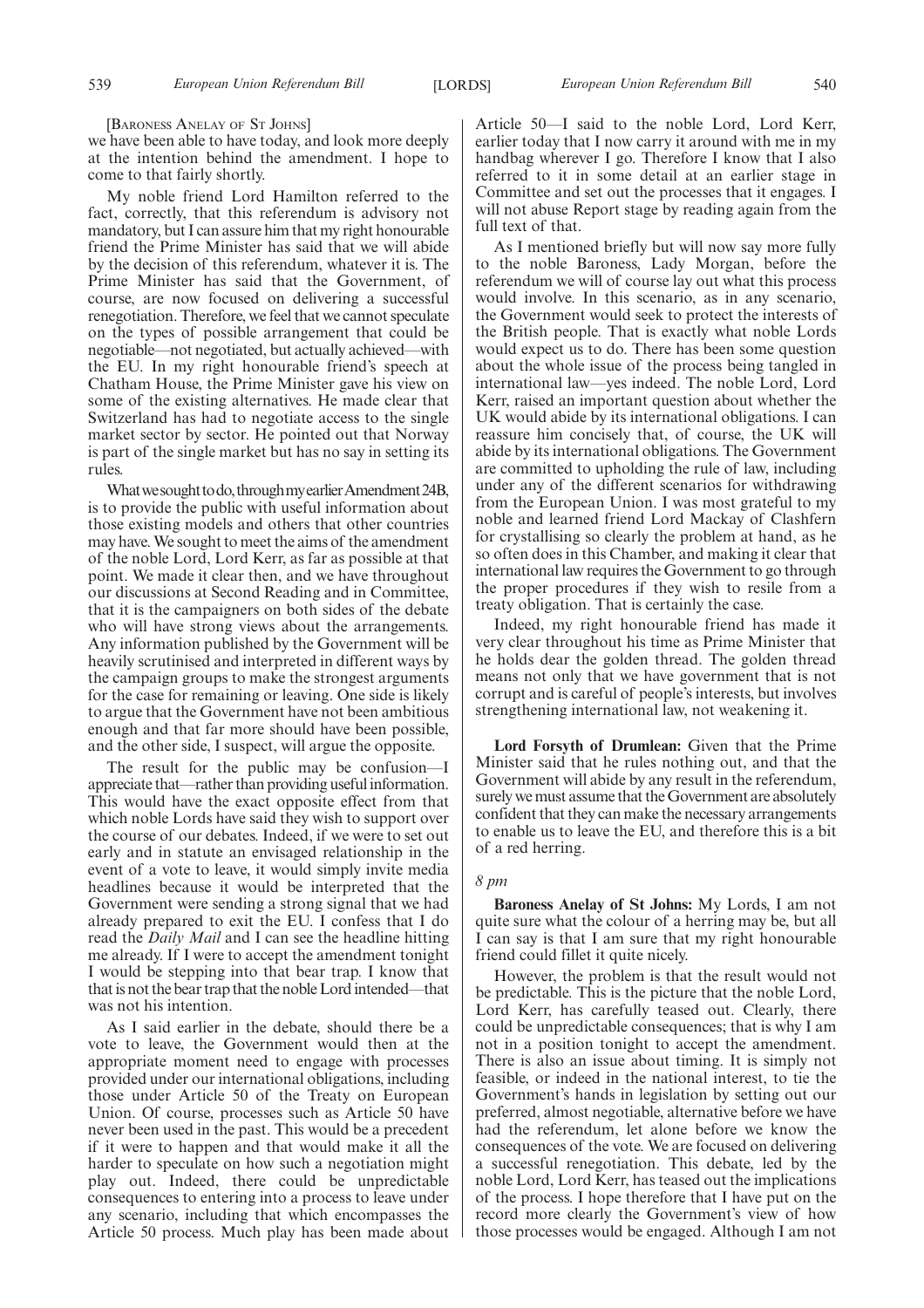[Baroness Anelay of St Johns]

we have been able to have today, and look more deeply at the intention behind the amendment. I hope to come to that fairly shortly.

My noble friend Lord Hamilton referred to the fact, correctly, that this referendum is advisory not mandatory, but I can assure him that my right honourable friend the Prime Minister has said that we will abide by the decision of this referendum, whatever it is. The Prime Minister has said that the Government, of course, are now focused on delivering a successful renegotiation. Therefore, we feel that we cannot speculate on the types of possible arrangement that could be negotiable—not negotiated, but actually achieved—with the EU. In my right honourable friend's speech at Chatham House, the Prime Minister gave his view on some of the existing alternatives. He made clear that Switzerland has had to negotiate access to the single market sector by sector. He pointed out that Norway is part of the single market but has no say in setting its rules.

What we sought to do, through my earlier Amendment 24B, is to provide the public with useful information about those existing models and others that other countries may have. We sought to meet the aims of the amendment of the noble Lord, Lord Kerr, as far as possible at that point. We made it clear then, and we have throughout our discussions at Second Reading and in Committee, that it is the campaigners on both sides of the debate who will have strong views about the arrangements. Any information published by the Government will be heavily scrutinised and interpreted in different ways by the campaign groups to make the strongest arguments for the case for remaining or leaving. One side is likely to argue that the Government have not been ambitious enough and that far more should have been possible, and the other side, I suspect, will argue the opposite.

The result for the public may be confusion—I appreciate that—rather than providing useful information. This would have the exact opposite effect from that which noble Lords have said they wish to support over the course of our debates. Indeed, if we were to set out early and in statute an envisaged relationship in the event of a vote to leave, it would simply invite media headlines because it would be interpreted that the Government were sending a strong signal that we had already prepared to exit the EU. I confess that I do read the *Daily Mail* and I can see the headline hitting me already. If I were to accept the amendment tonight I would be stepping into that bear trap. I know that that is not the bear trap that the noble Lord intended—that was not his intention.

As I said earlier in the debate, should there be a vote to leave, the Government would then at the appropriate moment need to engage with processes provided under our international obligations, including those under Article 50 of the Treaty on European Union. Of course, processes such as Article 50 have never been used in the past. This would be a precedent if it were to happen and that would make it all the harder to speculate on how such a negotiation might play out. Indeed, there could be unpredictable consequences to entering into a process to leave under any scenario, including that which encompasses the Article 50 process. Much play has been made about Article 50—I said to the noble Lord, Lord Kerr, earlier today that I now carry it around with me in my handbag wherever I go. Therefore I know that I also referred to it in some detail at an earlier stage in Committee and set out the processes that it engages. I will not abuse Report stage by reading again from the full text of that.

As I mentioned briefly but will now say more fully to the noble Baroness, Lady Morgan, before the referendum we will of course lay out what this process would involve. In this scenario, as in any scenario, the Government would seek to protect the interests of the British people. That is exactly what noble Lords would expect us to do. There has been some question about the whole issue of the process being tangled in international law—yes indeed. The noble Lord, Lord Kerr, raised an important question about whether the UK would abide by its international obligations. I can reassure him concisely that, of course, the UK will abide by its international obligations. The Government are committed to upholding the rule of law, including under any of the different scenarios for withdrawing from the European Union. I was most grateful to my noble and learned friend Lord Mackay of Clashfern for crystallising so clearly the problem at hand, as he so often does in this Chamber, and making it clear that international law requires the Government to go through the proper procedures if they wish to resile from a treaty obligation. That is certainly the case.

Indeed, my right honourable friend has made it very clear throughout his time as Prime Minister that he holds dear the golden thread. The golden thread means not only that we have government that is not corrupt and is careful of people's interests, but involves strengthening international law, not weakening it.

**Lord Forsyth of Drumlean:** Given that the Prime Minister said that he rules nothing out, and that the Government will abide by any result in the referendum, surely we must assume that the Government are absolutely confident that they can make the necessary arrangements to enable us to leave the EU, and therefore this is a bit of a red herring.

*8 pm*

**Baroness Anelay of St Johns:** My Lords, I am not quite sure what the colour of a herring may be, but all I can say is that I am sure that my right honourable friend could fillet it quite nicely.

However, the problem is that the result would not be predictable. This is the picture that the noble Lord, Lord Kerr, has carefully teased out. Clearly, there could be unpredictable consequences; that is why I am not in a position tonight to accept the amendment. There is also an issue about timing. It is simply not feasible, or indeed in the national interest, to tie the Government's hands in legislation by setting out our preferred, almost negotiable, alternative before we have had the referendum, let alone before we know the consequences of the vote. We are focused on delivering a successful renegotiation. This debate, led by the noble Lord, Lord Kerr, has teased out the implications of the process. I hope therefore that I have put on the record more clearly the Government's view of how those processes would be engaged. Although I am not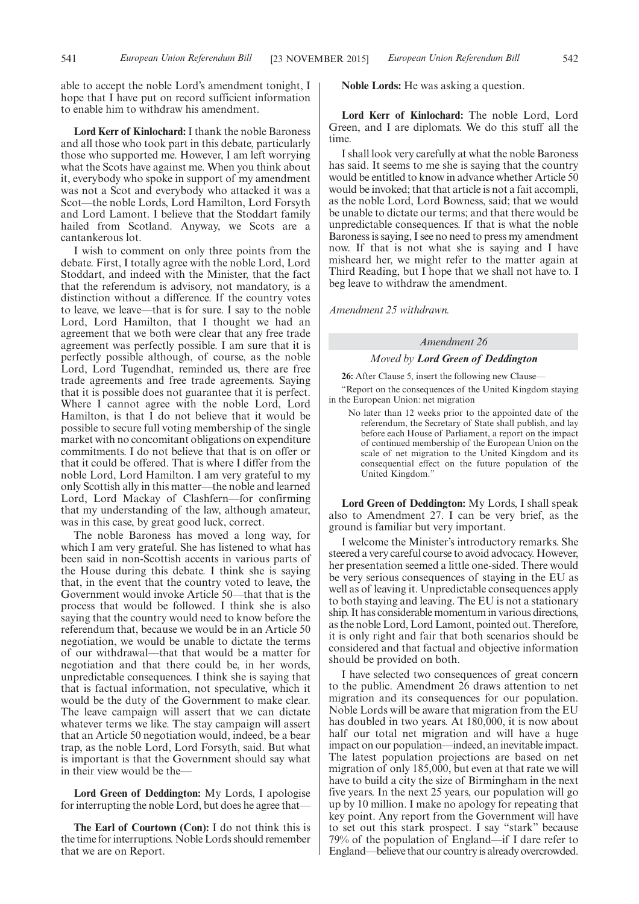able to accept the noble Lord's amendment tonight, I hope that I have put on record sufficient information to enable him to withdraw his amendment.

**Lord Kerr of Kinlochard:** I thank the noble Baroness and all those who took part in this debate, particularly those who supported me. However, I am left worrying what the Scots have against me. When you think about it, everybody who spoke in support of my amendment was not a Scot and everybody who attacked it was a Scot—the noble Lords, Lord Hamilton, Lord Forsyth and Lord Lamont. I believe that the Stoddart family hailed from Scotland. Anyway, we Scots are a cantankerous lot.

I wish to comment on only three points from the debate. First, I totally agree with the noble Lord, Lord Stoddart, and indeed with the Minister, that the fact that the referendum is advisory, not mandatory, is a distinction without a difference. If the country votes to leave, we leave—that is for sure. I say to the noble Lord, Lord Hamilton, that I thought we had an agreement that we both were clear that any free trade agreement was perfectly possible. I am sure that it is perfectly possible although, of course, as the noble Lord, Lord Tugendhat, reminded us, there are free trade agreements and free trade agreements. Saying that it is possible does not guarantee that it is perfect. Where I cannot agree with the noble Lord, Lord Hamilton, is that I do not believe that it would be possible to secure full voting membership of the single market with no concomitant obligations on expenditure commitments. I do not believe that that is on offer or that it could be offered. That is where I differ from the noble Lord, Lord Hamilton. I am very grateful to my only Scottish ally in this matter—the noble and learned Lord, Lord Mackay of Clashfern—for confirming that my understanding of the law, although amateur, was in this case, by great good luck, correct.

The noble Baroness has moved a long way, for which I am very grateful. She has listened to what has been said in non-Scottish accents in various parts of the House during this debate. I think she is saying that, in the event that the country voted to leave, the Government would invoke Article 50—that that is the process that would be followed. I think she is also saying that the country would need to know before the referendum that, because we would be in an Article 50 negotiation, we would be unable to dictate the terms of our withdrawal—that that would be a matter for negotiation and that there could be, in her words, unpredictable consequences. I think she is saying that that is factual information, not speculative, which it would be the duty of the Government to make clear. The leave campaign will assert that we can dictate whatever terms we like. The stay campaign will assert that an Article 50 negotiation would, indeed, be a bear trap, as the noble Lord, Lord Forsyth, said. But what is important is that the Government should say what in their view would be the—

**Lord Green of Deddington:** My Lords, I apologise for interrupting the noble Lord, but does he agree that—

**The Earl of Courtown (Con):** I do not think this is the time for interruptions. Noble Lords should remember that we are on Report.

**Noble Lords:** He was asking a question.

**Lord Kerr of Kinlochard:** The noble Lord, Lord Green, and I are diplomats. We do this stuff all the time.

I shall look very carefully at what the noble Baroness has said. It seems to me she is saying that the country would be entitled to know in advance whether Article 50 would be invoked; that that article is not a fait accompli, as the noble Lord, Lord Bowness, said; that we would be unable to dictate our terms; and that there would be unpredictable consequences. If that is what the noble Baroness is saying, I see no need to press my amendment now. If that is not what she is saying and I have misheard her, we might refer to the matter again at Third Reading, but I hope that we shall not have to. I beg leave to withdraw the amendment.

*Amendment 25 withdrawn.*

### *Amendment 26*

*Moved by* ***Lord Green of Deddington***

**26:** After Clause 5, insert the following new Clause—

"Report on the consequences of the United Kingdom staying in the European Union: net migration

No later than 12 weeks prior to the appointed date of the referendum, the Secretary of State shall publish, and lay before each House of Parliament, a report on the impact of continued membership of the European Union on the scale of net migration to the United Kingdom and its consequential effect on the future population of the United Kingdom."

**Lord Green of Deddington:** My Lords, I shall speak also to Amendment 27. I can be very brief, as the ground is familiar but very important.

I welcome the Minister's introductory remarks. She steered a very careful course to avoid advocacy. However, her presentation seemed a little one-sided. There would be very serious consequences of staying in the EU as well as of leaving it. Unpredictable consequences apply to both staying and leaving. The EU is not a stationary ship. It has considerable momentum in various directions, as the noble Lord, Lord Lamont, pointed out. Therefore, it is only right and fair that both scenarios should be considered and that factual and objective information should be provided on both.

I have selected two consequences of great concern to the public. Amendment 26 draws attention to net migration and its consequences for our population. Noble Lords will be aware that migration from the EU has doubled in two years. At 180,000, it is now about half our total net migration and will have a huge impact on our population—indeed, an inevitable impact. The latest population projections are based on net migration of only 185,000, but even at that rate we will have to build a city the size of Birmingham in the next five years. In the next 25 years, our population will go up by 10 million. I make no apology for repeating that key point. Any report from the Government will have to set out this stark prospect. I say "stark" because 79% of the population of England—if I dare refer to England—believe that our country is already overcrowded.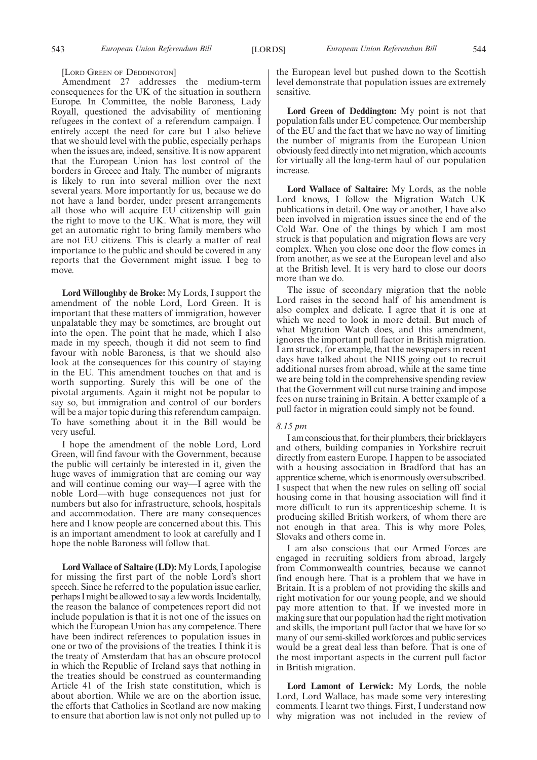[LORD GREEN OF DEDDINGTON]

Amendment 27 addresses the medium-term consequences for the UK of the situation in southern Europe. In Committee, the noble Baroness, Lady Royall, questioned the advisability of mentioning refugees in the context of a referendum campaign. I entirely accept the need for care but I also believe that we should level with the public, especially perhaps when the issues are, indeed, sensitive. It is now apparent that the European Union has lost control of the borders in Greece and Italy. The number of migrants is likely to run into several million over the next several years. More importantly for us, because we do not have a land border, under present arrangements all those who will acquire EU citizenship will gain the right to move to the UK. What is more, they will get an automatic right to bring family members who are not EU citizens. This is clearly a matter of real importance to the public and should be covered in any reports that the Government might issue. I beg to move.

**Lord Willoughby de Broke:** My Lords, I support the amendment of the noble Lord, Lord Green. It is important that these matters of immigration, however unpalatable they may be sometimes, are brought out into the open. The point that he made, which I also made in my speech, though it did not seem to find favour with noble Baroness, is that we should also look at the consequences for this country of staying in the EU. This amendment touches on that and is worth supporting. Surely this will be one of the pivotal arguments. Again it might not be popular to say so, but immigration and control of our borders will be a major topic during this referendum campaign. To have something about it in the Bill would be very useful.

I hope the amendment of the noble Lord, Lord Green, will find favour with the Government, because the public will certainly be interested in it, given the huge waves of immigration that are coming our way and will continue coming our way—I agree with the noble Lord—with huge consequences not just for numbers but also for infrastructure, schools, hospitals and accommodation. There are many consequences here and I know people are concerned about this. This is an important amendment to look at carefully and I hope the noble Baroness will follow that.

**Lord Wallace of Saltaire (LD):** My Lords, I apologise for missing the first part of the noble Lord's short speech. Since he referred to the population issue earlier, perhaps I might be allowed to say a few words. Incidentally, the reason the balance of competences report did not include population is that it is not one of the issues on which the European Union has any competence. There have been indirect references to population issues in one or two of the provisions of the treaties. I think it is the treaty of Amsterdam that has an obscure protocol in which the Republic of Ireland says that nothing in the treaties should be construed as countermanding Article 41 of the Irish state constitution, which is about abortion. While we are on the abortion issue, the efforts that Catholics in Scotland are now making to ensure that abortion law is not only not pulled up to the European level but pushed down to the Scottish level demonstrate that population issues are extremely sensitive.

**Lord Green of Deddington:** My point is not that population falls under EU competence. Our membership of the EU and the fact that we have no way of limiting the number of migrants from the European Union obviously feed directly into net migration, which accounts for virtually all the long-term haul of our population increase.

**Lord Wallace of Saltaire:** My Lords, as the noble Lord knows, I follow the Migration Watch UK publications in detail. One way or another, I have also been involved in migration issues since the end of the Cold War. One of the things by which I am most struck is that population and migration flows are very complex. When you close one door the flow comes in from another, as we see at the European level and also at the British level. It is very hard to close our doors more than we do.

The issue of secondary migration that the noble Lord raises in the second half of his amendment is also complex and delicate. I agree that it is one at which we need to look in more detail. But much of what Migration Watch does, and this amendment, ignores the important pull factor in British migration. I am struck, for example, that the newspapers in recent days have talked about the NHS going out to recruit additional nurses from abroad, while at the same time we are being told in the comprehensive spending review that the Government will cut nurse training and impose fees on nurse training in Britain. A better example of a pull factor in migration could simply not be found.

*8.15 pm*

I am conscious that, for their plumbers, their bricklayers and others, building companies in Yorkshire recruit directly from eastern Europe. I happen to be associated with a housing association in Bradford that has an apprentice scheme, which is enormously oversubscribed. I suspect that when the new rules on selling off social housing come in that housing association will find it more difficult to run its apprenticeship scheme. It is producing skilled British workers, of whom there are not enough in that area. This is why more Poles, Slovaks and others come in.

I am also conscious that our Armed Forces are engaged in recruiting soldiers from abroad, largely from Commonwealth countries, because we cannot find enough here. That is a problem that we have in Britain. It is a problem of not providing the skills and right motivation for our young people, and we should pay more attention to that. If we invested more in making sure that our population had the right motivation and skills, the important pull factor that we have for so many of our semi-skilled workforces and public services would be a great deal less than before. That is one of the most important aspects in the current pull factor in British migration.

**Lord Lamont of Lerwick:** My Lords, the noble Lord, Lord Wallace, has made some very interesting comments. I learnt two things. First, I understand now why migration was not included in the review of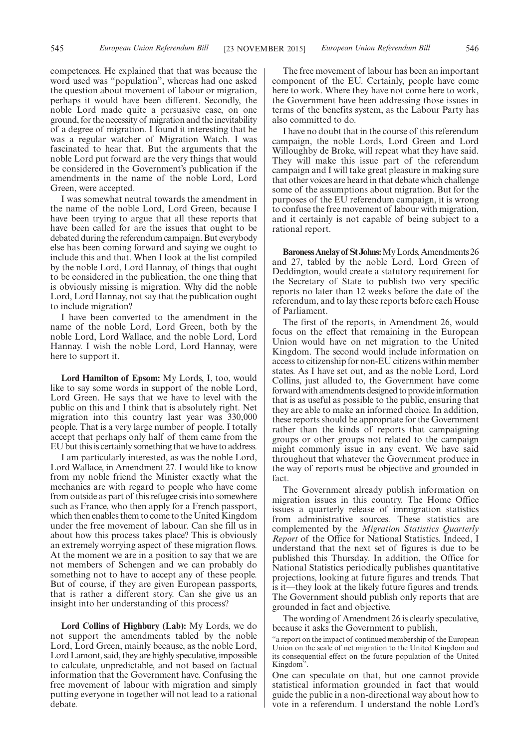competences. He explained that that was because the word used was "population", whereas had one asked the question about movement of labour or migration, perhaps it would have been different. Secondly, the noble Lord made quite a persuasive case, on one ground, for the necessity of migration and the inevitability of a degree of migration. I found it interesting that he was a regular watcher of Migration Watch. I was fascinated to hear that. But the arguments that the noble Lord put forward are the very things that would be considered in the Government's publication if the amendments in the name of the noble Lord, Lord Green, were accepted.

I was somewhat neutral towards the amendment in the name of the noble Lord, Lord Green, because I have been trying to argue that all these reports that have been called for are the issues that ought to be debated during the referendum campaign. But everybody else has been coming forward and saying we ought to include this and that. When I look at the list compiled by the noble Lord, Lord Hannay, of things that ought to be considered in the publication, the one thing that is obviously missing is migration. Why did the noble Lord, Lord Hannay, not say that the publication ought to include migration?

I have been converted to the amendment in the name of the noble Lord, Lord Green, both by the noble Lord, Lord Wallace, and the noble Lord, Lord Hannay. I wish the noble Lord, Lord Hannay, were here to support it.

**Lord Hamilton of Epsom:** My Lords, I, too, would like to say some words in support of the noble Lord, Lord Green. He says that we have to level with the public on this and I think that is absolutely right. Net migration into this country last year was 330,000 people. That is a very large number of people. I totally accept that perhaps only half of them came from the EU but this is certainly something that we have to address.

I am particularly interested, as was the noble Lord, Lord Wallace, in Amendment 27. I would like to know from my noble friend the Minister exactly what the mechanics are with regard to people who have come from outside as part of this refugee crisis into somewhere such as France, who then apply for a French passport, which then enables them to come to the United Kingdom under the free movement of labour. Can she fill us in about how this process takes place? This is obviously an extremely worrying aspect of these migration flows. At the moment we are in a position to say that we are not members of Schengen and we can probably do something not to have to accept any of these people. But of course, if they are given European passports, that is rather a different story. Can she give us an insight into her understanding of this process?

**Lord Collins of Highbury (Lab):** My Lords, we do not support the amendments tabled by the noble Lord, Lord Green, mainly because, as the noble Lord, Lord Lamont, said, they are highly speculative, impossible to calculate, unpredictable, and not based on factual information that the Government have. Confusing the free movement of labour with migration and simply putting everyone in together will not lead to a rational debate.

The free movement of labour has been an important component of the EU. Certainly, people have come here to work. Where they have not come here to work, the Government have been addressing those issues in terms of the benefits system, as the Labour Party has also committed to do.

I have no doubt that in the course of this referendum campaign, the noble Lords, Lord Green and Lord Willoughby de Broke, will repeat what they have said. They will make this issue part of the referendum campaign and I will take great pleasure in making sure that other voices are heard in that debate which challenge some of the assumptions about migration. But for the purposes of the EU referendum campaign, it is wrong to confuse the free movement of labour with migration, and it certainly is not capable of being subject to a rational report.

**Baroness Anelay of St Johns:** My Lords, Amendments 26 and 27, tabled by the noble Lord, Lord Green of Deddington, would create a statutory requirement for the Secretary of State to publish two very specific reports no later than 12 weeks before the date of the referendum, and to lay these reports before each House of Parliament.

The first of the reports, in Amendment 26, would focus on the effect that remaining in the European Union would have on net migration to the United Kingdom. The second would include information on access to citizenship for non-EU citizens within member states. As I have set out, and as the noble Lord, Lord Collins, just alluded to, the Government have come forward with amendments designed to provide information that is as useful as possible to the public, ensuring that they are able to make an informed choice. In addition, these reports should be appropriate for the Government rather than the kinds of reports that campaigning groups or other groups not related to the campaign might commonly issue in any event. We have said throughout that whatever the Government produce in the way of reports must be objective and grounded in fact.

The Government already publish information on migration issues in this country. The Home Office issues a quarterly release of immigration statistics from administrative sources. These statistics are complemented by the *Migration Statistics Quarterly Report* of the Office for National Statistics. Indeed, I understand that the next set of figures is due to be published this Thursday. In addition, the Office for National Statistics periodically publishes quantitative projections, looking at future figures and trends. That is it—they look at the likely future figures and trends. The Government should publish only reports that are grounded in fact and objective.

The wording of Amendment 26 is clearly speculative, because it asks the Government to publish,

"a report on the impact of continued membership of the European Union on the scale of net migration to the United Kingdom and its consequential effect on the future population of the United Kingdom".

One can speculate on that, but one cannot provide statistical information grounded in fact that would guide the public in a non-directional way about how to vote in a referendum. I understand the noble Lord's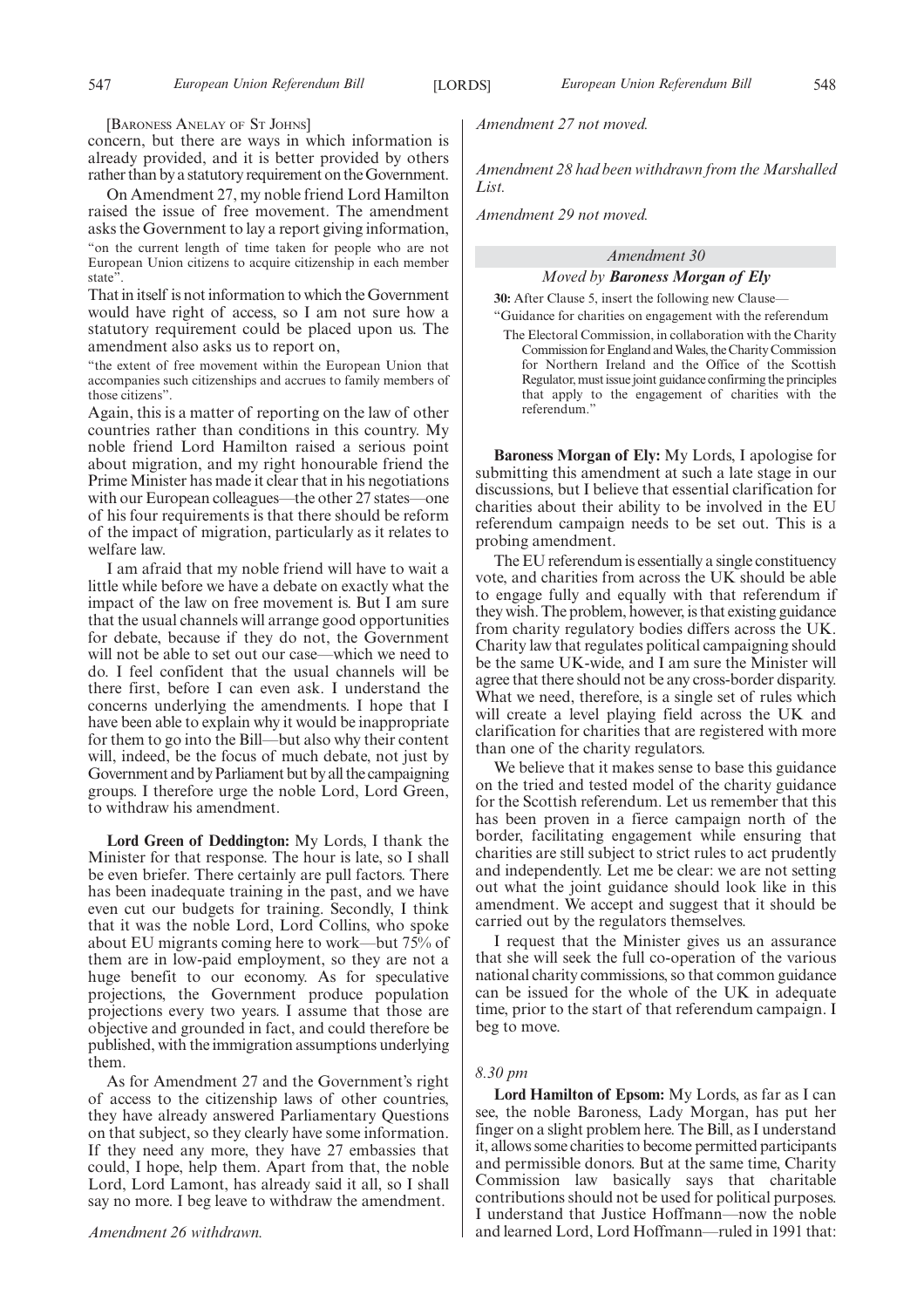[Baroness Anelay of St Johns]

concern, but there are ways in which information is already provided, and it is better provided by others rather than by a statutory requirement on the Government.

On Amendment 27, my noble friend Lord Hamilton raised the issue of free movement. The amendment asks the Government to lay a report giving information,

"on the current length of time taken for people who are not European Union citizens to acquire citizenship in each member state".

That in itself is not information to which the Government would have right of access, so I am not sure how a statutory requirement could be placed upon us. The amendment also asks us to report on,

"the extent of free movement within the European Union that accompanies such citizenships and accrues to family members of those citizens".

Again, this is a matter of reporting on the law of other countries rather than conditions in this country. My noble friend Lord Hamilton raised a serious point about migration, and my right honourable friend the Prime Minister has made it clear that in his negotiations with our European colleagues—the other 27 states—one of his four requirements is that there should be reform of the impact of migration, particularly as it relates to welfare law.

I am afraid that my noble friend will have to wait a little while before we have a debate on exactly what the impact of the law on free movement is. But I am sure that the usual channels will arrange good opportunities for debate, because if they do not, the Government will not be able to set out our case—which we need to do. I feel confident that the usual channels will be there first, before I can even ask. I understand the concerns underlying the amendments. I hope that I have been able to explain why it would be inappropriate for them to go into the Bill—but also why their content will, indeed, be the focus of much debate, not just by Government and by Parliament but by all the campaigning groups. I therefore urge the noble Lord, Lord Green, to withdraw his amendment.

**Lord Green of Deddington:** My Lords, I thank the Minister for that response. The hour is late, so I shall be even briefer. There certainly are pull factors. There has been inadequate training in the past, and we have even cut our budgets for training. Secondly, I think that it was the noble Lord, Lord Collins, who spoke about EU migrants coming here to work—but 75% of them are in low-paid employment, so they are not a huge benefit to our economy. As for speculative projections, the Government produce population projections every two years. I assume that those are objective and grounded in fact, and could therefore be published, with the immigration assumptions underlying them.

As for Amendment 27 and the Government's right of access to the citizenship laws of other countries, they have already answered Parliamentary Questions on that subject, so they clearly have some information. If they need any more, they have 27 embassies that could, I hope, help them. Apart from that, the noble Lord, Lord Lamont, has already said it all, so I shall say no more. I beg leave to withdraw the amendment.

*Amendment 26 withdrawn.*

*Amendment 27 not moved.*

*Amendment 28 had been withdrawn from the Marshalled List.*

*Amendment 29 not moved.*

## Amendment 30

*Moved by* ***Baroness Morgan of Ely***

**30:** After Clause 5, insert the following new Clause—

"Guidance for charities on engagement with the referendum

The Electoral Commission, in collaboration with the Charity Commission for England and Wales, the Charity Commission for Northern Ireland and the Office of the Scottish Regulator, must issue joint guidance confirming the principles that apply to the engagement of charities with the referendum."

**Baroness Morgan of Ely:** My Lords, I apologise for submitting this amendment at such a late stage in our discussions, but I believe that essential clarification for charities about their ability to be involved in the EU referendum campaign needs to be set out. This is a probing amendment.

The EU referendum is essentially a single constituency vote, and charities from across the UK should be able to engage fully and equally with that referendum if they wish. The problem, however, is that existing guidance from charity regulatory bodies differs across the UK. Charity law that regulates political campaigning should be the same UK-wide, and I am sure the Minister will agree that there should not be any cross-border disparity. What we need, therefore, is a single set of rules which will create a level playing field across the UK and clarification for charities that are registered with more than one of the charity regulators.

We believe that it makes sense to base this guidance on the tried and tested model of the charity guidance for the Scottish referendum. Let us remember that this has been proven in a fierce campaign north of the border, facilitating engagement while ensuring that charities are still subject to strict rules to act prudently and independently. Let me be clear: we are not setting out what the joint guidance should look like in this amendment. We accept and suggest that it should be carried out by the regulators themselves.

I request that the Minister gives us an assurance that she will seek the full co-operation of the various national charity commissions, so that common guidance can be issued for the whole of the UK in adequate time, prior to the start of that referendum campaign. I beg to move.

*8.30 pm*

**Lord Hamilton of Epsom:** My Lords, as far as I can see, the noble Baroness, Lady Morgan, has put her finger on a slight problem here. The Bill, as I understand it, allows some charities to become permitted participants and permissible donors. But at the same time, Charity Commission law basically says that charitable contributions should not be used for political purposes. I understand that Justice Hoffmann—now the noble and learned Lord, Lord Hoffmann—ruled in 1991 that: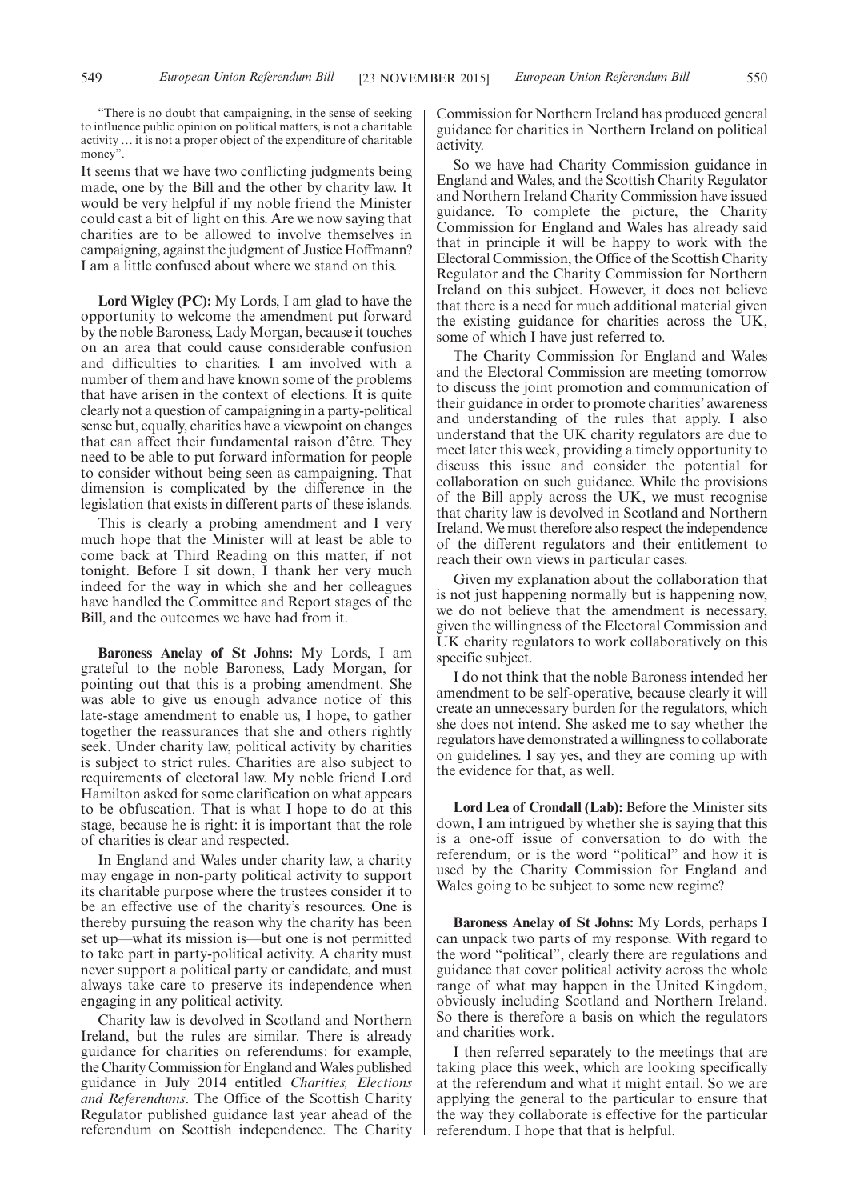"There is no doubt that campaigning, in the sense of seeking to influence public opinion on political matters, is not a charitable activity … it is not a proper object of the expenditure of charitable money".

It seems that we have two conflicting judgments being made, one by the Bill and the other by charity law. It would be very helpful if my noble friend the Minister could cast a bit of light on this. Are we now saying that charities are to be allowed to involve themselves in campaigning, against the judgment of Justice Hoffmann? I am a little confused about where we stand on this.

**Lord Wigley (PC):** My Lords, I am glad to have the opportunity to welcome the amendment put forward by the noble Baroness, Lady Morgan, because it touches on an area that could cause considerable confusion and difficulties to charities. I am involved with a number of them and have known some of the problems that have arisen in the context of elections. It is quite clearly not a question of campaigning in a party-political sense but, equally, charities have a viewpoint on changes that can affect their fundamental raison d'être. They need to be able to put forward information for people to consider without being seen as campaigning. That dimension is complicated by the difference in the legislation that exists in different parts of these islands.

This is clearly a probing amendment and I very much hope that the Minister will at least be able to come back at Third Reading on this matter, if not tonight. Before I sit down, I thank her very much indeed for the way in which she and her colleagues have handled the Committee and Report stages of the Bill, and the outcomes we have had from it.

**Baroness Anelay of St Johns:** My Lords, I am grateful to the noble Baroness, Lady Morgan, for pointing out that this is a probing amendment. She was able to give us enough advance notice of this late-stage amendment to enable us, I hope, to gather together the reassurances that she and others rightly seek. Under charity law, political activity by charities is subject to strict rules. Charities are also subject to requirements of electoral law. My noble friend Lord Hamilton asked for some clarification on what appears to be obfuscation. That is what I hope to do at this stage, because he is right: it is important that the role of charities is clear and respected.

In England and Wales under charity law, a charity may engage in non-party political activity to support its charitable purpose where the trustees consider it to be an effective use of the charity's resources. One is thereby pursuing the reason why the charity has been set up—what its mission is—but one is not permitted to take part in party-political activity. A charity must never support a political party or candidate, and must always take care to preserve its independence when engaging in any political activity.

Charity law is devolved in Scotland and Northern Ireland, but the rules are similar. There is already guidance for charities on referendums: for example, the Charity Commission for England and Wales published guidance in July 2014 entitled *Charities, Elections and Referendums*. The Office of the Scottish Charity Regulator published guidance last year ahead of the referendum on Scottish independence. The Charity Commission for Northern Ireland has produced general guidance for charities in Northern Ireland on political activity.

So we have had Charity Commission guidance in England and Wales, and the Scottish Charity Regulator and Northern Ireland Charity Commission have issued guidance. To complete the picture, the Charity Commission for England and Wales has already said that in principle it will be happy to work with the Electoral Commission, the Office of the Scottish Charity Regulator and the Charity Commission for Northern Ireland on this subject. However, it does not believe that there is a need for much additional material given the existing guidance for charities across the UK, some of which I have just referred to.

The Charity Commission for England and Wales and the Electoral Commission are meeting tomorrow to discuss the joint promotion and communication of their guidance in order to promote charities' awareness and understanding of the rules that apply. I also understand that the UK charity regulators are due to meet later this week, providing a timely opportunity to discuss this issue and consider the potential for collaboration on such guidance. While the provisions of the Bill apply across the UK, we must recognise that charity law is devolved in Scotland and Northern Ireland. We must therefore also respect the independence of the different regulators and their entitlement to reach their own views in particular cases.

Given my explanation about the collaboration that is not just happening normally but is happening now, we do not believe that the amendment is necessary, given the willingness of the Electoral Commission and UK charity regulators to work collaboratively on this specific subject.

I do not think that the noble Baroness intended her amendment to be self-operative, because clearly it will create an unnecessary burden for the regulators, which she does not intend. She asked me to say whether the regulators have demonstrated a willingness to collaborate on guidelines. I say yes, and they are coming up with the evidence for that, as well.

**Lord Lea of Crondall (Lab):** Before the Minister sits down, I am intrigued by whether she is saying that this is a one-off issue of conversation to do with the referendum, or is the word "political" and how it is used by the Charity Commission for England and Wales going to be subject to some new regime?

**Baroness Anelay of St Johns:** My Lords, perhaps I can unpack two parts of my response. With regard to the word "political", clearly there are regulations and guidance that cover political activity across the whole range of what may happen in the United Kingdom, obviously including Scotland and Northern Ireland. So there is therefore a basis on which the regulators and charities work.

I then referred separately to the meetings that are taking place this week, which are looking specifically at the referendum and what it might entail. So we are applying the general to the particular to ensure that the way they collaborate is effective for the particular referendum. I hope that that is helpful.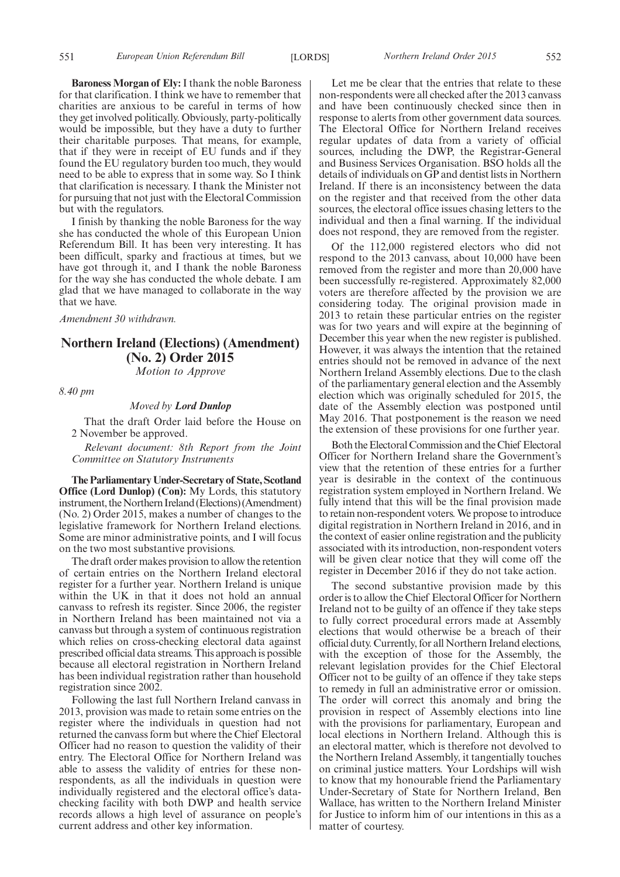**Baroness Morgan of Ely:** I thank the noble Baroness for that clarification. I think we have to remember that charities are anxious to be careful in terms of how they get involved politically. Obviously, party-politically would be impossible, but they have a duty to further their charitable purposes. That means, for example, that if they were in receipt of EU funds and if they found the EU regulatory burden too much, they would need to be able to express that in some way. So I think that clarification is necessary. I thank the Minister not for pursuing that not just with the Electoral Commission but with the regulators.

I finish by thanking the noble Baroness for the way she has conducted the whole of this European Union Referendum Bill. It has been very interesting. It has been difficult, sparky and fractious at times, but we have got through it, and I thank the noble Baroness for the way she has conducted the whole debate. I am glad that we have managed to collaborate in the way that we have.

*Amendment 30 withdrawn.*

## Northern Ireland (Elections) (Amendment) (No. 2) Order 2015

*Motion to Approve*

*8.40 pm*

*Moved by* ***Lord Dunlop***

That the draft Order laid before the House on 2 November be approved.

*Relevant document: 8th Report from the Joint Committee on Statutory Instruments*

**The Parliamentary Under-Secretary of State, Scotland Office (Lord Dunlop) (Con):** My Lords, this statutory instrument, the Northern Ireland (Elections) (Amendment) (No. 2) Order 2015, makes a number of changes to the legislative framework for Northern Ireland elections. Some are minor administrative points, and I will focus on the two most substantive provisions.

The draft order makes provision to allow the retention of certain entries on the Northern Ireland electoral register for a further year. Northern Ireland is unique within the UK in that it does not hold an annual canvass to refresh its register. Since 2006, the register in Northern Ireland has been maintained not via a canvass but through a system of continuous registration which relies on cross-checking electoral data against prescribed official data streams. This approach is possible because all electoral registration in Northern Ireland has been individual registration rather than household registration since 2002.

Following the last full Northern Ireland canvass in 2013, provision was made to retain some entries on the register where the individuals in question had not returned the canvass form but where the Chief Electoral Officer had no reason to question the validity of their entry. The Electoral Office for Northern Ireland was able to assess the validity of entries for these non-respondents, as all the individuals in question were individually registered and the electoral office's data-checking facility with both DWP and health service records allows a high level of assurance on people's current address and other key information.

Let me be clear that the entries that relate to these non-respondents were all checked after the 2013 canvass and have been continuously checked since then in response to alerts from other government data sources. The Electoral Office for Northern Ireland receives regular updates of data from a variety of official sources, including the DWP, the Registrar-General and Business Services Organisation. BSO holds all the details of individuals on GP and dentist lists in Northern Ireland. If there is an inconsistency between the data on the register and that received from the other data sources, the electoral office issues chasing letters to the individual and then a final warning. If the individual does not respond, they are removed from the register.

Of the 112,000 registered electors who did not respond to the 2013 canvass, about 10,000 have been removed from the register and more than 20,000 have been successfully re-registered. Approximately 82,000 voters are therefore affected by the provision we are considering today. The original provision made in 2013 to retain these particular entries on the register was for two years and will expire at the beginning of December this year when the new register is published. However, it was always the intention that the retained entries should not be removed in advance of the next Northern Ireland Assembly elections. Due to the clash of the parliamentary general election and the Assembly election which was originally scheduled for 2015, the date of the Assembly election was postponed until May 2016. That postponement is the reason we need the extension of these provisions for one further year.

Both the Electoral Commission and the Chief Electoral Officer for Northern Ireland share the Government's view that the retention of these entries for a further year is desirable in the context of the continuous registration system employed in Northern Ireland. We fully intend that this will be the final provision made to retain non-respondent voters. We propose to introduce digital registration in Northern Ireland in 2016, and in the context of easier online registration and the publicity associated with its introduction, non-respondent voters will be given clear notice that they will come off the register in December 2016 if they do not take action.

The second substantive provision made by this order is to allow the Chief Electoral Officer for Northern Ireland not to be guilty of an offence if they take steps to fully correct procedural errors made at Assembly elections that would otherwise be a breach of their official duty. Currently, for all Northern Ireland elections, with the exception of those for the Assembly, the relevant legislation provides for the Chief Electoral Officer not to be guilty of an offence if they take steps to remedy in full an administrative error or omission. The order will correct this anomaly and bring the provision in respect of Assembly elections into line with the provisions for parliamentary, European and local elections in Northern Ireland. Although this is an electoral matter, which is therefore not devolved to the Northern Ireland Assembly, it tangentially touches on criminal justice matters. Your Lordships will wish to know that my honourable friend the Parliamentary Under-Secretary of State for Northern Ireland, Ben Wallace, has written to the Northern Ireland Minister for Justice to inform him of our intentions in this as a matter of courtesy.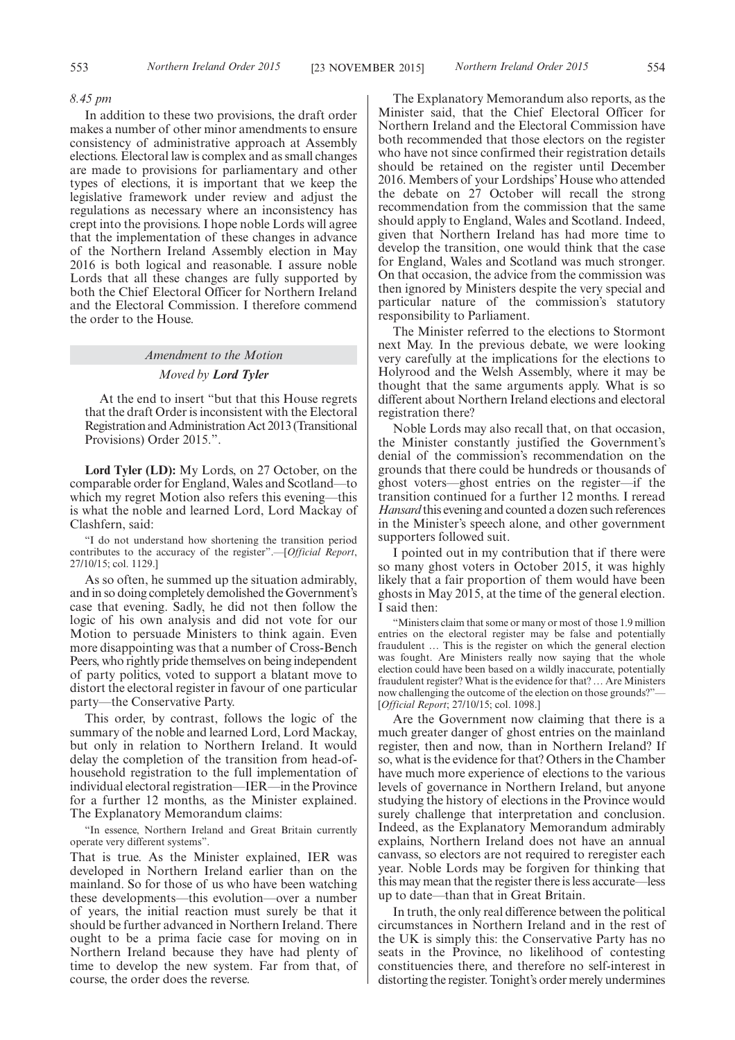*8.45 pm*

In addition to these two provisions, the draft order makes a number of other minor amendments to ensure consistency of administrative approach at Assembly elections. Electoral law is complex and as small changes are made to provisions for parliamentary and other types of elections, it is important that we keep the legislative framework under review and adjust the regulations as necessary where an inconsistency has crept into the provisions. I hope noble Lords will agree that the implementation of these changes in advance of the Northern Ireland Assembly election in May 2016 is both logical and reasonable. I assure noble Lords that all these changes are fully supported by both the Chief Electoral Officer for Northern Ireland and the Electoral Commission. I therefore commend the order to the House.

### *Amendment to the Motion*

*Moved by **Lord Tyler***

At the end to insert "but that this House regrets that the draft Order is inconsistent with the Electoral Registration and Administration Act 2013 (Transitional Provisions) Order 2015.".

**Lord Tyler (LD):** My Lords, on 27 October, on the comparable order for England, Wales and Scotland—to which my regret Motion also refers this evening—this is what the noble and learned Lord, Lord Mackay of Clashfern, said:

"I do not understand how shortening the transition period contributes to the accuracy of the register".—[*Official Report*, 27/10/15; col. 1129.]

As so often, he summed up the situation admirably, and in so doing completely demolished the Government's case that evening. Sadly, he did not then follow the logic of his own analysis and did not vote for our Motion to persuade Ministers to think again. Even more disappointing was that a number of Cross-Bench Peers, who rightly pride themselves on being independent of party politics, voted to support a blatant move to distort the electoral register in favour of one particular party—the Conservative Party.

This order, by contrast, follows the logic of the summary of the noble and learned Lord, Lord Mackay, but only in relation to Northern Ireland. It would delay the completion of the transition from head-of-household registration to the full implementation of individual electoral registration—IER—in the Province for a further 12 months, as the Minister explained. The Explanatory Memorandum claims:

"In essence, Northern Ireland and Great Britain currently operate very different systems".

That is true. As the Minister explained, IER was developed in Northern Ireland earlier than on the mainland. So for those of us who have been watching these developments—this evolution—over a number of years, the initial reaction must surely be that it should be further advanced in Northern Ireland. There ought to be a prima facie case for moving on in Northern Ireland because they have had plenty of time to develop the new system. Far from that, of course, the order does the reverse.

The Explanatory Memorandum also reports, as the Minister said, that the Chief Electoral Officer for Northern Ireland and the Electoral Commission have both recommended that those electors on the register who have not since confirmed their registration details should be retained on the register until December 2016. Members of your Lordships' House who attended the debate on 27 October will recall the strong recommendation from the commission that the same should apply to England, Wales and Scotland. Indeed, given that Northern Ireland has had more time to develop the transition, one would think that the case for England, Wales and Scotland was much stronger. On that occasion, the advice from the commission was then ignored by Ministers despite the very special and particular nature of the commission's statutory responsibility to Parliament.

The Minister referred to the elections to Stormont next May. In the previous debate, we were looking very carefully at the implications for the elections to Holyrood and the Welsh Assembly, where it may be thought that the same arguments apply. What is so different about Northern Ireland elections and electoral registration there?

Noble Lords may also recall that, on that occasion, the Minister constantly justified the Government's denial of the commission's recommendation on the grounds that there could be hundreds or thousands of ghost voters—ghost entries on the register—if the transition continued for a further 12 months. I reread *Hansard* this evening and counted a dozen such references in the Minister's speech alone, and other government supporters followed suit.

I pointed out in my contribution that if there were so many ghost voters in October 2015, it was highly likely that a fair proportion of them would have been ghosts in May 2015, at the time of the general election. I said then:

"Ministers claim that some or many or most of those 1.9 million entries on the electoral register may be false and potentially fraudulent … This is the register on which the general election was fought. Are Ministers really now saying that the whole election could have been based on a wildly inaccurate, potentially fraudulent register? What is the evidence for that? … Are Ministers now challenging the outcome of the election on those grounds?"—[*Official Report*; 27/10/15; col. 1098.]

Are the Government now claiming that there is a much greater danger of ghost entries on the mainland register, then and now, than in Northern Ireland? If so, what is the evidence for that? Others in the Chamber have much more experience of elections to the various levels of governance in Northern Ireland, but anyone studying the history of elections in the Province would surely challenge that interpretation and conclusion. Indeed, as the Explanatory Memorandum admirably explains, Northern Ireland does not have an annual canvass, so electors are not required to reregister each year. Noble Lords may be forgiven for thinking that this may mean that the register there is less accurate—less up to date—than that in Great Britain.

In truth, the only real difference between the political circumstances in Northern Ireland and in the rest of the UK is simply this: the Conservative Party has no seats in the Province, no likelihood of contesting constituencies there, and therefore no self-interest in distorting the register. Tonight's order merely undermines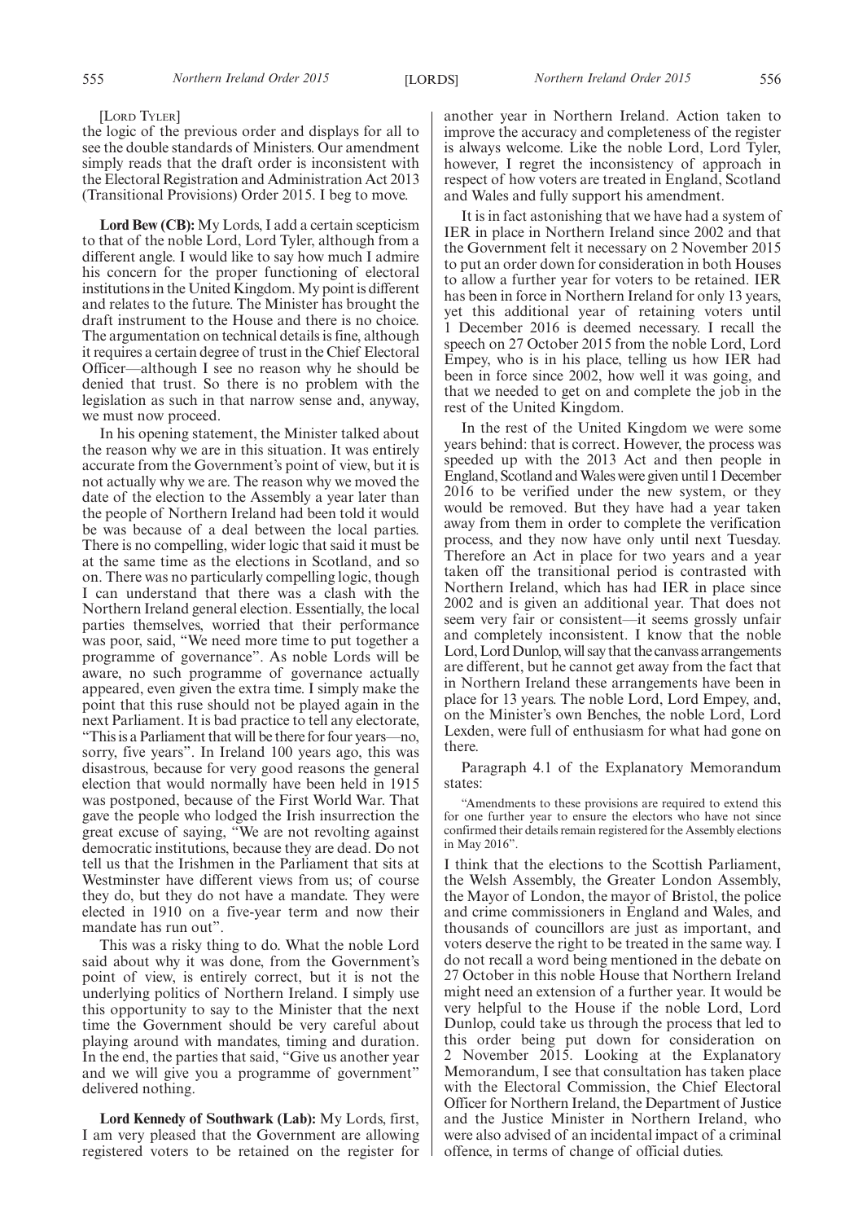[Lord Tyler]

the logic of the previous order and displays for all to see the double standards of Ministers. Our amendment simply reads that the draft order is inconsistent with the Electoral Registration and Administration Act 2013 (Transitional Provisions) Order 2015. I beg to move.

**Lord Bew (CB):** My Lords, I add a certain scepticism to that of the noble Lord, Lord Tyler, although from a different angle. I would like to say how much I admire his concern for the proper functioning of electoral institutions in the United Kingdom. My point is different and relates to the future. The Minister has brought the draft instrument to the House and there is no choice. The argumentation on technical details is fine, although it requires a certain degree of trust in the Chief Electoral Officer—although I see no reason why he should be denied that trust. So there is no problem with the legislation as such in that narrow sense and, anyway, we must now proceed.

In his opening statement, the Minister talked about the reason why we are in this situation. It was entirely accurate from the Government's point of view, but it is not actually why we are. The reason why we moved the date of the election to the Assembly a year later than the people of Northern Ireland had been told it would be was because of a deal between the local parties. There is no compelling, wider logic that said it must be at the same time as the elections in Scotland, and so on. There was no particularly compelling logic, though I can understand that there was a clash with the Northern Ireland general election. Essentially, the local parties themselves, worried that their performance was poor, said, "We need more time to put together a programme of governance". As noble Lords will be aware, no such programme of governance actually appeared, even given the extra time. I simply make the point that this ruse should not be played again in the next Parliament. It is bad practice to tell any electorate, "This is a Parliament that will be there for four years—no, sorry, five years". In Ireland 100 years ago, this was disastrous, because for very good reasons the general election that would normally have been held in 1915 was postponed, because of the First World War. That gave the people who lodged the Irish insurrection the great excuse of saying, "We are not revolting against democratic institutions, because they are dead. Do not tell us that the Irishmen in the Parliament that sits at Westminster have different views from us; of course they do, but they do not have a mandate. They were elected in 1910 on a five-year term and now their mandate has run out".

This was a risky thing to do. What the noble Lord said about why it was done, from the Government's point of view, is entirely correct, but it is not the underlying politics of Northern Ireland. I simply use this opportunity to say to the Minister that the next time the Government should be very careful about playing around with mandates, timing and duration. In the end, the parties that said, "Give us another year and we will give you a programme of government" delivered nothing.

**Lord Kennedy of Southwark (Lab):** My Lords, first, I am very pleased that the Government are allowing registered voters to be retained on the register for another year in Northern Ireland. Action taken to improve the accuracy and completeness of the register is always welcome. Like the noble Lord, Lord Tyler, however, I regret the inconsistency of approach in respect of how voters are treated in England, Scotland and Wales and fully support his amendment.

It is in fact astonishing that we have had a system of IER in place in Northern Ireland since 2002 and that the Government felt it necessary on 2 November 2015 to put an order down for consideration in both Houses to allow a further year for voters to be retained. IER has been in force in Northern Ireland for only 13 years, yet this additional year of retaining voters until 1 December 2016 is deemed necessary. I recall the speech on 27 October 2015 from the noble Lord, Lord Empey, who is in his place, telling us how IER had been in force since 2002, how well it was going, and that we needed to get on and complete the job in the rest of the United Kingdom.

In the rest of the United Kingdom we were some years behind: that is correct. However, the process was speeded up with the 2013 Act and then people in England, Scotland and Wales were given until 1 December 2016 to be verified under the new system, or they would be removed. But they have had a year taken away from them in order to complete the verification process, and they now have only until next Tuesday. Therefore an Act in place for two years and a year taken off the transitional period is contrasted with Northern Ireland, which has had IER in place since 2002 and is given an additional year. That does not seem very fair or consistent—it seems grossly unfair and completely inconsistent. I know that the noble Lord, Lord Dunlop, will say that the canvass arrangements are different, but he cannot get away from the fact that in Northern Ireland these arrangements have been in place for 13 years. The noble Lord, Lord Empey, and, on the Minister's own Benches, the noble Lord, Lord Lexden, were full of enthusiasm for what had gone on there.

Paragraph 4.1 of the Explanatory Memorandum states:

> "Amendments to these provisions are required to extend this for one further year to ensure the electors who have not since confirmed their details remain registered for the Assembly elections in May 2016".

I think that the elections to the Scottish Parliament, the Welsh Assembly, the Greater London Assembly, the Mayor of London, the mayor of Bristol, the police and crime commissioners in England and Wales, and thousands of councillors are just as important, and voters deserve the right to be treated in the same way. I do not recall a word being mentioned in the debate on 27 October in this noble House that Northern Ireland might need an extension of a further year. It would be very helpful to the House if the noble Lord, Lord Dunlop, could take us through the process that led to this order being put down for consideration on 2 November 2015. Looking at the Explanatory Memorandum, I see that consultation has taken place with the Electoral Commission, the Chief Electoral Officer for Northern Ireland, the Department of Justice and the Justice Minister in Northern Ireland, who were also advised of an incidental impact of a criminal offence, in terms of change of official duties.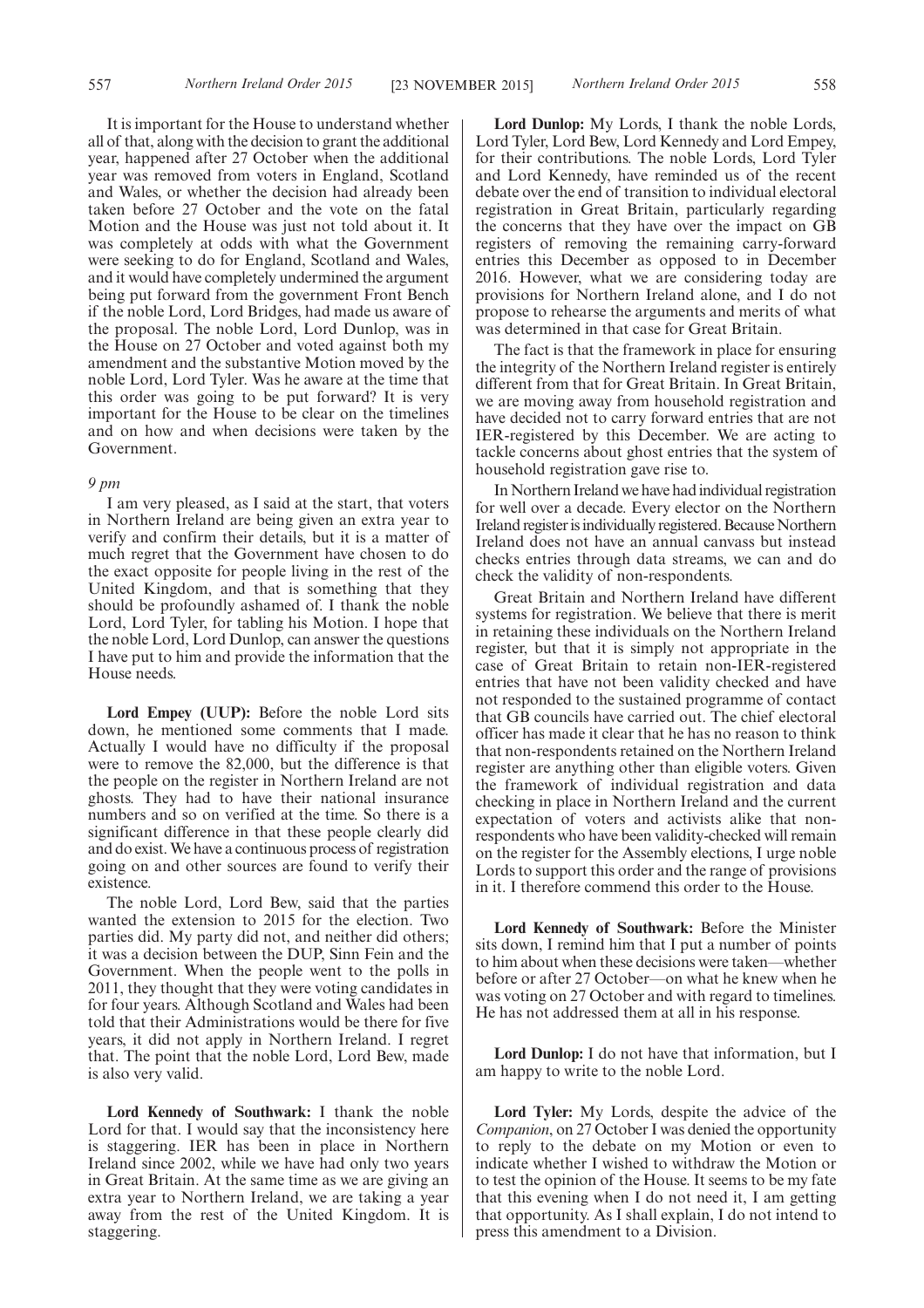It is important for the House to understand whether all of that, along with the decision to grant the additional year, happened after 27 October when the additional year was removed from voters in England, Scotland and Wales, or whether the decision had already been taken before 27 October and the vote on the fatal Motion and the House was just not told about it. It was completely at odds with what the Government were seeking to do for England, Scotland and Wales, and it would have completely undermined the argument being put forward from the government Front Bench if the noble Lord, Lord Bridges, had made us aware of the proposal. The noble Lord, Lord Dunlop, was in the House on 27 October and voted against both my amendment and the substantive Motion moved by the noble Lord, Lord Tyler. Was he aware at the time that this order was going to be put forward? It is very important for the House to be clear on the timelines and on how and when decisions were taken by the Government.

*9 pm*

I am very pleased, as I said at the start, that voters in Northern Ireland are being given an extra year to verify and confirm their details, but it is a matter of much regret that the Government have chosen to do the exact opposite for people living in the rest of the United Kingdom, and that is something that they should be profoundly ashamed of. I thank the noble Lord, Lord Tyler, for tabling his Motion. I hope that the noble Lord, Lord Dunlop, can answer the questions I have put to him and provide the information that the House needs.

**Lord Empey (UUP):** Before the noble Lord sits down, he mentioned some comments that I made. Actually I would have no difficulty if the proposal were to remove the 82,000, but the difference is that the people on the register in Northern Ireland are not ghosts. They had to have their national insurance numbers and so on verified at the time. So there is a significant difference in that these people clearly did and do exist. We have a continuous process of registration going on and other sources are found to verify their existence.

The noble Lord, Lord Bew, said that the parties wanted the extension to 2015 for the election. Two parties did. My party did not, and neither did others; it was a decision between the DUP, Sinn Fein and the Government. When the people went to the polls in 2011, they thought that they were voting candidates in for four years. Although Scotland and Wales had been told that their Administrations would be there for five years, it did not apply in Northern Ireland. I regret that. The point that the noble Lord, Lord Bew, made is also very valid.

**Lord Kennedy of Southwark:** I thank the noble Lord for that. I would say that the inconsistency here is staggering. IER has been in place in Northern Ireland since 2002, while we have had only two years in Great Britain. At the same time as we are giving an extra year to Northern Ireland, we are taking a year away from the rest of the United Kingdom. It is staggering.

**Lord Dunlop:** My Lords, I thank the noble Lords, Lord Tyler, Lord Bew, Lord Kennedy and Lord Empey, for their contributions. The noble Lords, Lord Tyler and Lord Kennedy, have reminded us of the recent debate over the end of transition to individual electoral registration in Great Britain, particularly regarding the concerns that they have over the impact on GB registers of removing the remaining carry-forward entries this December as opposed to in December 2016. However, what we are considering today are provisions for Northern Ireland alone, and I do not propose to rehearse the arguments and merits of what was determined in that case for Great Britain.

The fact is that the framework in place for ensuring the integrity of the Northern Ireland register is entirely different from that for Great Britain. In Great Britain, we are moving away from household registration and have decided not to carry forward entries that are not IER-registered by this December. We are acting to tackle concerns about ghost entries that the system of household registration gave rise to.

In Northern Ireland we have had individual registration for well over a decade. Every elector on the Northern Ireland register is individually registered. Because Northern Ireland does not have an annual canvass but instead checks entries through data streams, we can and do check the validity of non-respondents.

Great Britain and Northern Ireland have different systems for registration. We believe that there is merit in retaining these individuals on the Northern Ireland register, but that it is simply not appropriate in the case of Great Britain to retain non-IER-registered entries that have not been validity checked and have not responded to the sustained programme of contact that GB councils have carried out. The chief electoral officer has made it clear that he has no reason to think that non-respondents retained on the Northern Ireland register are anything other than eligible voters. Given the framework of individual registration and data checking in place in Northern Ireland and the current expectation of voters and activists alike that non-respondents who have been validity-checked will remain on the register for the Assembly elections, I urge noble Lords to support this order and the range of provisions in it. I therefore commend this order to the House.

**Lord Kennedy of Southwark:** Before the Minister sits down, I remind him that I put a number of points to him about when these decisions were taken—whether before or after 27 October—on what he knew when he was voting on 27 October and with regard to timelines. He has not addressed them at all in his response.

**Lord Dunlop:** I do not have that information, but I am happy to write to the noble Lord.

**Lord Tyler:** My Lords, despite the advice of the *Companion*, on 27 October I was denied the opportunity to reply to the debate on my Motion or even to indicate whether I wished to withdraw the Motion or to test the opinion of the House. It seems to be my fate that this evening when I do not need it, I am getting that opportunity. As I shall explain, I do not intend to press this amendment to a Division.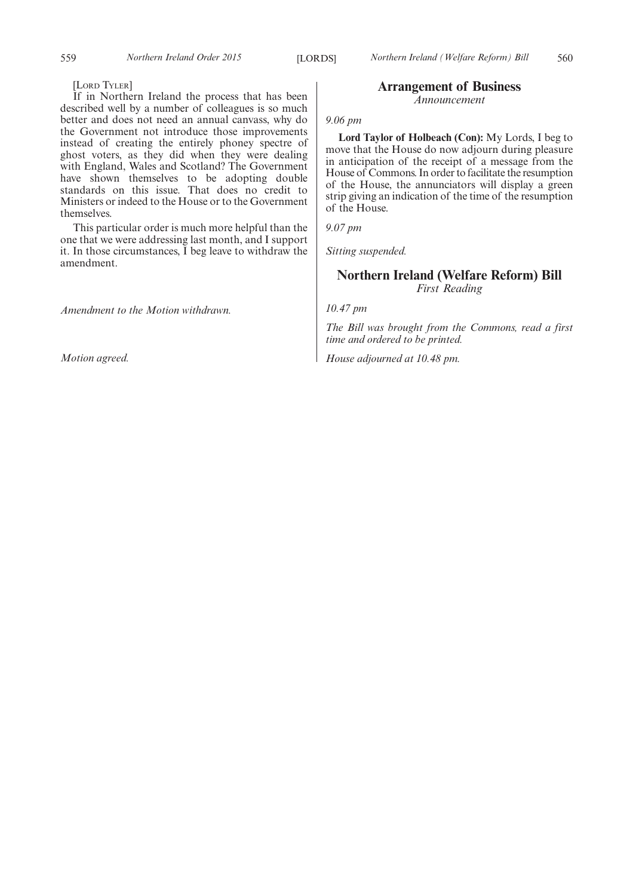[Lord Tyler]

If in Northern Ireland the process that has been described well by a number of colleagues is so much better and does not need an annual canvass, why do the Government not introduce those improvements instead of creating the entirely phoney spectre of ghost voters, as they did when they were dealing with England, Wales and Scotland? The Government have shown themselves to be adopting double standards on this issue. That does no credit to Ministers or indeed to the House or to the Government themselves.

This particular order is much more helpful than the one that we were addressing last month, and I support it. In those circumstances, I beg leave to withdraw the amendment.

*Amendment to the Motion withdrawn.*

*Motion agreed.*

## Arrangement of Business

*Announcement*

*9.06 pm*

**Lord Taylor of Holbeach (Con):** My Lords, I beg to move that the House do now adjourn during pleasure in anticipation of the receipt of a message from the House of Commons. In order to facilitate the resumption of the House, the annunciators will display a green strip giving an indication of the time of the resumption of the House.

*9.07 pm*

*Sitting suspended.*

## Northern Ireland (Welfare Reform) Bill

*First Reading*

*10.47 pm*

*The Bill was brought from the Commons, read a first time and ordered to be printed.*

*House adjourned at 10.48 pm.*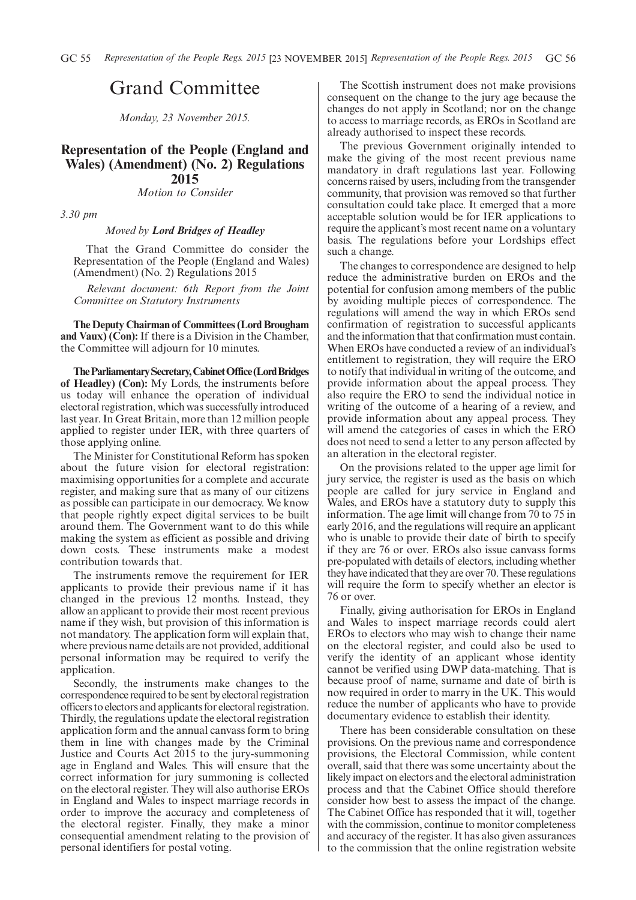# Grand Committee

*Monday, 23 November 2015.*

## Representation of the People (England and Wales) (Amendment) (No. 2) Regulations 2015

*Motion to Consider*

*3.30 pm*

*Moved by* ***Lord Bridges of Headley***

That the Grand Committee do consider the Representation of the People (England and Wales) (Amendment) (No. 2) Regulations 2015

*Relevant document: 6th Report from the Joint Committee on Statutory Instruments*

**The Deputy Chairman of Committees (Lord Brougham and Vaux) (Con):** If there is a Division in the Chamber, the Committee will adjourn for 10 minutes.

**The Parliamentary Secretary, Cabinet Office (Lord Bridges of Headley) (Con):** My Lords, the instruments before us today will enhance the operation of individual electoral registration, which was successfully introduced last year. In Great Britain, more than 12 million people applied to register under IER, with three quarters of those applying online.

The Minister for Constitutional Reform has spoken about the future vision for electoral registration: maximising opportunities for a complete and accurate register, and making sure that as many of our citizens as possible can participate in our democracy. We know that people rightly expect digital services to be built around them. The Government want to do this while making the system as efficient as possible and driving down costs. These instruments make a modest contribution towards that.

The instruments remove the requirement for IER applicants to provide their previous name if it has changed in the previous 12 months. Instead, they allow an applicant to provide their most recent previous name if they wish, but provision of this information is not mandatory. The application form will explain that, where previous name details are not provided, additional personal information may be required to verify the application.

Secondly, the instruments make changes to the correspondence required to be sent by electoral registration officers to electors and applicants for electoral registration. Thirdly, the regulations update the electoral registration application form and the annual canvass form to bring them in line with changes made by the Criminal Justice and Courts Act 2015 to the jury-summoning age in England and Wales. This will ensure that the correct information for jury summoning is collected on the electoral register. They will also authorise EROs in England and Wales to inspect marriage records in order to improve the accuracy and completeness of the electoral register. Finally, they make a minor consequential amendment relating to the provision of personal identifiers for postal voting.

The Scottish instrument does not make provisions consequent on the change to the jury age because the changes do not apply in Scotland; nor on the change to access to marriage records, as EROs in Scotland are already authorised to inspect these records.

The previous Government originally intended to make the giving of the most recent previous name mandatory in draft regulations last year. Following concerns raised by users, including from the transgender community, that provision was removed so that further consultation could take place. It emerged that a more acceptable solution would be for IER applications to require the applicant's most recent name on a voluntary basis. The regulations before your Lordships effect such a change.

The changes to correspondence are designed to help reduce the administrative burden on EROs and the potential for confusion among members of the public by avoiding multiple pieces of correspondence. The regulations will amend the way in which EROs send confirmation of registration to successful applicants and the information that that confirmation must contain. When EROs have conducted a review of an individual's entitlement to registration, they will require the ERO to notify that individual in writing of the outcome, and provide information about the appeal process. They also require the ERO to send the individual notice in writing of the outcome of a hearing of a review, and provide information about any appeal process. They will amend the categories of cases in which the ERO does not need to send a letter to any person affected by an alteration in the electoral register.

On the provisions related to the upper age limit for jury service, the register is used as the basis on which people are called for jury service in England and Wales, and EROs have a statutory duty to supply this information. The age limit will change from 70 to 75 in early 2016, and the regulations will require an applicant who is unable to provide their date of birth to specify if they are 76 or over. EROs also issue canvass forms pre-populated with details of electors, including whether they have indicated that they are over 70. These regulations will require the form to specify whether an elector is 76 or over.

Finally, giving authorisation for EROs in England and Wales to inspect marriage records could alert EROs to electors who may wish to change their name on the electoral register, and could also be used to verify the identity of an applicant whose identity cannot be verified using DWP data-matching. That is because proof of name, surname and date of birth is now required in order to marry in the UK. This would reduce the number of applicants who have to provide documentary evidence to establish their identity.

There has been considerable consultation on these provisions. On the previous name and correspondence provisions, the Electoral Commission, while content overall, said that there was some uncertainty about the likely impact on electors and the electoral administration process and that the Cabinet Office should therefore consider how best to assess the impact of the change. The Cabinet Office has responded that it will, together with the commission, continue to monitor completeness and accuracy of the register. It has also given assurances to the commission that the online registration website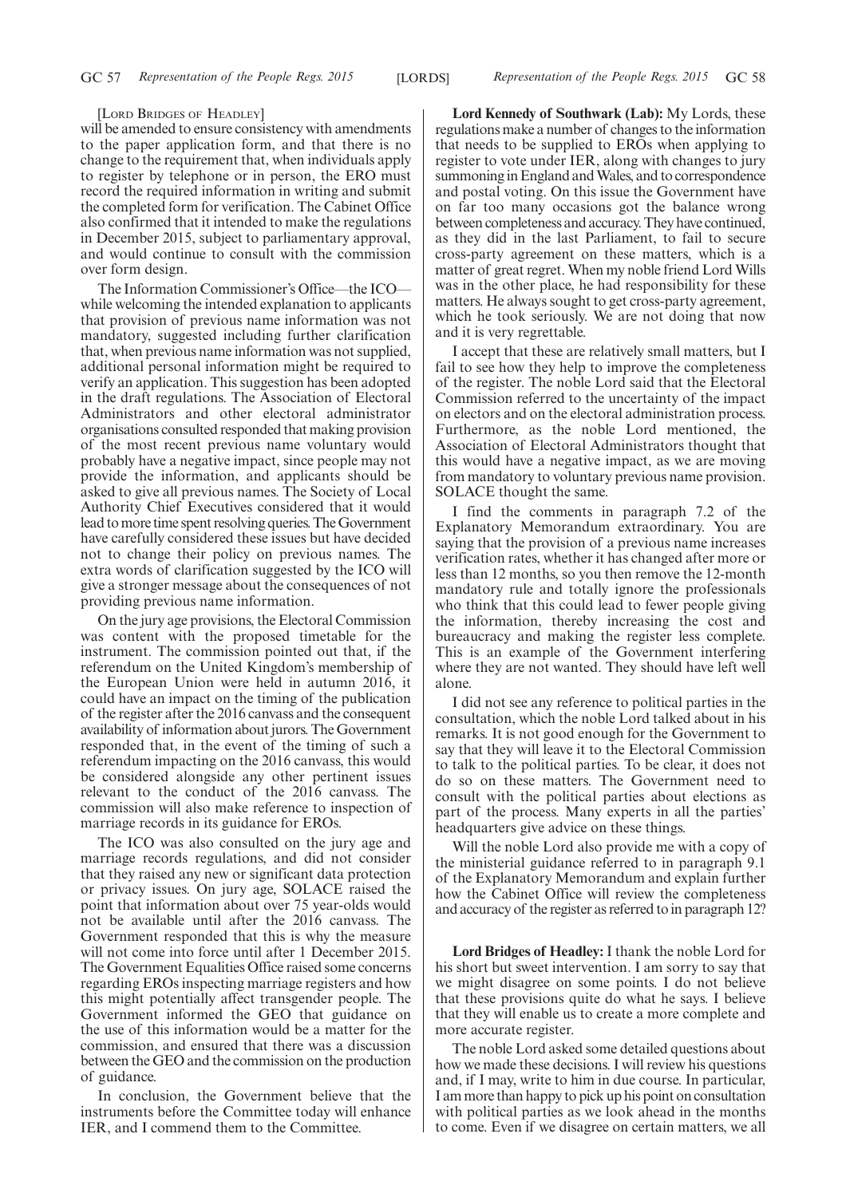[Lord Bridges of Headley]

will be amended to ensure consistency with amendments to the paper application form, and that there is no change to the requirement that, when individuals apply to register by telephone or in person, the ERO must record the required information in writing and submit the completed form for verification. The Cabinet Office also confirmed that it intended to make the regulations in December 2015, subject to parliamentary approval, and would continue to consult with the commission over form design.

The Information Commissioner's Office—the ICO—while welcoming the intended explanation to applicants that provision of previous name information was not mandatory, suggested including further clarification that, when previous name information was not supplied, additional personal information might be required to verify an application. This suggestion has been adopted in the draft regulations. The Association of Electoral Administrators and other electoral administrator organisations consulted responded that making provision of the most recent previous name voluntary would probably have a negative impact, since people may not provide the information, and applicants should be asked to give all previous names. The Society of Local Authority Chief Executives considered that it would lead to more time spent resolving queries. The Government have carefully considered these issues but have decided not to change their policy on previous names. The extra words of clarification suggested by the ICO will give a stronger message about the consequences of not providing previous name information.

On the jury age provisions, the Electoral Commission was content with the proposed timetable for the instrument. The commission pointed out that, if the referendum on the United Kingdom's membership of the European Union were held in autumn 2016, it could have an impact on the timing of the publication of the register after the 2016 canvass and the consequent availability of information about jurors. The Government responded that, in the event of the timing of such a referendum impacting on the 2016 canvass, this would be considered alongside any other pertinent issues relevant to the conduct of the 2016 canvass. The commission will also make reference to inspection of marriage records in its guidance for EROs.

The ICO was also consulted on the jury age and marriage records regulations, and did not consider that they raised any new or significant data protection or privacy issues. On jury age, SOLACE raised the point that information about over 75 year-olds would not be available until after the 2016 canvass. The Government responded that this is why the measure will not come into force until after 1 December 2015. The Government Equalities Office raised some concerns regarding EROs inspecting marriage registers and how this might potentially affect transgender people. The Government informed the GEO that guidance on the use of this information would be a matter for the commission, and ensured that there was a discussion between the GEO and the commission on the production of guidance.

In conclusion, the Government believe that the instruments before the Committee today will enhance IER, and I commend them to the Committee.

**Lord Kennedy of Southwark (Lab):** My Lords, these regulations make a number of changes to the information that needs to be supplied to EROs when applying to register to vote under IER, along with changes to jury summoning in England and Wales, and to correspondence and postal voting. On this issue the Government have on far too many occasions got the balance wrong between completeness and accuracy. They have continued, as they did in the last Parliament, to fail to secure cross-party agreement on these matters, which is a matter of great regret. When my noble friend Lord Wills was in the other place, he had responsibility for these matters. He always sought to get cross-party agreement, which he took seriously. We are not doing that now and it is very regrettable.

I accept that these are relatively small matters, but I fail to see how they help to improve the completeness of the register. The noble Lord said that the Electoral Commission referred to the uncertainty of the impact on electors and on the electoral administration process. Furthermore, as the noble Lord mentioned, the Association of Electoral Administrators thought that this would have a negative impact, as we are moving from mandatory to voluntary previous name provision. SOLACE thought the same.

I find the comments in paragraph 7.2 of the Explanatory Memorandum extraordinary. You are saying that the provision of a previous name increases verification rates, whether it has changed after more or less than 12 months, so you then remove the 12-month mandatory rule and totally ignore the professionals who think that this could lead to fewer people giving the information, thereby increasing the cost and bureaucracy and making the register less complete. This is an example of the Government interfering where they are not wanted. They should have left well alone.

I did not see any reference to political parties in the consultation, which the noble Lord talked about in his remarks. It is not good enough for the Government to say that they will leave it to the Electoral Commission to talk to the political parties. To be clear, it does not do so on these matters. The Government need to consult with the political parties about elections as part of the process. Many experts in all the parties' headquarters give advice on these things.

Will the noble Lord also provide me with a copy of the ministerial guidance referred to in paragraph 9.1 of the Explanatory Memorandum and explain further how the Cabinet Office will review the completeness and accuracy of the register as referred to in paragraph 12?

**Lord Bridges of Headley:** I thank the noble Lord for his short but sweet intervention. I am sorry to say that we might disagree on some points. I do not believe that these provisions quite do what he says. I believe that they will enable us to create a more complete and more accurate register.

The noble Lord asked some detailed questions about how we made these decisions. I will review his questions and, if I may, write to him in due course. In particular, I am more than happy to pick up his point on consultation with political parties as we look ahead in the months to come. Even if we disagree on certain matters, we all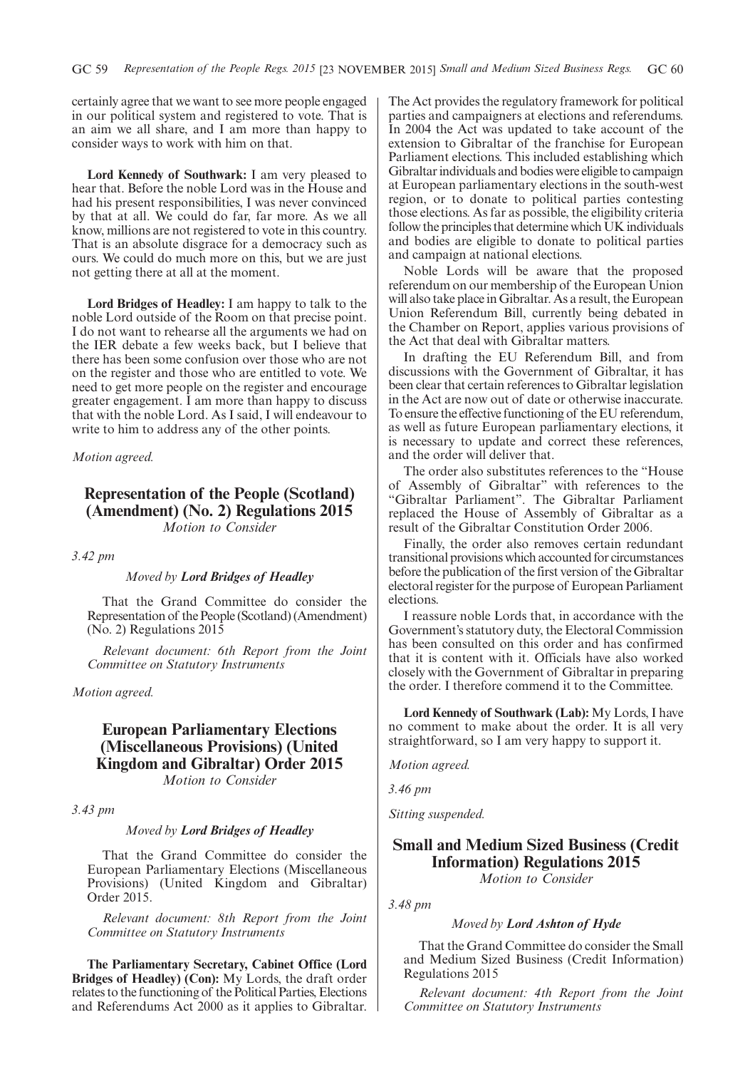certainly agree that we want to see more people engaged in our political system and registered to vote. That is an aim we all share, and I am more than happy to consider ways to work with him on that.

**Lord Kennedy of Southwark:** I am very pleased to hear that. Before the noble Lord was in the House and had his present responsibilities, I was never convinced by that at all. We could do far, far more. As we all know, millions are not registered to vote in this country. That is an absolute disgrace for a democracy such as ours. We could do much more on this, but we are just not getting there at all at the moment.

**Lord Bridges of Headley:** I am happy to talk to the noble Lord outside of the Room on that precise point. I do not want to rehearse all the arguments we had on the IER debate a few weeks back, but I believe that there has been some confusion over those who are not on the register and those who are entitled to vote. We need to get more people on the register and encourage greater engagement. I am more than happy to discuss that with the noble Lord. As I said, I will endeavour to write to him to address any of the other points.

*Motion agreed.*

## Representation of the People (Scotland) (Amendment) (No. 2) Regulations 2015

*Motion to Consider*

*3.42 pm*

*Moved by* ***Lord Bridges of Headley***

That the Grand Committee do consider the Representation of the People (Scotland) (Amendment) (No. 2) Regulations 2015

*Relevant document: 6th Report from the Joint Committee on Statutory Instruments*

*Motion agreed.*

## European Parliamentary Elections (Miscellaneous Provisions) (United Kingdom and Gibraltar) Order 2015

*Motion to Consider*

*3.43 pm*

*Moved by* ***Lord Bridges of Headley***

That the Grand Committee do consider the European Parliamentary Elections (Miscellaneous Provisions) (United Kingdom and Gibraltar) Order 2015.

*Relevant document: 8th Report from the Joint Committee on Statutory Instruments*

**The Parliamentary Secretary, Cabinet Office (Lord Bridges of Headley) (Con):** My Lords, the draft order relates to the functioning of the Political Parties, Elections and Referendums Act 2000 as it applies to Gibraltar. The Act provides the regulatory framework for political parties and campaigners at elections and referendums. In 2004 the Act was updated to take account of the extension to Gibraltar of the franchise for European Parliament elections. This included establishing which Gibraltar individuals and bodies were eligible to campaign at European parliamentary elections in the south-west region, or to donate to political parties contesting those elections. As far as possible, the eligibility criteria follow the principles that determine which UK individuals and bodies are eligible to donate to political parties and campaign at national elections.

Noble Lords will be aware that the proposed referendum on our membership of the European Union will also take place in Gibraltar. As a result, the European Union Referendum Bill, currently being debated in the Chamber on Report, applies various provisions of the Act that deal with Gibraltar matters.

In drafting the EU Referendum Bill, and from discussions with the Government of Gibraltar, it has been clear that certain references to Gibraltar legislation in the Act are now out of date or otherwise inaccurate. To ensure the effective functioning of the EU referendum, as well as future European parliamentary elections, it is necessary to update and correct these references, and the order will deliver that.

The order also substitutes references to the "House of Assembly of Gibraltar" with references to the "Gibraltar Parliament". The Gibraltar Parliament replaced the House of Assembly of Gibraltar as a result of the Gibraltar Constitution Order 2006.

Finally, the order also removes certain redundant transitional provisions which accounted for circumstances before the publication of the first version of the Gibraltar electoral register for the purpose of European Parliament elections.

I reassure noble Lords that, in accordance with the Government's statutory duty, the Electoral Commission has been consulted on this order and has confirmed that it is content with it. Officials have also worked closely with the Government of Gibraltar in preparing the order. I therefore commend it to the Committee.

**Lord Kennedy of Southwark (Lab):** My Lords, I have no comment to make about the order. It is all very straightforward, so I am very happy to support it.

*Motion agreed.*

*3.46 pm*

*Sitting suspended.*

## Small and Medium Sized Business (Credit Information) Regulations 2015

*Motion to Consider*

*3.48 pm*

*Moved by* ***Lord Ashton of Hyde***

That the Grand Committee do consider the Small and Medium Sized Business (Credit Information) Regulations 2015

*Relevant document: 4th Report from the Joint Committee on Statutory Instruments*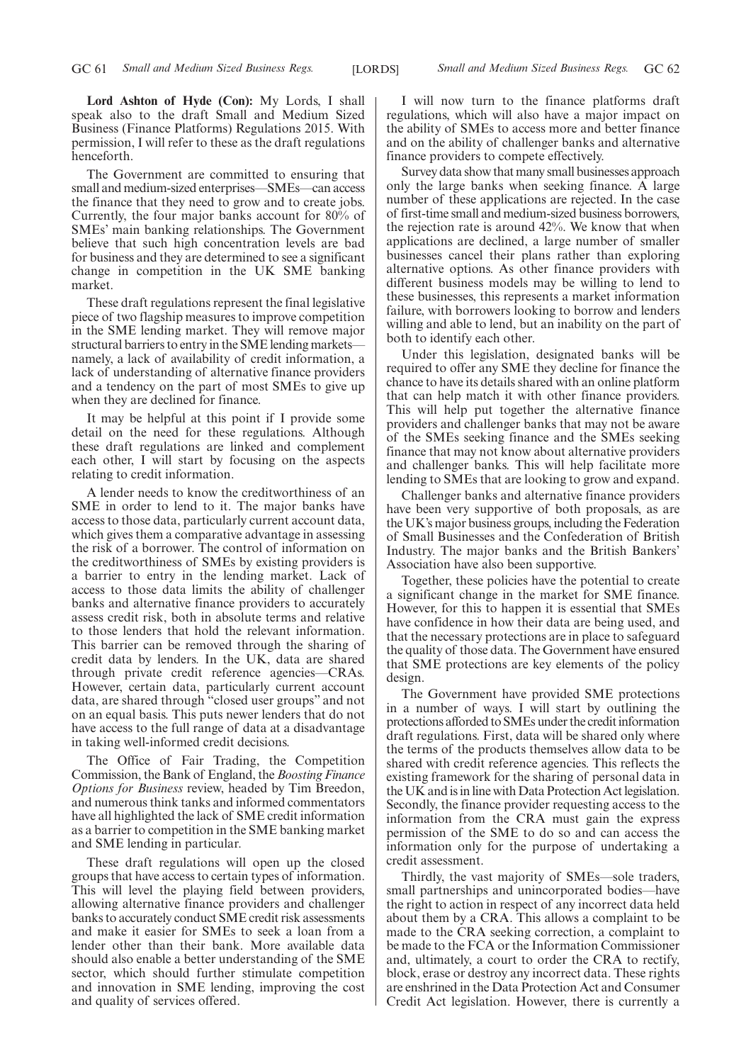**Lord Ashton of Hyde (Con):** My Lords, I shall speak also to the draft Small and Medium Sized Business (Finance Platforms) Regulations 2015. With permission, I will refer to these as the draft regulations henceforth.

The Government are committed to ensuring that small and medium-sized enterprises—SMEs—can access the finance that they need to grow and to create jobs. Currently, the four major banks account for 80% of SMEs' main banking relationships. The Government believe that such high concentration levels are bad for business and they are determined to see a significant change in competition in the UK SME banking market.

These draft regulations represent the final legislative piece of two flagship measures to improve competition in the SME lending market. They will remove major structural barriers to entry in the SME lending markets—namely, a lack of availability of credit information, a lack of understanding of alternative finance providers and a tendency on the part of most SMEs to give up when they are declined for finance.

It may be helpful at this point if I provide some detail on the need for these regulations. Although these draft regulations are linked and complement each other, I will start by focusing on the aspects relating to credit information.

A lender needs to know the creditworthiness of an SME in order to lend to it. The major banks have access to those data, particularly current account data, which gives them a comparative advantage in assessing the risk of a borrower. The control of information on the creditworthiness of SMEs by existing providers is a barrier to entry in the lending market. Lack of access to those data limits the ability of challenger banks and alternative finance providers to accurately assess credit risk, both in absolute terms and relative to those lenders that hold the relevant information. This barrier can be removed through the sharing of credit data by lenders. In the UK, data are shared through private credit reference agencies—CRAs. However, certain data, particularly current account data, are shared through "closed user groups" and not on an equal basis. This puts newer lenders that do not have access to the full range of data at a disadvantage in taking well-informed credit decisions.

The Office of Fair Trading, the Competition Commission, the Bank of England, the *Boosting Finance Options for Business* review, headed by Tim Breedon, and numerous think tanks and informed commentators have all highlighted the lack of SME credit information as a barrier to competition in the SME banking market and SME lending in particular.

These draft regulations will open up the closed groups that have access to certain types of information. This will level the playing field between providers, allowing alternative finance providers and challenger banks to accurately conduct SME credit risk assessments and make it easier for SMEs to seek a loan from a lender other than their bank. More available data should also enable a better understanding of the SME sector, which should further stimulate competition and innovation in SME lending, improving the cost and quality of services offered.

I will now turn to the finance platforms draft regulations, which will also have a major impact on the ability of SMEs to access more and better finance and on the ability of challenger banks and alternative finance providers to compete effectively.

Survey data show that many small businesses approach only the large banks when seeking finance. A large number of these applications are rejected. In the case of first-time small and medium-sized business borrowers, the rejection rate is around 42%. We know that when applications are declined, a large number of smaller businesses cancel their plans rather than exploring alternative options. As other finance providers with different business models may be willing to lend to these businesses, this represents a market information failure, with borrowers looking to borrow and lenders willing and able to lend, but an inability on the part of both to identify each other.

Under this legislation, designated banks will be required to offer any SME they decline for finance the chance to have its details shared with an online platform that can help match it with other finance providers. This will help put together the alternative finance providers and challenger banks that may not be aware of the SMEs seeking finance and the SMEs seeking finance that may not know about alternative providers and challenger banks. This will help facilitate more lending to SMEs that are looking to grow and expand.

Challenger banks and alternative finance providers have been very supportive of both proposals, as are the UK's major business groups, including the Federation of Small Businesses and the Confederation of British Industry. The major banks and the British Bankers' Association have also been supportive.

Together, these policies have the potential to create a significant change in the market for SME finance. However, for this to happen it is essential that SMEs have confidence in how their data are being used, and that the necessary protections are in place to safeguard the quality of those data. The Government have ensured that SME protections are key elements of the policy design.

The Government have provided SME protections in a number of ways. I will start by outlining the protections afforded to SMEs under the credit information draft regulations. First, data will be shared only where the terms of the products themselves allow data to be shared with credit reference agencies. This reflects the existing framework for the sharing of personal data in the UK and is in line with Data Protection Act legislation. Secondly, the finance provider requesting access to the information from the CRA must gain the express permission of the SME to do so and can access the information only for the purpose of undertaking a credit assessment.

Thirdly, the vast majority of SMEs—sole traders, small partnerships and unincorporated bodies—have the right to action in respect of any incorrect data held about them by a CRA. This allows a complaint to be made to the CRA seeking correction, a complaint to be made to the FCA or the Information Commissioner and, ultimately, a court to order the CRA to rectify, block, erase or destroy any incorrect data. These rights are enshrined in the Data Protection Act and Consumer Credit Act legislation. However, there is currently a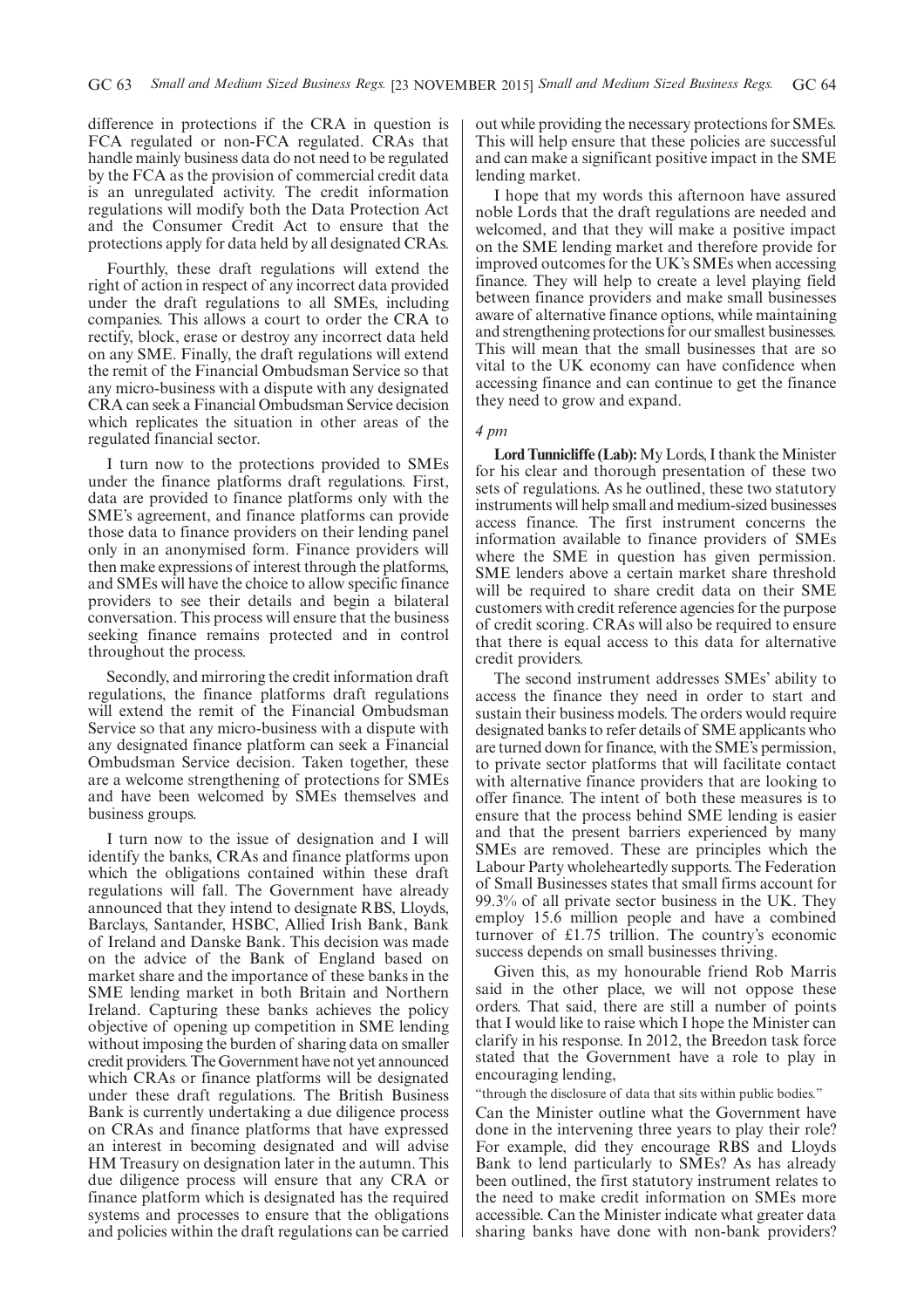difference in protections if the CRA in question is FCA regulated or non-FCA regulated. CRAs that handle mainly business data do not need to be regulated by the FCA as the provision of commercial credit data is an unregulated activity. The credit information regulations will modify both the Data Protection Act and the Consumer Credit Act to ensure that the protections apply for data held by all designated CRAs.

Fourthly, these draft regulations will extend the right of action in respect of any incorrect data provided under the draft regulations to all SMEs, including companies. This allows a court to order the CRA to rectify, block, erase or destroy any incorrect data held on any SME. Finally, the draft regulations will extend the remit of the Financial Ombudsman Service so that any micro-business with a dispute with any designated CRA can seek a Financial Ombudsman Service decision which replicates the situation in other areas of the regulated financial sector.

I turn now to the protections provided to SMEs under the finance platforms draft regulations. First, data are provided to finance platforms only with the SME's agreement, and finance platforms can provide those data to finance providers on their lending panel only in an anonymised form. Finance providers will then make expressions of interest through the platforms, and SMEs will have the choice to allow specific finance providers to see their details and begin a bilateral conversation. This process will ensure that the business seeking finance remains protected and in control throughout the process.

Secondly, and mirroring the credit information draft regulations, the finance platforms draft regulations will extend the remit of the Financial Ombudsman Service so that any micro-business with a dispute with any designated finance platform can seek a Financial Ombudsman Service decision. Taken together, these are a welcome strengthening of protections for SMEs and have been welcomed by SMEs themselves and business groups.

I turn now to the issue of designation and I will identify the banks, CRAs and finance platforms upon which the obligations contained within these draft regulations will fall. The Government have already announced that they intend to designate RBS, Lloyds, Barclays, Santander, HSBC, Allied Irish Bank, Bank of Ireland and Danske Bank. This decision was made on the advice of the Bank of England based on market share and the importance of these banks in the SME lending market in both Britain and Northern Ireland. Capturing these banks achieves the policy objective of opening up competition in SME lending without imposing the burden of sharing data on smaller credit providers. The Government have not yet announced which CRAs or finance platforms will be designated under these draft regulations. The British Business Bank is currently undertaking a due diligence process on CRAs and finance platforms that have expressed an interest in becoming designated and will advise HM Treasury on designation later in the autumn. This due diligence process will ensure that any CRA or finance platform which is designated has the required systems and processes to ensure that the obligations and policies within the draft regulations can be carried out while providing the necessary protections for SMEs. This will help ensure that these policies are successful and can make a significant positive impact in the SME lending market.

I hope that my words this afternoon have assured noble Lords that the draft regulations are needed and welcomed, and that they will make a positive impact on the SME lending market and therefore provide for improved outcomes for the UK's SMEs when accessing finance. They will help to create a level playing field between finance providers and make small businesses aware of alternative finance options, while maintaining and strengthening protections for our smallest businesses. This will mean that the small businesses that are so vital to the UK economy can have confidence when accessing finance and can continue to get the finance they need to grow and expand.

*4 pm*

**Lord Tunnicliffe (Lab):** My Lords, I thank the Minister for his clear and thorough presentation of these two sets of regulations. As he outlined, these two statutory instruments will help small and medium-sized businesses access finance. The first instrument concerns the information available to finance providers of SMEs where the SME in question has given permission. SME lenders above a certain market share threshold will be required to share credit data on their SME customers with credit reference agencies for the purpose of credit scoring. CRAs will also be required to ensure that there is equal access to this data for alternative credit providers.

The second instrument addresses SMEs' ability to access the finance they need in order to start and sustain their business models. The orders would require designated banks to refer details of SME applicants who are turned down for finance, with the SME's permission, to private sector platforms that will facilitate contact with alternative finance providers that are looking to offer finance. The intent of both these measures is to ensure that the process behind SME lending is easier and that the present barriers experienced by many SMEs are removed. These are principles which the Labour Party wholeheartedly supports. The Federation of Small Businesses states that small firms account for 99.3% of all private sector business in the UK. They employ 15.6 million people and have a combined turnover of £1.75 trillion. The country's economic success depends on small businesses thriving.

Given this, as my honourable friend Rob Marris said in the other place, we will not oppose these orders. That said, there are still a number of points that I would like to raise which I hope the Minister can clarify in his response. In 2012, the Breedon task force stated that the Government have a role to play in encouraging lending,

"through the disclosure of data that sits within public bodies."

Can the Minister outline what the Government have done in the intervening three years to play their role? For example, did they encourage RBS and Lloyds Bank to lend particularly to SMEs? As has already been outlined, the first statutory instrument relates to the need to make credit information on SMEs more accessible. Can the Minister indicate what greater data sharing banks have done with non-bank providers?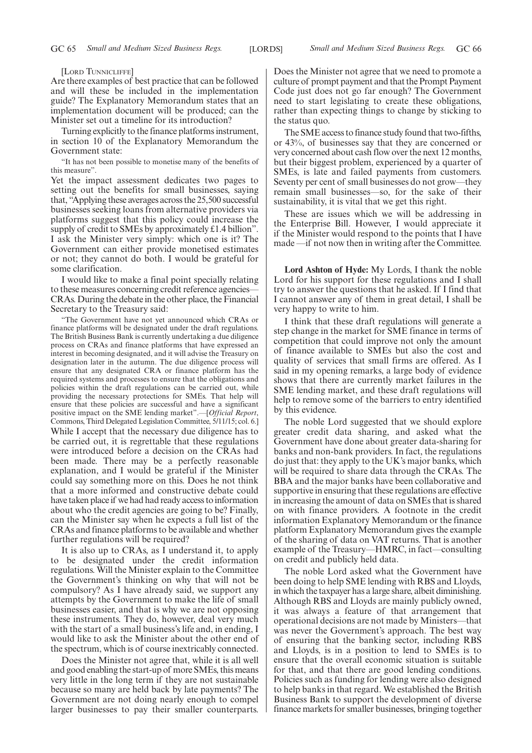[LORD TUNNICLIFFE]

Are there examples of best practice that can be followed and will these be included in the implementation guide? The Explanatory Memorandum states that an implementation document will be produced; can the Minister set out a timeline for its introduction?

Turning explicitly to the finance platforms instrument, in section 10 of the Explanatory Memorandum the Government state:

> "It has not been possible to monetise many of the benefits of this measure".

Yet the impact assessment dedicates two pages to setting out the benefits for small businesses, saying that, "Applying these averages across the 25,500 successful businesses seeking loans from alternative providers via platforms suggest that this policy could increase the supply of credit to SMEs by approximately £1.4 billion". I ask the Minister very simply: which one is it? The Government can either provide monetised estimates or not; they cannot do both. I would be grateful for some clarification.

I would like to make a final point specially relating to these measures concerning credit reference agencies—CRAs. During the debate in the other place, the Financial Secretary to the Treasury said:

> "The Government have not yet announced which CRAs or finance platforms will be designated under the draft regulations. The British Business Bank is currently undertaking a due diligence process on CRAs and finance platforms that have expressed an interest in becoming designated, and it will advise the Treasury on designation later in the autumn. The due diligence process will ensure that any designated CRA or finance platform has the required systems and processes to ensure that the obligations and policies within the draft regulations can be carried out, while providing the necessary protections for SMEs. That help will ensure that these policies are successful and have a significant positive impact on the SME lending market".—[*Official Report*, Commons, Third Delegated Legislation Committee, 5/11/15; col. 6.]

While I accept that the necessary due diligence has to be carried out, it is regrettable that these regulations were introduced before a decision on the CRAs had been made. There may be a perfectly reasonable explanation, and I would be grateful if the Minister could say something more on this. Does he not think that a more informed and constructive debate could have taken place if we had had ready access to information about who the credit agencies are going to be? Finally, can the Minister say when he expects a full list of the CRAs and finance platforms to be available and whether further regulations will be required?

It is also up to CRAs, as I understand it, to apply to be designated under the credit information regulations. Will the Minister explain to the Committee the Government's thinking on why that will not be compulsory? As I have already said, we support any attempts by the Government to make the life of small businesses easier, and that is why we are not opposing these instruments. They do, however, deal very much with the start of a small business's life and, in ending, I would like to ask the Minister about the other end of the spectrum, which is of course inextricably connected.

Does the Minister not agree that, while it is all well and good enabling the start-up of more SMEs, this means very little in the long term if they are not sustainable because so many are held back by late payments? The Government are not doing nearly enough to compel larger businesses to pay their smaller counterparts. Does the Minister not agree that we need to promote a culture of prompt payment and that the Prompt Payment Code just does not go far enough? The Government need to start legislating to create these obligations, rather than expecting things to change by sticking to the status quo.

The SME access to finance study found that two-fifths, or 43%, of businesses say that they are concerned or very concerned about cash flow over the next 12 months, but their biggest problem, experienced by a quarter of SMEs, is late and failed payments from customers. Seventy per cent of small businesses do not grow—they remain small businesses—so, for the sake of their sustainability, it is vital that we get this right.

These are issues which we will be addressing in the Enterprise Bill. However, I would appreciate it if the Minister would respond to the points that I have made—if not now then in writing after the Committee.

**Lord Ashton of Hyde:** My Lords, I thank the noble Lord for his support for these regulations and I shall try to answer the questions that he asked. If I find that I cannot answer any of them in great detail, I shall be very happy to write to him.

I think that these draft regulations will generate a step change in the market for SME finance in terms of competition that could improve not only the amount of finance available to SMEs but also the cost and quality of services that small firms are offered. As I said in my opening remarks, a large body of evidence shows that there are currently market failures in the SME lending market, and these draft regulations will help to remove some of the barriers to entry identified by this evidence.

The noble Lord suggested that we should explore greater credit data sharing, and asked what the Government have done about greater data-sharing for banks and non-bank providers. In fact, the regulations do just that: they apply to the UK's major banks, which will be required to share data through the CRAs. The BBA and the major banks have been collaborative and supportive in ensuring that these regulations are effective in increasing the amount of data on SMEs that is shared on with finance providers. A footnote in the credit information Explanatory Memorandum or the finance platform Explanatory Memorandum gives the example of the sharing of data on VAT returns. That is another example of the Treasury—HMRC, in fact—consulting on credit and publicly held data.

The noble Lord asked what the Government have been doing to help SME lending with RBS and Lloyds, in which the taxpayer has a large share, albeit diminishing. Although RBS and Lloyds are mainly publicly owned, it was always a feature of that arrangement that operational decisions are not made by Ministers—that was never the Government's approach. The best way of ensuring that the banking sector, including RBS and Lloyds, is in a position to lend to SMEs is to ensure that the overall economic situation is suitable for that, and that there are good lending conditions. Policies such as funding for lending were also designed to help banks in that regard. We established the British Business Bank to support the development of diverse finance markets for smaller businesses, bringing together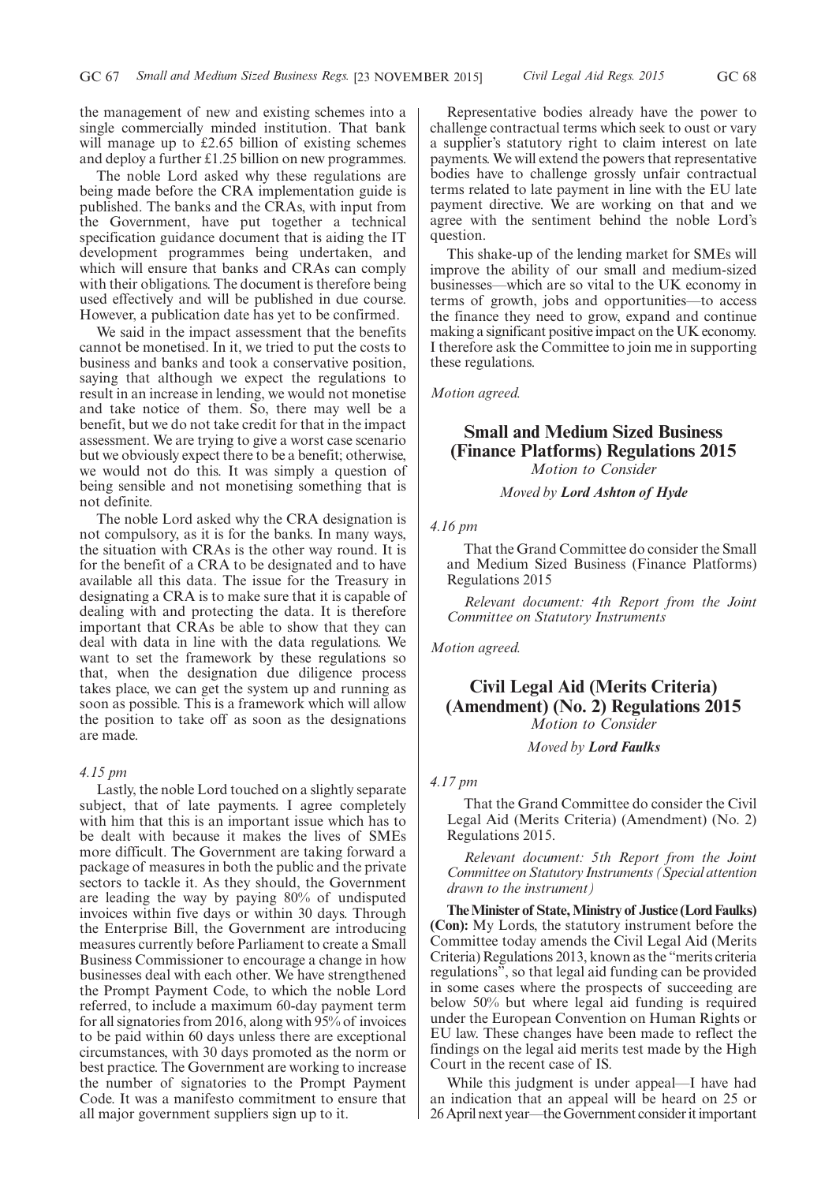the management of new and existing schemes into a single commercially minded institution. That bank will manage up to £2.65 billion of existing schemes and deploy a further £1.25 billion on new programmes.

The noble Lord asked why these regulations are being made before the CRA implementation guide is published. The banks and the CRAs, with input from the Government, have put together a technical specification guidance document that is aiding the IT development programmes being undertaken, and which will ensure that banks and CRAs can comply with their obligations. The document is therefore being used effectively and will be published in due course. However, a publication date has yet to be confirmed.

We said in the impact assessment that the benefits cannot be monetised. In it, we tried to put the costs to business and banks and took a conservative position, saying that although we expect the regulations to result in an increase in lending, we would not monetise and take notice of them. So, there may well be a benefit, but we do not take credit for that in the impact assessment. We are trying to give a worst case scenario but we obviously expect there to be a benefit; otherwise, we would not do this. It was simply a question of being sensible and not monetising something that is not definite.

The noble Lord asked why the CRA designation is not compulsory, as it is for the banks. In many ways, the situation with CRAs is the other way round. It is for the benefit of a CRA to be designated and to have available all this data. The issue for the Treasury in designating a CRA is to make sure that it is capable of dealing with and protecting the data. It is therefore important that CRAs be able to show that they can deal with data in line with both the data regulations. We want to set the framework by these regulations so that, when the designation due diligence process takes place, we can get the system up and running as soon as possible. This is a framework which will allow the position to take off as soon as the designations are made.

*4.15 pm*

Lastly, the noble Lord touched on a slightly separate subject, that of late payments. I agree completely with him that this is an important issue which has to be dealt with because it makes the lives of SMEs more difficult. The Government are taking forward a package of measures in both the public and the private sectors to tackle it. As they should, the Government are leading the way by paying 80% of undisputed invoices within five days or within 30 days. Through the Enterprise Bill, the Government are introducing measures currently before Parliament to create a Small Business Commissioner to encourage a change in how businesses deal with each other. We have strengthened the Prompt Payment Code, to which the noble Lord referred, to include a maximum 60-day payment term for all signatories from 2016, along with 95% of invoices to be paid within 60 days unless there are exceptional circumstances, with 30 days promoted as the norm or best practice. The Government are working to increase the number of signatories to the Prompt Payment Code. It was a manifesto commitment to ensure that all major government suppliers sign up to it.

Representative bodies already have the power to challenge contractual terms which seek to oust or vary a supplier's statutory right to claim interest on late payments. We will extend the powers that representative bodies have to challenge grossly unfair contractual terms related to late payment in line with the EU late payment directive. We are working on that and we agree with the sentiment behind the noble Lord's question.

This shake-up of the lending market for SMEs will improve the ability of our small and medium-sized businesses—which are so vital to the UK economy in terms of growth, jobs and opportunities—to access the finance they need to grow, expand and continue making a significant positive impact on the UK economy. I therefore ask the Committee to join me in supporting these regulations.

*Motion agreed.*

## Small and Medium Sized Business (Finance Platforms) Regulations 2015

*Motion to Consider*

*Moved by* ***Lord Ashton of Hyde***

*4.16 pm*

That the Grand Committee do consider the Small and Medium Sized Business (Finance Platforms) Regulations 2015

*Relevant document: 4th Report from the Joint Committee on Statutory Instruments*

*Motion agreed.*

## Civil Legal Aid (Merits Criteria) (Amendment) (No. 2) Regulations 2015

*Motion to Consider*

*Moved by* ***Lord Faulks***

*4.17 pm*

That the Grand Committee do consider the Civil Legal Aid (Merits Criteria) (Amendment) (No. 2) Regulations 2015.

*Relevant document: 5th Report from the Joint Committee on Statutory Instruments (Special attention drawn to the instrument)*

**The Minister of State, Ministry of Justice (Lord Faulks) (Con):** My Lords, the statutory instrument before the Committee today amends the Civil Legal Aid (Merits Criteria) Regulations 2013, known as the "merits criteria regulations", so that legal aid funding can be provided in some cases where the prospects of succeeding are below 50% but where legal aid funding is required under the European Convention on Human Rights or EU law. These changes have been made to reflect the findings on the legal aid merits test made by the High Court in the recent case of IS.

While this judgment is under appeal—I have had an indication that an appeal will be heard on 25 or 26 April next year—the Government consider it important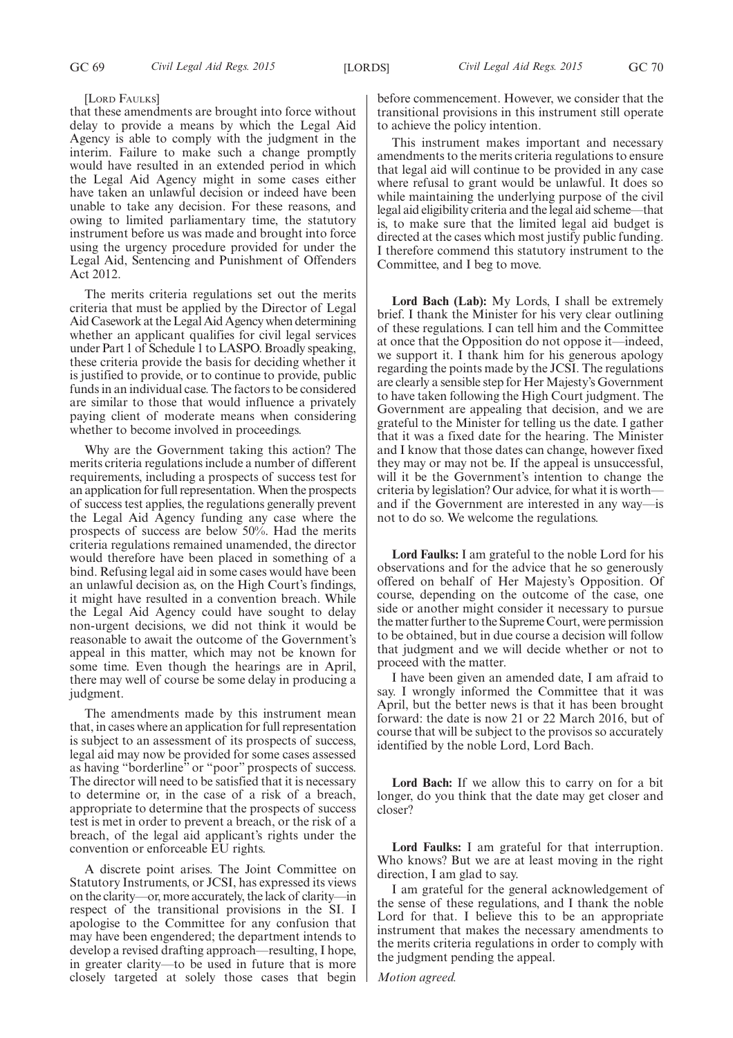[LORD FAULKS]

that these amendments are brought into force without delay to provide a means by which the Legal Aid Agency is able to comply with the judgment in the interim. Failure to make such a change promptly would have resulted in an extended period in which the Legal Aid Agency might in some cases either have taken an unlawful decision or indeed have been unable to take any decision. For these reasons, and owing to limited parliamentary time, the statutory instrument before us was made and brought into force using the urgency procedure provided for under the Legal Aid, Sentencing and Punishment of Offenders Act 2012.

The merits criteria regulations set out the merits criteria that must be applied by the Director of Legal Aid Casework at the Legal Aid Agency when determining whether an applicant qualifies for civil legal services under Part 1 of Schedule 1 to LASPO. Broadly speaking, these criteria provide the basis for deciding whether it is justified to provide, or to continue to provide, public funds in an individual case. The factors to be considered are similar to those that would influence a privately paying client of moderate means when considering whether to become involved in proceedings.

Why are the Government taking this action? The merits criteria regulations include a number of different requirements, including a prospects of success test for an application for full representation. When the prospects of success test applies, the regulations generally prevent the Legal Aid Agency funding any case where the prospects of success are below 50%. Had the merits criteria regulations remained unamended, the director would therefore have been placed in something of a bind. Refusing legal aid in some cases would have been an unlawful decision as, on the High Court's findings, it might have resulted in a convention breach. While the Legal Aid Agency could have sought to delay non-urgent decisions, we did not think it would be reasonable to await the outcome of the Government's appeal in this matter, which may not be known for some time. Even though the hearings are in April, there may well of course be some delay in producing a judgment.

The amendments made by this instrument mean that, in cases where an application for full representation is subject to an assessment of its prospects of success, legal aid may now be provided for some cases assessed as having "borderline" or "poor" prospects of success. The director will need to be satisfied that it is necessary to determine or, in the case of a risk of a breach, appropriate to determine that the prospects of success test is met in order to prevent a breach, or the risk of a breach, of the legal aid applicant's rights under the convention or enforceable EU rights.

A discrete point arises. The Joint Committee on Statutory Instruments, or JCSI, has expressed its views on the clarity—or, more accurately, the lack of clarity—in respect of the transitional provisions in the SI. I apologise to the Committee for any confusion that may have been engendered; the department intends to develop a revised drafting approach—resulting, I hope, in greater clarity—to be used in future that is more closely targeted at solely those cases that begin before commencement. However, we consider that the transitional provisions in this instrument still operate to achieve the policy intention.

This instrument makes important and necessary amendments to the merits criteria regulations to ensure that legal aid will continue to be provided in any case where refusal to grant would be unlawful. It does so while maintaining the underlying purpose of the civil legal aid eligibility criteria and the legal aid scheme—that is, to make sure that the limited legal aid budget is directed at the cases which most justify public funding. I therefore commend this statutory instrument to the Committee, and I beg to move.

**Lord Bach (Lab):** My Lords, I shall be extremely brief. I thank the Minister for his very clear outlining of these regulations. I can tell him and the Committee at once that the Opposition do not oppose it—indeed, we support it. I thank him for his generous apology regarding the points made by the JCSI. The regulations are clearly a sensible step for Her Majesty's Government to have taken following the High Court judgment. The Government are appealing that decision, and we are grateful to the Minister for telling us the date. I gather that it was a fixed date for the hearing. The Minister and I know that those dates can change, however fixed they may or may not be. If the appeal is unsuccessful, will it be the Government's intention to change the criteria by legislation? Our advice, for what it is worth—and if the Government are interested in any way—is not to do so. We welcome the regulations.

**Lord Faulks:** I am grateful to the noble Lord for his observations and for the advice that he so generously offered on behalf of Her Majesty's Opposition. Of course, depending on the outcome of the case, one side or another might consider it necessary to pursue the matter further to the Supreme Court, were permission to be obtained, but in due course a decision will follow that judgment and we will decide whether or not to proceed with the matter.

I have been given an amended date, I am afraid to say. I wrongly informed the Committee that it was April, but the better news is that it has been brought forward: the date is now 21 or 22 March 2016, but of course that will be subject to the provisos so accurately identified by the noble Lord, Lord Bach.

**Lord Bach:** If we allow this to carry on for a bit longer, do you think that the date may get closer and closer?

**Lord Faulks:** I am grateful for that interruption. Who knows? But we are at least moving in the right direction, I am glad to say.

I am grateful for the general acknowledgement of the sense of these regulations, and I thank the noble Lord for that. I believe this to be an appropriate instrument that makes the necessary amendments to the merits criteria regulations in order to comply with the judgment pending the appeal.

*Motion agreed.*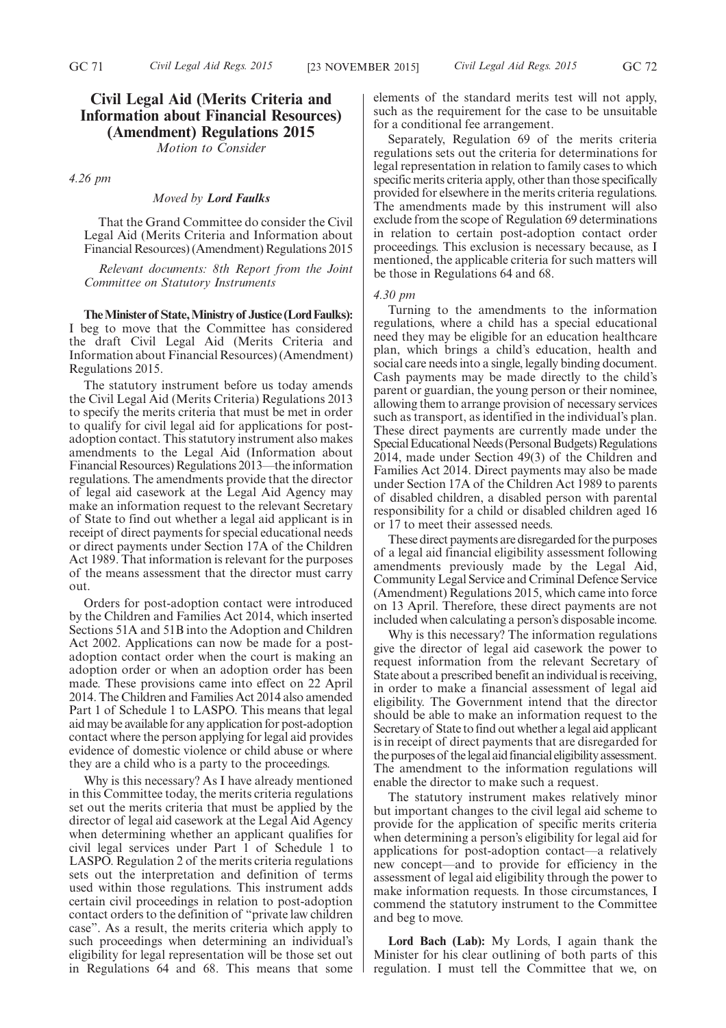## Civil Legal Aid (Merits Criteria and Information about Financial Resources) (Amendment) Regulations 2015

*Motion to Consider*

*4.26 pm*

*Moved by* ***Lord Faulks***

That the Grand Committee do consider the Civil Legal Aid (Merits Criteria and Information about Financial Resources) (Amendment) Regulations 2015

*Relevant documents: 8th Report from the Joint Committee on Statutory Instruments*

**The Minister of State, Ministry of Justice (Lord Faulks):** I beg to move that the Committee has considered the draft Civil Legal Aid (Merits Criteria and Information about Financial Resources) (Amendment) Regulations 2015.

The statutory instrument before us today amends the Civil Legal Aid (Merits Criteria) Regulations 2013 to specify the merits criteria that must be met in order to qualify for civil legal aid for applications for post-adoption contact. This statutory instrument also makes amendments to the Legal Aid (Information about Financial Resources) Regulations 2013—the information regulations. The amendments provide that the director of legal aid casework at the Legal Aid Agency may make an information request to the relevant Secretary of State to find out whether a legal aid applicant is in receipt of direct payments for special educational needs or direct payments under Section 17A of the Children Act 1989. That information is relevant for the purposes of the means assessment that the director must carry out.

Orders for post-adoption contact were introduced by the Children and Families Act 2014, which inserted Sections 51A and 51B into the Adoption and Children Act 2002. Applications can now be made for a post-adoption contact order when the court is making an adoption order or when an adoption order has been made. These provisions came into effect on 22 April 2014. The Children and Families Act 2014 also amended Part 1 of Schedule 1 to LASPO. This means that legal aid may be available for any application for post-adoption contact where the person applying for legal aid provides evidence of domestic violence or child abuse or where they are a child who is a party to the proceedings.

Why is this necessary? As I have already mentioned in this Committee today, the merits criteria regulations set out the merits criteria that must be applied by the director of legal aid casework at the Legal Aid Agency when determining whether an applicant qualifies for civil legal services under Part 1 of Schedule 1 to LASPO. Regulation 2 of the merits criteria regulations sets out the interpretation and definition of terms used within those regulations. This instrument adds certain civil proceedings in relation to post-adoption contact orders to the definition of "private law children case". As a result, the merits criteria which apply to such proceedings when determining an individual's eligibility for legal representation will be those set out in Regulations 64 and 68. This means that some elements of the standard merits test will not apply, such as the requirement for the case to be unsuitable for a conditional fee arrangement.

Separately, Regulation 69 of the merits criteria regulations sets out the criteria for determinations for legal representation in relation to family cases to which specific merits criteria apply, other than those specifically provided for elsewhere in the merits criteria regulations. The amendments made by this instrument will also exclude from the scope of Regulation 69 determinations in relation to certain post-adoption contact order proceedings. This exclusion is necessary because, as I mentioned, the applicable criteria for such matters will be those in Regulations 64 and 68.

*4.30 pm*

Turning to the amendments to the information regulations, where a child has a special educational need they may be eligible for an education healthcare plan, which brings a child's education, health and social care needs into a single, legally binding document. Cash payments may be made directly to the child's parent or guardian, the young person or their nominee, allowing them to arrange provision of necessary services such as transport, as identified in the individual's plan. These direct payments are currently made under the Special Educational Needs (Personal Budgets) Regulations 2014, made under Section 49(3) of the Children and Families Act 2014. Direct payments may also be made under Section 17A of the Children Act 1989 to parents of disabled children, a disabled person with parental responsibility for a child or disabled children aged 16 or 17 to meet their assessed needs.

These direct payments are disregarded for the purposes of a legal aid financial eligibility assessment following amendments previously made by the Legal Aid, Community Legal Service and Criminal Defence Service (Amendment) Regulations 2015, which came into force on 13 April. Therefore, these direct payments are not included when calculating a person's disposable income.

Why is this necessary? The information regulations give the director of legal aid casework the power to request information from the relevant Secretary of State about a prescribed benefit an individual is receiving, in order to make a financial assessment of legal aid eligibility. The Government intend that the director should be able to make an information request to the Secretary of State to find out whether a legal aid applicant is in receipt of direct payments that are disregarded for the purposes of the legal aid financial eligibility assessment. The amendment to the information regulations will enable the director to make such a request.

The statutory instrument makes relatively minor but important changes to the civil legal aid scheme to provide for the application of specific merits criteria when determining a person's eligibility for legal aid for applications for post-adoption contact—a relatively new concept—and to provide for efficiency in the assessment of legal aid eligibility through the power to make information requests. In those circumstances, I commend the statutory instrument to the Committee and beg to move.

**Lord Bach (Lab):** My Lords, I again thank the Minister for his clear outlining of both parts of this regulation. I must tell the Committee that we, on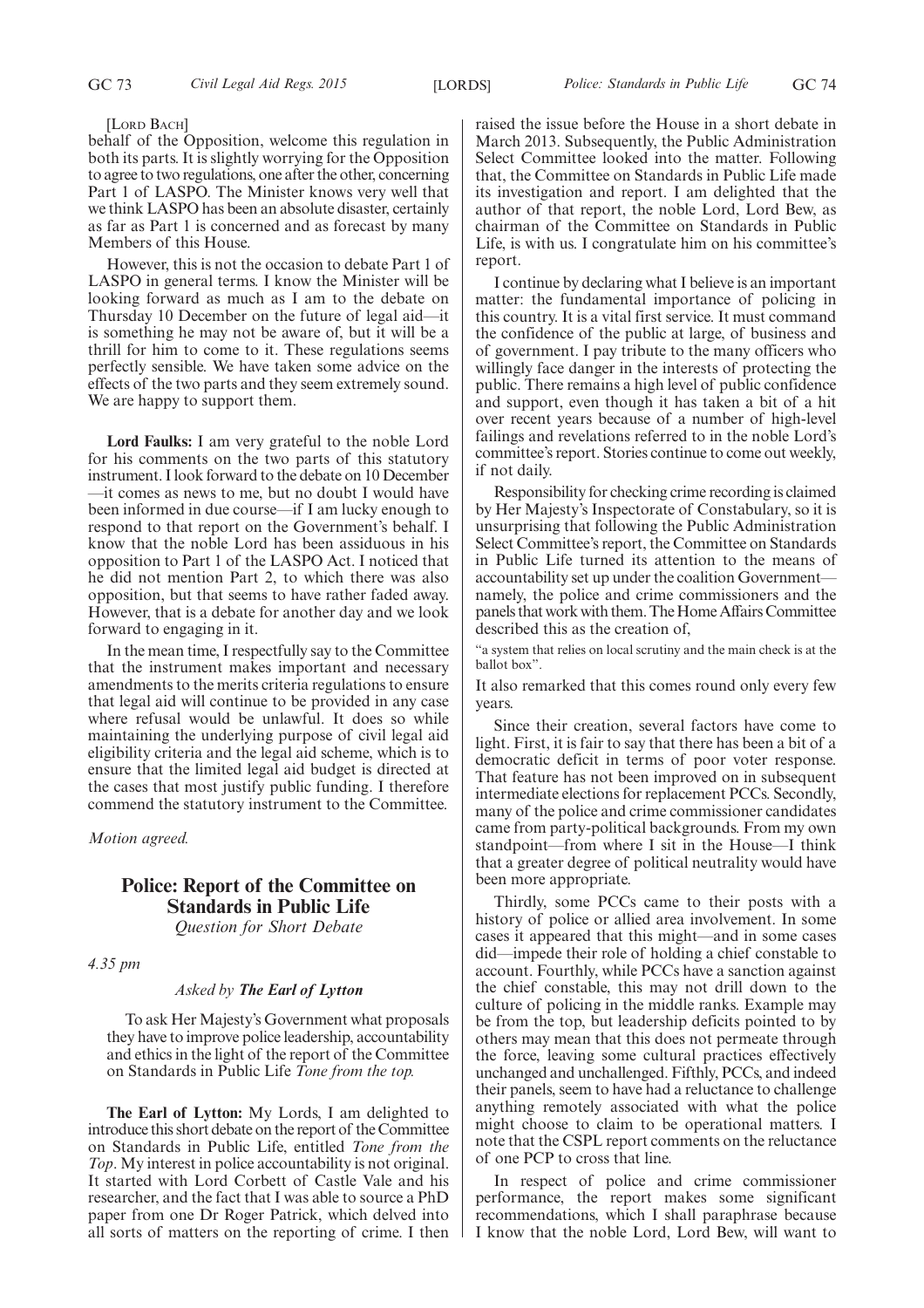[Lord Bach]

behalf of the Opposition, welcome this regulation in both its parts. It is slightly worrying for the Opposition to agree to two regulations, one after the other, concerning Part 1 of LASPO. The Minister knows very well that we think LASPO has been an absolute disaster, certainly as far as Part 1 is concerned and as forecast by many Members of this House.

However, this is not the occasion to debate Part 1 of LASPO in general terms. I know the Minister will be looking forward as much as I am to the debate on Thursday 10 December on the future of legal aid—it is something he may not be aware of, but it will be a thrill for him to come to it. These regulations seems perfectly sensible. We have taken some advice on the effects of the two parts and they seem extremely sound. We are happy to support them.

**Lord Faulks:** I am very grateful to the noble Lord for his comments on the two parts of this statutory instrument. I look forward to the debate on 10 December—it comes as news to me, but no doubt I would have been informed in due course—if I am lucky enough to respond to that report on the Government's behalf. I know that the noble Lord has been assiduous in his opposition to Part 1 of the LASPO Act. I noticed that he did not mention Part 2, to which there was also opposition, but that seems to have rather faded away. However, that is a debate for another day and we look forward to engaging in it.

In the mean time, I respectfully say to the Committee that the instrument makes important and necessary amendments to the merits criteria regulations to ensure that legal aid will continue to be provided in any case where refusal would be unlawful. It does so while maintaining the underlying purpose of civil legal aid eligibility criteria and the legal aid scheme, which is to ensure that the limited legal aid budget is directed at the cases that most justify public funding. I therefore commend the statutory instrument to the Committee.

*Motion agreed.*

## Police: Report of the Committee on Standards in Public Life

*Question for Short Debate*

*4.35 pm*

*Asked by* ***The Earl of Lytton***

To ask Her Majesty's Government what proposals they have to improve police leadership, accountability and ethics in the light of the report of the Committee on Standards in Public Life *Tone from the top*.

**The Earl of Lytton:** My Lords, I am delighted to introduce this short debate on the report of the Committee on Standards in Public Life, entitled *Tone from the Top*. My interest in police accountability is not original. It started with Lord Corbett of Castle Vale and his researcher, and the fact that I was able to source a PhD paper from one Dr Roger Patrick, which delved into all sorts of matters on the reporting of crime. I then raised the issue before the House in a short debate in March 2013. Subsequently, the Public Administration Select Committee looked into the matter. Following that, the Committee on Standards in Public Life made its investigation and report. I am delighted that the author of that report, the noble Lord, Lord Bew, as chairman of the Committee on Standards in Public Life, is with us. I congratulate him on his committee's report.

I continue by declaring what I believe is an important matter: the fundamental importance of policing in this country. It is a vital first service. It must command the confidence of the public at large, of business and of government. I pay tribute to the many officers who willingly face danger in the interests of protecting the public. There remains a high level of public confidence and support, even though it has taken a bit of a hit over recent years because of a number of high-level failings and revelations referred to in the noble Lord's committee's report. Stories continue to come out weekly, if not daily.

Responsibility for checking crime recording is claimed by Her Majesty's Inspectorate of Constabulary, so it is unsurprising that following the Public Administration Select Committee's report, the Committee on Standards in Public Life turned its attention to the means of accountability set up under the coalition Government—namely, the police and crime commissioners and the panels that work with them. The Home Affairs Committee described this as the creation of,

"a system that relies on local scrutiny and the main check is at the ballot box".

It also remarked that this comes round only every few years.

Since their creation, several factors have come to light. First, it is fair to say that there has been a bit of a democratic deficit in terms of poor voter response. That feature has not been improved on in subsequent intermediate elections for replacement PCCs. Secondly, many of the police and crime commissioner candidates came from party-political backgrounds. From my own standpoint—from where I sit in the House—I think that a greater degree of political neutrality would have been more appropriate.

Thirdly, some PCCs came to their posts with a history of police or allied area involvement. In some cases it appeared that this might—and in some cases did—impede their role of holding a chief constable to account. Fourthly, while PCCs have a sanction against the chief constable, this may not drill down to the culture of policing in the middle ranks. Example may be from the top, but leadership deficits pointed to by others may mean that this does not permeate through the force, leaving some cultural practices effectively unchanged and unchallenged. Fifthly, PCCs, and indeed their panels, seem to have had a reluctance to challenge anything remotely associated with what the police might choose to claim to be operational matters. I note that the CSPL report comments on the reluctance of one PCP to cross that line.

In respect of police and crime commissioner performance, the report makes some significant recommendations, which I shall paraphrase because I know that the noble Lord, Lord Bew, will want to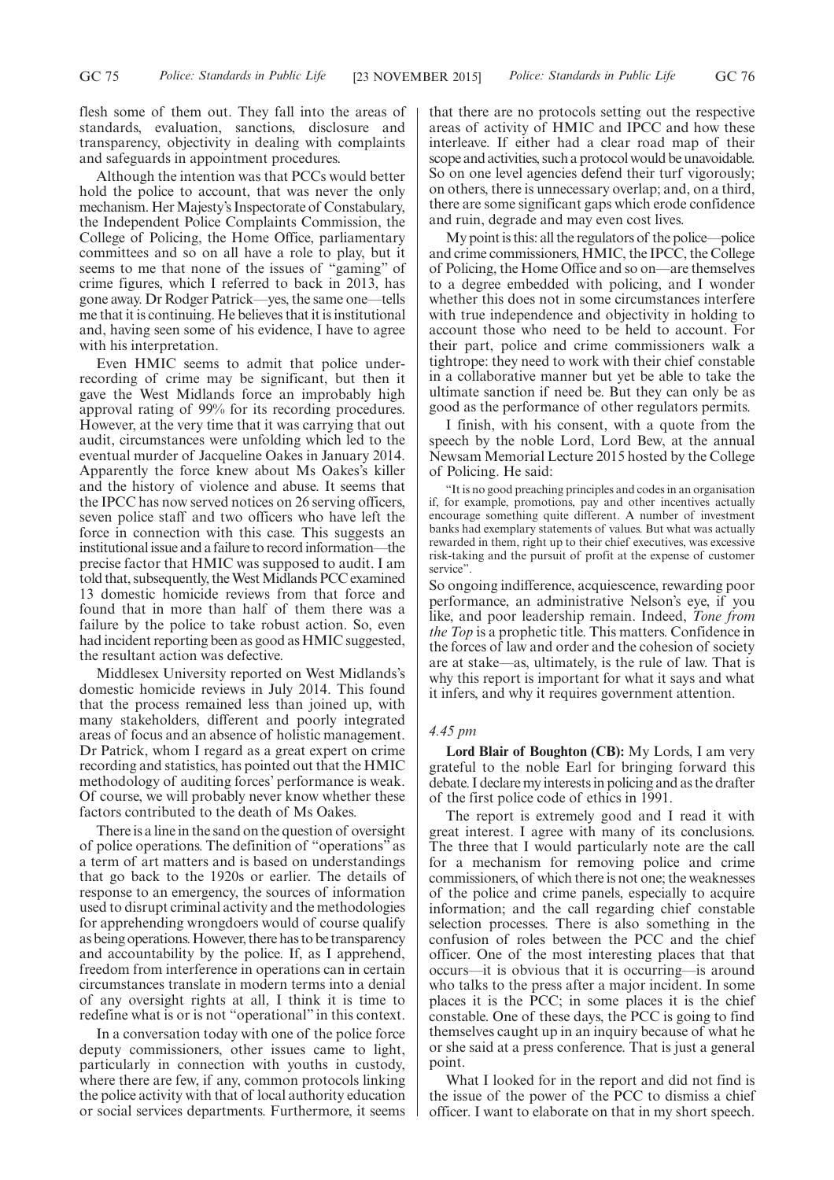flesh some of them out. They fall into the areas of standards, evaluation, sanctions, disclosure and transparency, objectivity in dealing with complaints and safeguards in appointment procedures.

Although the intention was that PCCs would better hold the police to account, that was never the only mechanism. Her Majesty's Inspectorate of Constabulary, the Independent Police Complaints Commission, the College of Policing, the Home Office, parliamentary committees and so on all have a role to play, but it seems to me that none of the issues of "gaming" of crime figures, which I referred to back in 2013, has gone away. Dr Rodger Patrick—yes, the same one—tells me that it is continuing. He believes that it is institutional and, having seen some of his evidence, I have to agree with his interpretation.

Even HMIC seems to admit that police under-recording of crime may be significant, but then it gave the West Midlands force an improbably high approval rating of 99% for its recording procedures. However, at the very time that it was carrying that out audit, circumstances were unfolding which led to the eventual murder of Jacqueline Oakes in January 2014. Apparently the force knew about Ms Oakes's killer and the history of violence and abuse. It seems that the IPCC has now served notices on 26 serving officers, seven police staff and two officers who have left the force in connection with this case. This suggests an institutional issue and a failure to record information—the precise factor that HMIC was supposed to audit. I am told that, subsequently, the West Midlands PCC examined 13 domestic homicide reviews from that force and found that in more than half of them there was a failure by the police to take robust action. So, even had incident reporting been as good as HMIC suggested, the resultant action was defective.

Middlesex University reported on West Midlands's domestic homicide reviews in July 2014. This found that the process remained less than joined up, with many stakeholders, different and poorly integrated areas of focus and an absence of holistic management. Dr Patrick, whom I regard as a great expert on crime recording and statistics, has pointed out that the HMIC methodology of auditing forces' performance is weak. Of course, we will probably never know whether these factors contributed to the death of Ms Oakes.

There is a line in the sand on the question of oversight of police operations. The definition of "operations" as a term of art matters and is based on understandings that go back to the 1920s or earlier. The details of response to an emergency, the sources of information used to disrupt criminal activity and the methodologies for apprehending wrongdoers would of course qualify as being operations. However, there has to be transparency and accountability by the police. If, as I apprehend, freedom from interference in operations can in certain circumstances translate in modern terms into a denial of any oversight rights at all, I think it is time to redefine what is or is not "operational" in this context.

In a conversation today with one of the police force deputy commissioners, other issues came to light, particularly in connection with youths in custody, where there are few, if any, common protocols linking the police activity with that of local authority education or social services departments. Furthermore, it seems that there are no protocols setting out the respective areas of activity of HMIC and IPCC and how these interleave. If either had a clear road map of their scope and activities, such a protocol would be unavoidable. So on one level agencies defend their turf vigorously; on others, there is unnecessary overlap; and, on a third, there are some significant gaps which erode confidence and ruin, degrade and may even cost lives.

My point is this: all the regulators of the police—police and crime commissioners, HMIC, the IPCC, the College of Policing, the Home Office and so on—are themselves to a degree embedded with policing, and I wonder whether this does not in some circumstances interfere with true independence and objectivity in holding to account those who need to be held to account. For their part, police and crime commissioners walk a tightrope: they need to work with their chief constable in a collaborative manner but yet be able to take the ultimate sanction if need be. But they can only be as good as the performance of other regulators permits.

I finish, with his consent, with a quote from the speech by the noble Lord, Lord Bew, at the annual Newsam Memorial Lecture 2015 hosted by the College of Policing. He said:

> "It is no good preaching principles and codes in an organisation if, for example, promotions, pay and other incentives actually encourage something quite different. A number of investment banks had exemplary statements of values. But what was actually rewarded in them, right up to their chief executives, was excessive risk-taking and the pursuit of profit at the expense of customer service".

So ongoing indifference, acquiescence, rewarding poor performance, an administrative Nelson's eye, if you like, and poor leadership remain. Indeed, *Tone from the Top* is a prophetic title. This matters. Confidence in the forces of law and order and the cohesion of society are at stake—as, ultimately, is the rule of law. That is why this report is important for what it says and what it infers, and why it requires government attention.

*4.45 pm*

**Lord Blair of Boughton (CB):** My Lords, I am very grateful to the noble Earl for bringing forward this debate. I declare my interests in policing and as the drafter of the first police code of ethics in 1991.

The report is extremely good and I read it with great interest. I agree with many of its conclusions. The three that I would particularly note are the call for a mechanism for removing police and crime commissioners, of which there is not one; the weaknesses of the police and crime panels, especially to acquire information; and the call regarding chief constable selection processes. There is also something in the confusion of roles between the PCC and the chief officer. One of the most interesting places that that occurs—it is obvious that it is occurring—is around who talks to the press after a major incident. In some places it is the PCC; in some places it is the chief constable. One of these days, the PCC is going to find themselves caught up in an inquiry because of what he or she said at a press conference. That is just a general point.

What I looked for in the report and did not find is the issue of the power of the PCC to dismiss a chief officer. I want to elaborate on that in my short speech.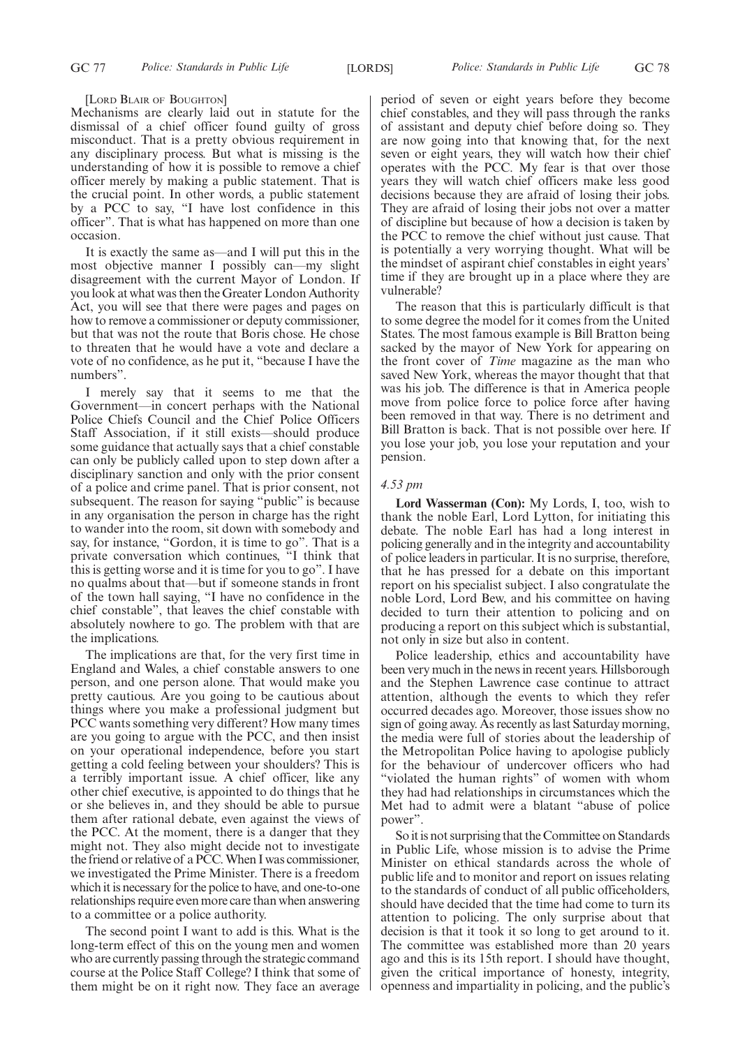[LORD BLAIR OF BOUGHTON]

Mechanisms are clearly laid out in statute for the dismissal of a chief officer found guilty of gross misconduct. That is a pretty obvious requirement in any disciplinary process. But what is missing is the understanding of how it is possible to remove a chief officer merely by making a public statement. That is the crucial point. In other words, a public statement by a PCC to say, "I have lost confidence in this officer". That is what has happened on more than one occasion.

It is exactly the same as—and I will put this in the most objective manner I possibly can—my slight disagreement with the current Mayor of London. If you look at what was then the Greater London Authority Act, you will see that there were pages and pages on how to remove a commissioner or deputy commissioner, but that was not the route that Boris chose. He chose to threaten that he would have a vote and declare a vote of no confidence, as he put it, "because I have the numbers".

I merely say that it seems to me that the Government—in concert perhaps with the National Police Chiefs Council and the Chief Police Officers Staff Association, if it still exists—should produce some guidance that actually says that a chief constable can only be publicly called upon to step down after a disciplinary sanction and only with the prior consent of a police and crime panel. That is prior consent, not subsequent. The reason for saying "public" is because in any organisation the person in charge has the right to wander into the room, sit down with somebody and say, for instance, "Gordon, it is time to go". That is a private conversation which continues, "I think that this is getting worse and it is time for you to go". I have no qualms about that—but if someone stands in front of the town hall saying, "I have no confidence in the chief constable", that leaves the chief constable with absolutely nowhere to go. The problem with that are the implications.

The implications are that, for the very first time in England and Wales, a chief constable answers to one person, and one person alone. That would make you pretty cautious. Are you going to be cautious about things where you make a professional judgment but PCC wants something very different? How many times are you going to argue with the PCC, and then insist on your operational independence, before you start getting a cold feeling between your shoulders? This is a terribly important issue. A chief officer, like any other chief executive, is appointed to do things that he or she believes in, and they should be able to pursue them after rational debate, even against the views of the PCC. At the moment, there is a danger that they might not. They also might decide not to investigate the friend or relative of a PCC. When I was commissioner, we investigated the Prime Minister. There is a freedom which it is necessary for the police to have, and one-to-one relationships require even more care than when answering to a committee or a police authority.

The second point I want to add is this. What is the long-term effect of this on the young men and women who are currently passing through the strategic command course at the Police Staff College? I think that some of them might be on it right now. They face an average period of seven or eight years before they become chief constables, and they will pass through the ranks of assistant and deputy chief before doing so. They are now going into that knowing that, for the next seven or eight years, they will watch how their chief operates with the PCC. My fear is that over those years they will watch chief officers make less good decisions because they are afraid of losing their jobs. They are afraid of losing their jobs not over a matter of discipline but because of how a decision is taken by the PCC to remove the chief without just cause. That is potentially a very worrying thought. What will be the mindset of aspirant chief constables in eight years' time if they are brought up in a place where they are vulnerable?

The reason that this is particularly difficult is that to some degree the model for it comes from the United States. The most famous example is Bill Bratton being sacked by the mayor of New York for appearing on the front cover of *Time* magazine as the man who saved New York, whereas the mayor thought that that was his job. The difference is that in America people move from police force to police force after having been removed in that way. There is no detriment and Bill Bratton is back. That is not possible over here. If you lose your job, you lose your reputation and your pension.

*4.53 pm*

**Lord Wasserman (Con):** My Lords, I, too, wish to thank the noble Earl, Lord Lytton, for initiating this debate. The noble Earl has had a long interest in policing generally and in the integrity and accountability of police leaders in particular. It is no surprise, therefore, that he has pressed for a debate on this important report on his specialist subject. I also congratulate the noble Lord, Lord Bew, and his committee on having decided to turn their attention to policing and on producing a report on this subject which is substantial, not only in size but also in content.

Police leadership, ethics and accountability have been very much in the news in recent years. Hillsborough and the Stephen Lawrence case continue to attract attention, although the events to which they refer occurred decades ago. Moreover, those issues show no sign of going away. As recently as last Saturday morning, the media were full of stories about the leadership of the Metropolitan Police having to apologise publicly for the behaviour of undercover officers who had "violated the human rights" of women with whom they had had relationships in circumstances which the Met had to admit were a blatant "abuse of police power".

So it is not surprising that the Committee on Standards in Public Life, whose mission is to advise the Prime Minister on ethical standards across the whole of public life and to monitor and report on issues relating to the standards of conduct of all public officeholders, should have decided that the time had come to turn its attention to policing. The only surprise about that decision is that it took it so long to get around to it. The committee was established more than 20 years ago and this is its 15th report. I should have thought, given the critical importance of honesty, integrity, openness and impartiality in policing, and the public's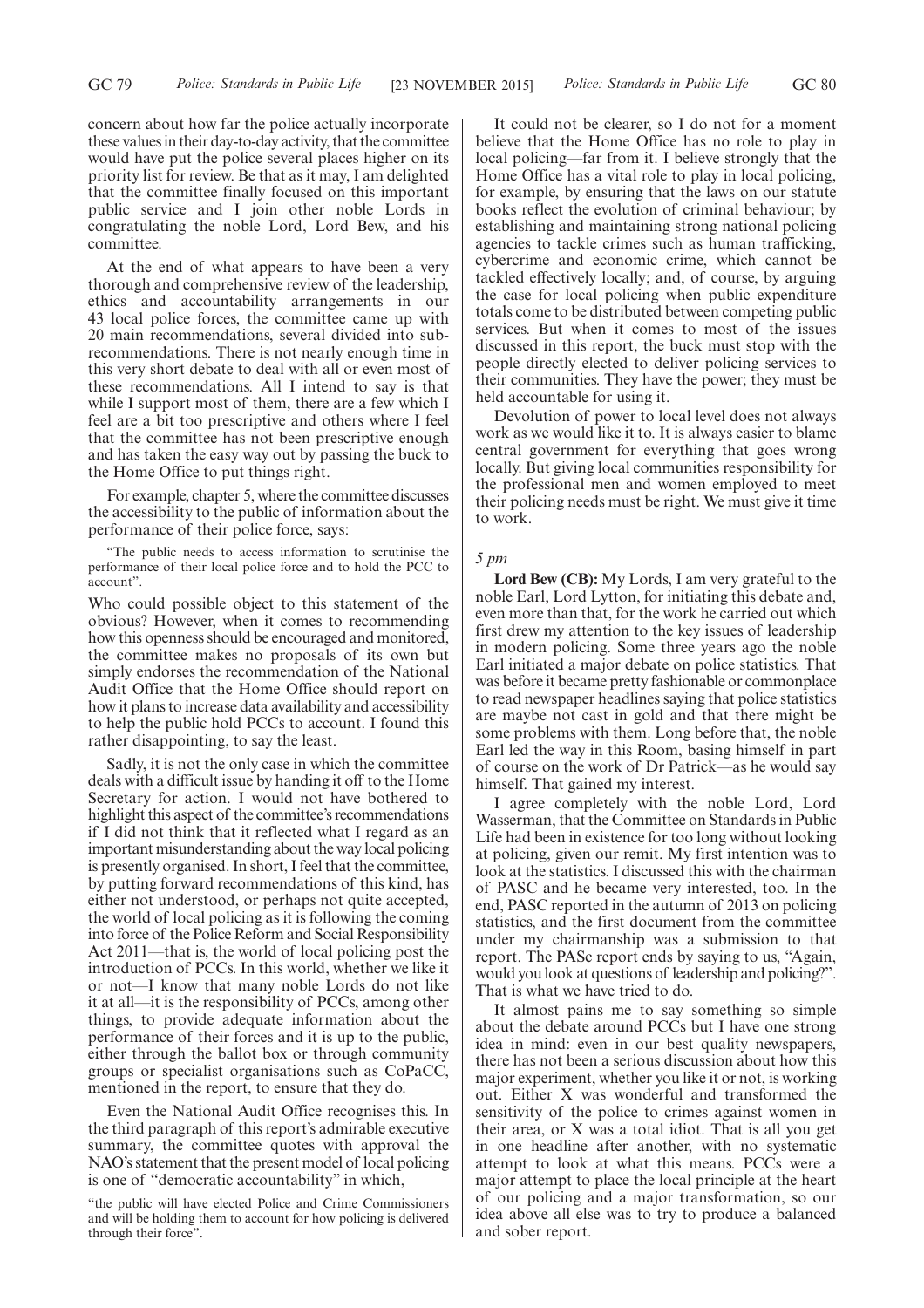concern about how far the police actually incorporate these values in their day-to-day activity, that the committee would have put the police several places higher on its priority list for review. Be that as it may, I am delighted that the committee finally focused on this important public service and I join other noble Lords in congratulating the noble Lord, Lord Bew, and his committee.

At the end of what appears to have been a very thorough and comprehensive review of the leadership, ethics and accountability arrangements in our 43 local police forces, the committee came up with 20 main recommendations, several divided into sub-recommendations. There is not nearly enough time in this very short debate to deal with all or even most of these recommendations. All I intend to say is that while I support most of them, there are a few which I feel are a bit too prescriptive and others where I feel that the committee has not been prescriptive enough and has taken the easy way out by passing the buck to the Home Office to put things right.

For example, chapter 5, where the committee discusses the accessibility to the public of information about the performance of their police force, says:

> "The public needs to access information to scrutinise the performance of their local police force and to hold the PCC to account".

Who could possible object to this statement of the obvious? However, when it comes to recommending how this openness should be encouraged and monitored, the committee makes no proposals of its own but simply endorses the recommendation of the National Audit Office that the Home Office should report on how it plans to increase data availability and accessibility to help the public hold PCCs to account. I found this rather disappointing, to say the least.

Sadly, it is not the only case in which the committee deals with a difficult issue by handing it off to the Home Secretary for action. I would not have bothered to highlight this aspect of the committee's recommendations if I did not think that it reflected what I regard as an important misunderstanding about the way local policing is presently organised. In short, I feel that the committee, by putting forward recommendations of this kind, has either not understood, or perhaps not quite accepted, the world of local policing as it is following the coming into force of the Police Reform and Social Responsibility Act 2011—that is, the world of local policing post the introduction of PCCs. In this world, whether we like it or not—I know that many noble Lords do not like it at all—it is the responsibility of PCCs, among other things, to provide adequate information about the performance of their forces and it is up to the public, either through the ballot box or through community groups or specialist organisations such as CoPaCC, mentioned in the report, to ensure that they do.

Even the National Audit Office recognises this. In the third paragraph of this report's admirable executive summary, the committee quotes with approval the NAO's statement that the present model of local policing is one of "democratic accountability" in which,

> "the public will have elected Police and Crime Commissioners and will be holding them to account for how policing is delivered through their force".

It could not be clearer, so I do not for a moment believe that the Home Office has no role to play in local policing—far from it. I believe strongly that the Home Office has a vital role to play in local policing, for example, by ensuring that the laws on our statute books reflect the evolution of criminal behaviour; by establishing and maintaining strong national policing agencies to tackle crimes such as human trafficking, cybercrime and economic crime, which cannot be tackled effectively locally; and, of course, by arguing the case for local policing when public expenditure totals come to be distributed between competing public services. But when it comes to most of the issues discussed in this report, the buck must stop with the people directly elected to deliver policing services to their communities. They have the power; they must be held accountable for using it.

Devolution of power to local level does not always work as we would like it to. It is always easier to blame central government for everything that goes wrong locally. But giving local communities responsibility for the professional men and women employed to meet their policing needs must be right. We must give it time to work.

*5 pm*

**Lord Bew (CB):** My Lords, I am very grateful to the noble Earl, Lord Lytton, for initiating this debate and, even more than that, for the work he carried out which first drew my attention to the key issues of leadership in modern policing. Some three years ago the noble Earl initiated a major debate on police statistics. That was before it became pretty fashionable or commonplace to read newspaper headlines saying that police statistics are maybe not cast in gold and that there might be some problems with them. Long before that, the noble Earl led the way in this Room, basing himself in part of course on the work of Dr Patrick—as he would say himself. That gained my interest.

I agree completely with the noble Lord, Lord Wasserman, that the Committee on Standards in Public Life had been in existence for too long without looking at policing, given our remit. My first intention was to look at the statistics. I discussed this with the chairman of PASC and he became very interested, too. In the end, PASC reported in the autumn of 2013 on policing statistics, and the first document from the committee under my chairmanship was a submission to that report. The PASc report ends by saying to us, "Again, would you look at questions of leadership and policing?". That is what we have tried to do.

It almost pains me to say something so simple about the debate around PCCs but I have one strong idea in mind: even in our best quality newspapers, there has not been a serious discussion about how this major experiment, whether you like it or not, is working out. Either X was wonderful and transformed the sensitivity of the police to crimes against women in their area, or X was a total idiot. That is all you get in one headline after another, with no systematic attempt to look at what this means. PCCs were a major attempt to place the local principle at the heart of our policing and a major transformation, so our idea above all else was to try to produce a balanced and sober report.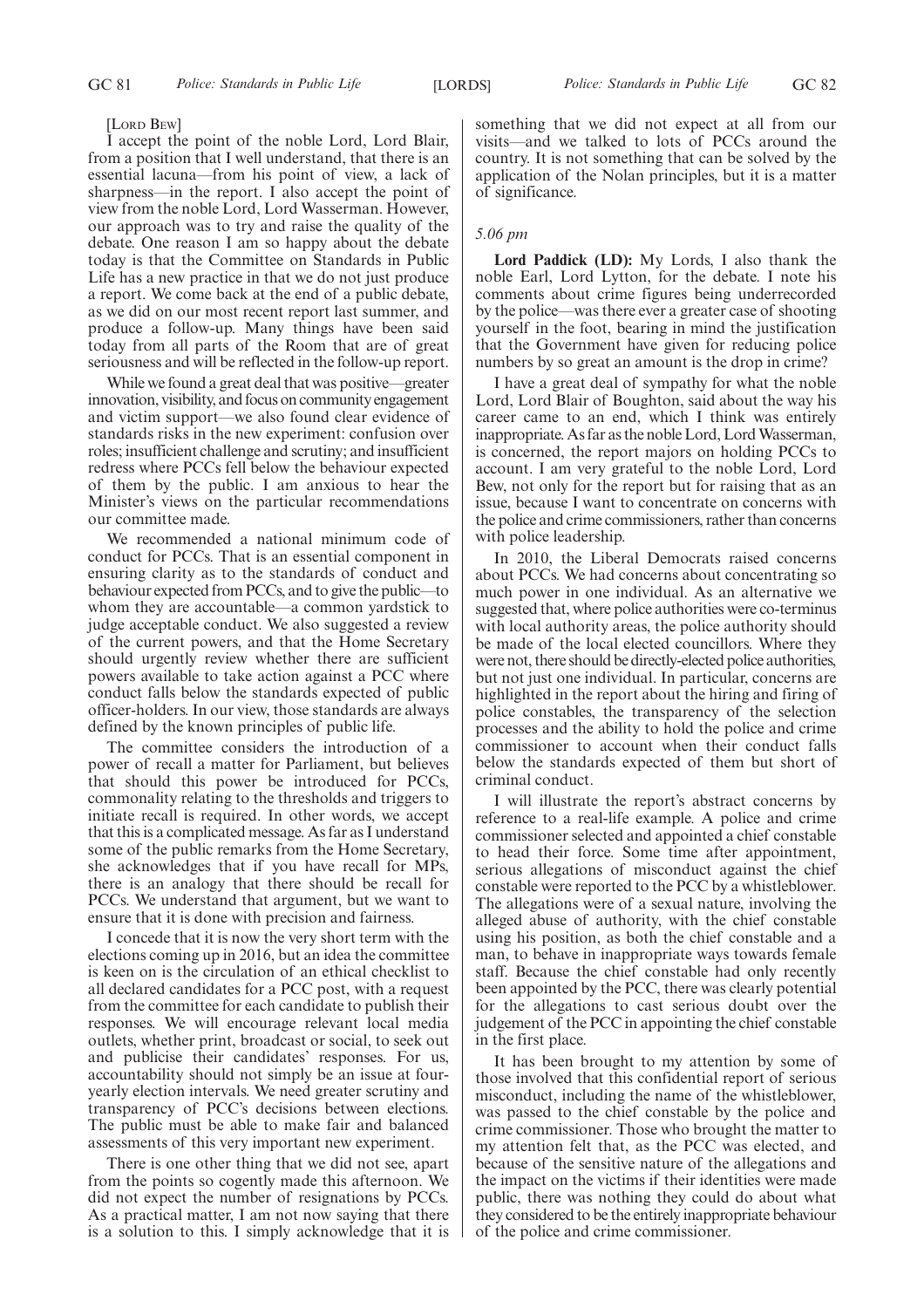[Lord Bew]

I accept the point of the noble Lord, Lord Blair, from a position that I well understand, that there is an essential lacuna—from his point of view, a lack of sharpness—in the report. I also accept the point of view from the noble Lord, Lord Wasserman. However, our approach was to try and raise the quality of the debate. One reason I am so happy about the debate today is that the Committee on Standards in Public Life has a new practice in that we do not just produce a report. We come back at the end of a public debate, as we did on our most recent report last summer, and produce a follow-up. Many things have been said today from all parts of the Room that are of great seriousness and will be reflected in the follow-up report.

While we found a great deal that was positive—greater innovation, visibility, and focus on community engagement and victim support—we also found clear evidence of standards risks in the new experiment: confusion over roles; insufficient challenge and scrutiny; and insufficient redress where PCCs fell below the behaviour expected of them by the public. I am anxious to hear the Minister's views on the particular recommendations our committee made.

We recommended a national minimum code of conduct for PCCs. That is an essential component in ensuring clarity as to the standards of conduct and behaviour expected from PCCs, and to give the public—to whom they are accountable—a common yardstick to judge acceptable conduct. We also suggested a review of the current powers, and that the Home Secretary should urgently review whether there are sufficient powers available to take action against a PCC where conduct falls below the standards expected of public officer-holders. In our view, those standards are always defined by the known principles of public life.

The committee considers the introduction of a power of recall a matter for Parliament, but believes that should this power be introduced for PCCs, commonality relating to the thresholds and triggers to initiate recall is required. In other words, we accept that this is a complicated message. As far as I understand some of the public remarks from the Home Secretary, she acknowledges that if you have recall for MPs, there is an analogy that there should be recall for PCCs. We understand that argument, but we want to ensure that it is done with precision and fairness.

I concede that it is now the very short term with the elections coming up in 2016, but an idea the committee is keen on is the circulation of an ethical checklist to all declared candidates for a PCC post, with a request from the committee for each candidate to publish their responses. We will encourage relevant local media outlets, whether print, broadcast or social, to seek out and publicise their candidates' responses. For us, accountability should not simply be an issue at four-yearly election intervals. We need greater scrutiny and transparency of PCC's decisions between elections. The public must be able to make fair and balanced assessments of this very important new experiment.

There is one other thing that we did not see, apart from the points so cogently made this afternoon. We did not expect the number of resignations by PCCs. As a practical matter, I am not now saying that there is a solution to this. I simply acknowledge that it is something that we did not expect at all from our visits—and we talked to lots of PCCs around the country. It is not something that can be solved by the application of the Nolan principles, but it is a matter of significance.

*5.06 pm*

**Lord Paddick (LD):** My Lords, I also thank the noble Earl, Lord Lytton, for the debate. I note his comments about crime figures being underrecorded by the police—was there ever a greater case of shooting yourself in the foot, bearing in mind the justification that the Government have given for reducing police numbers by so great an amount is the drop in crime?

I have a great deal of sympathy for what the noble Lord, Lord Blair of Boughton, said about the way his career came to an end, which I think was entirely inappropriate. As far as the noble Lord, Lord Wasserman, is concerned, the report majors on holding PCCs to account. I am very grateful to the noble Lord, Lord Bew, not only for the report but for raising that as an issue, because I want to concentrate on concerns with the police and crime commissioners, rather than concerns with police leadership.

In 2010, the Liberal Democrats raised concerns about PCCs. We had concerns about concentrating so much power in one individual. As an alternative we suggested that, where police authorities were co-terminus with local authority areas, the police authority should be made of the local elected councillors. Where they were not, there should be directly-elected police authorities, but not just one individual. In particular, concerns are highlighted in the report about the hiring and firing of police constables, the transparency of the selection processes and the ability to hold the police and crime commissioner to account when their conduct falls below the standards expected of them but short of criminal conduct.

I will illustrate the report's abstract concerns by reference to a real-life example. A police and crime commissioner selected and appointed a chief constable to head their force. Some time after appointment, serious allegations of misconduct against the chief constable were reported to the PCC by a whistleblower. The allegations were of a sexual nature, involving the alleged abuse of authority, with the chief constable using his position, as both the chief constable and a man, to behave in inappropriate ways towards female staff. Because the chief constable had only recently been appointed by the PCC, there was clearly potential for the allegations to cast serious doubt over the judgement of the PCC in appointing the chief constable in the first place.

It has been brought to my attention by some of those involved that this confidential report of serious misconduct, including the name of the whistleblower, was passed to the chief constable by the police and crime commissioner. Those who brought the matter to my attention felt that, as the PCC was elected, and because of the sensitive nature of the allegations and the impact on the victims if their identities were made public, there was nothing they could do about what they considered to be the entirely inappropriate behaviour of the police and crime commissioner.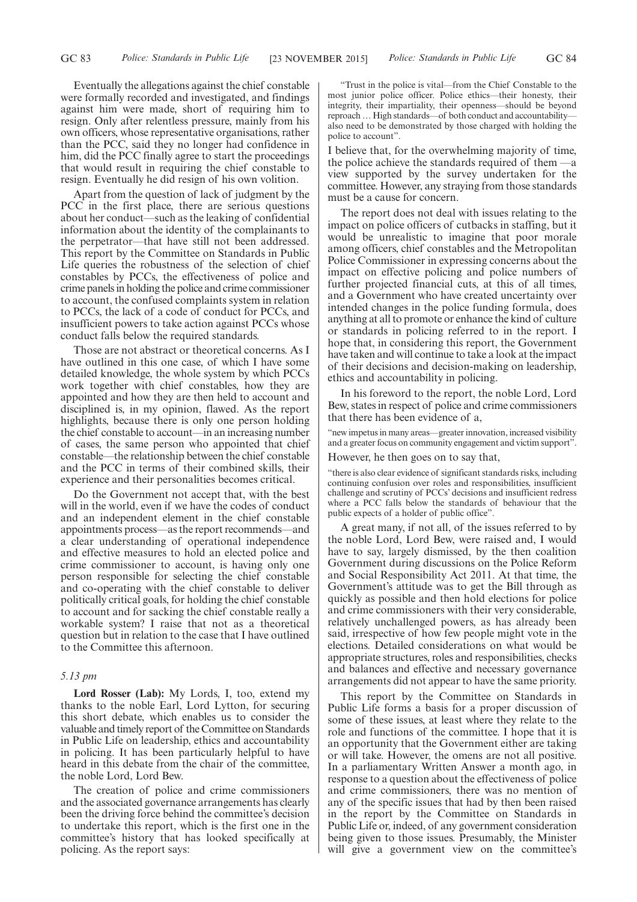Eventually the allegations against the chief constable were formally recorded and investigated, and findings against him were made, short of requiring him to resign. Only after relentless pressure, mainly from his own officers, whose representative organisations, rather than the PCC, said they no longer had confidence in him, did the PCC finally agree to start the proceedings that would result in requiring the chief constable to resign. Eventually he did resign of his own volition.

Apart from the question of lack of judgment by the PCC in the first place, there are serious questions about her conduct—such as the leaking of confidential information about the identity of the complainants to the perpetrator—that have still not been addressed. This report by the Committee on Standards in Public Life queries the robustness of the selection of chief constables by PCCs, the effectiveness of police and crime panels in holding the police and crime commissioner to account, the confused complaints system in relation to PCCs, the lack of a code of conduct for PCCs, and insufficient powers to take action against PCCs whose conduct falls below the required standards.

Those are not abstract or theoretical concerns. As I have outlined in this one case, of which I have some detailed knowledge, the whole system by which PCCs work together with chief constables, how they are appointed and how they are then held to account and disciplined is, in my opinion, flawed. As the report highlights, because there is only one person holding the chief constable to account—in an increasing number of cases, the same person who appointed that chief constable—the relationship between the chief constable and the PCC in terms of their combined skills, their experience and their personalities becomes critical.

Do the Government not accept that, with the best will in the world, even if we have the codes of conduct and an independent element in the chief constable appointments process—as the report recommends—and a clear understanding of operational independence and effective measures to hold an elected police and crime commissioner to account, is having only one person responsible for selecting the chief constable and co-operating with the chief constable to deliver politically critical goals, for holding the chief constable to account and for sacking the chief constable really a workable system? I raise that not as a theoretical question but in relation to the case that I have outlined to the Committee this afternoon.

*5.13 pm*

**Lord Rosser (Lab):** My Lords, I, too, extend my thanks to the noble Earl, Lord Lytton, for securing this short debate, which enables us to consider the valuable and timely report of the Committee on Standards in Public Life on leadership, ethics and accountability in policing. It has been particularly helpful to have heard in this debate from the chair of the committee, the noble Lord, Lord Bew.

The creation of police and crime commissioners and the associated governance arrangements has clearly been the driving force behind the committee's decision to undertake this report, which is the first one in the committee's history that has looked specifically at policing. As the report says:

"Trust in the police is vital—from the Chief Constable to the most junior police officer. Police ethics—their honesty, their integrity, their impartiality, their openness—should be beyond reproach … High standards—of both conduct and accountability—also need to be demonstrated by those charged with holding the police to account".

I believe that, for the overwhelming majority of time, the police achieve the standards required of them —a view supported by the survey undertaken for the committee. However, any straying from those standards must be a cause for concern.

The report does not deal with issues relating to the impact on police officers of cutbacks in staffing, but it would be unrealistic to imagine that poor morale among officers, chief constables and the Metropolitan Police Commissioner in expressing concerns about the impact on effective policing and police numbers of further projected financial cuts, at this of all times, and a Government who have created uncertainty over intended changes in the police funding formula, does anything at all to promote or enhance the kind of culture or standards in policing referred to in the report. I hope that, in considering this report, the Government have taken and will continue to take a look at the impact of their decisions and decision-making on leadership, ethics and accountability in policing.

In his foreword to the report, the noble Lord, Lord Bew, states in respect of police and crime commissioners that there has been evidence of a,

"new impetus in many areas—greater innovation, increased visibility and a greater focus on community engagement and victim support".

However, he then goes on to say that,

"there is also clear evidence of significant standards risks, including continuing confusion over roles and responsibilities, insufficient challenge and scrutiny of PCCs' decisions and insufficient redress where a PCC falls below the standards of behaviour that the public expects of a holder of public office".

A great many, if not all, of the issues referred to by the noble Lord, Lord Bew, were raised and, I would have to say, largely dismissed, by the then coalition Government during discussions on the Police Reform and Social Responsibility Act 2011. At that time, the Government's attitude was to get the Bill through as quickly as possible and then hold elections for police and crime commissioners with their very considerable, relatively unchallenged powers, as has already been said, irrespective of how few people might vote in the elections. Detailed considerations on what would be appropriate structures, roles and responsibilities, checks and balances and effective and necessary governance arrangements did not appear to have the same priority.

This report by the Committee on Standards in Public Life forms a basis for a proper discussion of some of these issues, at least where they relate to the role and functions of the committee. I hope that it is an opportunity that the Government either are taking or will take. However, the omens are not all positive. In a parliamentary Written Answer a month ago, in response to a question about the effectiveness of police and crime commissioners, there was no mention of any of the specific issues that had by then been raised in the report by the Committee on Standards in Public Life or, indeed, of any government consideration being given to those issues. Presumably, the Minister will give a government view on the committee's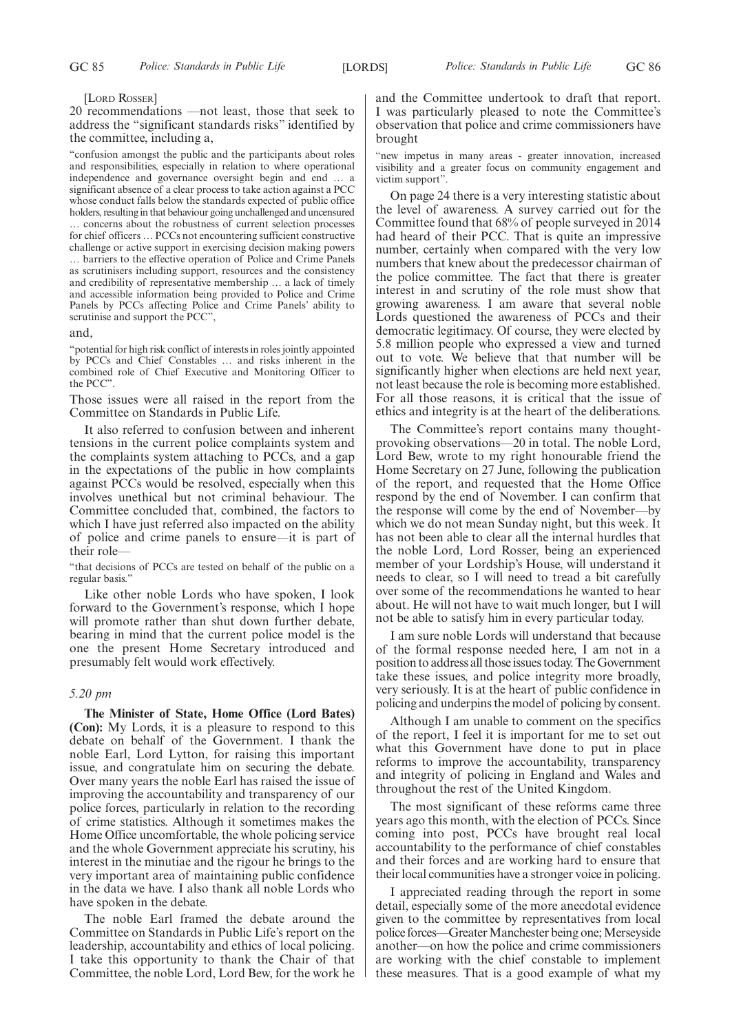[LORD ROSSER]

20 recommendations —not least, those that seek to address the "significant standards risks" identified by the committee, including a,

"confusion amongst the public and the participants about roles and responsibilities, especially in relation to where operational independence and governance oversight begin and end … a significant absence of a clear process to take action against a PCC whose conduct falls below the standards expected of public office holders, resulting in that behaviour going unchallenged and uncensured … concerns about the robustness of current selection processes for chief officers … PCCs not encountering sufficient constructive challenge or active support in exercising decision making powers … barriers to the effective operation of Police and Crime Panels as scrutinisers including support, resources and the consistency and credibility of representative membership … a lack of timely and accessible information being provided to Police and Crime Panels by PCCs affecting Police and Crime Panels' ability to scrutinise and support the PCC",

and,

"potential for high risk conflict of interests in roles jointly appointed by PCCs and Chief Constables … and risks inherent in the combined role of Chief Executive and Monitoring Officer to the PCC".

Those issues were all raised in the report from the Committee on Standards in Public Life.

It also referred to confusion between and inherent tensions in the current police complaints system and the complaints system attaching to PCCs, and a gap in the expectations of the public in how complaints against PCCs would be resolved, especially when this involves unethical but not criminal behaviour. The Committee concluded that, combined, the factors to which I have just referred also impacted on the ability of police and crime panels to ensure—it is part of their role—

"that decisions of PCCs are tested on behalf of the public on a regular basis."

Like other noble Lords who have spoken, I look forward to the Government's response, which I hope will promote rather than shut down further debate, bearing in mind that the current police model is the one the present Home Secretary introduced and presumably felt would work effectively.

*5.20 pm*

**The Minister of State, Home Office (Lord Bates) (Con):** My Lords, it is a pleasure to respond to this debate on behalf of the Government. I thank the noble Earl, Lord Lytton, for raising this important issue, and congratulate him on securing the debate. Over many years the noble Earl has raised the issue of improving the accountability and transparency of our police forces, particularly in relation to the recording of crime statistics. Although it sometimes makes the Home Office uncomfortable, the whole policing service and the whole Government appreciate his scrutiny, his interest in the minutiae and the rigour he brings to the very important area of maintaining public confidence in the data we have. I also thank all noble Lords who have spoken in the debate.

The noble Earl framed the debate around the Committee on Standards in Public Life's report on the leadership, accountability and ethics of local policing. I take this opportunity to thank the Chair of that Committee, the noble Lord, Lord Bew, for the work he and the Committee undertook to draft that report. I was particularly pleased to note the Committee's observation that police and crime commissioners have brought

"new impetus in many areas - greater innovation, increased visibility and a greater focus on community engagement and victim support".

On page 24 there is a very interesting statistic about the level of awareness. A survey carried out for the Committee found that 68% of people surveyed in 2014 had heard of their PCC. That is quite an impressive number, certainly when compared with the very low numbers that knew about the predecessor chairman of the police committee. The fact that there is greater interest in and scrutiny of the role must show that growing awareness. I am aware that several noble Lords questioned the awareness of PCCs and their democratic legitimacy. Of course, they were elected by 5.8 million people who expressed a view and turned out to vote. We believe that that number will be significantly higher when elections are held next year, not least because the role is becoming more established. For all those reasons, it is critical that the issue of ethics and integrity is at the heart of the deliberations.

The Committee's report contains many thought-provoking observations—20 in total. The noble Lord, Lord Bew, wrote to my right honourable friend the Home Secretary on 27 June, following the publication of the report, and requested that the Home Office respond by the end of November. I can confirm that the response will come by the end of November—by which we do not mean Sunday night, but this week. It has not been able to clear all the internal hurdles that the noble Lord, Lord Rosser, being an experienced member of your Lordship's House, will understand it needs to clear, so I will need to tread a bit carefully over some of the recommendations he wanted to hear about. He will not have to wait much longer, but I will not be able to satisfy him in every particular today.

I am sure noble Lords will understand that because of the formal response needed here, I am not in a position to address all those issues today. The Government take these issues, and police integrity more broadly, very seriously. It is at the heart of public confidence in policing and underpins the model of policing by consent.

Although I am unable to comment on the specifics of the report, I feel it is important for me to set out what this Government have done to put in place reforms to improve the accountability, transparency and integrity of policing in England and Wales and throughout the rest of the United Kingdom.

The most significant of these reforms came three years ago this month, with the election of PCCs. Since coming into post, PCCs have brought real local accountability to the performance of chief constables and their forces and are working hard to ensure that their local communities have a stronger voice in policing.

I appreciated reading through the report in some detail, especially some of the more anecdotal evidence given to the committee by representatives from local police forces—Greater Manchester being one; Merseyside another—on how the police and crime commissioners are working with the chief constable to implement these measures. That is a good example of what my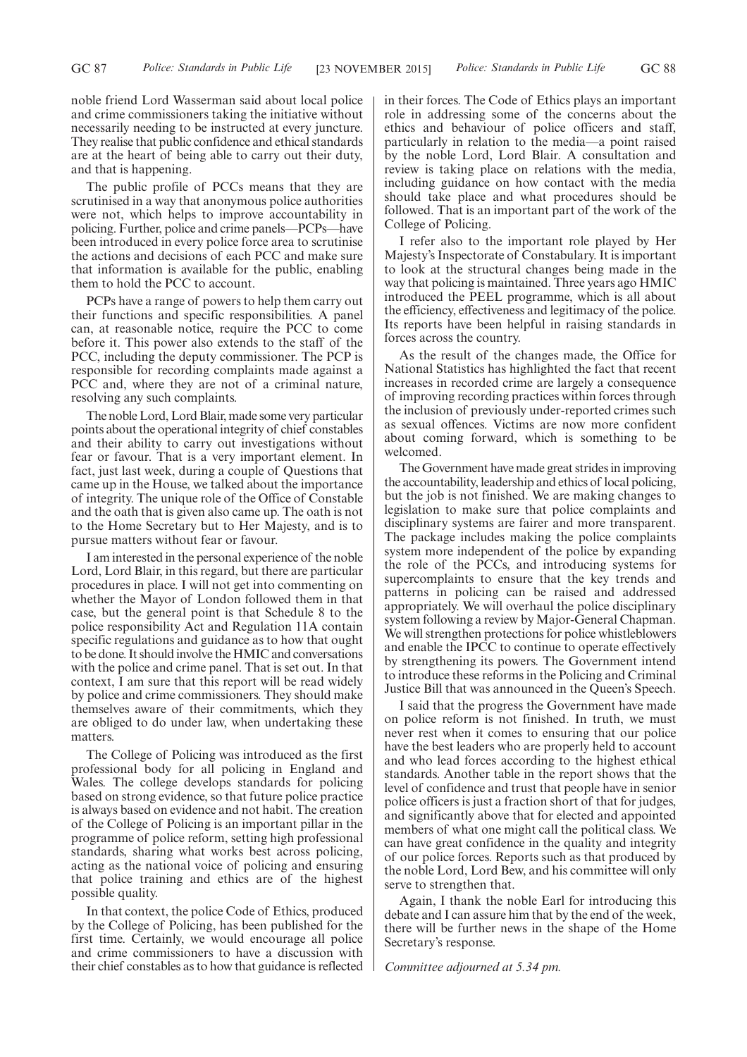noble friend Lord Wasserman said about local police and crime commissioners taking the initiative without necessarily needing to be instructed at every juncture. They realise that public confidence and ethical standards are at the heart of being able to carry out their duty, and that is happening.

The public profile of PCCs means that they are scrutinised in a way that anonymous police authorities were not, which helps to improve accountability in policing. Further, police and crime panels—PCPs—have been introduced in every police force area to scrutinise the actions and decisions of each PCC and make sure that information is available for the public, enabling them to hold the PCC to account.

PCPs have a range of powers to help them carry out their functions and specific responsibilities. A panel can, at reasonable notice, require the PCC to come before it. This power also extends to the staff of the PCC, including the deputy commissioner. The PCP is responsible for recording complaints made against a PCC and, where they are not of a criminal nature, resolving any such complaints.

The noble Lord, Lord Blair, made some very particular points about the operational integrity of chief constables and their ability to carry out investigations without fear or favour. That is a very important element. In fact, just last week, during a couple of Questions that came up in the House, we talked about the importance of integrity. The unique role of the Office of Constable and the oath that is given also came up. The oath is not to the Home Secretary but to Her Majesty, and is to pursue matters without fear or favour.

I am interested in the personal experience of the noble Lord, Lord Blair, in this regard, but there are particular procedures in place. I will not get into commenting on whether the Mayor of London followed them in that case, but the general point is that Schedule 8 to the police responsibility Act and Regulation 11A contain specific regulations and guidance as to how that ought to be done. It should involve the HMIC and conversations with the police and crime panel. That is set out. In that context, I am sure that this report will be read widely by police and crime commissioners. They should make themselves aware of their commitments, which they are obliged to do under law, when undertaking these matters.

The College of Policing was introduced as the first professional body for all policing in England and Wales. The college develops standards for policing based on strong evidence, so that future police practice is always based on evidence and not habit. The creation of the College of Policing is an important pillar in the programme of police reform, setting high professional standards, sharing what works best across policing, acting as the national voice of policing and ensuring that police training and ethics are of the highest possible quality.

In that context, the police Code of Ethics, produced by the College of Policing, has been published for the first time. Certainly, we would encourage all police and crime commissioners to have a discussion with their chief constables as to how that guidance is reflected in their forces. The Code of Ethics plays an important role in addressing some of the concerns about the ethics and behaviour of police officers and staff, particularly in relation to the media—a point raised by the noble Lord, Lord Blair. A consultation and review is taking place on relations with the media, including guidance on how contact with the media should take place and what procedures should be followed. That is an important part of the work of the College of Policing.

I refer also to the important role played by Her Majesty's Inspectorate of Constabulary. It is important to look at the structural changes being made in the way that policing is maintained. Three years ago HMIC introduced the PEEL programme, which is all about the efficiency, effectiveness and legitimacy of the police. Its reports have been helpful in raising standards in forces across the country.

As the result of the changes made, the Office for National Statistics has highlighted the fact that recent increases in recorded crime are largely a consequence of improving recording practices within forces through the inclusion of previously under-reported crimes such as sexual offences. Victims are now more confident about coming forward, which is something to be welcomed.

The Government have made great strides in improving the accountability, leadership and ethics of local policing, but the job is not finished. We are making changes to legislation to make sure that police complaints and disciplinary systems are fairer and more transparent. The package includes making the police complaints system more independent of the police by expanding the role of the PCCs, and introducing systems for supercomplaints to ensure that the key trends and patterns in policing can be raised and addressed appropriately. We will overhaul the police disciplinary system following a review by Major-General Chapman. We will strengthen protections for police whistleblowers and enable the IPCC to continue to operate effectively by strengthening its powers. The Government intend to introduce these reforms in the Policing and Criminal Justice Bill that was announced in the Queen's Speech.

I said that the progress the Government have made on police reform is not finished. In truth, we must never rest when it comes to ensuring that our police have the best leaders who are properly held to account and who lead forces according to the highest ethical standards. Another table in the report shows that the level of confidence and trust that people have in senior police officers is just a fraction short of that for judges, and significantly above that for elected and appointed members of what one might call the political class. We can have great confidence in the quality and integrity of our police forces. Reports such as that produced by the noble Lord, Lord Bew, and his committee will only serve to strengthen that.

Again, I thank the noble Earl for introducing this debate and I can assure him that by the end of the week, there will be further news in the shape of the Home Secretary's response.

*Committee adjourned at 5.34 pm.*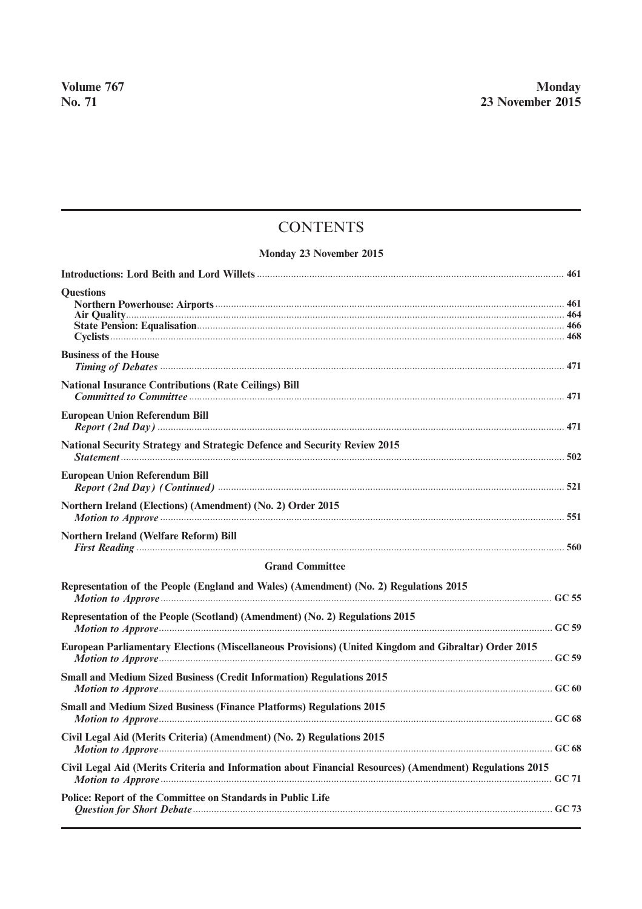**Volume 767**
**No. 71**

**Monday**
**23 November 2015**

# CONTENTS

**Monday 23 November 2015**

**Introductions: Lord Beith and Lord Willets** .......... 461

**Questions**
**Northern Powerhouse: Airports** .......... 461
**Air Quality** .......... 464
**State Pension: Equalisation** .......... 466
**Cyclists** .......... 468

**Business of the House**
***Timing of Debates*** .......... 471

**National Insurance Contributions (Rate Ceilings) Bill**
***Committed to Committee*** .......... 471

**European Union Referendum Bill**
***Report (2nd Day)*** .......... 471

**National Security Strategy and Strategic Defence and Security Review 2015**
***Statement*** .......... 502

**European Union Referendum Bill**
***Report (2nd Day) (Continued)*** .......... 521

**Northern Ireland (Elections) (Amendment) (No. 2) Order 2015**
***Motion to Approve*** .......... 551

**Northern Ireland (Welfare Reform) Bill**
***First Reading*** .......... 560

## Grand Committee

**Representation of the People (England and Wales) (Amendment) (No. 2) Regulations 2015**
***Motion to Approve*** .......... GC 55

**Representation of the People (Scotland) (Amendment) (No. 2) Regulations 2015**
***Motion to Approve*** .......... GC 59

**European Parliamentary Elections (Miscellaneous Provisions) (United Kingdom and Gibraltar) Order 2015**
***Motion to Approve*** .......... GC 59

**Small and Medium Sized Business (Credit Information) Regulations 2015**
***Motion to Approve*** .......... GC 60

**Small and Medium Sized Business (Finance Platforms) Regulations 2015**
***Motion to Approve*** .......... GC 68

**Civil Legal Aid (Merits Criteria) (Amendment) (No. 2) Regulations 2015**
***Motion to Approve*** .......... GC 68

**Civil Legal Aid (Merits Criteria and Information about Financial Resources) (Amendment) Regulations 2015**
***Motion to Approve*** .......... GC 71

**Police: Report of the Committee on Standards in Public Life**
***Question for Short Debate*** .......... GC 73